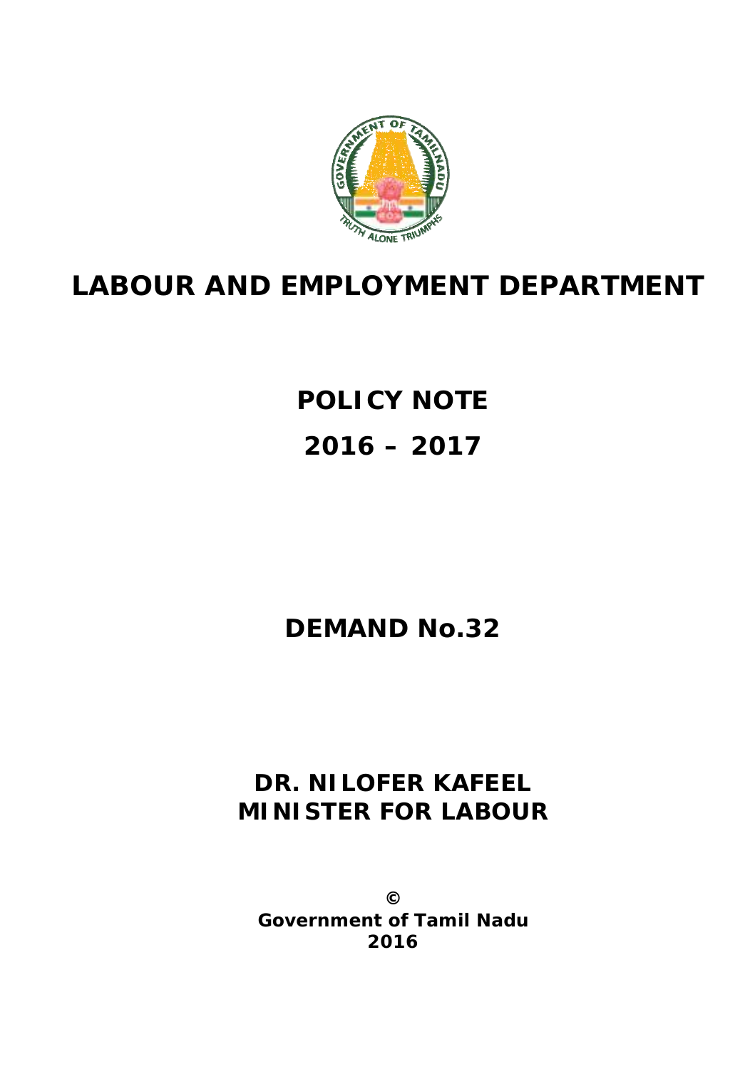# LABOUR AND EMPLOYMENT DEPARTMENT

## POLICY NOTE

## 2016 – 2017

## DEMAND No.32

**DR. NILOFER KAFEEL**
**MINISTER FOR LABOUR**

**©**
**Government of Tamil Nadu**
**2016**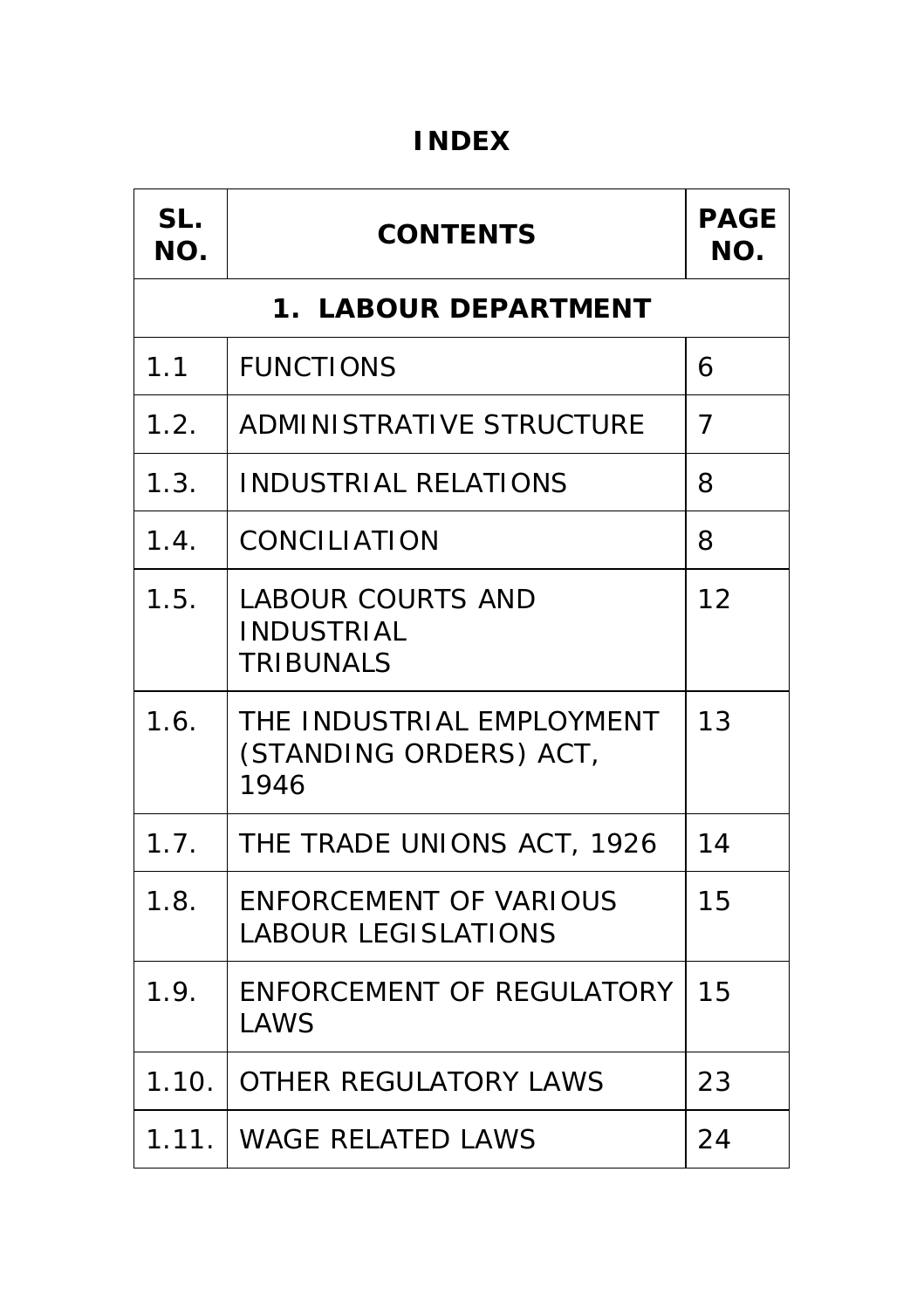# INDEX

| SL. NO. | CONTENTS | PAGE NO. |
|---|---|---|
| **1. LABOUR DEPARTMENT** | | |
| 1.1 | FUNCTIONS | 6 |
| 1.2. | ADMINISTRATIVE STRUCTURE | 7 |
| 1.3. | INDUSTRIAL RELATIONS | 8 |
| 1.4. | CONCILIATION | 8 |
| 1.5. | LABOUR COURTS AND INDUSTRIAL TRIBUNALS | 12 |
| 1.6. | THE INDUSTRIAL EMPLOYMENT (STANDING ORDERS) ACT, 1946 | 13 |
| 1.7. | THE TRADE UNIONS ACT, 1926 | 14 |
| 1.8. | ENFORCEMENT OF VARIOUS LABOUR LEGISLATIONS | 15 |
| 1.9. | ENFORCEMENT OF REGULATORY LAWS | 15 |
| 1.10. | OTHER REGULATORY LAWS | 23 |
| 1.11. | WAGE RELATED LAWS | 24 |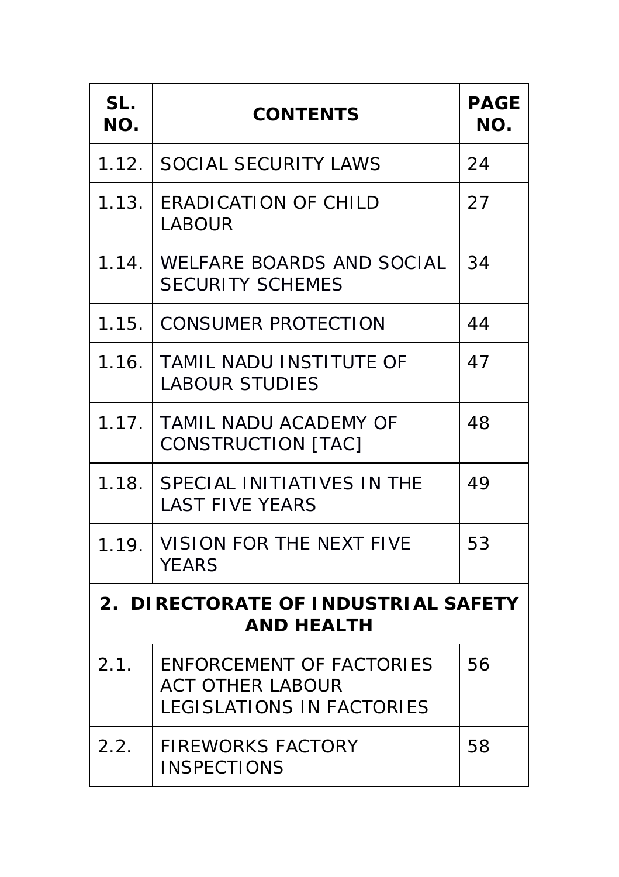| SL. NO. | CONTENTS | PAGE NO. |
|---|---|---|
| 1.12. | SOCIAL SECURITY LAWS | 24 |
| 1.13. | ERADICATION OF CHILD LABOUR | 27 |
| 1.14. | WELFARE BOARDS AND SOCIAL SECURITY SCHEMES | 34 |
| 1.15. | CONSUMER PROTECTION | 44 |
| 1.16. | TAMIL NADU INSTITUTE OF LABOUR STUDIES | 47 |
| 1.17. | TAMIL NADU ACADEMY OF CONSTRUCTION [TAC] | 48 |
| 1.18. | SPECIAL INITIATIVES IN THE LAST FIVE YEARS | 49 |
| 1.19. | VISION FOR THE NEXT FIVE YEARS | 53 |
| **2. DIRECTORATE OF INDUSTRIAL SAFETY AND HEALTH** | | |
| 2.1. | ENFORCEMENT OF FACTORIES ACT OTHER LABOUR LEGISLATIONS IN FACTORIES | 56 |
| 2.2. | FIREWORKS FACTORY INSPECTIONS | 58 |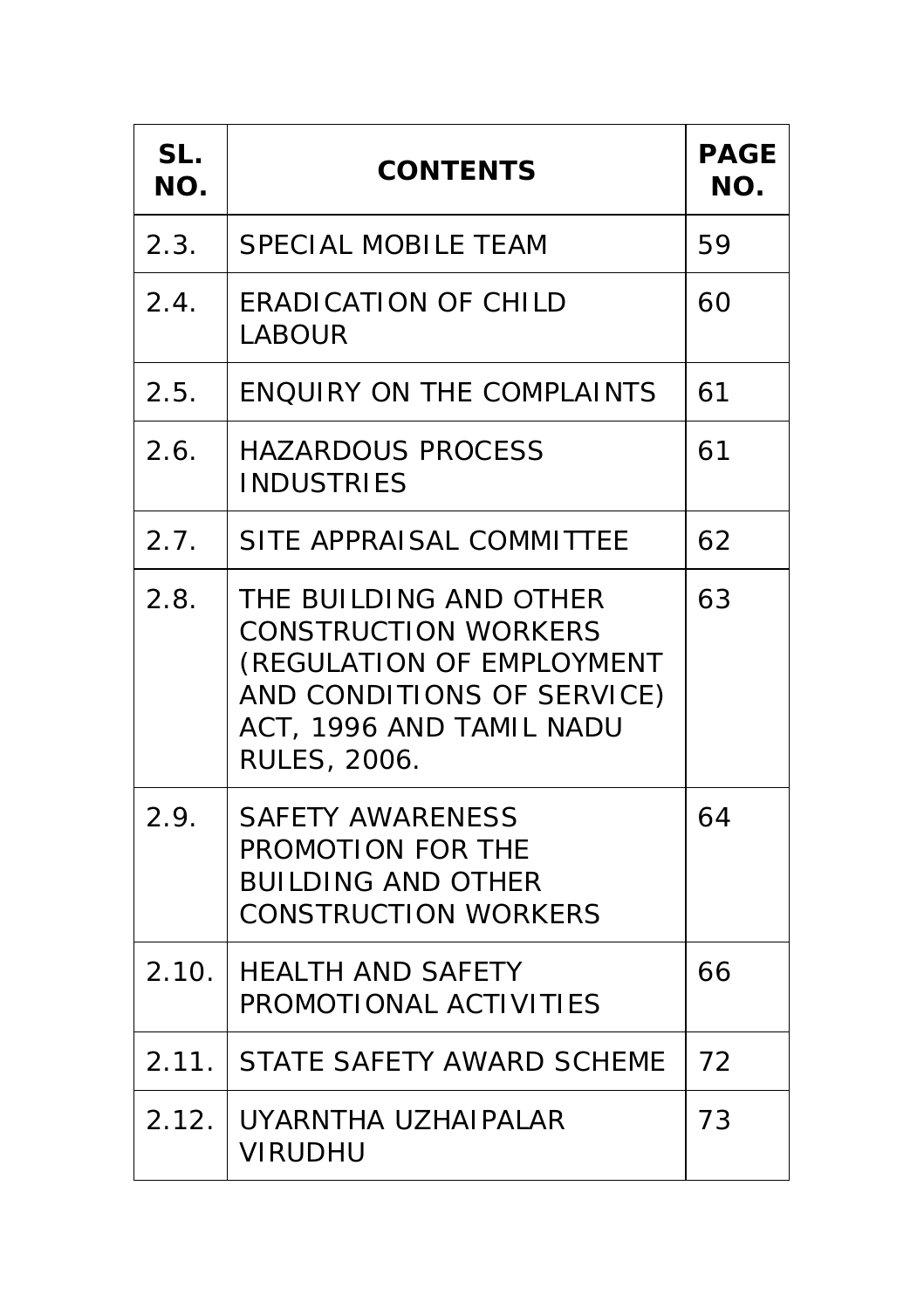| SL. NO. | CONTENTS | PAGE NO. |
|---|---|---|
| 2.3. | SPECIAL MOBILE TEAM | 59 |
| 2.4. | ERADICATION OF CHILD LABOUR | 60 |
| 2.5. | ENQUIRY ON THE COMPLAINTS | 61 |
| 2.6. | HAZARDOUS PROCESS INDUSTRIES | 61 |
| 2.7. | SITE APPRAISAL COMMITTEE | 62 |
| 2.8. | THE BUILDING AND OTHER CONSTRUCTION WORKERS (REGULATION OF EMPLOYMENT AND CONDITIONS OF SERVICE) ACT, 1996 AND TAMIL NADU RULES, 2006. | 63 |
| 2.9. | SAFETY AWARENESS PROMOTION FOR THE BUILDING AND OTHER CONSTRUCTION WORKERS | 64 |
| 2.10. | HEALTH AND SAFETY PROMOTIONAL ACTIVITIES | 66 |
| 2.11. | STATE SAFETY AWARD SCHEME | 72 |
| 2.12. | UYARNTHA UZHAIPALAR VIRUDHU | 73 |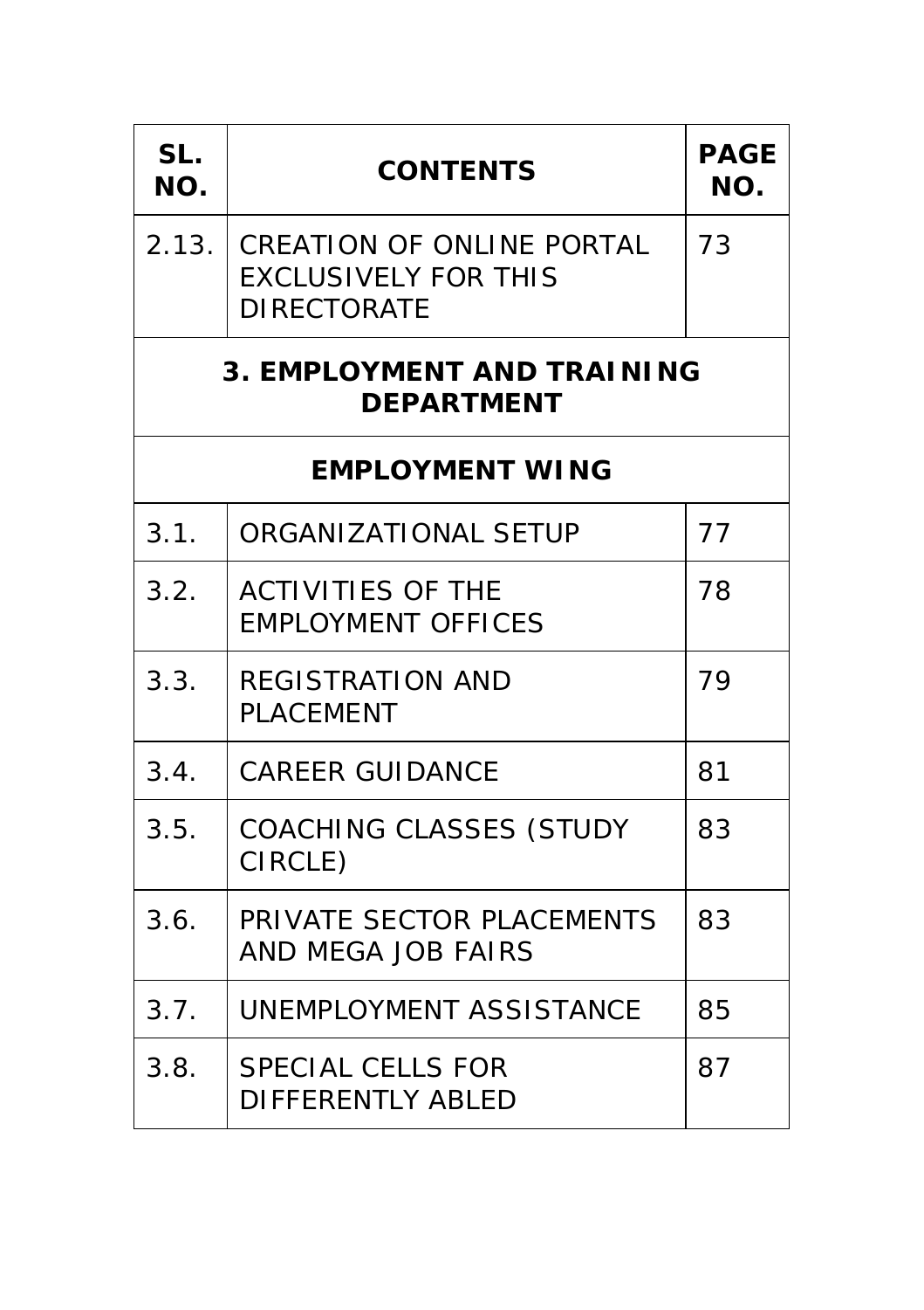| SL. NO. | CONTENTS | PAGE NO. |
| --- | --- | --- |
| 2.13. | CREATION OF ONLINE PORTAL EXCLUSIVELY FOR THIS DIRECTORATE | 73 |
| **3. EMPLOYMENT AND TRAINING DEPARTMENT** | | |
| **EMPLOYMENT WING** | | |
| 3.1. | ORGANIZATIONAL SETUP | 77 |
| 3.2. | ACTIVITIES OF THE EMPLOYMENT OFFICES | 78 |
| 3.3. | REGISTRATION AND PLACEMENT | 79 |
| 3.4. | CAREER GUIDANCE | 81 |
| 3.5. | COACHING CLASSES (STUDY CIRCLE) | 83 |
| 3.6. | PRIVATE SECTOR PLACEMENTS AND MEGA JOB FAIRS | 83 |
| 3.7. | UNEMPLOYMENT ASSISTANCE | 85 |
| 3.8. | SPECIAL CELLS FOR DIFFERENTLY ABLED | 87 |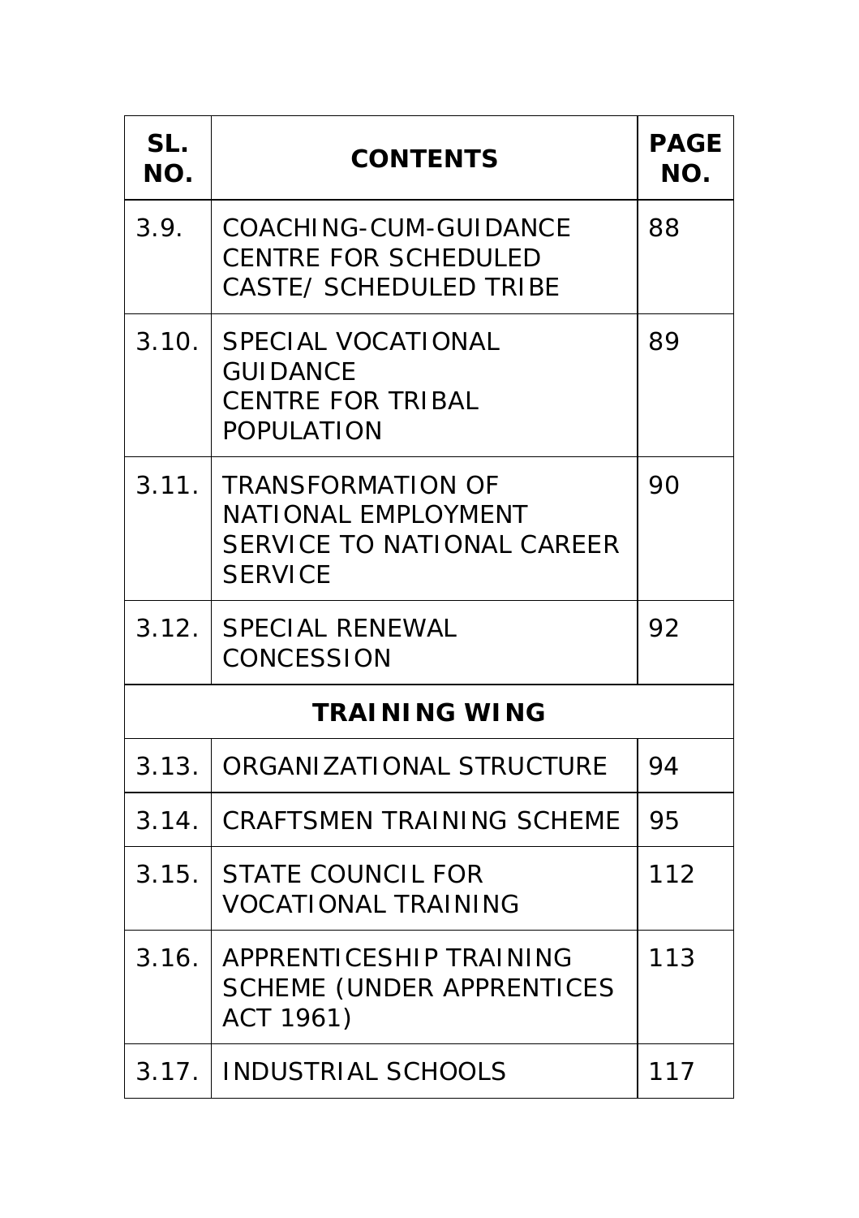| SL. NO. | CONTENTS | PAGE NO. |
|---|---|---|
| 3.9. | COACHING-CUM-GUIDANCE CENTRE FOR SCHEDULED CASTE/ SCHEDULED TRIBE | 88 |
| 3.10. | SPECIAL VOCATIONAL GUIDANCE CENTRE FOR TRIBAL POPULATION | 89 |
| 3.11. | TRANSFORMATION OF NATIONAL EMPLOYMENT SERVICE TO NATIONAL CAREER SERVICE | 90 |
| 3.12. | SPECIAL RENEWAL CONCESSION | 92 |
| | **TRAINING WING** | |
| 3.13. | ORGANIZATIONAL STRUCTURE | 94 |
| 3.14. | CRAFTSMEN TRAINING SCHEME | 95 |
| 3.15. | STATE COUNCIL FOR VOCATIONAL TRAINING | 112 |
| 3.16. | APPRENTICESHIP TRAINING SCHEME (UNDER APPRENTICES ACT 1961) | 113 |
| 3.17. | INDUSTRIAL SCHOOLS | 117 |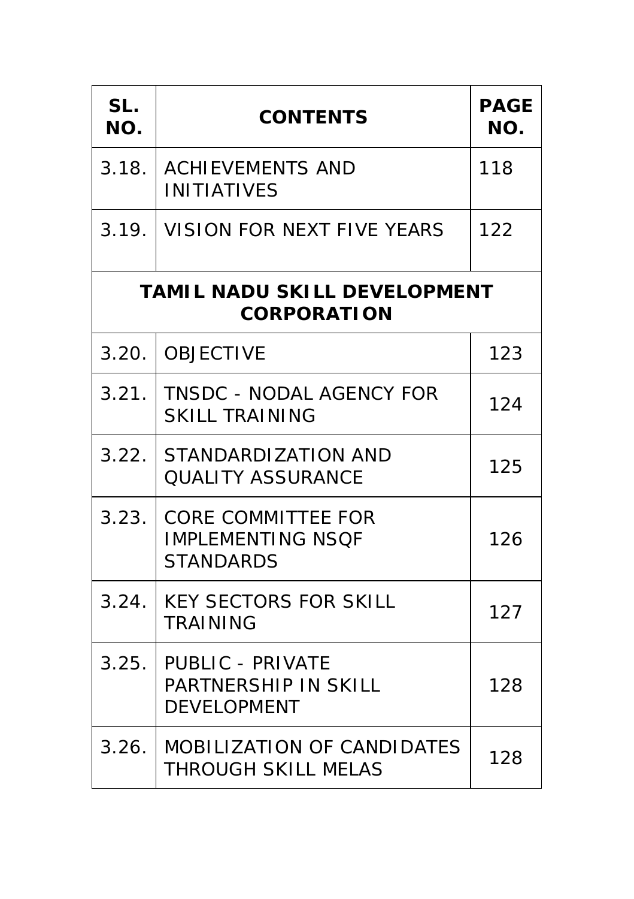| SL. NO. | CONTENTS | PAGE NO. |
|---|---|---|
| 3.18. | ACHIEVEMENTS AND INITIATIVES | 118 |
| 3.19. | VISION FOR NEXT FIVE YEARS | 122 |
| | **TAMIL NADU SKILL DEVELOPMENT CORPORATION** | |
| 3.20. | OBJECTIVE | 123 |
| 3.21. | TNSDC - NODAL AGENCY FOR SKILL TRAINING | 124 |
| 3.22. | STANDARDIZATION AND QUALITY ASSURANCE | 125 |
| 3.23. | CORE COMMITTEE FOR IMPLEMENTING NSQF STANDARDS | 126 |
| 3.24. | KEY SECTORS FOR SKILL TRAINING | 127 |
| 3.25. | PUBLIC - PRIVATE PARTNERSHIP IN SKILL DEVELOPMENT | 128 |
| 3.26. | MOBILIZATION OF CANDIDATES THROUGH SKILL MELAS | 128 |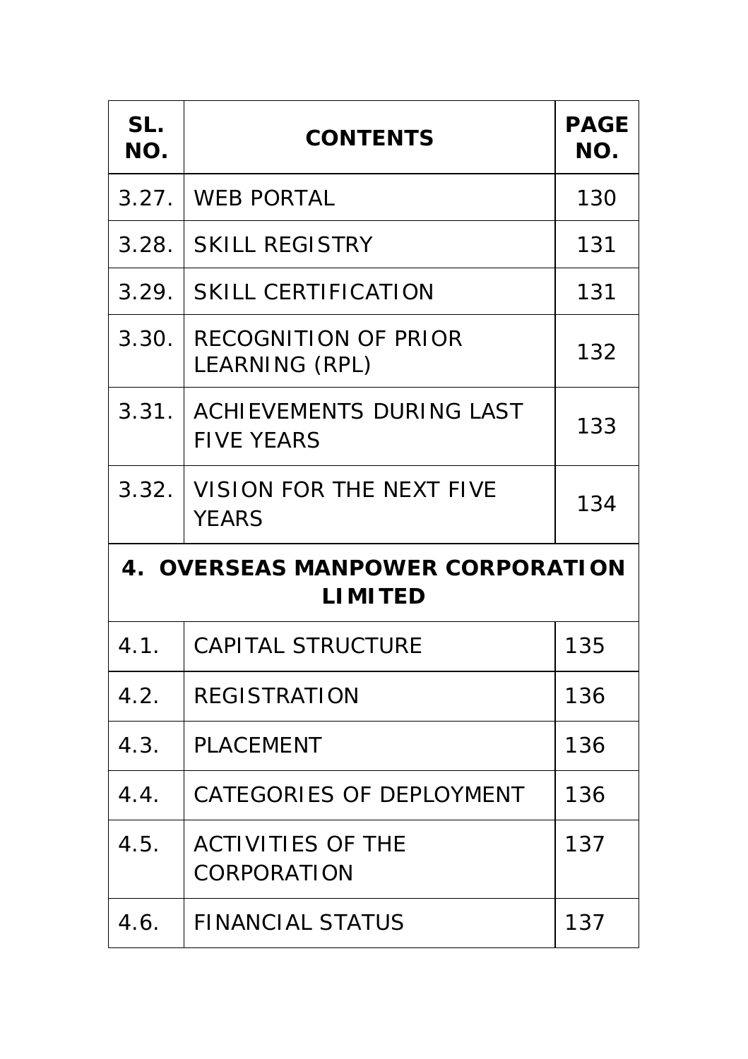| SL. NO. | CONTENTS | PAGE NO. |
|---|---|---|
| 3.27. | WEB PORTAL | 130 |
| 3.28. | SKILL REGISTRY | 131 |
| 3.29. | SKILL CERTIFICATION | 131 |
| 3.30. | RECOGNITION OF PRIOR LEARNING (RPL) | 132 |
| 3.31. | ACHIEVEMENTS DURING LAST FIVE YEARS | 133 |
| 3.32. | VISION FOR THE NEXT FIVE YEARS | 134 |
| **4. OVERSEAS MANPOWER CORPORATION LIMITED** | | |
| 4.1. | CAPITAL STRUCTURE | 135 |
| 4.2. | REGISTRATION | 136 |
| 4.3. | PLACEMENT | 136 |
| 4.4. | CATEGORIES OF DEPLOYMENT | 136 |
| 4.5. | ACTIVITIES OF THE CORPORATION | 137 |
| 4.6. | FINANCIAL STATUS | 137 |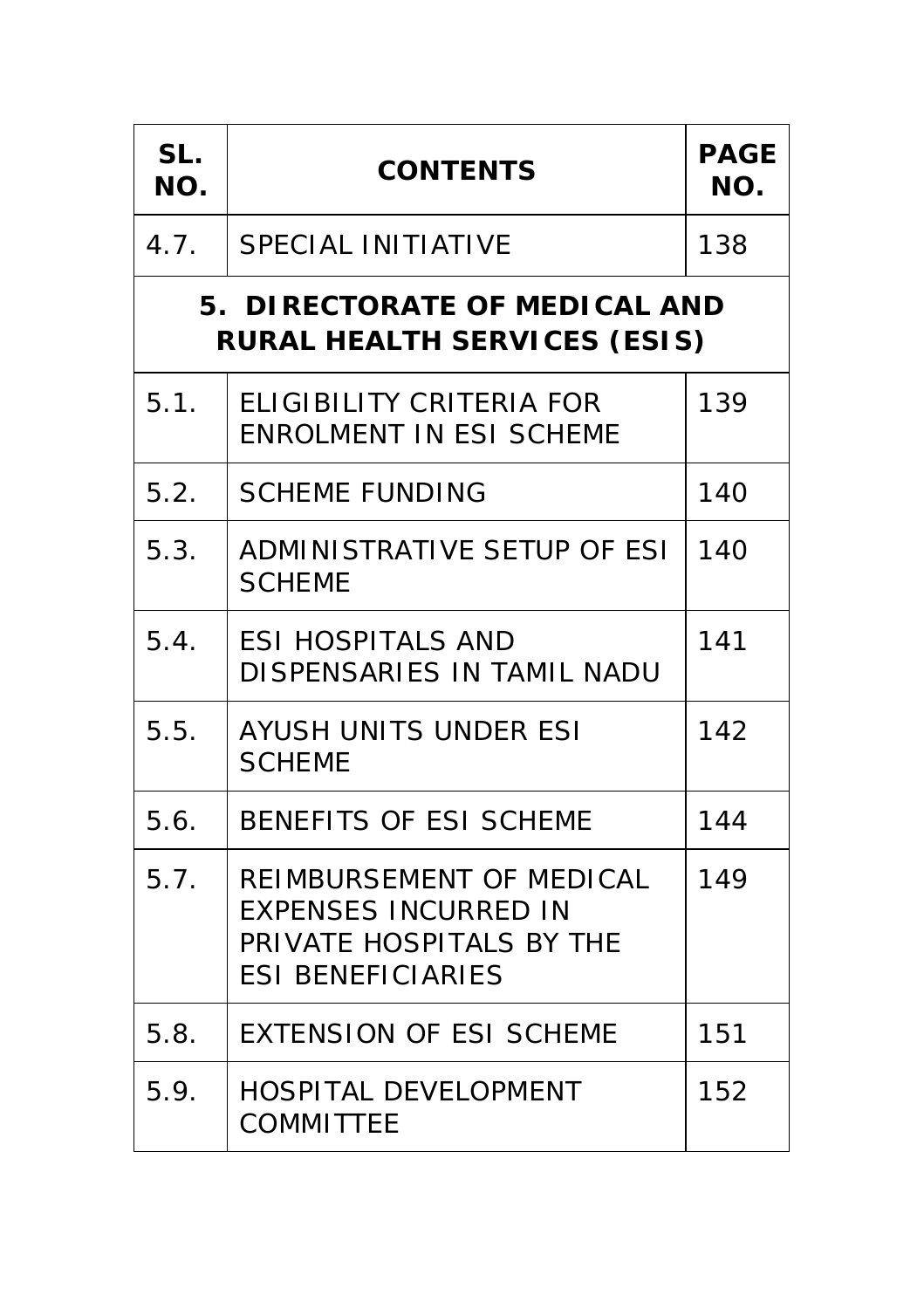| SL. NO. | CONTENTS | PAGE NO. |
|---|---|---|
| 4.7. | SPECIAL INITIATIVE | 138 |
| **5. DIRECTORATE OF MEDICAL AND RURAL HEALTH SERVICES (ESIS)** | | |
| 5.1. | ELIGIBILITY CRITERIA FOR ENROLMENT IN ESI SCHEME | 139 |
| 5.2. | SCHEME FUNDING | 140 |
| 5.3. | ADMINISTRATIVE SETUP OF ESI SCHEME | 140 |
| 5.4. | ESI HOSPITALS AND DISPENSARIES IN TAMIL NADU | 141 |
| 5.5. | AYUSH UNITS UNDER ESI SCHEME | 142 |
| 5.6. | BENEFITS OF ESI SCHEME | 144 |
| 5.7. | REIMBURSEMENT OF MEDICAL EXPENSES INCURRED IN PRIVATE HOSPITALS BY THE ESI BENEFICIARIES | 149 |
| 5.8. | EXTENSION OF ESI SCHEME | 151 |
| 5.9. | HOSPITAL DEVELOPMENT COMMITTEE | 152 |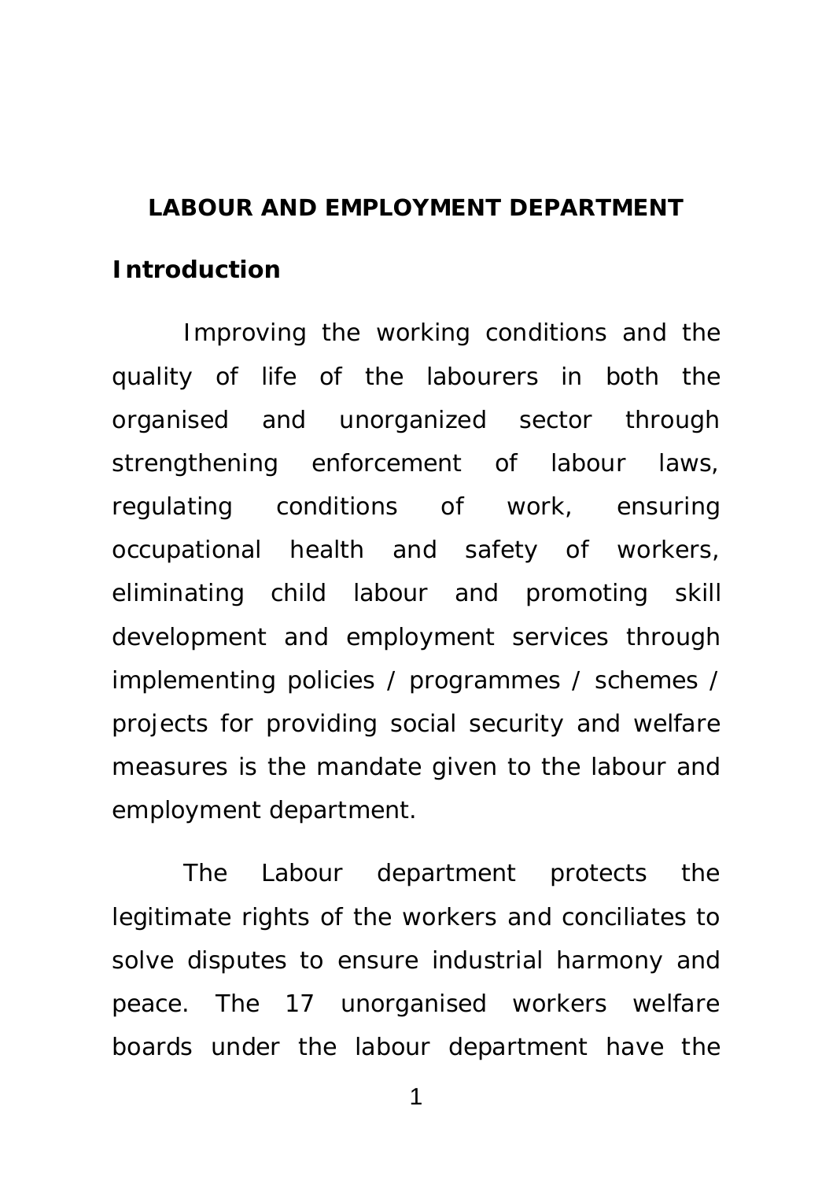# LABOUR AND EMPLOYMENT DEPARTMENT

## Introduction

Improving the working conditions and the quality of life of the labourers in both the organised and unorganized sector through strengthening enforcement of labour laws, regulating conditions of work, ensuring occupational health and safety of workers, eliminating child labour and promoting skill development and employment services through implementing policies / programmes / schemes / projects for providing social security and welfare measures is the mandate given to the labour and employment department.

The Labour department protects the legitimate rights of the workers and conciliates to solve disputes to ensure industrial harmony and peace. The 17 unorganised workers welfare boards under the labour department have the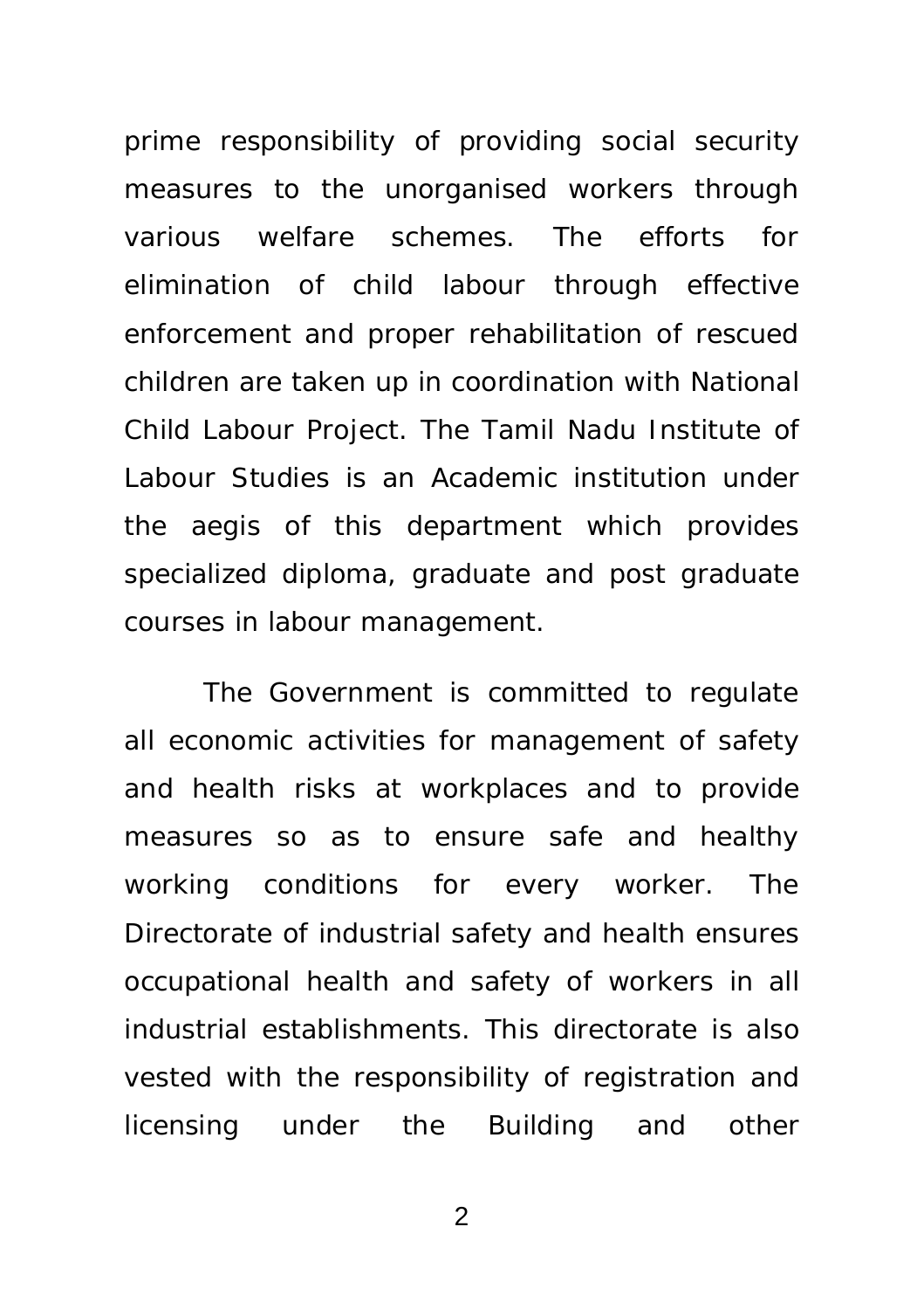prime responsibility of providing social security measures to the unorganised workers through various welfare schemes. The efforts for elimination of child labour through effective enforcement and proper rehabilitation of rescued children are taken up in coordination with National Child Labour Project. The Tamil Nadu Institute of Labour Studies is an Academic institution under the aegis of this department which provides specialized diploma, graduate and post graduate courses in labour management.

The Government is committed to regulate all economic activities for management of safety and health risks at workplaces and to provide measures so as to ensure safe and healthy working conditions for every worker. The Directorate of industrial safety and health ensures occupational health and safety of workers in all industrial establishments. This directorate is also vested with the responsibility of registration and licensing under the Building and other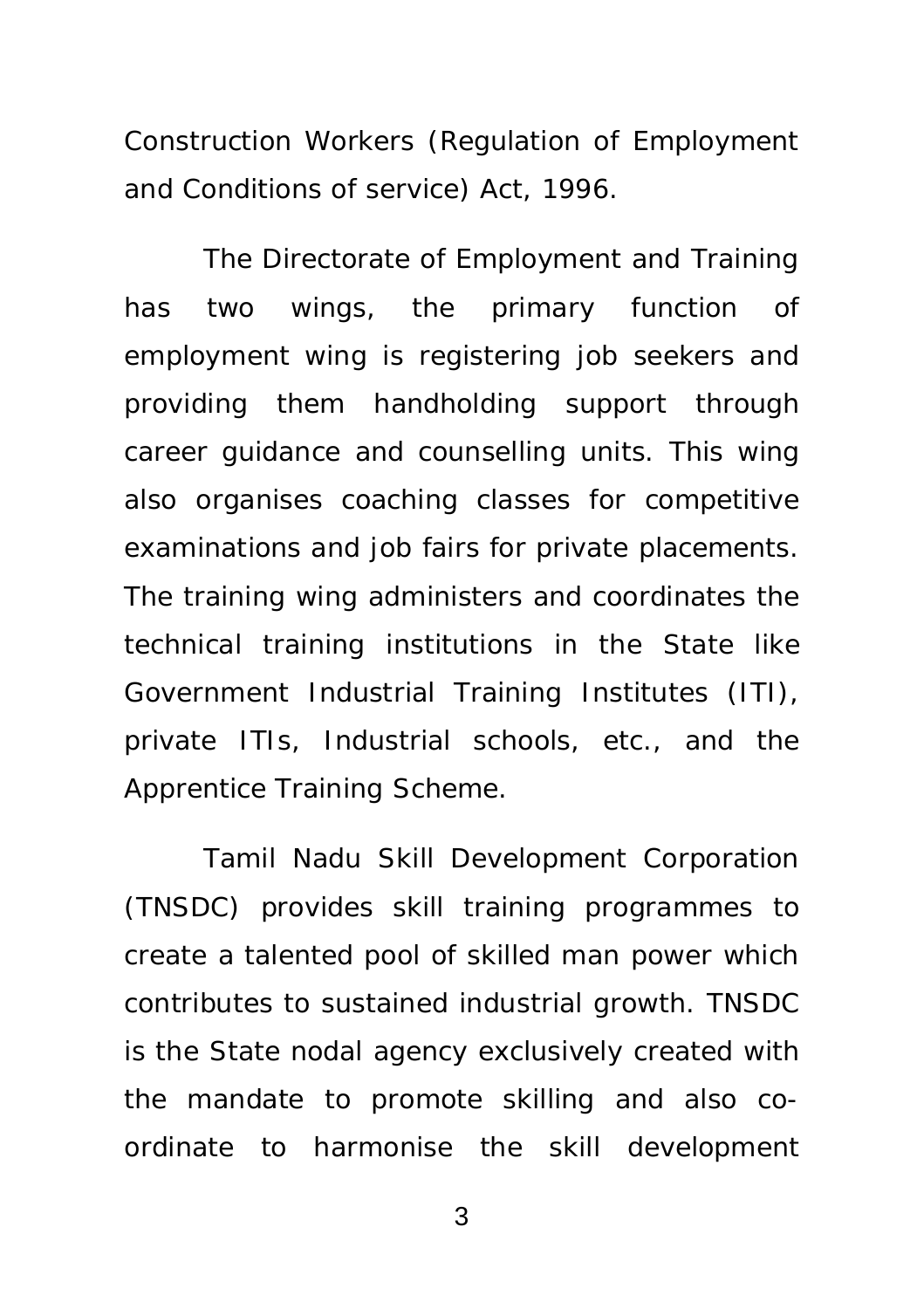Construction Workers (Regulation of Employment and Conditions of service) Act, 1996.

The Directorate of Employment and Training has two wings, the primary function of employment wing is registering job seekers and providing them handholding support through career guidance and counselling units. This wing also organises coaching classes for competitive examinations and job fairs for private placements. The training wing administers and coordinates the technical training institutions in the State like Government Industrial Training Institutes (ITI), private ITIs, Industrial schools, etc., and the Apprentice Training Scheme.

Tamil Nadu Skill Development Corporation (TNSDC) provides skill training programmes to create a talented pool of skilled man power which contributes to sustained industrial growth. TNSDC is the State nodal agency exclusively created with the mandate to promote skilling and also co-ordinate to harmonise the skill development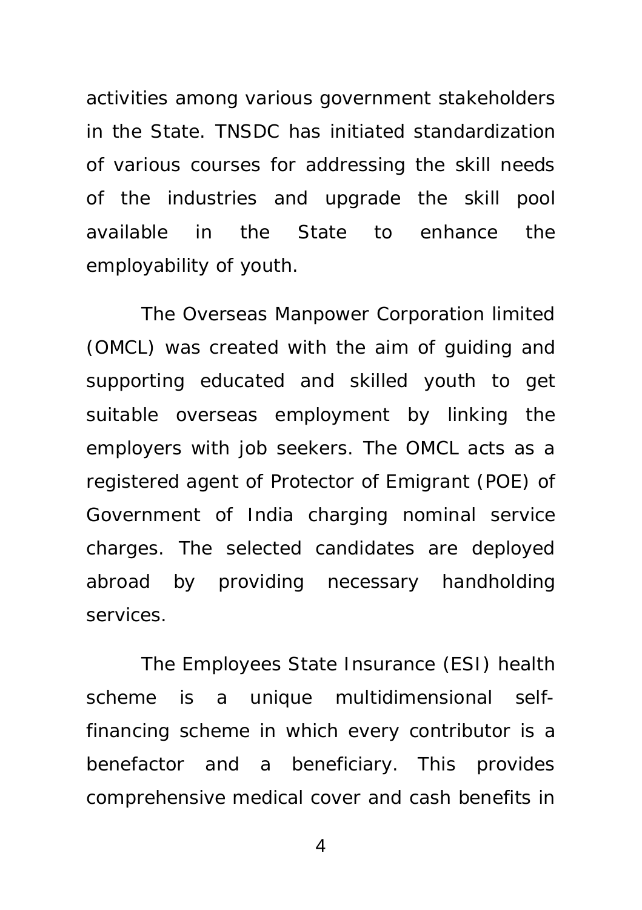activities among various government stakeholders in the State. TNSDC has initiated standardization of various courses for addressing the skill needs of the industries and upgrade the skill pool available in the State to enhance the employability of youth.

The Overseas Manpower Corporation limited (OMCL) was created with the aim of guiding and supporting educated and skilled youth to get suitable overseas employment by linking the employers with job seekers. The OMCL acts as a registered agent of Protector of Emigrant (POE) of Government of India charging nominal service charges. The selected candidates are deployed abroad by providing necessary handholding services.

The Employees State Insurance (ESI) health scheme is a unique multidimensional self-financing scheme in which every contributor is a benefactor and a beneficiary. This provides comprehensive medical cover and cash benefits in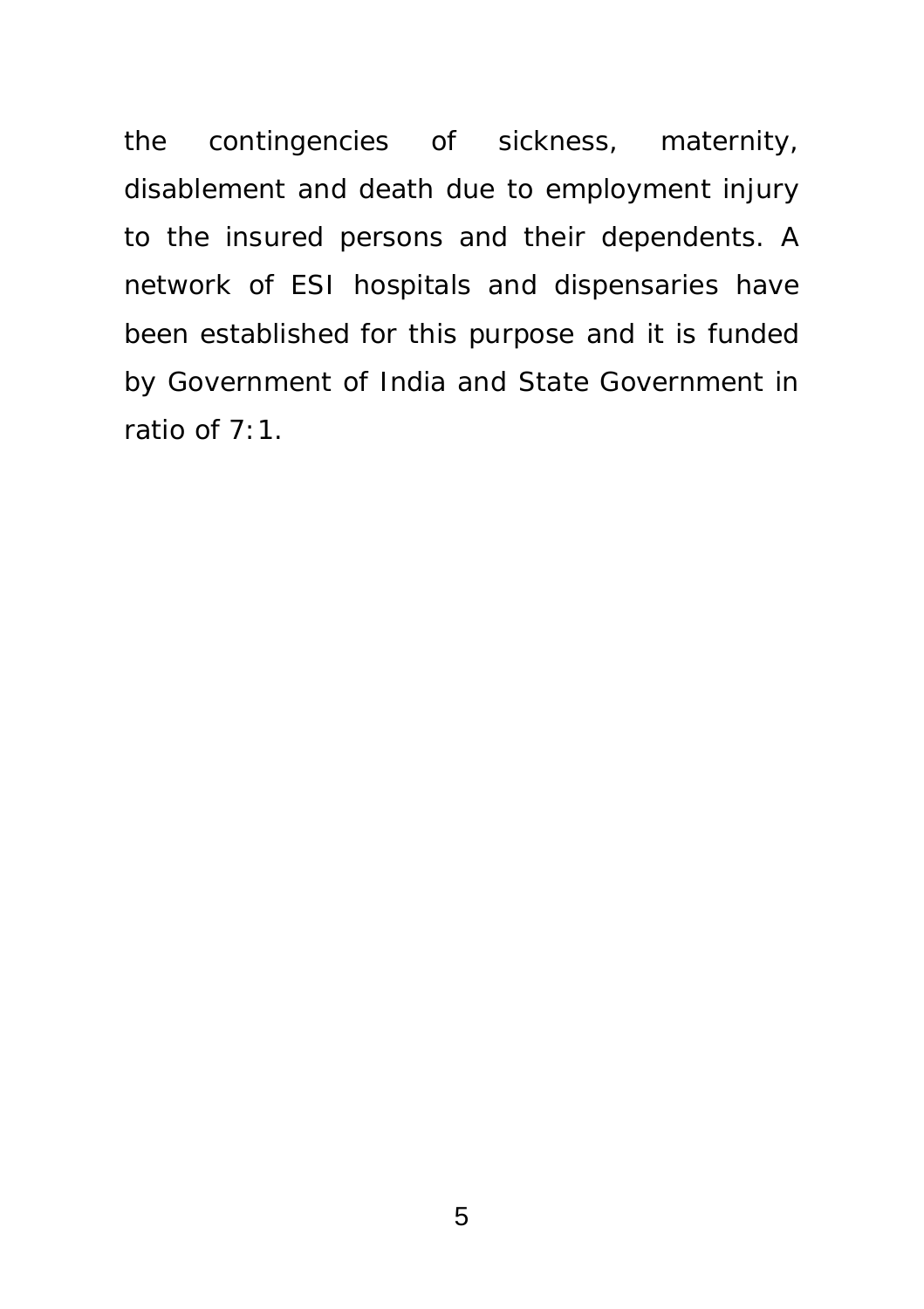the contingencies of sickness, maternity, disablement and death due to employment injury to the insured persons and their dependents. A network of ESI hospitals and dispensaries have been established for this purpose and it is funded by Government of India and State Government in ratio of 7:1.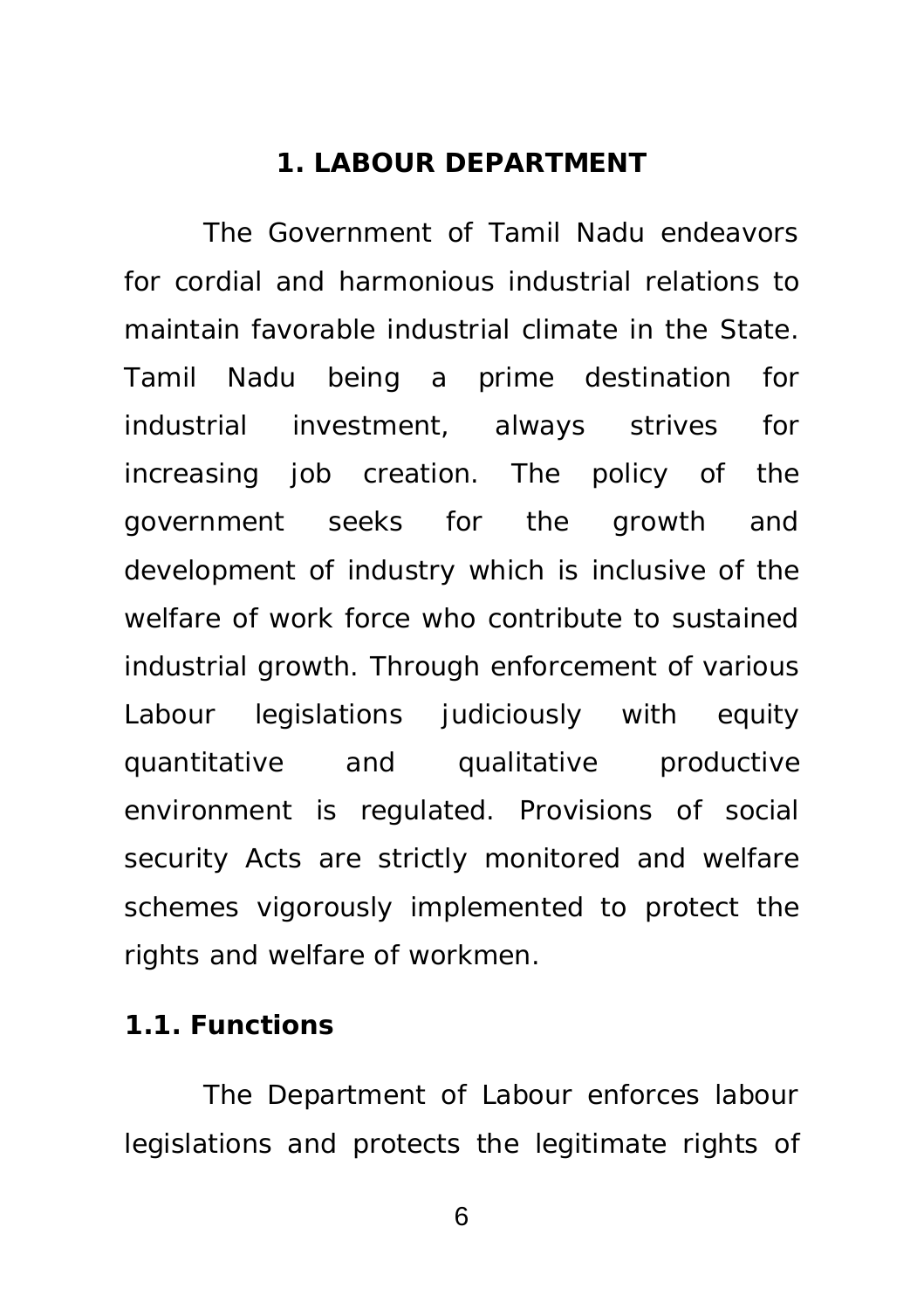# 1. LABOUR DEPARTMENT

The Government of Tamil Nadu endeavors for cordial and harmonious industrial relations to maintain favorable industrial climate in the State. Tamil Nadu being a prime destination for industrial investment, always strives for increasing job creation. The policy of the government seeks for the growth and development of industry which is inclusive of the welfare of work force who contribute to sustained industrial growth. Through enforcement of various Labour legislations judiciously with equity quantitative and qualitative productive environment is regulated. Provisions of social security Acts are strictly monitored and welfare schemes vigorously implemented to protect the rights and welfare of workmen.

## 1.1. Functions

The Department of Labour enforces labour legislations and protects the legitimate rights of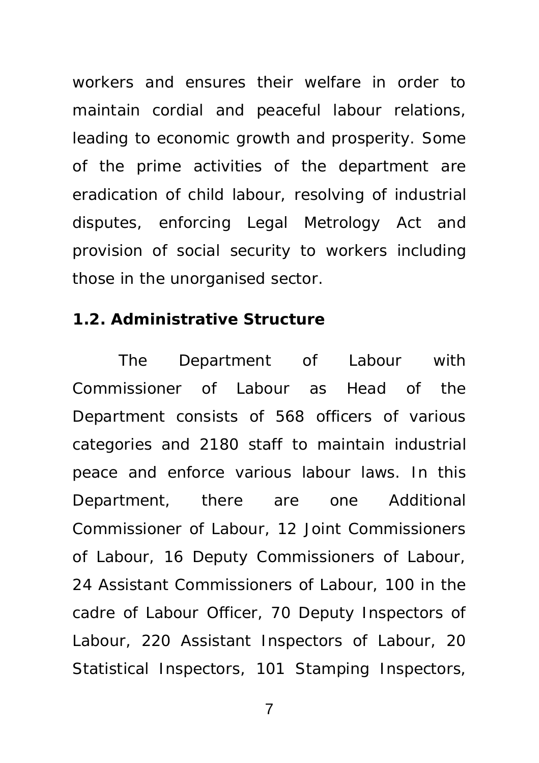workers and ensures their welfare in order to maintain cordial and peaceful labour relations, leading to economic growth and prosperity. Some of the prime activities of the department are eradication of child labour, resolving of industrial disputes, enforcing Legal Metrology Act and provision of social security to workers including those in the unorganised sector.

**1.2. Administrative Structure**

The Department of Labour with Commissioner of Labour as Head of the Department consists of 568 officers of various categories and 2180 staff to maintain industrial peace and enforce various labour laws. In this Department, there are one Additional Commissioner of Labour, 12 Joint Commissioners of Labour, 16 Deputy Commissioners of Labour, 24 Assistant Commissioners of Labour, 100 in the cadre of Labour Officer, 70 Deputy Inspectors of Labour, 220 Assistant Inspectors of Labour, 20 Statistical Inspectors, 101 Stamping Inspectors,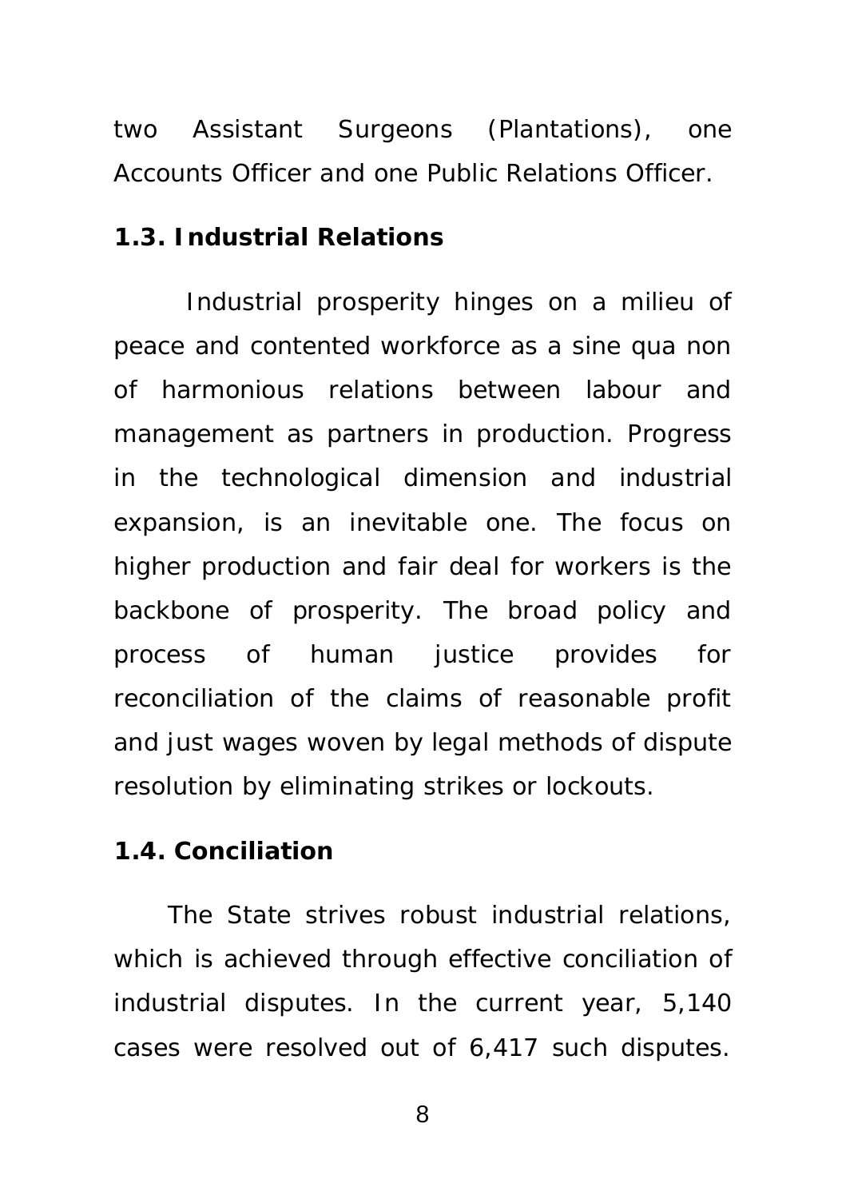two Assistant Surgeons (Plantations), one Accounts Officer and one Public Relations Officer.

### 1.3. Industrial Relations

Industrial prosperity hinges on a milieu of peace and contented workforce as a sine qua non of harmonious relations between labour and management as partners in production. Progress in the technological dimension and industrial expansion, is an inevitable one. The focus on higher production and fair deal for workers is the backbone of prosperity. The broad policy and process of human justice provides for reconciliation of the claims of reasonable profit and just wages woven by legal methods of dispute resolution by eliminating strikes or lockouts.

### 1.4. Conciliation

The State strives robust industrial relations, which is achieved through effective conciliation of industrial disputes. In the current year, 5,140 cases were resolved out of 6,417 such disputes.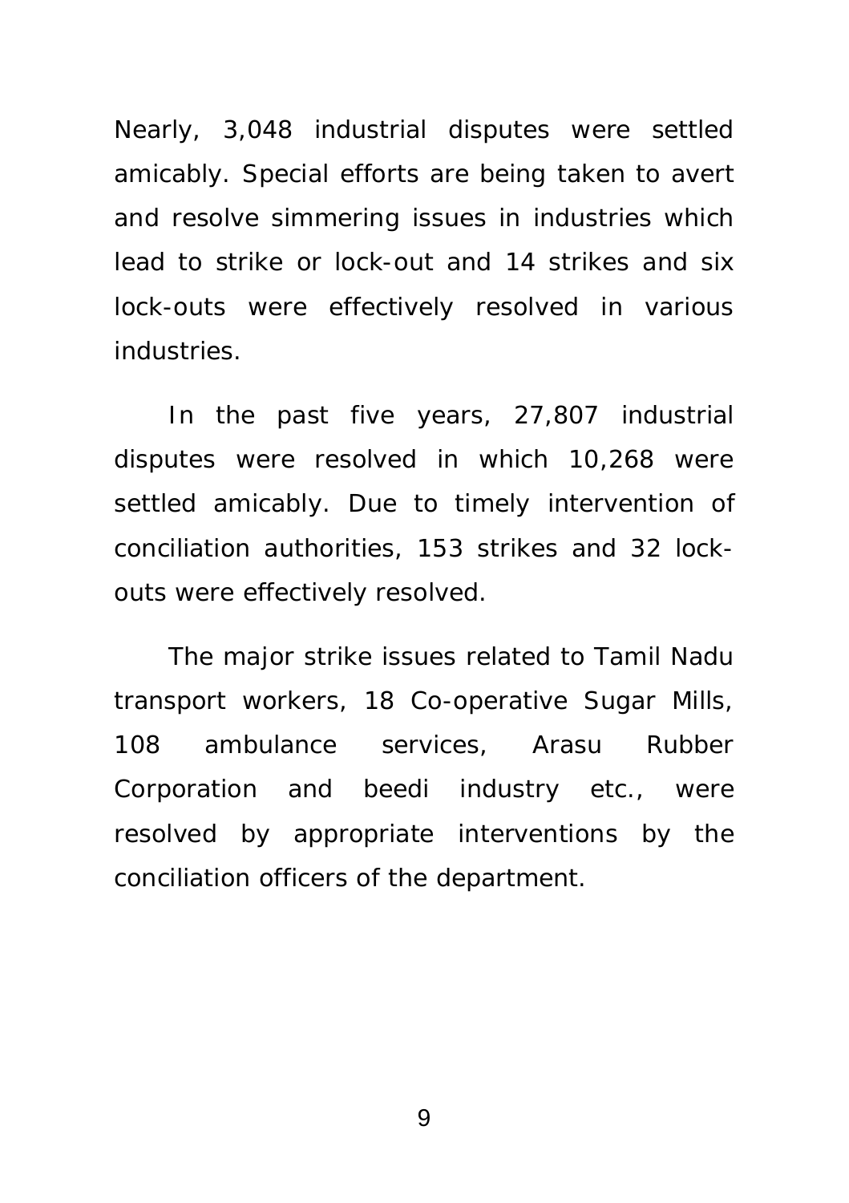Nearly, 3,048 industrial disputes were settled amicably. Special efforts are being taken to avert and resolve simmering issues in industries which lead to strike or lock-out and 14 strikes and six lock-outs were effectively resolved in various industries.

In the past five years, 27,807 industrial disputes were resolved in which 10,268 were settled amicably. Due to timely intervention of conciliation authorities, 153 strikes and 32 lock-outs were effectively resolved.

The major strike issues related to Tamil Nadu transport workers, 18 Co-operative Sugar Mills, 108 ambulance services, Arasu Rubber Corporation and beedi industry etc., were resolved by appropriate interventions by the conciliation officers of the department.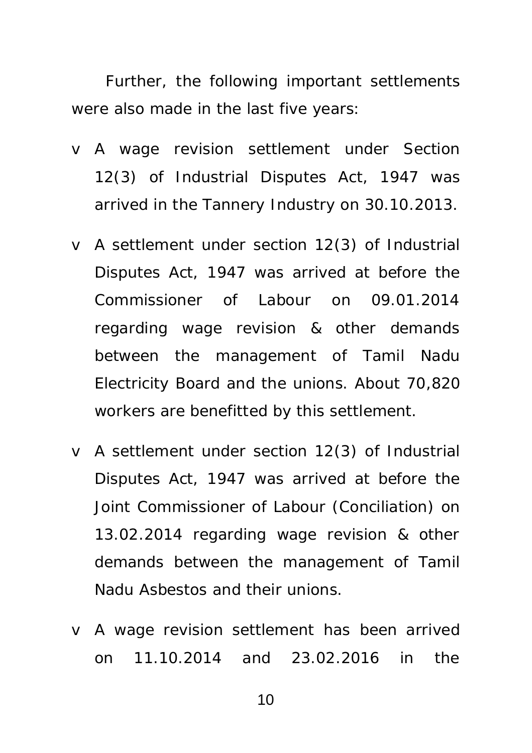Further, the following important settlements were also made in the last five years:

- A wage revision settlement under Section 12(3) of Industrial Disputes Act, 1947 was arrived in the Tannery Industry on 30.10.2013.
- A settlement under section 12(3) of Industrial Disputes Act, 1947 was arrived at before the Commissioner of Labour on 09.01.2014 regarding wage revision & other demands between the management of Tamil Nadu Electricity Board and the unions. About 70,820 workers are benefitted by this settlement.
- A settlement under section 12(3) of Industrial Disputes Act, 1947 was arrived at before the Joint Commissioner of Labour (Conciliation) on 13.02.2014 regarding wage revision & other demands between the management of Tamil Nadu Asbestos and their unions.
- A wage revision settlement has been arrived on 11.10.2014 and 23.02.2016 in the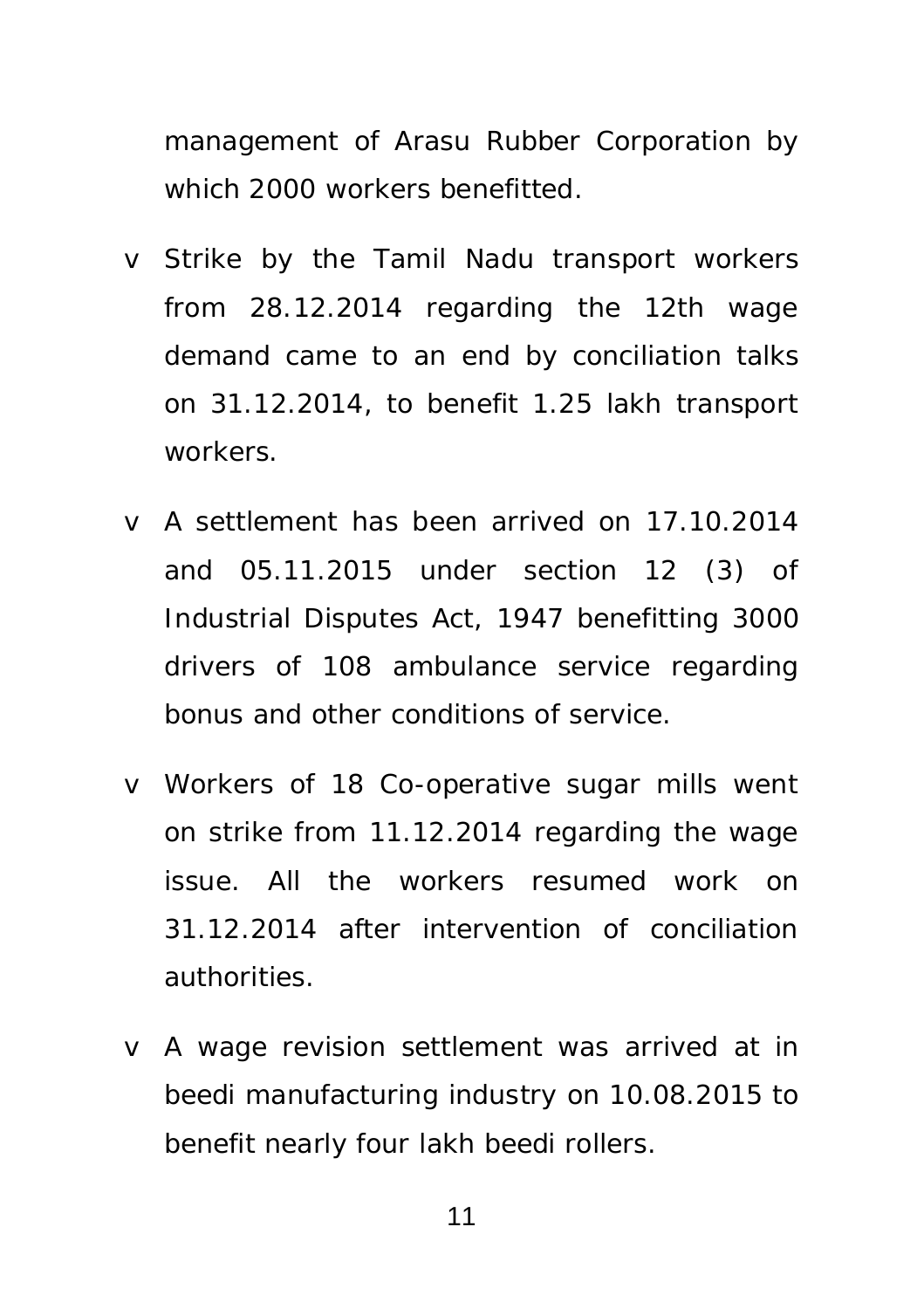management of Arasu Rubber Corporation by which 2000 workers benefitted.

- Strike by the Tamil Nadu transport workers from 28.12.2014 regarding the 12th wage demand came to an end by conciliation talks on 31.12.2014, to benefit 1.25 lakh transport workers.

- A settlement has been arrived on 17.10.2014 and 05.11.2015 under section 12 (3) of Industrial Disputes Act, 1947 benefitting 3000 drivers of 108 ambulance service regarding bonus and other conditions of service.

- Workers of 18 Co-operative sugar mills went on strike from 11.12.2014 regarding the wage issue. All the workers resumed work on 31.12.2014 after intervention of conciliation authorities.

- A wage revision settlement was arrived at in beedi manufacturing industry on 10.08.2015 to benefit nearly four lakh beedi rollers.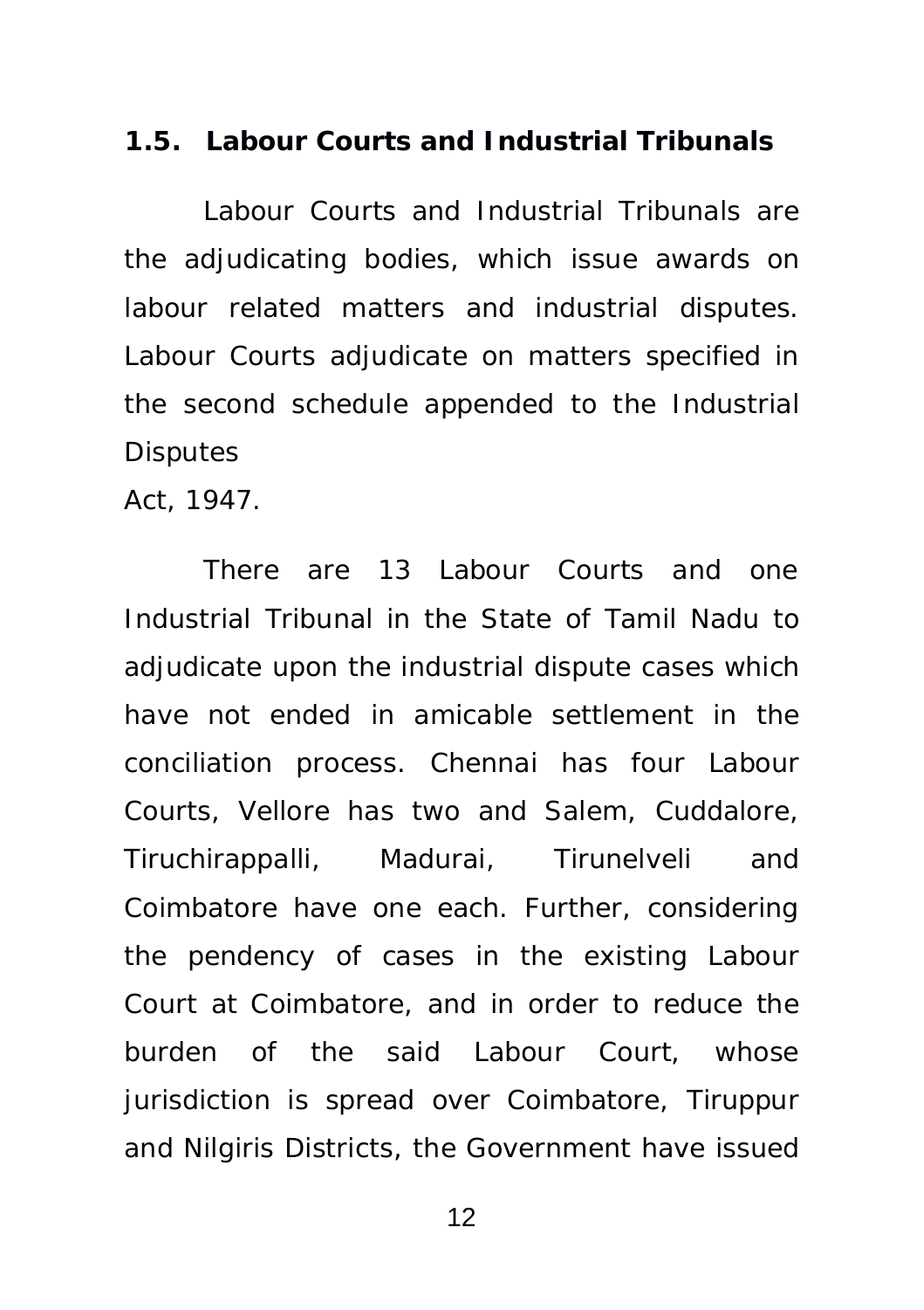### 1.5. Labour Courts and Industrial Tribunals

Labour Courts and Industrial Tribunals are the adjudicating bodies, which issue awards on labour related matters and industrial disputes. Labour Courts adjudicate on matters specified in the second schedule appended to the Industrial Disputes Act, 1947.

There are 13 Labour Courts and one Industrial Tribunal in the State of Tamil Nadu to adjudicate upon the industrial dispute cases which have not ended in amicable settlement in the conciliation process. Chennai has four Labour Courts, Vellore has two and Salem, Cuddalore, Tiruchirappalli, Madurai, Tirunelveli and Coimbatore have one each. Further, considering the pendency of cases in the existing Labour Court at Coimbatore, and in order to reduce the burden of the said Labour Court, whose jurisdiction is spread over Coimbatore, Tiruppur and Nilgiris Districts, the Government have issued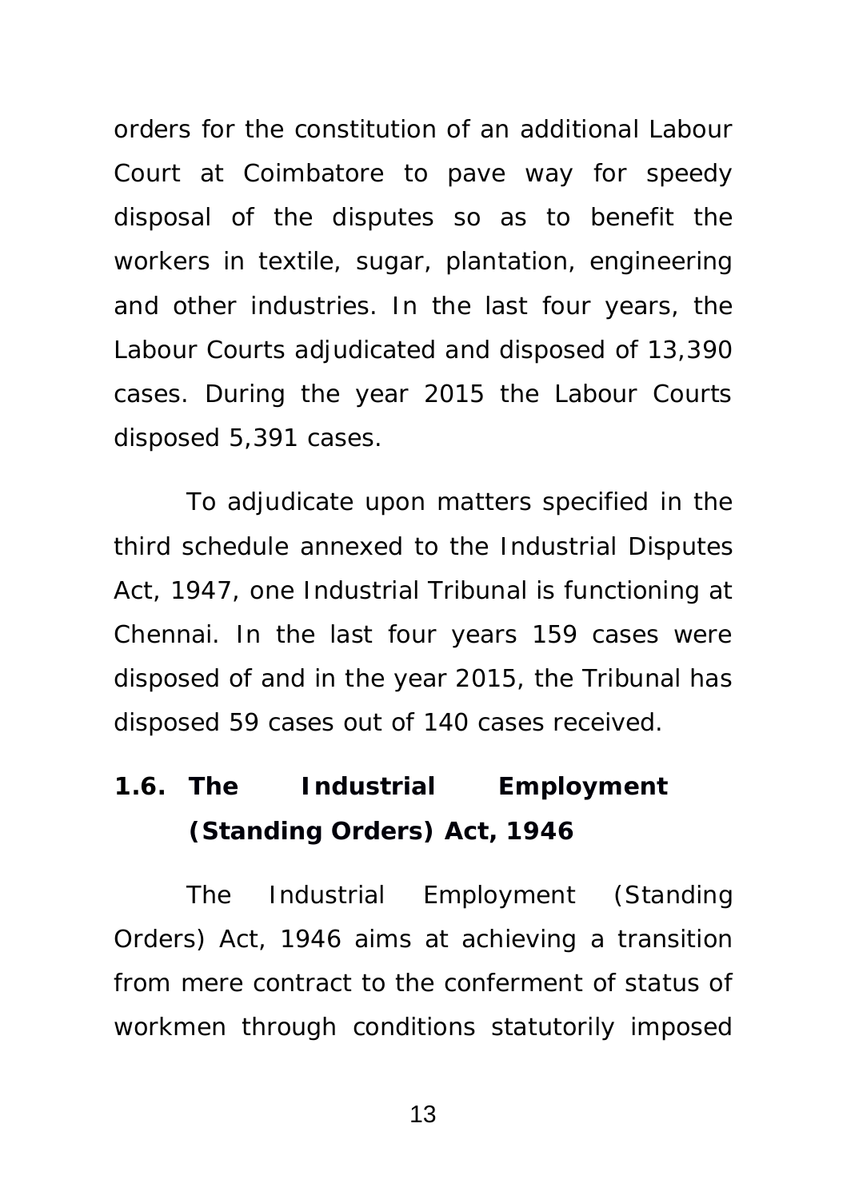orders for the constitution of an additional Labour Court at Coimbatore to pave way for speedy disposal of the disputes so as to benefit the workers in textile, sugar, plantation, engineering and other industries. In the last four years, the Labour Courts adjudicated and disposed of 13,390 cases. During the year 2015 the Labour Courts disposed 5,391 cases.

To adjudicate upon matters specified in the third schedule annexed to the Industrial Disputes Act, 1947, one Industrial Tribunal is functioning at Chennai. In the last four years 159 cases were disposed of and in the year 2015, the Tribunal has disposed 59 cases out of 140 cases received.

### 1.6. The Industrial Employment (Standing Orders) Act, 1946

The Industrial Employment (Standing Orders) Act, 1946 aims at achieving a transition from mere contract to the conferment of status of workmen through conditions statutorily imposed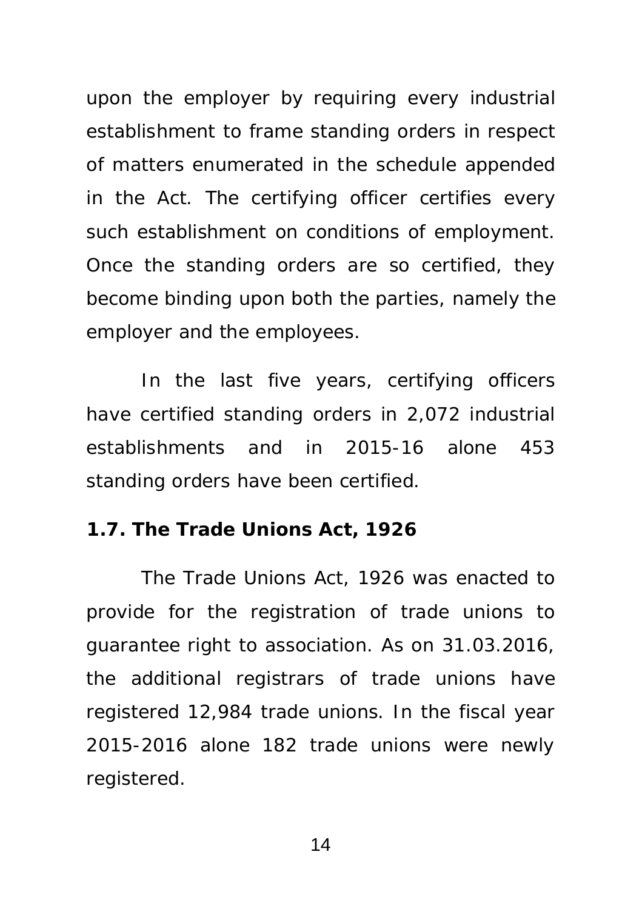upon the employer by requiring every industrial establishment to frame standing orders in respect of matters enumerated in the schedule appended in the Act. The certifying officer certifies every such establishment on conditions of employment. Once the standing orders are so certified, they become binding upon both the parties, namely the employer and the employees.

In the last five years, certifying officers have certified standing orders in 2,072 industrial establishments and in 2015-16 alone 453 standing orders have been certified.

### 1.7. The Trade Unions Act, 1926

The Trade Unions Act, 1926 was enacted to provide for the registration of trade unions to guarantee right to association. As on 31.03.2016, the additional registrars of trade unions have registered 12,984 trade unions. In the fiscal year 2015-2016 alone 182 trade unions were newly registered.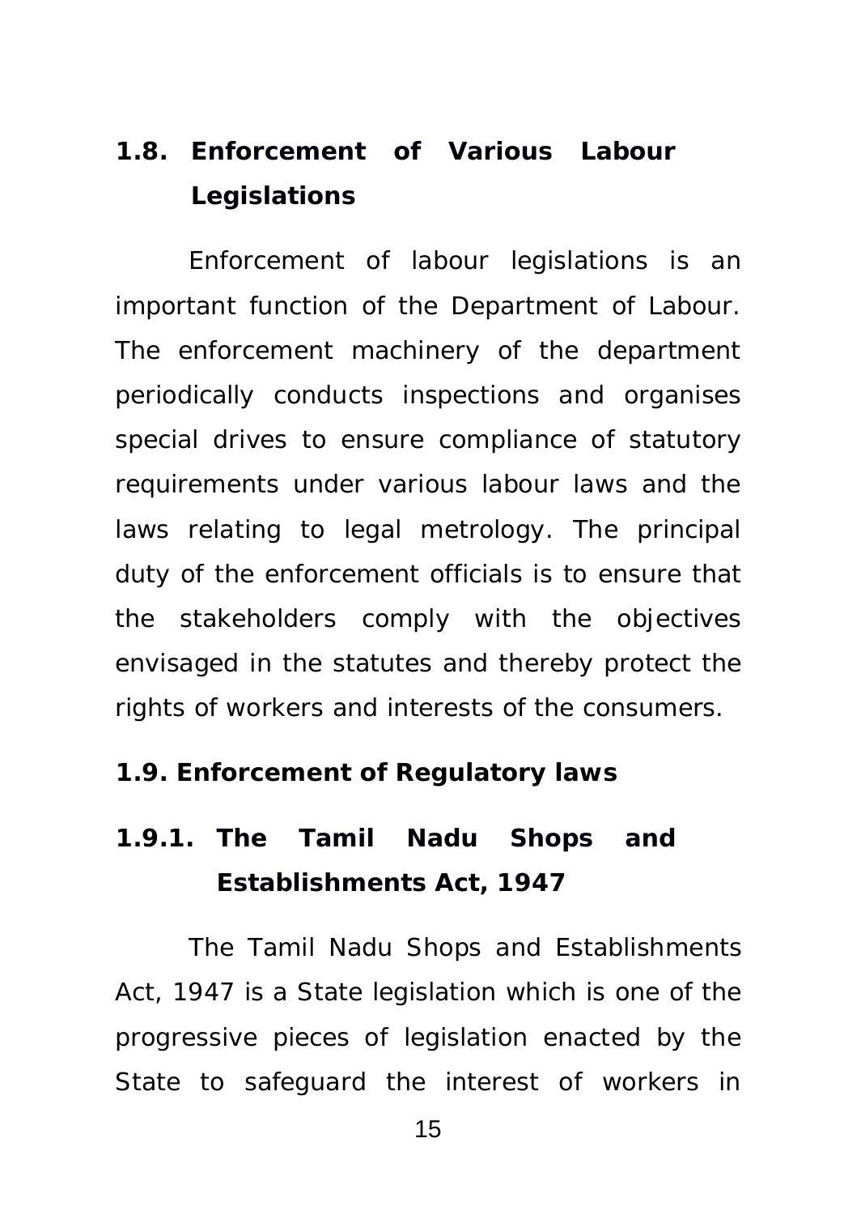## 1.8. Enforcement of Various Labour Legislations

Enforcement of labour legislations is an important function of the Department of Labour. The enforcement machinery of the department periodically conducts inspections and organises special drives to ensure compliance of statutory requirements under various labour laws and the laws relating to legal metrology. The principal duty of the enforcement officials is to ensure that the stakeholders comply with the objectives envisaged in the statutes and thereby protect the rights of workers and interests of the consumers.

## 1.9. Enforcement of Regulatory laws

### 1.9.1. The Tamil Nadu Shops and Establishments Act, 1947

The Tamil Nadu Shops and Establishments Act, 1947 is a State legislation which is one of the progressive pieces of legislation enacted by the State to safeguard the interest of workers in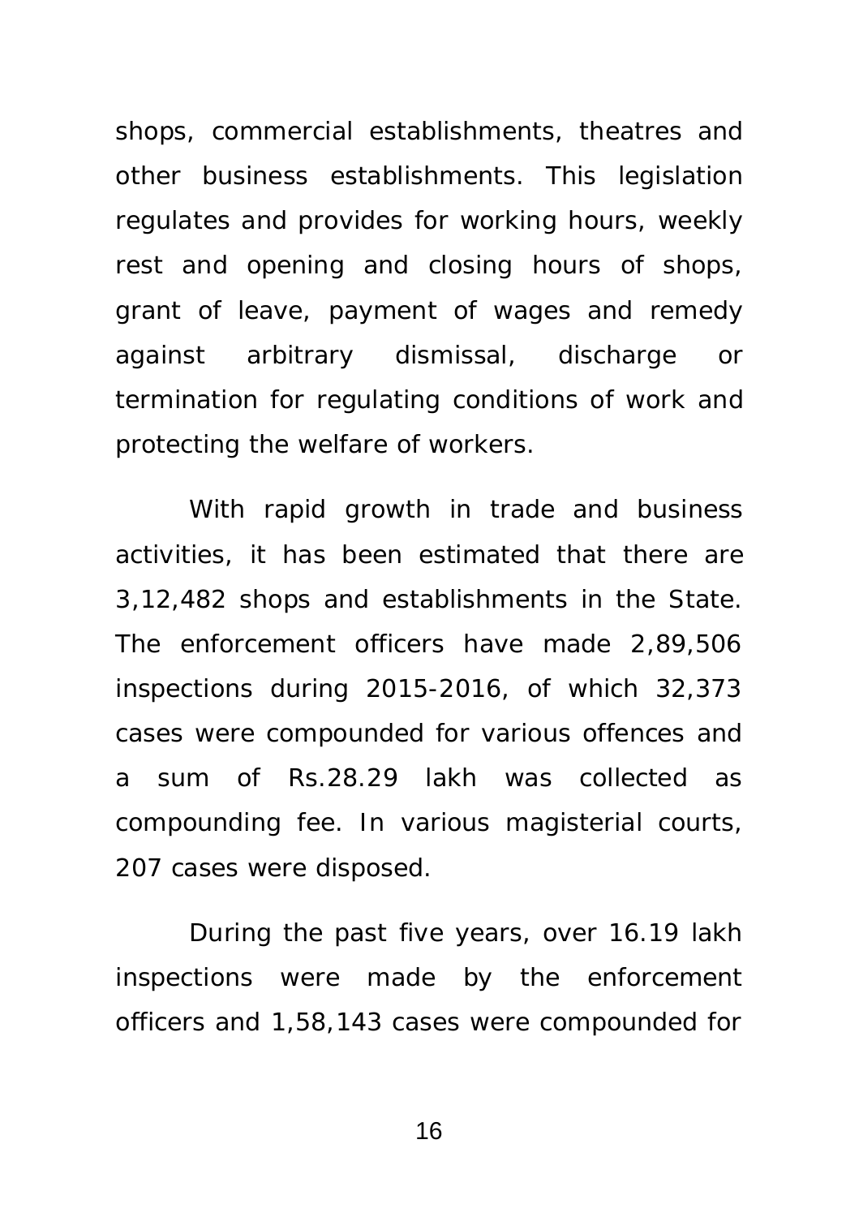shops, commercial establishments, theatres and other business establishments. This legislation regulates and provides for working hours, weekly rest and opening and closing hours of shops, grant of leave, payment of wages and remedy against arbitrary dismissal, discharge or termination for regulating conditions of work and protecting the welfare of workers.

With rapid growth in trade and business activities, it has been estimated that there are 3,12,482 shops and establishments in the State. The enforcement officers have made 2,89,506 inspections during 2015-2016, of which 32,373 cases were compounded for various offences and a sum of Rs.28.29 lakh was collected as compounding fee. In various magisterial courts, 207 cases were disposed.

During the past five years, over 16.19 lakh inspections were made by the enforcement officers and 1,58,143 cases were compounded for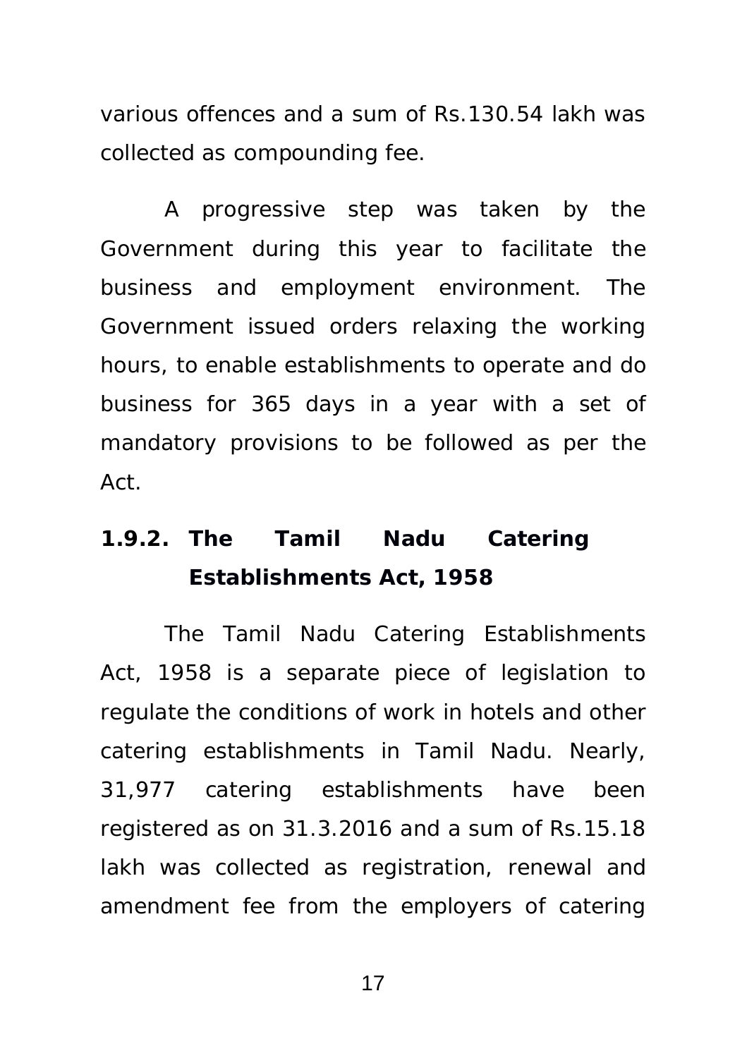various offences and a sum of Rs.130.54 lakh was collected as compounding fee.

A progressive step was taken by the Government during this year to facilitate the business and employment environment. The Government issued orders relaxing the working hours, to enable establishments to operate and do business for 365 days in a year with a set of mandatory provisions to be followed as per the Act.

### 1.9.2. The Tamil Nadu Catering Establishments Act, 1958

The Tamil Nadu Catering Establishments Act, 1958 is a separate piece of legislation to regulate the conditions of work in hotels and other catering establishments in Tamil Nadu. Nearly, 31,977 catering establishments have been registered as on 31.3.2016 and a sum of Rs.15.18 lakh was collected as registration, renewal and amendment fee from the employers of catering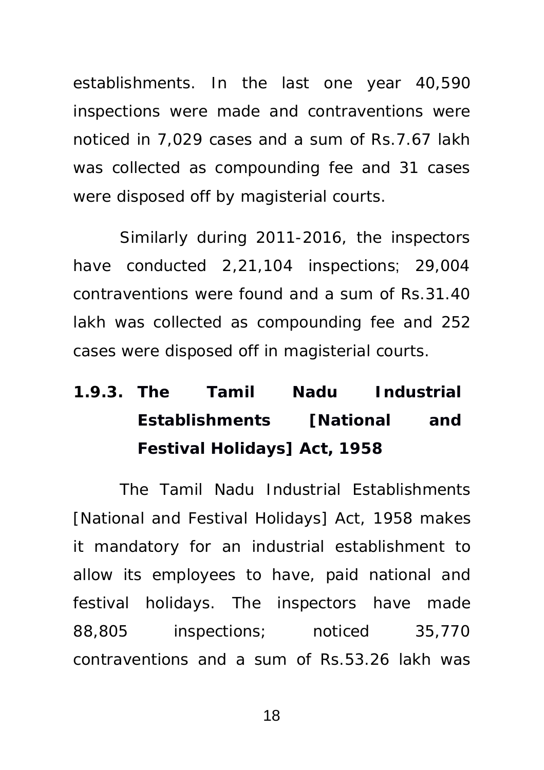establishments. In the last one year 40,590 inspections were made and contraventions were noticed in 7,029 cases and a sum of Rs.7.67 lakh was collected as compounding fee and 31 cases were disposed off by magisterial courts.

Similarly during 2011-2016, the inspectors have conducted 2,21,104 inspections; 29,004 contraventions were found and a sum of Rs.31.40 lakh was collected as compounding fee and 252 cases were disposed off in magisterial courts.

### 1.9.3. The Tamil Nadu Industrial Establishments [National and Festival Holidays] Act, 1958

The Tamil Nadu Industrial Establishments [National and Festival Holidays] Act, 1958 makes it mandatory for an industrial establishment to allow its employees to have, paid national and festival holidays. The inspectors have made 88,805 inspections; noticed 35,770 contraventions and a sum of Rs.53.26 lakh was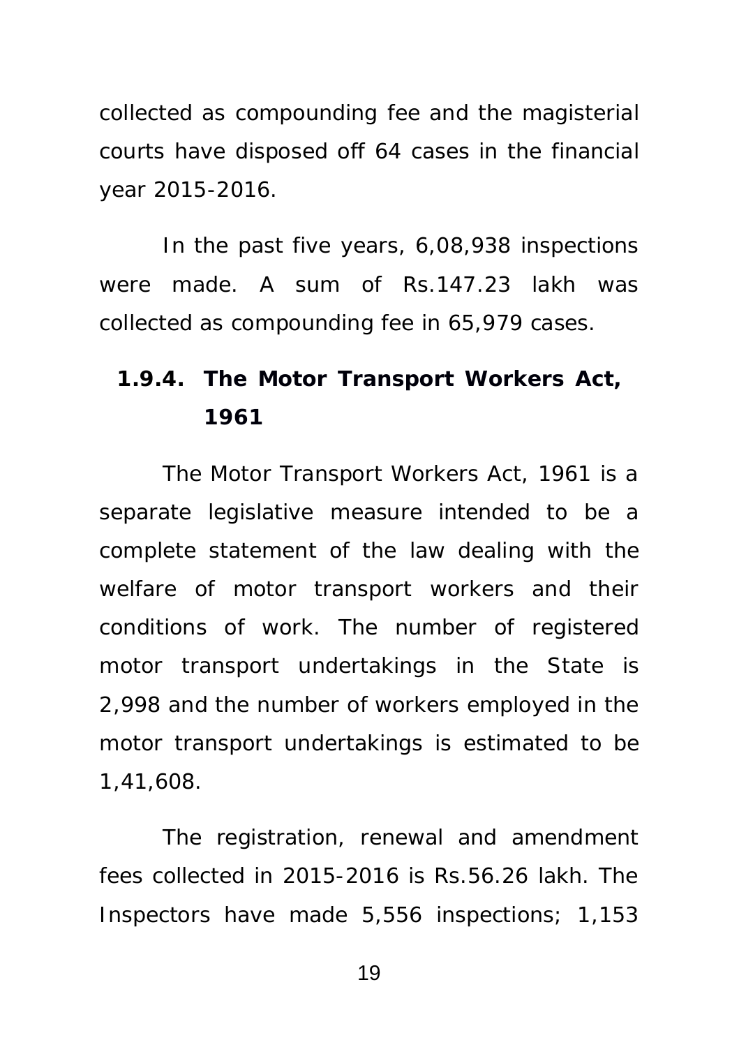collected as compounding fee and the magisterial courts have disposed off 64 cases in the financial year 2015-2016.

In the past five years, 6,08,938 inspections were made. A sum of Rs.147.23 lakh was collected as compounding fee in 65,979 cases.

### 1.9.4. The Motor Transport Workers Act, 1961

The Motor Transport Workers Act, 1961 is a separate legislative measure intended to be a complete statement of the law dealing with the welfare of motor transport workers and their conditions of work. The number of registered motor transport undertakings in the State is 2,998 and the number of workers employed in the motor transport undertakings is estimated to be 1,41,608.

The registration, renewal and amendment fees collected in 2015-2016 is Rs.56.26 lakh. The Inspectors have made 5,556 inspections; 1,153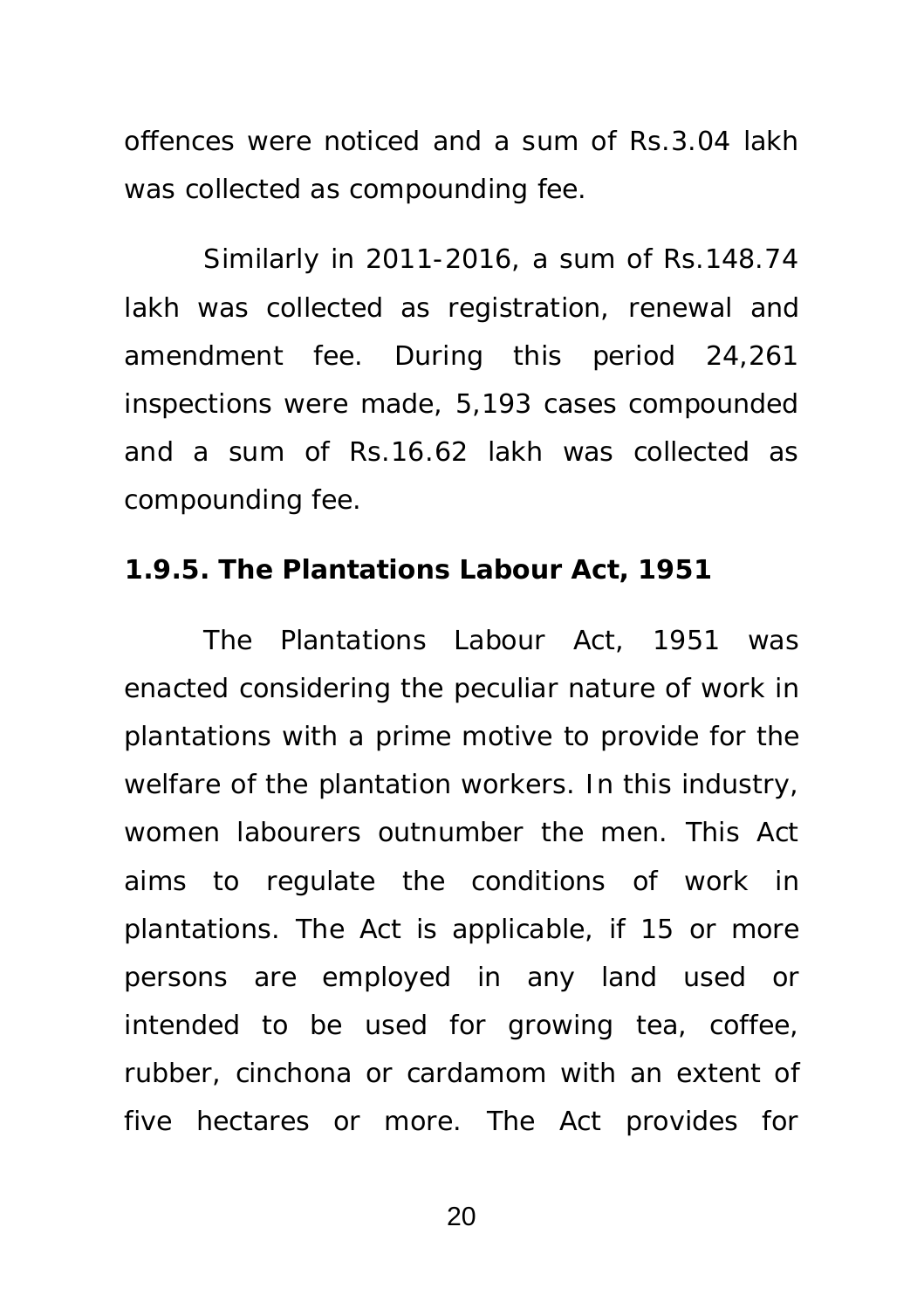offences were noticed and a sum of Rs.3.04 lakh was collected as compounding fee.

Similarly in 2011-2016, a sum of Rs.148.74 lakh was collected as registration, renewal and amendment fee. During this period 24,261 inspections were made, 5,193 cases compounded and a sum of Rs.16.62 lakh was collected as compounding fee.

**1.9.5. The Plantations Labour Act, 1951**

The Plantations Labour Act, 1951 was enacted considering the peculiar nature of work in plantations with a prime motive to provide for the welfare of the plantation workers. In this industry, women labourers outnumber the men. This Act aims to regulate the conditions of work in plantations. The Act is applicable, if 15 or more persons are employed in any land used or intended to be used for growing tea, coffee, rubber, cinchona or cardamom with an extent of five hectares or more. The Act provides for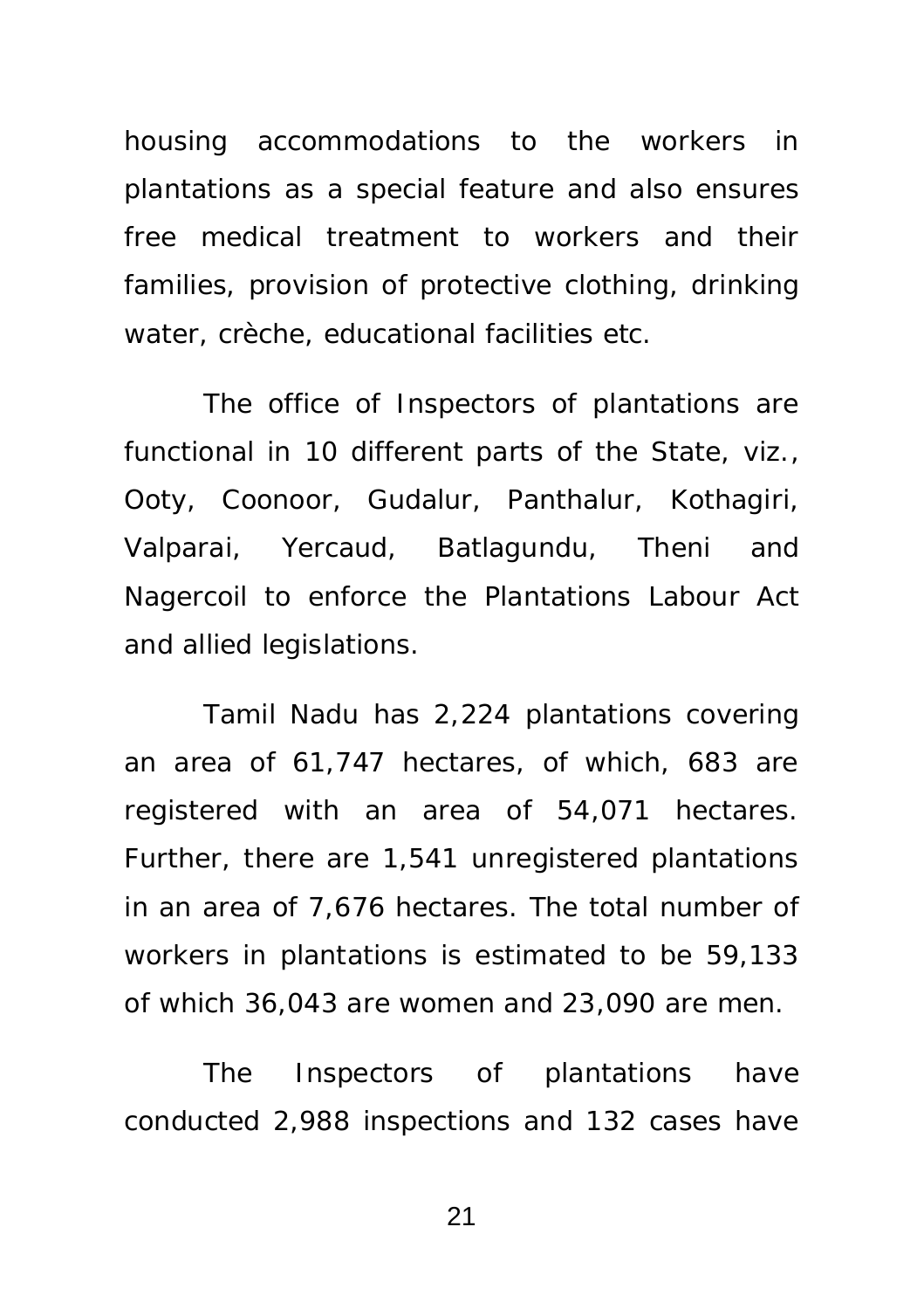housing accommodations to the workers in plantations as a special feature and also ensures free medical treatment to workers and their families, provision of protective clothing, drinking water, crèche, educational facilities etc.

The office of Inspectors of plantations are functional in 10 different parts of the State, viz., Ooty, Coonoor, Gudalur, Panthalur, Kothagiri, Valparai, Yercaud, Batlagundu, Theni and Nagercoil to enforce the Plantations Labour Act and allied legislations.

Tamil Nadu has 2,224 plantations covering an area of 61,747 hectares, of which, 683 are registered with an area of 54,071 hectares. Further, there are 1,541 unregistered plantations in an area of 7,676 hectares. The total number of workers in plantations is estimated to be 59,133 of which 36,043 are women and 23,090 are men.

The Inspectors of plantations have conducted 2,988 inspections and 132 cases have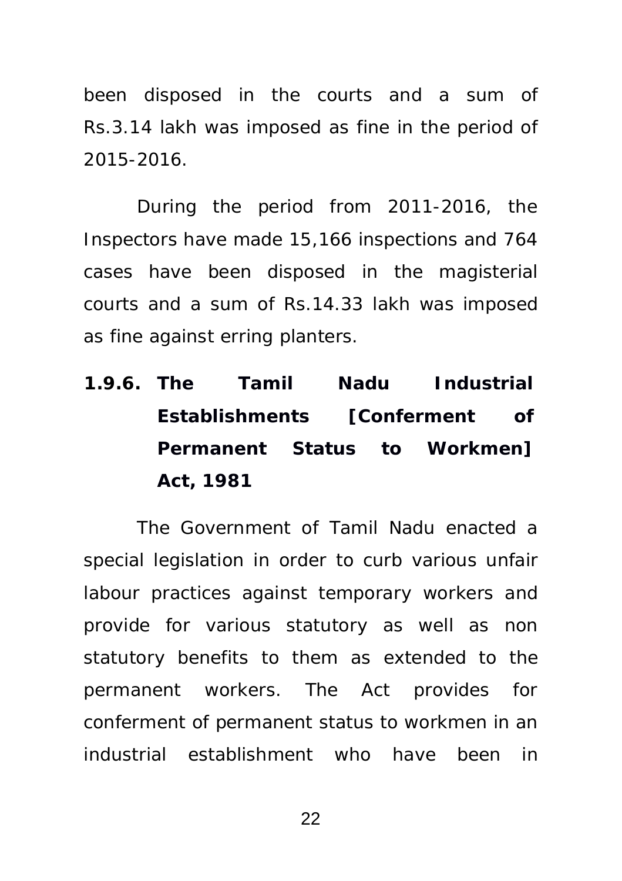been disposed in the courts and a sum of Rs.3.14 lakh was imposed as fine in the period of 2015-2016.

During the period from 2011-2016, the Inspectors have made 15,166 inspections and 764 cases have been disposed in the magisterial courts and a sum of Rs.14.33 lakh was imposed as fine against erring planters.

### 1.9.6. The Tamil Nadu Industrial Establishments [Conferment of Permanent Status to Workmen] Act, 1981

The Government of Tamil Nadu enacted a special legislation in order to curb various unfair labour practices against temporary workers and provide for various statutory as well as non statutory benefits to them as extended to the permanent workers. The Act provides for conferment of permanent status to workmen in an industrial establishment who have been in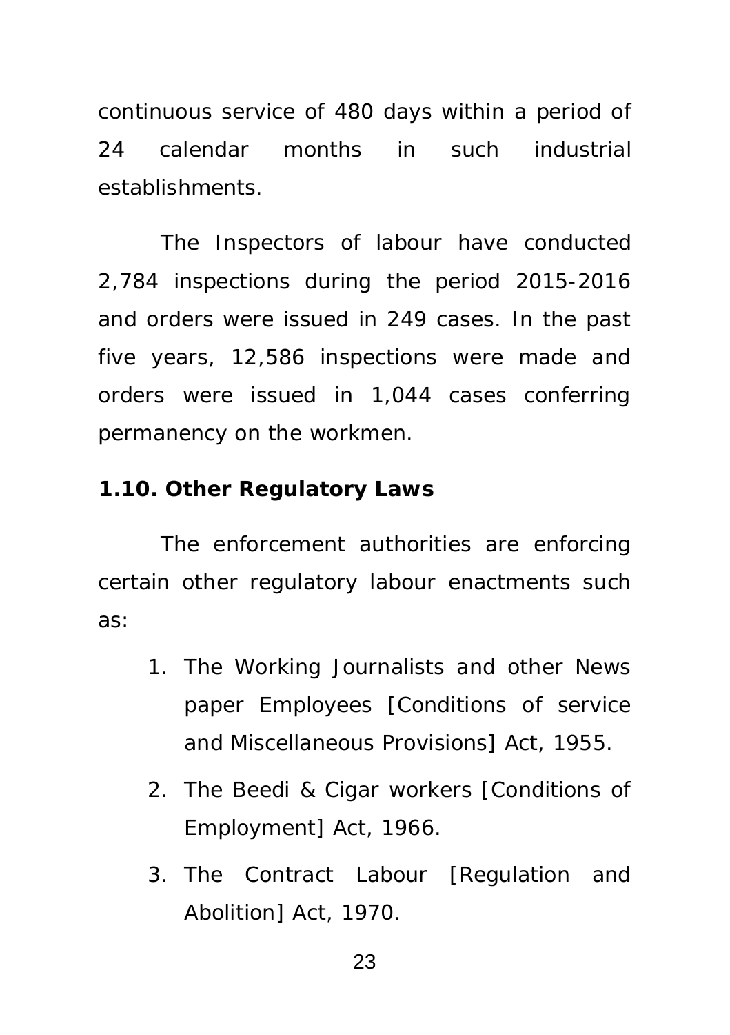continuous service of 480 days within a period of 24 calendar months in such industrial establishments.

The Inspectors of labour have conducted 2,784 inspections during the period 2015-2016 and orders were issued in 249 cases. In the past five years, 12,586 inspections were made and orders were issued in 1,044 cases conferring permanency on the workmen.

**1.10. Other Regulatory Laws**

The enforcement authorities are enforcing certain other regulatory labour enactments such as:

1. The Working Journalists and other News paper Employees [Conditions of service and Miscellaneous Provisions] Act, 1955.
2. The Beedi & Cigar workers [Conditions of Employment] Act, 1966.
3. The Contract Labour [Regulation and Abolition] Act, 1970.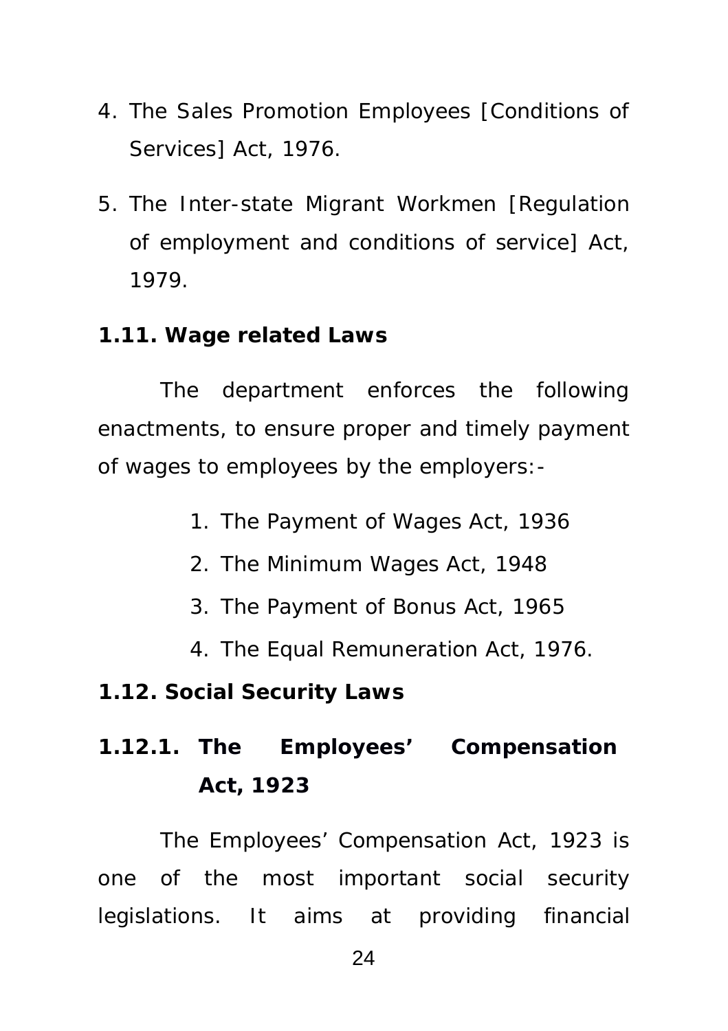4. The Sales Promotion Employees [Conditions of Services] Act, 1976.

5. The Inter-state Migrant Workmen [Regulation of employment and conditions of service] Act, 1979.

### 1.11. Wage related Laws

The department enforces the following enactments, to ensure proper and timely payment of wages to employees by the employers:-

1. The Payment of Wages Act, 1936
2. The Minimum Wages Act, 1948
3. The Payment of Bonus Act, 1965
4. The Equal Remuneration Act, 1976.

### 1.12. Social Security Laws

#### 1.12.1. The Employees' Compensation Act, 1923

The Employees' Compensation Act, 1923 is one of the most important social security legislations. It aims at providing financial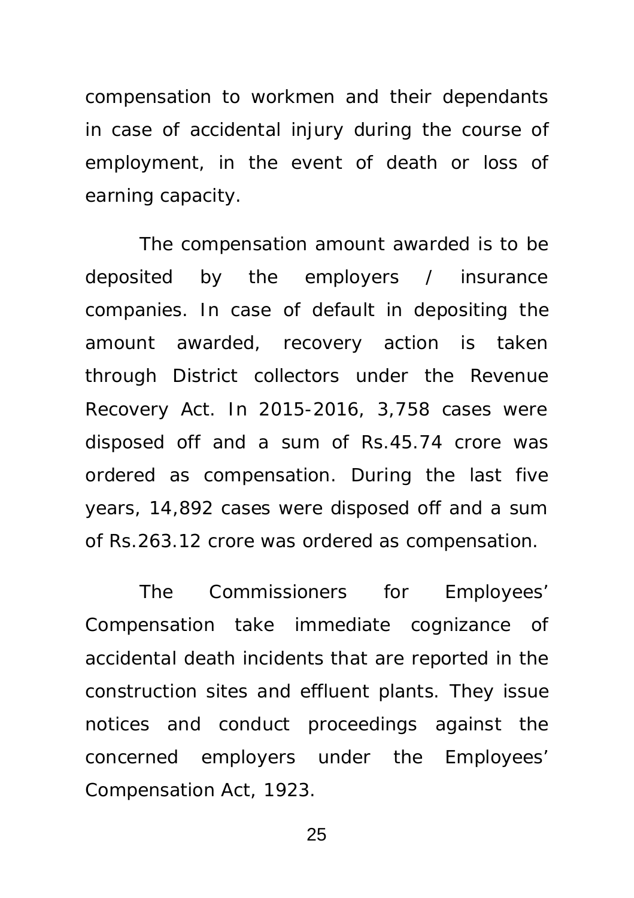compensation to workmen and their dependants in case of accidental injury during the course of employment, in the event of death or loss of earning capacity.

The compensation amount awarded is to be deposited by the employers / insurance companies. In case of default in depositing the amount awarded, recovery action is taken through District collectors under the Revenue Recovery Act. In 2015-2016, 3,758 cases were disposed off and a sum of Rs.45.74 crore was ordered as compensation. During the last five years, 14,892 cases were disposed off and a sum of Rs.263.12 crore was ordered as compensation.

The Commissioners for Employees' Compensation take immediate cognizance of accidental death incidents that are reported in the construction sites and effluent plants. They issue notices and conduct proceedings against the concerned employers under the Employees' Compensation Act, 1923.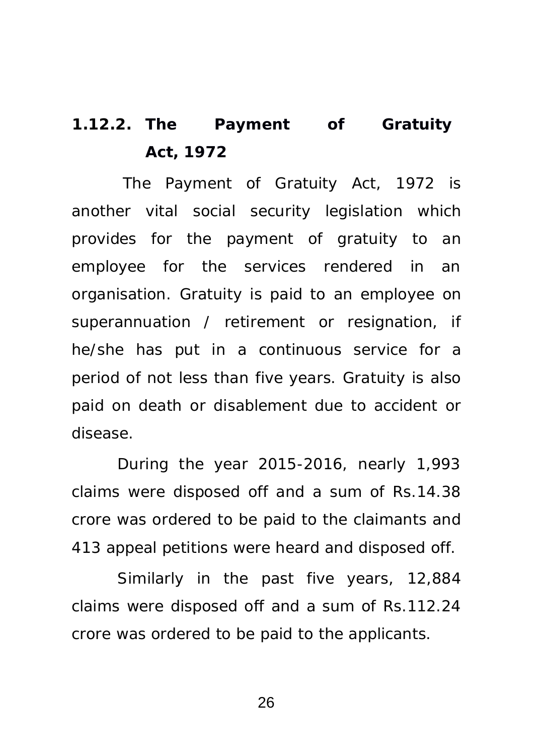### 1.12.2. The Payment of Gratuity Act, 1972

The Payment of Gratuity Act, 1972 is another vital social security legislation which provides for the payment of gratuity to an employee for the services rendered in an organisation. Gratuity is paid to an employee on superannuation / retirement or resignation, if he/she has put in a continuous service for a period of not less than five years. Gratuity is also paid on death or disablement due to accident or disease.

During the year 2015-2016, nearly 1,993 claims were disposed off and a sum of Rs.14.38 crore was ordered to be paid to the claimants and 413 appeal petitions were heard and disposed off.

Similarly in the past five years, 12,884 claims were disposed off and a sum of Rs.112.24 crore was ordered to be paid to the applicants.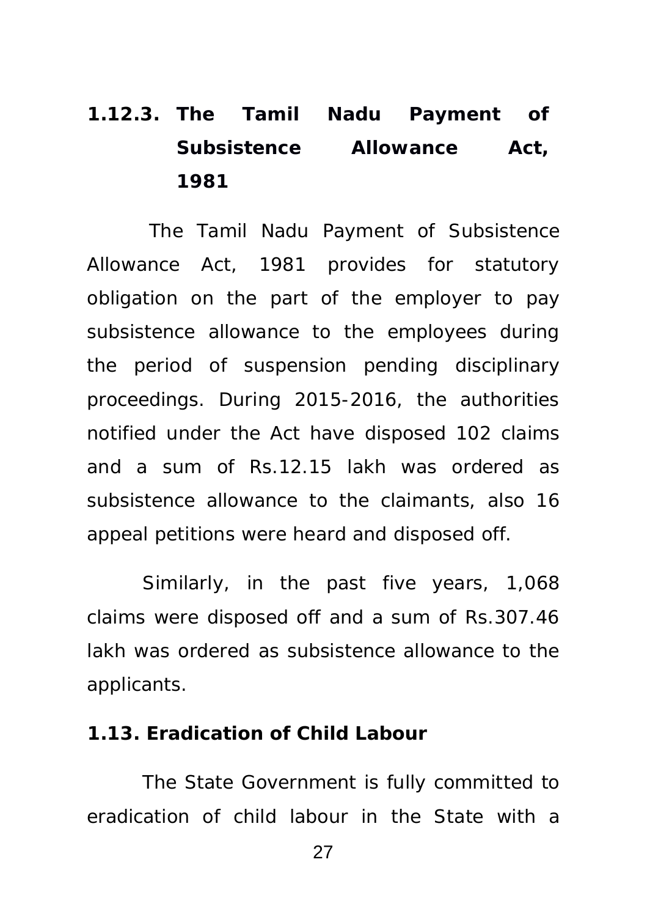### 1.12.3. The Tamil Nadu Payment of Subsistence Allowance Act, 1981

The Tamil Nadu Payment of Subsistence Allowance Act, 1981 provides for statutory obligation on the part of the employer to pay subsistence allowance to the employees during the period of suspension pending disciplinary proceedings. During 2015-2016, the authorities notified under the Act have disposed 102 claims and a sum of Rs.12.15 lakh was ordered as subsistence allowance to the claimants, also 16 appeal petitions were heard and disposed off.

Similarly, in the past five years, 1,068 claims were disposed off and a sum of Rs.307.46 lakh was ordered as subsistence allowance to the applicants.

## 1.13. Eradication of Child Labour

The State Government is fully committed to eradication of child labour in the State with a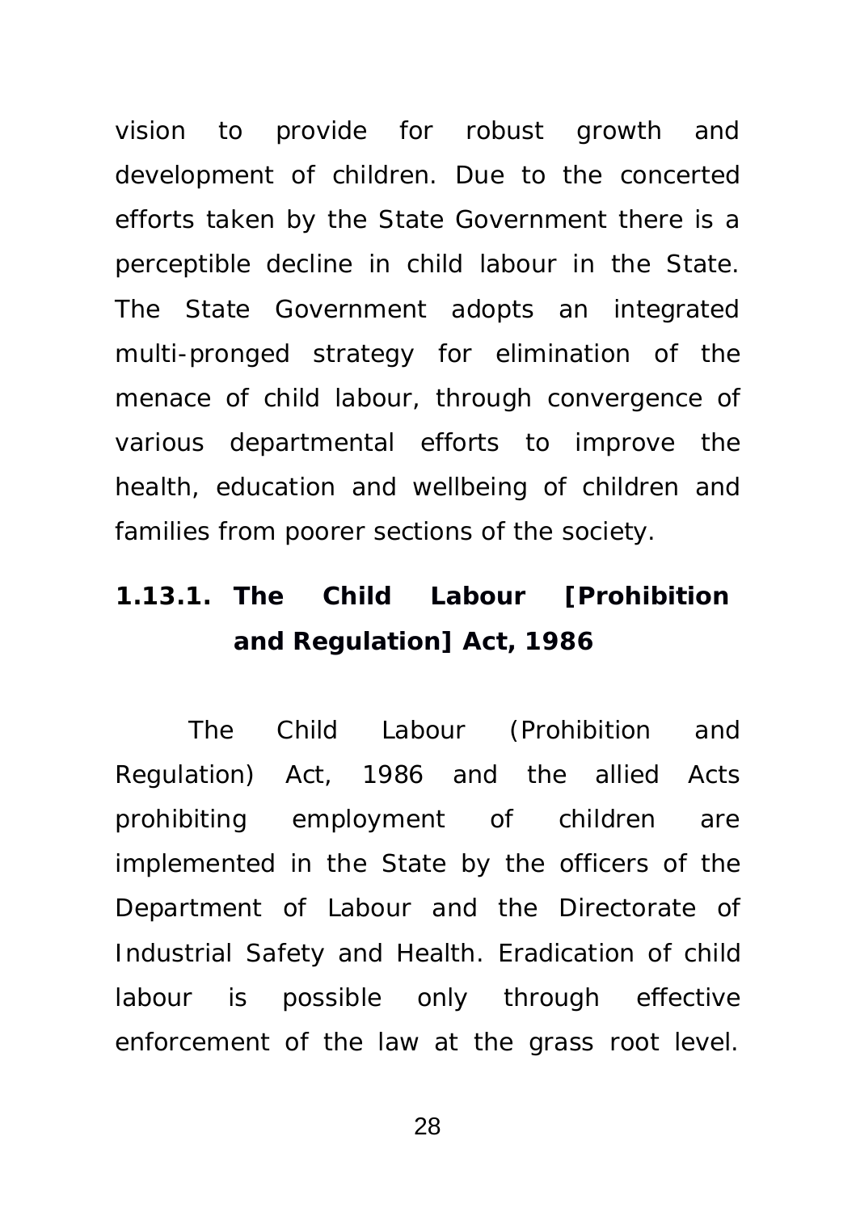vision to provide for robust growth and development of children. Due to the concerted efforts taken by the State Government there is a perceptible decline in child labour in the State. The State Government adopts an integrated multi-pronged strategy for elimination of the menace of child labour, through convergence of various departmental efforts to improve the health, education and wellbeing of children and families from poorer sections of the society.

### 1.13.1. The Child Labour [Prohibition and Regulation] Act, 1986

The Child Labour (Prohibition and Regulation) Act, 1986 and the allied Acts prohibiting employment of children are implemented in the State by the officers of the Department of Labour and the Directorate of Industrial Safety and Health. Eradication of child labour is possible only through effective enforcement of the law at the grass root level.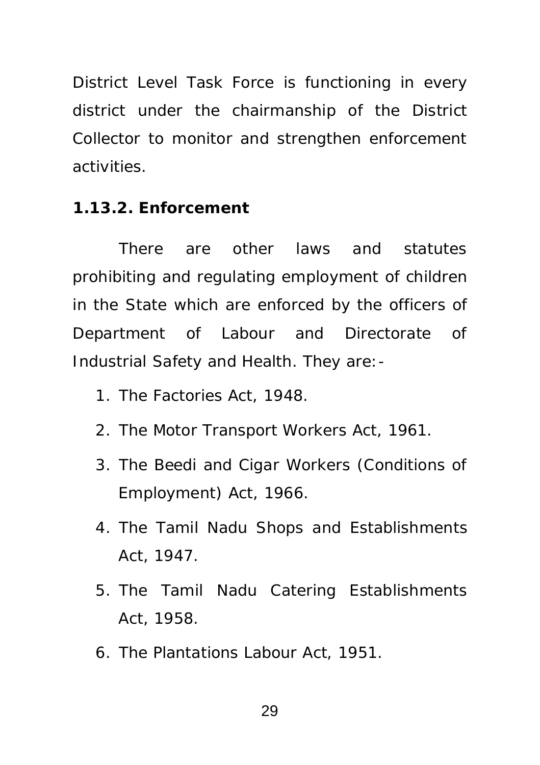District Level Task Force is functioning in every district under the chairmanship of the District Collector to monitor and strengthen enforcement activities.

**1.13.2. Enforcement**

There are other laws and statutes prohibiting and regulating employment of children in the State which are enforced by the officers of Department of Labour and Directorate of Industrial Safety and Health. They are:-

1. The Factories Act, 1948.
2. The Motor Transport Workers Act, 1961.
3. The Beedi and Cigar Workers (Conditions of Employment) Act, 1966.
4. The Tamil Nadu Shops and Establishments Act, 1947.
5. The Tamil Nadu Catering Establishments Act, 1958.
6. The Plantations Labour Act, 1951.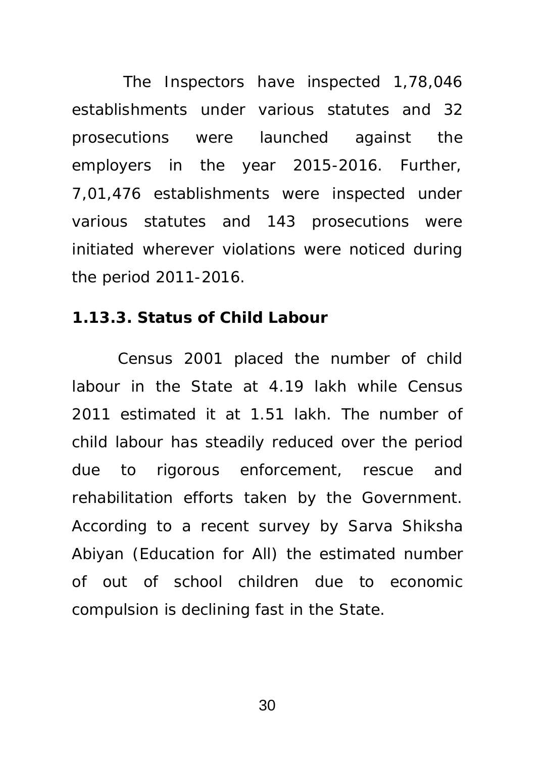The Inspectors have inspected 1,78,046 establishments under various statutes and 32 prosecutions were launched against the employers in the year 2015-2016. Further, 7,01,476 establishments were inspected under various statutes and 143 prosecutions were initiated wherever violations were noticed during the period 2011-2016.

**1.13.3. Status of Child Labour**

Census 2001 placed the number of child labour in the State at 4.19 lakh while Census 2011 estimated it at 1.51 lakh. The number of child labour has steadily reduced over the period due to rigorous enforcement, rescue and rehabilitation efforts taken by the Government. According to a recent survey by Sarva Shiksha Abiyan (Education for All) the estimated number of out of school children due to economic compulsion is declining fast in the State.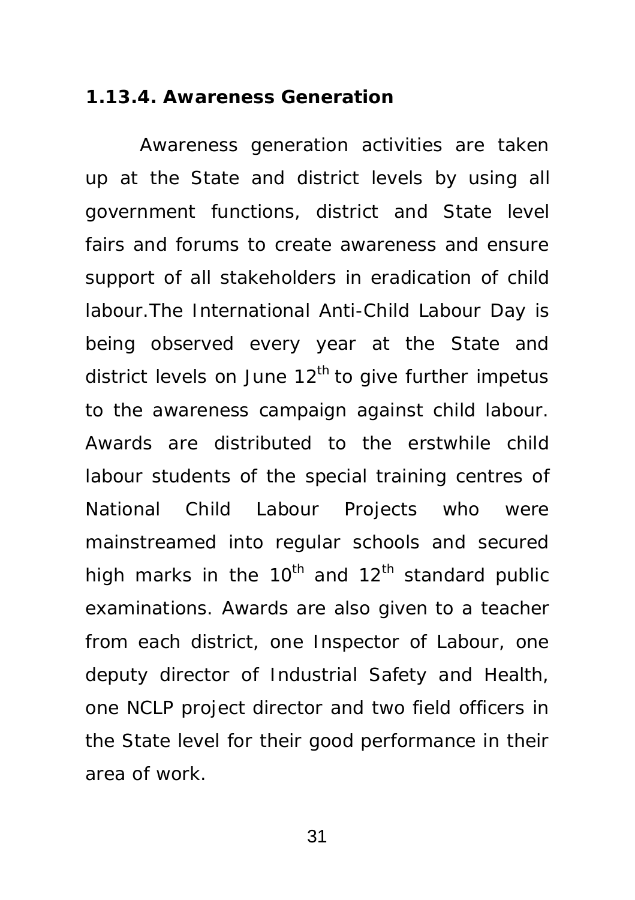### 1.13.4. Awareness Generation

Awareness generation activities are taken up at the State and district levels by using all government functions, district and State level fairs and forums to create awareness and ensure support of all stakeholders in eradication of child labour.The International Anti-Child Labour Day is being observed every year at the State and district levels on June 12th to give further impetus to the awareness campaign against child labour. Awards are distributed to the erstwhile child labour students of the special training centres of National Child Labour Projects who were mainstreamed into regular schools and secured high marks in the 10th and 12th standard public examinations. Awards are also given to a teacher from each district, one Inspector of Labour, one deputy director of Industrial Safety and Health, one NCLP project director and two field officers in the State level for their good performance in their area of work.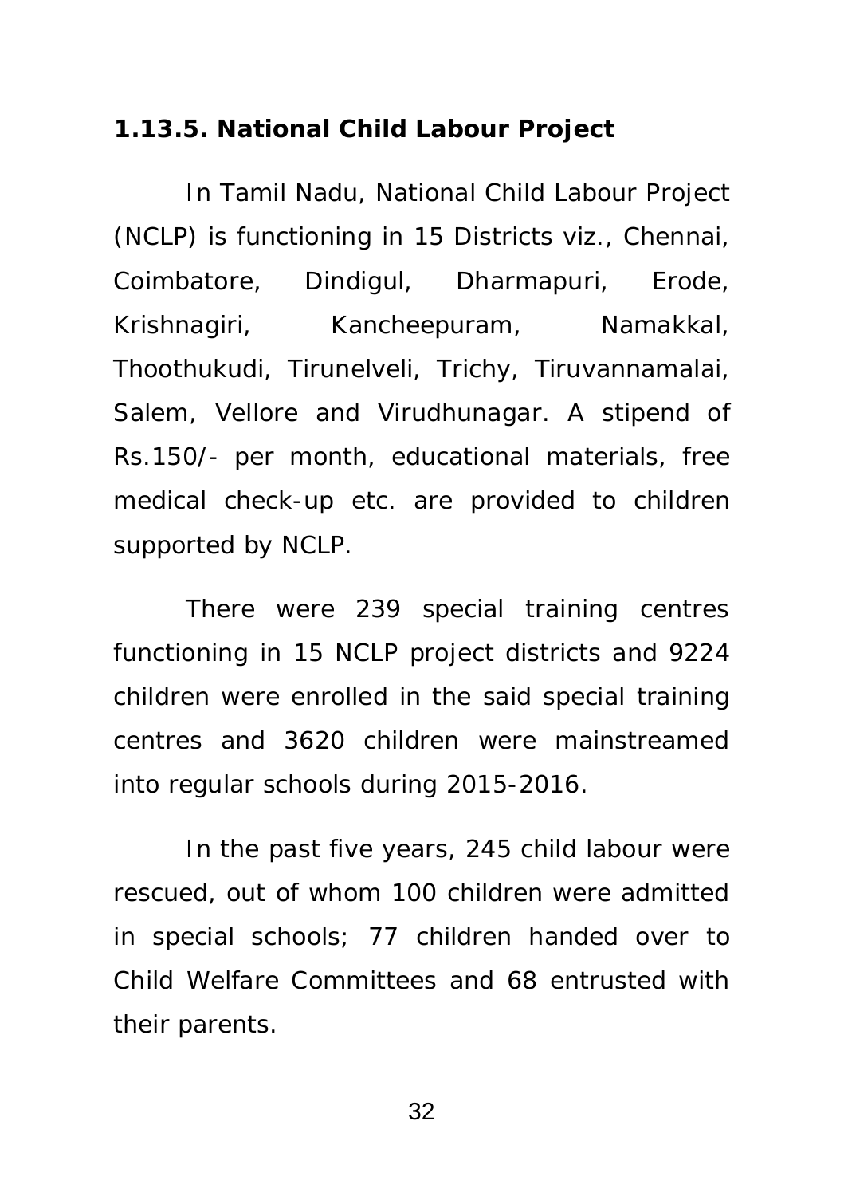### 1.13.5. National Child Labour Project

In Tamil Nadu, National Child Labour Project (NCLP) is functioning in 15 Districts viz., Chennai, Coimbatore, Dindigul, Dharmapuri, Erode, Krishnagiri, Kancheepuram, Namakkal, Thoothukudi, Tirunelveli, Trichy, Tiruvannamalai, Salem, Vellore and Virudhunagar. A stipend of Rs.150/- per month, educational materials, free medical check-up etc. are provided to children supported by NCLP.

There were 239 special training centres functioning in 15 NCLP project districts and 9224 children were enrolled in the said special training centres and 3620 children were mainstreamed into regular schools during 2015-2016.

In the past five years, 245 child labour were rescued, out of whom 100 children were admitted in special schools; 77 children handed over to Child Welfare Committees and 68 entrusted with their parents.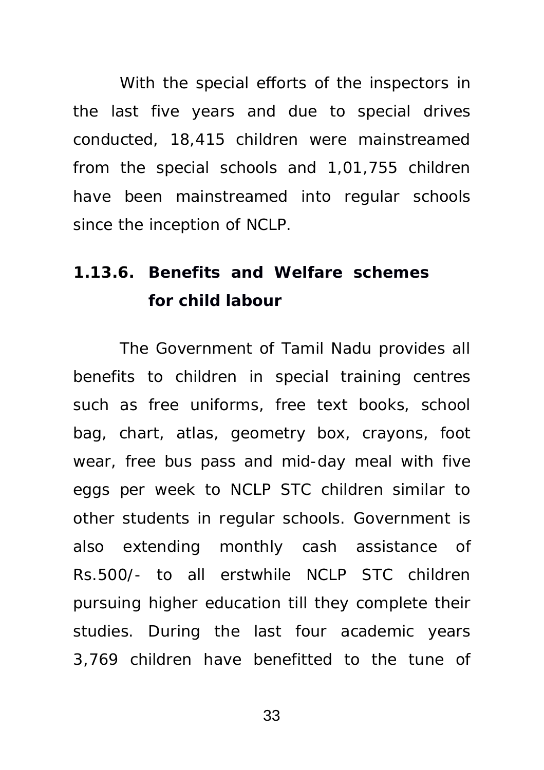With the special efforts of the inspectors in the last five years and due to special drives conducted, 18,415 children were mainstreamed from the special schools and 1,01,755 children have been mainstreamed into regular schools since the inception of NCLP.

### 1.13.6. Benefits and Welfare schemes for child labour

The Government of Tamil Nadu provides all benefits to children in special training centres such as free uniforms, free text books, school bag, chart, atlas, geometry box, crayons, foot wear, free bus pass and mid-day meal with five eggs per week to NCLP STC children similar to other students in regular schools. Government is also extending monthly cash assistance of Rs.500/- to all erstwhile NCLP STC children pursuing higher education till they complete their studies. During the last four academic years 3,769 children have benefitted to the tune of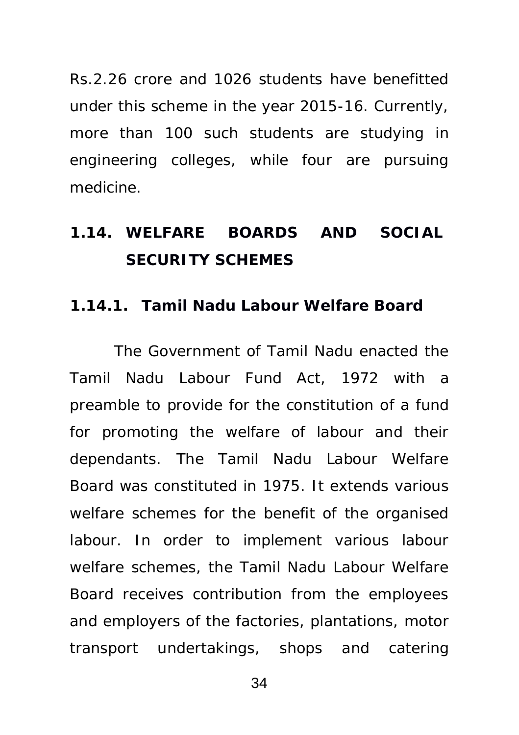Rs.2.26 crore and 1026 students have benefitted under this scheme in the year 2015-16. Currently, more than 100 such students are studying in engineering colleges, while four are pursuing medicine.

## 1.14. WELFARE BOARDS AND SOCIAL SECURITY SCHEMES

### 1.14.1. Tamil Nadu Labour Welfare Board

The Government of Tamil Nadu enacted the Tamil Nadu Labour Fund Act, 1972 with a preamble to provide for the constitution of a fund for promoting the welfare of labour and their dependants. The Tamil Nadu Labour Welfare Board was constituted in 1975. It extends various welfare schemes for the benefit of the organised labour. In order to implement various labour welfare schemes, the Tamil Nadu Labour Welfare Board receives contribution from the employees and employers of the factories, plantations, motor transport undertakings, shops and catering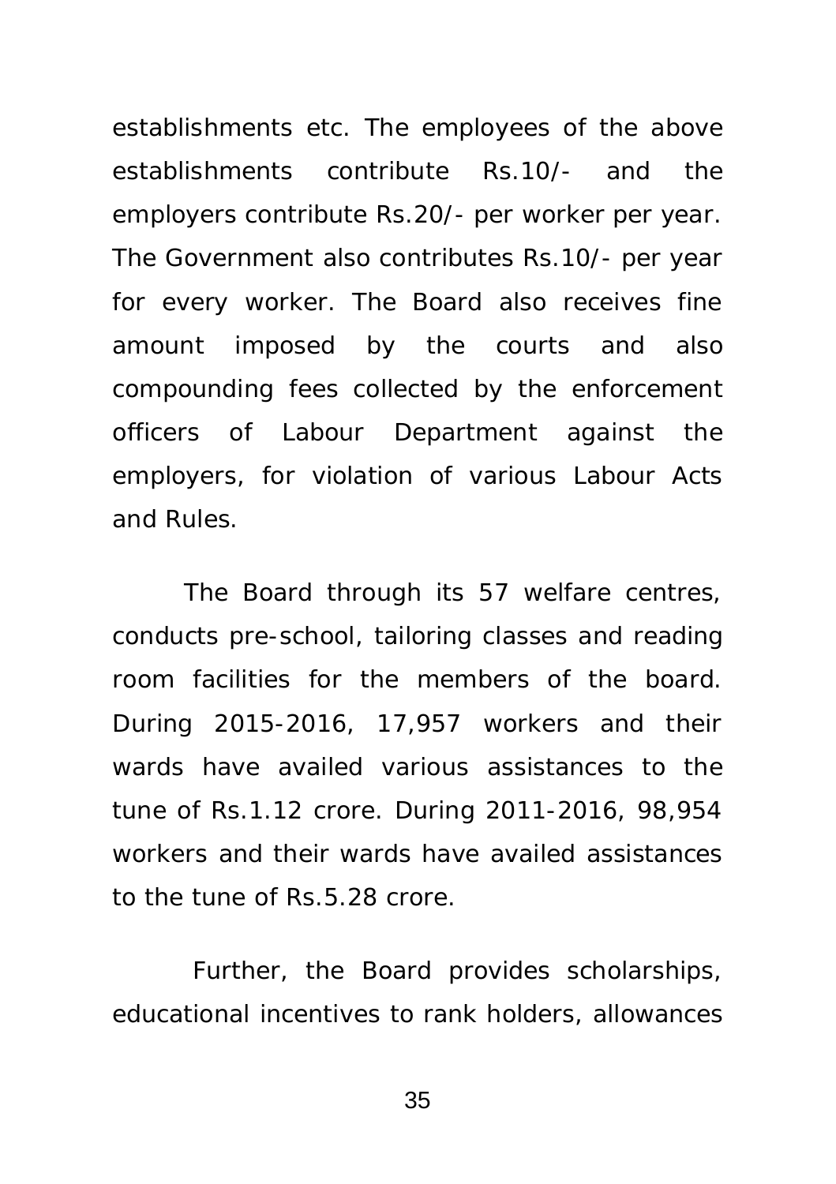establishments etc. The employees of the above establishments contribute Rs.10/- and the employers contribute Rs.20/- per worker per year. The Government also contributes Rs.10/- per year for every worker. The Board also receives fine amount imposed by the courts and also compounding fees collected by the enforcement officers of Labour Department against the employers, for violation of various Labour Acts and Rules.

The Board through its 57 welfare centres, conducts pre-school, tailoring classes and reading room facilities for the members of the board. During 2015-2016, 17,957 workers and their wards have availed various assistances to the tune of Rs.1.12 crore. During 2011-2016, 98,954 workers and their wards have availed assistances to the tune of Rs.5.28 crore.

Further, the Board provides scholarships, educational incentives to rank holders, allowances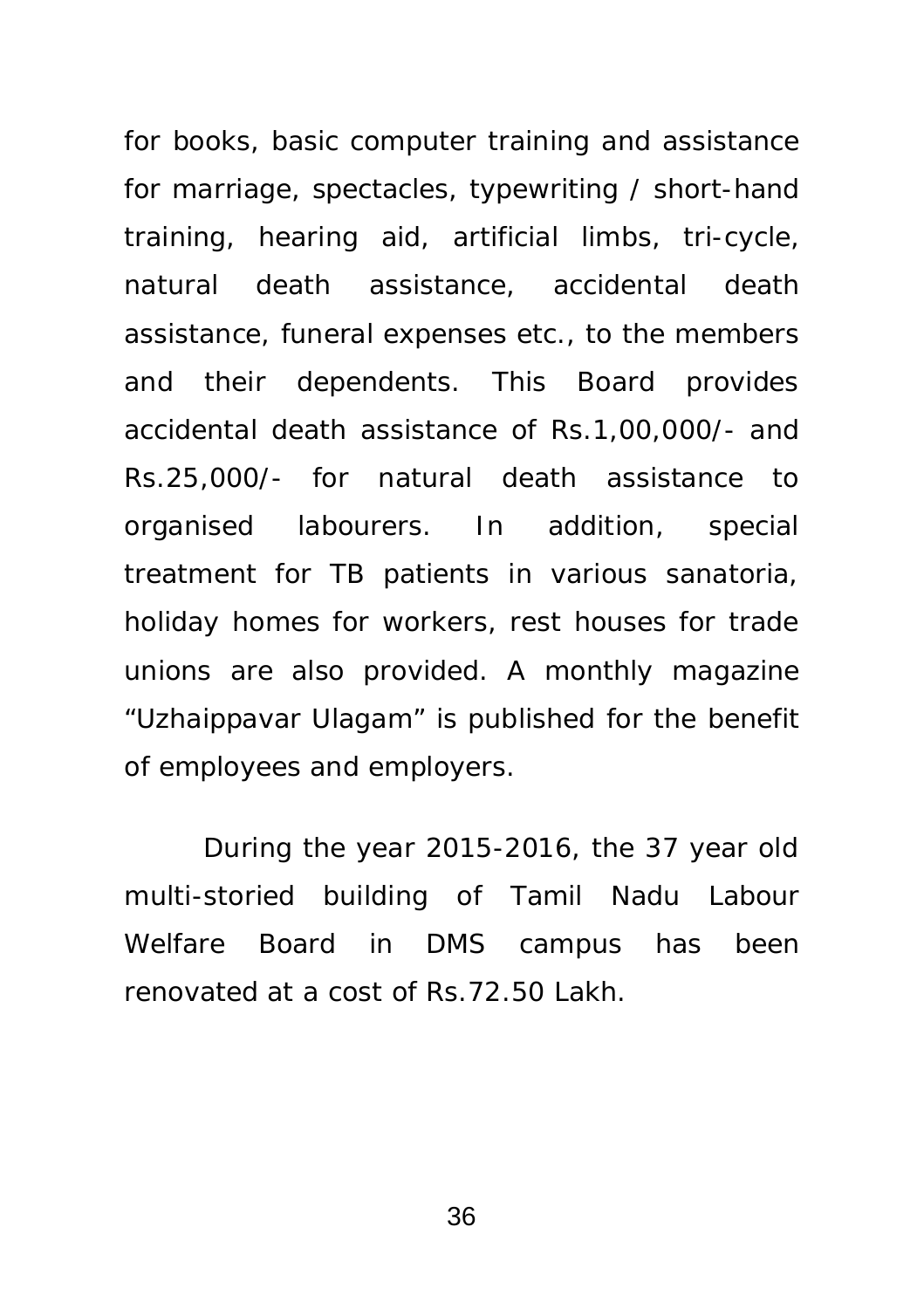for books, basic computer training and assistance for marriage, spectacles, typewriting / short-hand training, hearing aid, artificial limbs, tri-cycle, natural death assistance, accidental death assistance, funeral expenses etc., to the members and their dependents. This Board provides accidental death assistance of Rs.1,00,000/- and Rs.25,000/- for natural death assistance to organised labourers. In addition, special treatment for TB patients in various sanatoria, holiday homes for workers, rest houses for trade unions are also provided. A monthly magazine "Uzhaippavar Ulagam" is published for the benefit of employees and employers.

During the year 2015-2016, the 37 year old multi-storied building of Tamil Nadu Labour Welfare Board in DMS campus has been renovated at a cost of Rs.72.50 Lakh.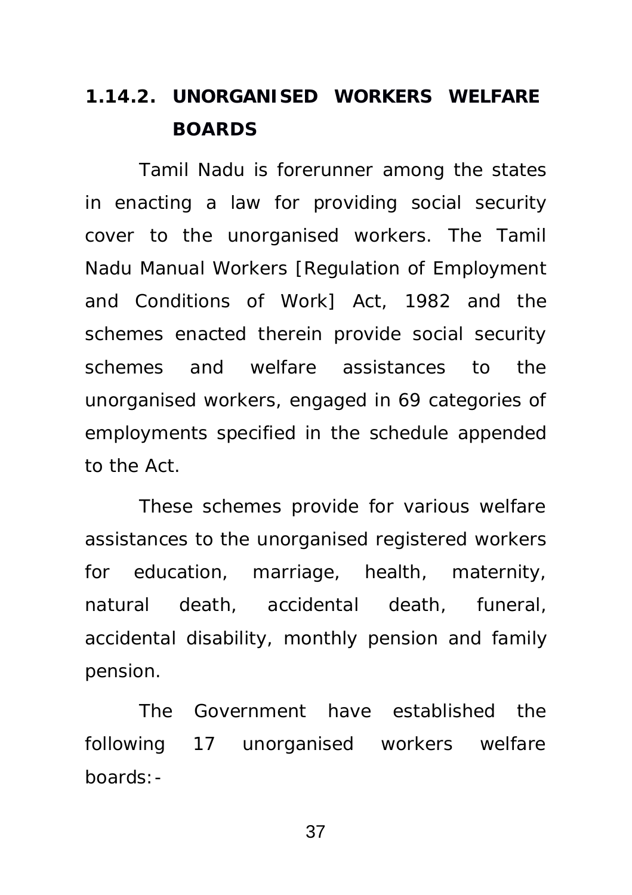### 1.14.2. UNORGANISED WORKERS WELFARE BOARDS

Tamil Nadu is forerunner among the states in enacting a law for providing social security cover to the unorganised workers. The Tamil Nadu Manual Workers [Regulation of Employment and Conditions of Work] Act, 1982 and the schemes enacted therein provide social security schemes and welfare assistances to the unorganised workers, engaged in 69 categories of employments specified in the schedule appended to the Act.

These schemes provide for various welfare assistances to the unorganised registered workers for education, marriage, health, maternity, natural death, accidental death, funeral, accidental disability, monthly pension and family pension.

The Government have established the following 17 unorganised workers welfare boards:-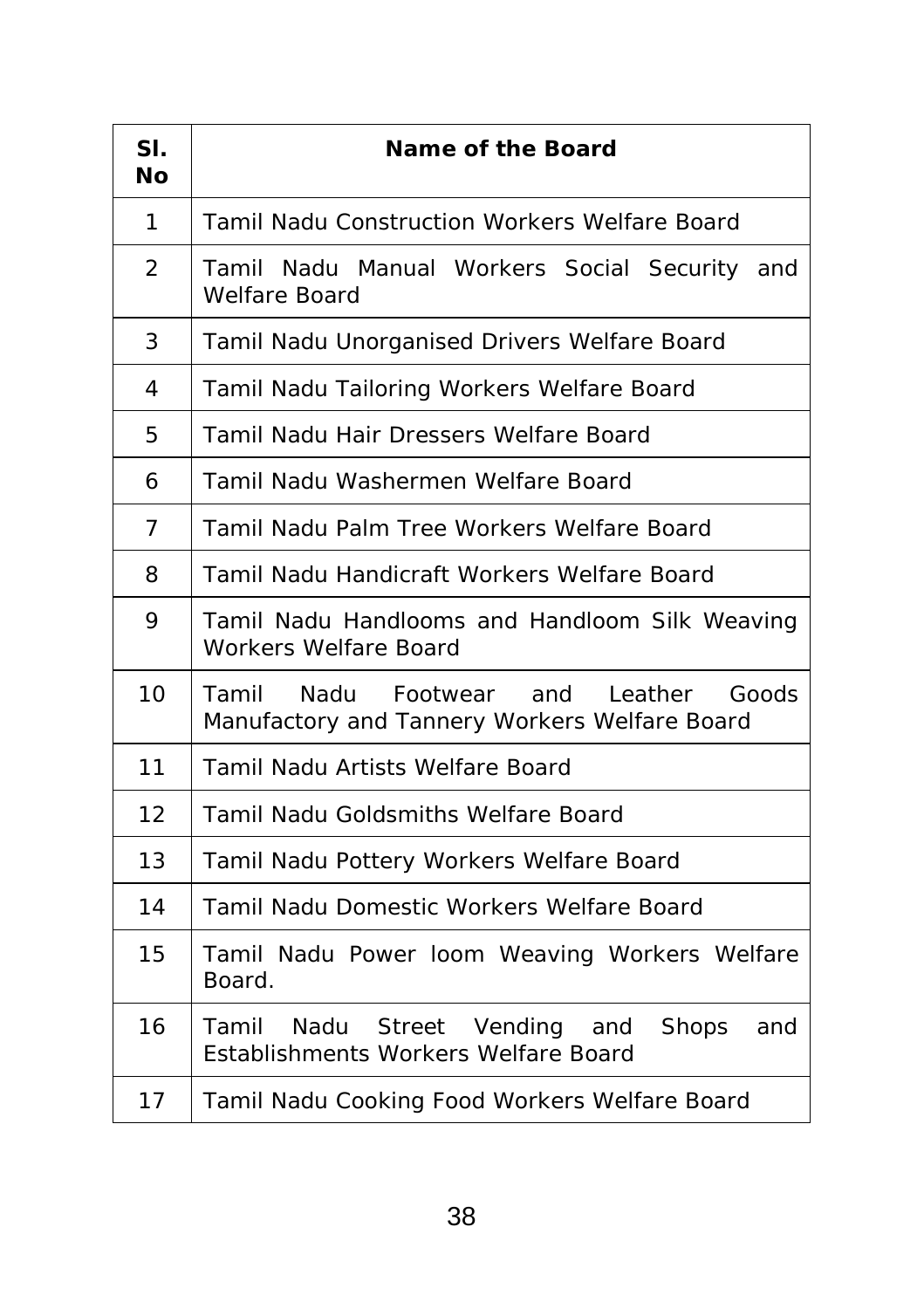| Sl. No | Name of the Board |
|---|---|
| 1 | Tamil Nadu Construction Workers Welfare Board |
| 2 | Tamil Nadu Manual Workers Social Security and Welfare Board |
| 3 | Tamil Nadu Unorganised Drivers Welfare Board |
| 4 | Tamil Nadu Tailoring Workers Welfare Board |
| 5 | Tamil Nadu Hair Dressers Welfare Board |
| 6 | Tamil Nadu Washermen Welfare Board |
| 7 | Tamil Nadu Palm Tree Workers Welfare Board |
| 8 | Tamil Nadu Handicraft Workers Welfare Board |
| 9 | Tamil Nadu Handlooms and Handloom Silk Weaving Workers Welfare Board |
| 10 | Tamil Nadu Footwear and Leather Goods Manufactory and Tannery Workers Welfare Board |
| 11 | Tamil Nadu Artists Welfare Board |
| 12 | Tamil Nadu Goldsmiths Welfare Board |
| 13 | Tamil Nadu Pottery Workers Welfare Board |
| 14 | Tamil Nadu Domestic Workers Welfare Board |
| 15 | Tamil Nadu Power loom Weaving Workers Welfare Board. |
| 16 | Tamil Nadu Street Vending and Shops and Establishments Workers Welfare Board |
| 17 | Tamil Nadu Cooking Food Workers Welfare Board |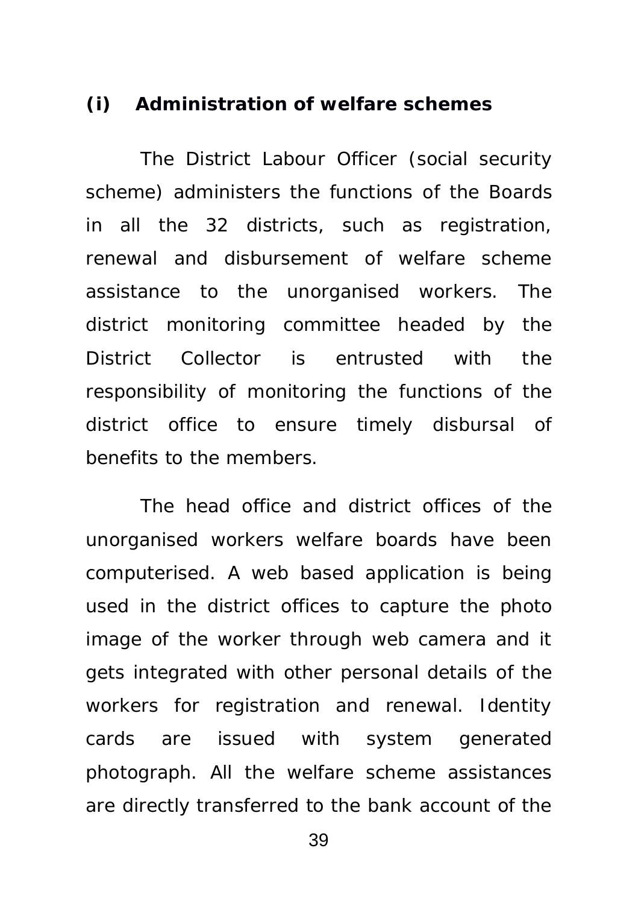### (i) Administration of welfare schemes

The District Labour Officer (social security scheme) administers the functions of the Boards in all the 32 districts, such as registration, renewal and disbursement of welfare scheme assistance to the unorganised workers. The district monitoring committee headed by the District Collector is entrusted with the responsibility of monitoring the functions of the district office to ensure timely disbursal of benefits to the members.

The head office and district offices of the unorganised workers welfare boards have been computerised. A web based application is being used in the district offices to capture the photo image of the worker through web camera and it gets integrated with other personal details of the workers for registration and renewal. Identity cards are issued with system generated photograph. All the welfare scheme assistances are directly transferred to the bank account of the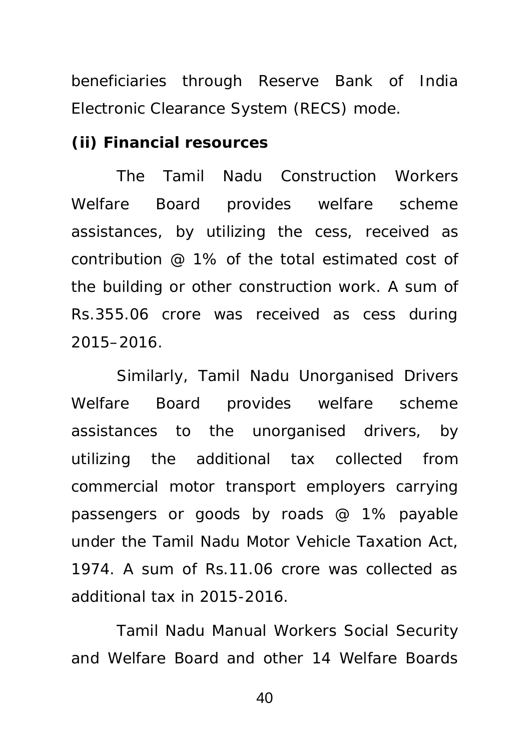beneficiaries through Reserve Bank of India Electronic Clearance System (RECS) mode.

**(ii) Financial resources**

The Tamil Nadu Construction Workers Welfare Board provides welfare scheme assistances, by utilizing the cess, received as contribution @ 1% of the total estimated cost of the building or other construction work. A sum of Rs.355.06 crore was received as cess during 2015–2016.

Similarly, Tamil Nadu Unorganised Drivers Welfare Board provides welfare scheme assistances to the unorganised drivers, by utilizing the additional tax collected from commercial motor transport employers carrying passengers or goods by roads @ 1% payable under the Tamil Nadu Motor Vehicle Taxation Act, 1974. A sum of Rs.11.06 crore was collected as additional tax in 2015-2016.

Tamil Nadu Manual Workers Social Security and Welfare Board and other 14 Welfare Boards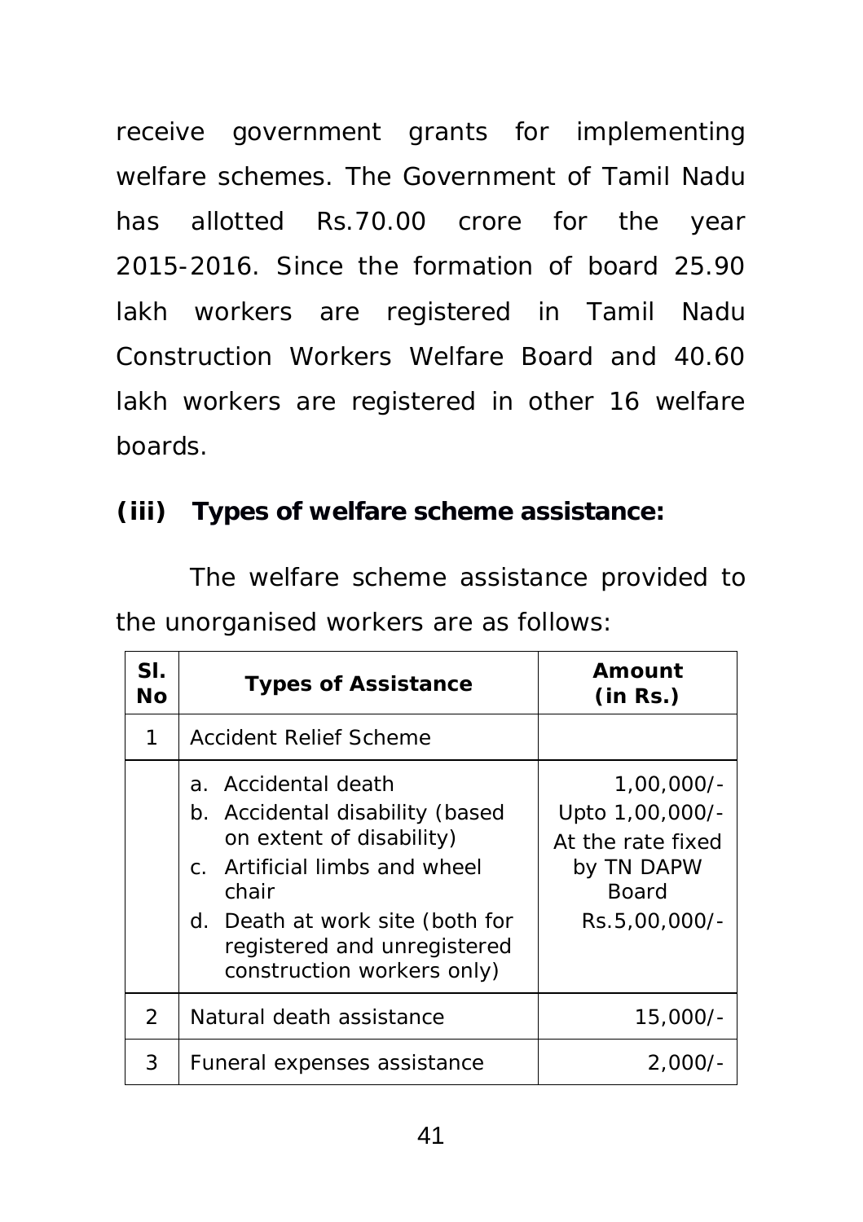receive government grants for implementing welfare schemes. The Government of Tamil Nadu has allotted Rs.70.00 crore for the year 2015-2016. Since the formation of board 25.90 lakh workers are registered in Tamil Nadu Construction Workers Welfare Board and 40.60 lakh workers are registered in other 16 welfare boards.

**(iii) Types of welfare scheme assistance:**

The welfare scheme assistance provided to the unorganised workers are as follows:

| Sl. No | Types of Assistance | Amount (in Rs.) |
|---|---|---|
| 1 | Accident Relief Scheme | |
| | a. Accidental death<br>b. Accidental disability (based on extent of disability)<br>c. Artificial limbs and wheel chair<br>d. Death at work site (both for registered and unregistered construction workers only) | 1,00,000/-<br>Upto 1,00,000/-<br>At the rate fixed by TN DAPW Board<br>Rs.5,00,000/- |
| 2 | Natural death assistance | 15,000/- |
| 3 | Funeral expenses assistance | 2,000/- |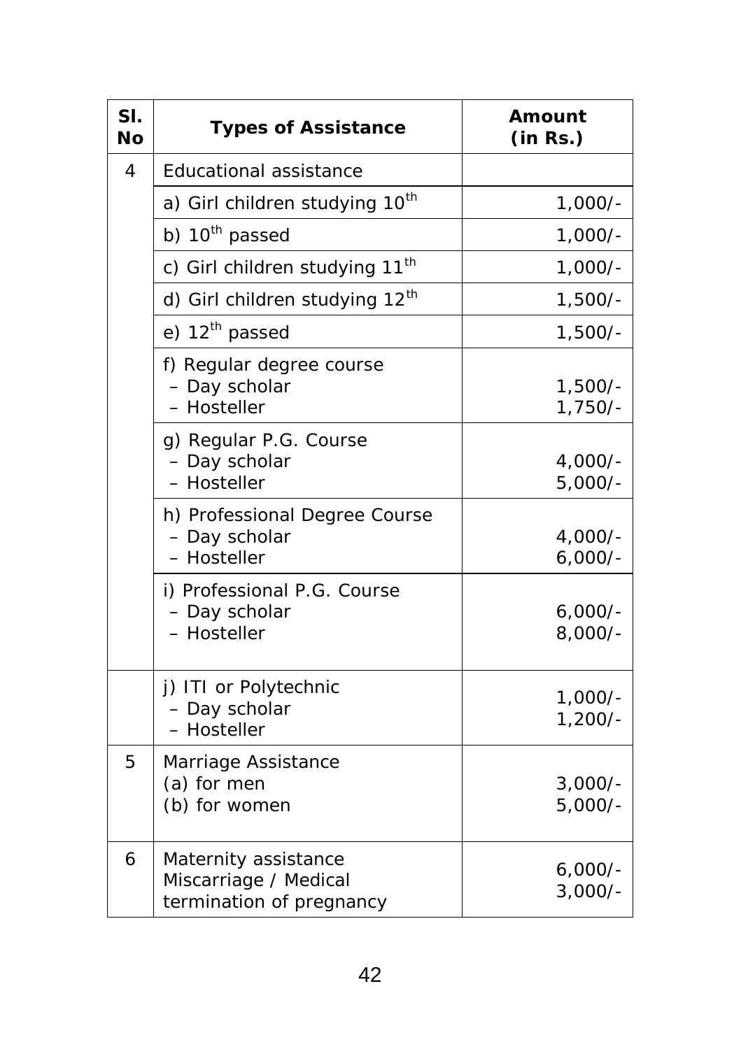| Sl. No | Types of Assistance | Amount (in Rs.) |
|---|---|---|
| 4 | Educational assistance | |
| | a) Girl children studying 10th | 1,000/- |
| | b) 10th passed | 1,000/- |
| | c) Girl children studying 11th | 1,000/- |
| | d) Girl children studying 12th | 1,500/- |
| | e) 12th passed | 1,500/- |
| | f) Regular degree course<br>– Day scholar<br>– Hosteller | 1,500/-<br>1,750/- |
| | g) Regular P.G. Course<br>– Day scholar<br>– Hosteller | 4,000/-<br>5,000/- |
| | h) Professional Degree Course<br>– Day scholar<br>– Hosteller | 4,000/-<br>6,000/- |
| | i) Professional P.G. Course<br>– Day scholar<br>– Hosteller | 6,000/-<br>8,000/- |
| | j) ITI or Polytechnic<br>– Day scholar<br>– Hosteller | 1,000/-<br>1,200/- |
| 5 | Marriage Assistance<br>(a) for men<br>(b) for women | 3,000/-<br>5,000/- |
| 6 | Maternity assistance<br>Miscarriage / Medical termination of pregnancy | 6,000/-<br>3,000/- |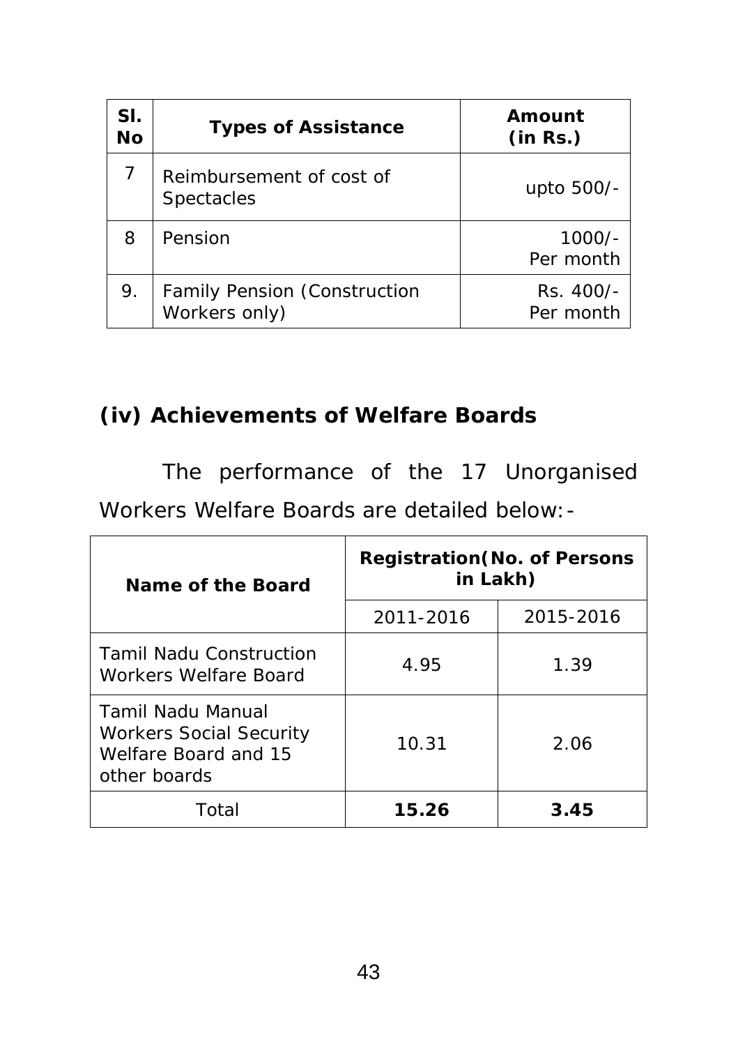| Sl. No | Types of Assistance | Amount (in Rs.) |
|---|---|---|
| 7 | Reimbursement of cost of Spectacles | upto 500/- |
| 8 | Pension | 1000/- Per month |
| 9. | Family Pension (Construction Workers only) | Rs. 400/- Per month |

### (iv) Achievements of Welfare Boards

The performance of the 17 Unorganised Workers Welfare Boards are detailed below:-

| Name of the Board | Registration(No. of Persons in Lakh) | |
|---|---|---|
| | 2011-2016 | 2015-2016 |
| Tamil Nadu Construction Workers Welfare Board | 4.95 | 1.39 |
| Tamil Nadu Manual Workers Social Security Welfare Board and 15 other boards | 10.31 | 2.06 |
| Total | **15.26** | **3.45** |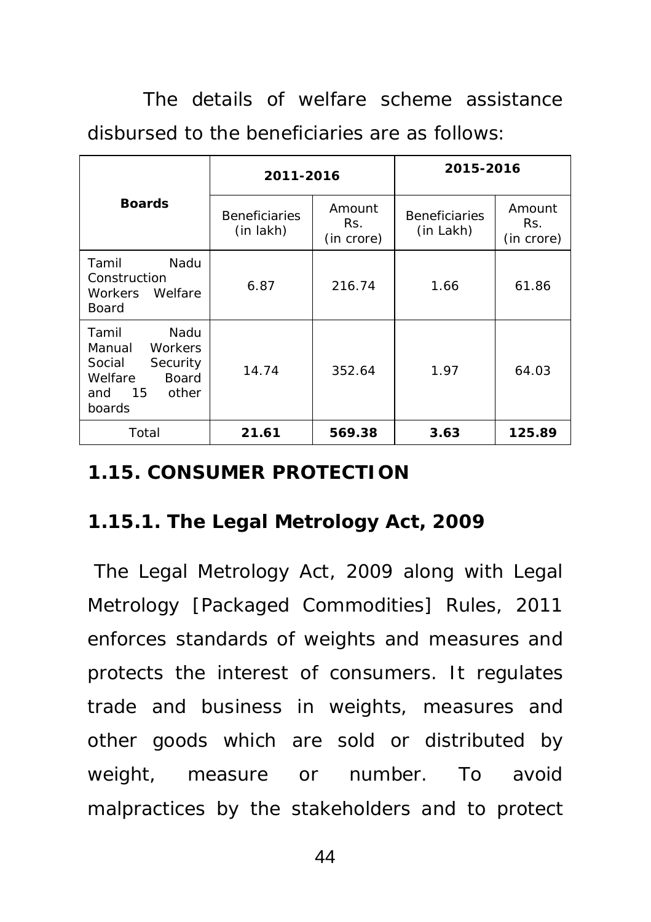The details of welfare scheme assistance disbursed to the beneficiaries are as follows:

| Boards | 2011-2016 | | 2015-2016 | |
|---|---|---|---|---|
| | Beneficiaries (in lakh) | Amount Rs. (in crore) | Beneficiaries (in Lakh) | Amount Rs. (in crore) |
| Tamil Nadu Construction Workers Welfare Board | 6.87 | 216.74 | 1.66 | 61.86 |
| Tamil Nadu Manual Workers Social Security Welfare Board and 15 other boards | 14.74 | 352.64 | 1.97 | 64.03 |
| Total | **21.61** | **569.38** | **3.63** | **125.89** |

## 1.15. CONSUMER PROTECTION

### 1.15.1. The Legal Metrology Act, 2009

The Legal Metrology Act, 2009 along with Legal Metrology [Packaged Commodities] Rules, 2011 enforces standards of weights and measures and protects the interest of consumers. It regulates trade and business in weights, measures and other goods which are sold or distributed by weight, measure or number. To avoid malpractices by the stakeholders and to protect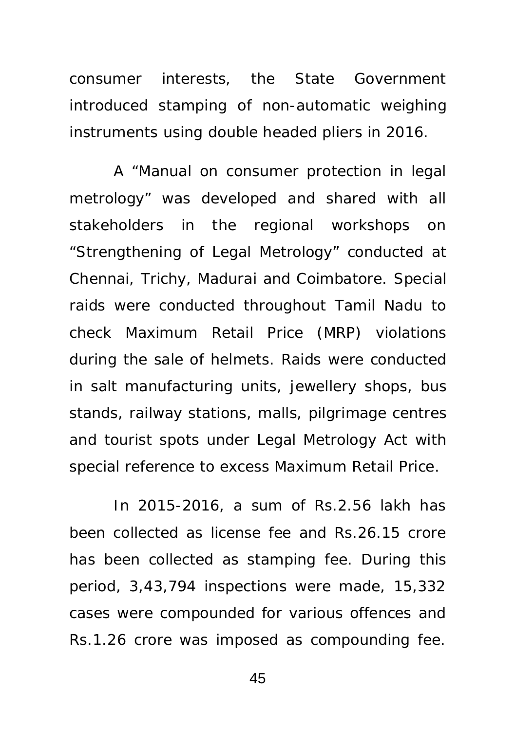consumer interests, the State Government introduced stamping of non-automatic weighing instruments using double headed pliers in 2016.

A "Manual on consumer protection in legal metrology" was developed and shared with all stakeholders in the regional workshops on "Strengthening of Legal Metrology" conducted at Chennai, Trichy, Madurai and Coimbatore. Special raids were conducted throughout Tamil Nadu to check Maximum Retail Price (MRP) violations during the sale of helmets. Raids were conducted in salt manufacturing units, jewellery shops, bus stands, railway stations, malls, pilgrimage centres and tourist spots under Legal Metrology Act with special reference to excess Maximum Retail Price.

In 2015-2016, a sum of Rs.2.56 lakh has been collected as license fee and Rs.26.15 crore has been collected as stamping fee. During this period, 3,43,794 inspections were made, 15,332 cases were compounded for various offences and Rs.1.26 crore was imposed as compounding fee.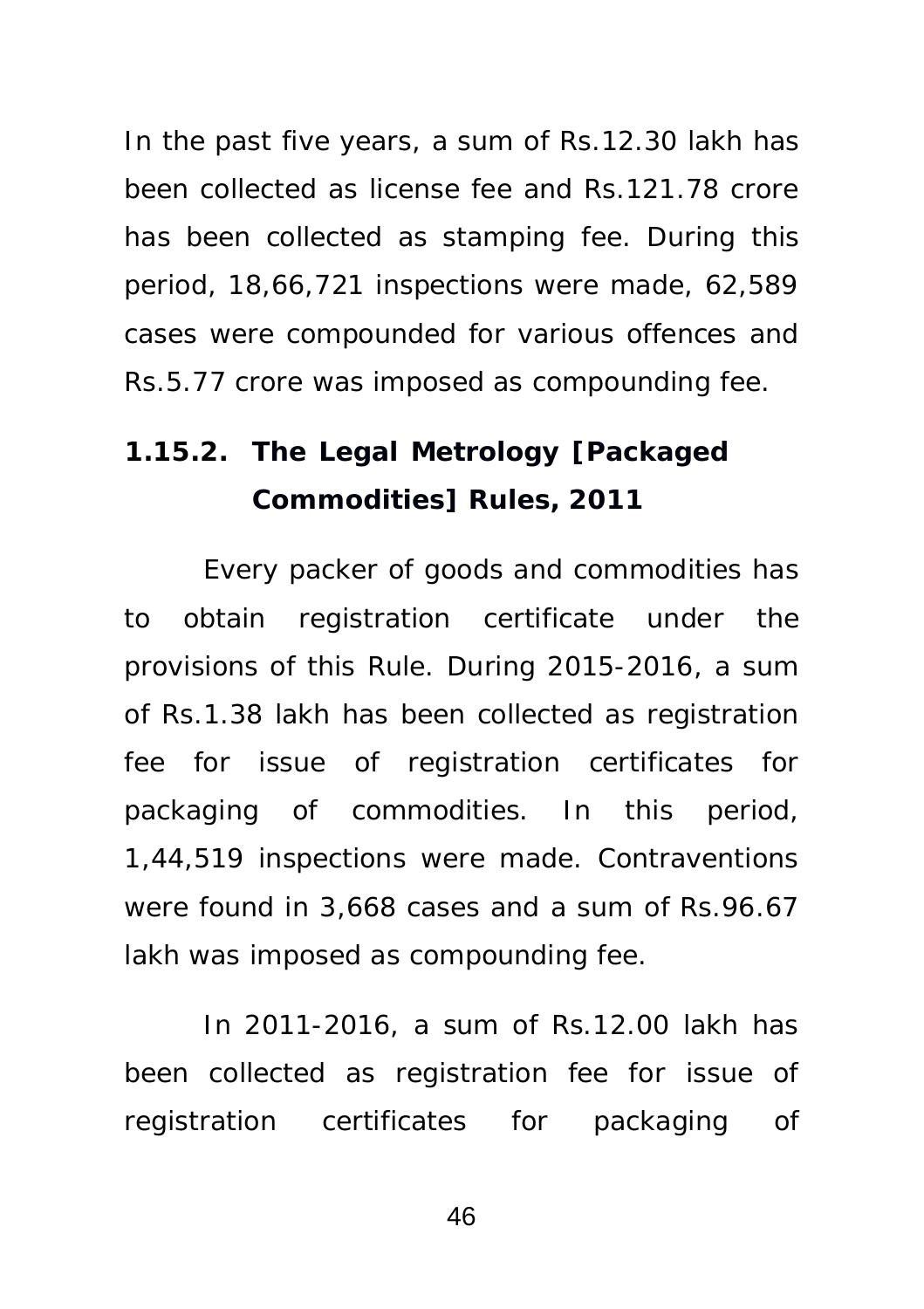In the past five years, a sum of Rs.12.30 lakh has been collected as license fee and Rs.121.78 crore has been collected as stamping fee. During this period, 18,66,721 inspections were made, 62,589 cases were compounded for various offences and Rs.5.77 crore was imposed as compounding fee.

### 1.15.2. The Legal Metrology [Packaged Commodities] Rules, 2011

Every packer of goods and commodities has to obtain registration certificate under the provisions of this Rule. During 2015-2016, a sum of Rs.1.38 lakh has been collected as registration fee for issue of registration certificates for packaging of commodities. In this period, 1,44,519 inspections were made. Contraventions were found in 3,668 cases and a sum of Rs.96.67 lakh was imposed as compounding fee.

In 2011-2016, a sum of Rs.12.00 lakh has been collected as registration fee for issue of registration certificates for packaging of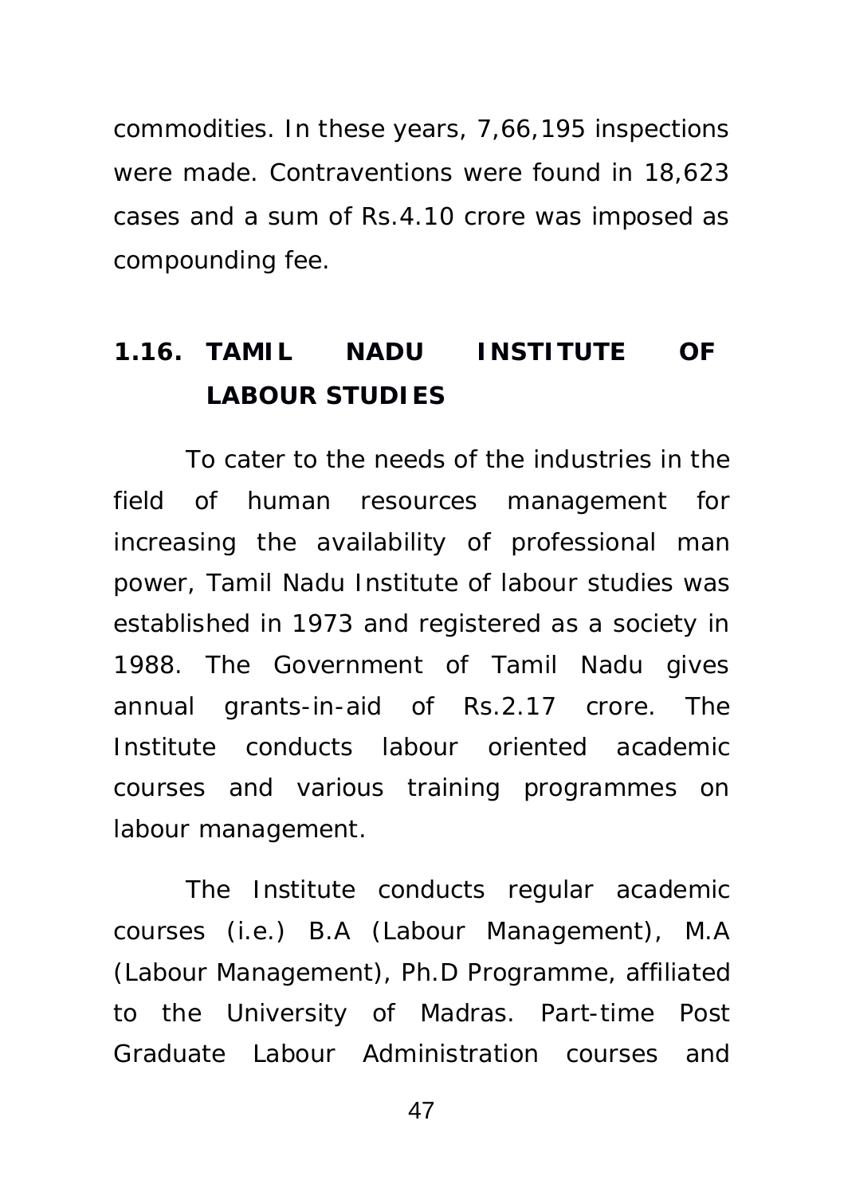commodities. In these years, 7,66,195 inspections were made. Contraventions were found in 18,623 cases and a sum of Rs.4.10 crore was imposed as compounding fee.

## 1.16. TAMIL NADU INSTITUTE OF LABOUR STUDIES

To cater to the needs of the industries in the field of human resources management for increasing the availability of professional man power, Tamil Nadu Institute of labour studies was established in 1973 and registered as a society in 1988. The Government of Tamil Nadu gives annual grants-in-aid of Rs.2.17 crore. The Institute conducts labour oriented academic courses and various training programmes on labour management.

The Institute conducts regular academic courses (i.e.) B.A (Labour Management), M.A (Labour Management), Ph.D Programme, affiliated to the University of Madras. Part-time Post Graduate Labour Administration courses and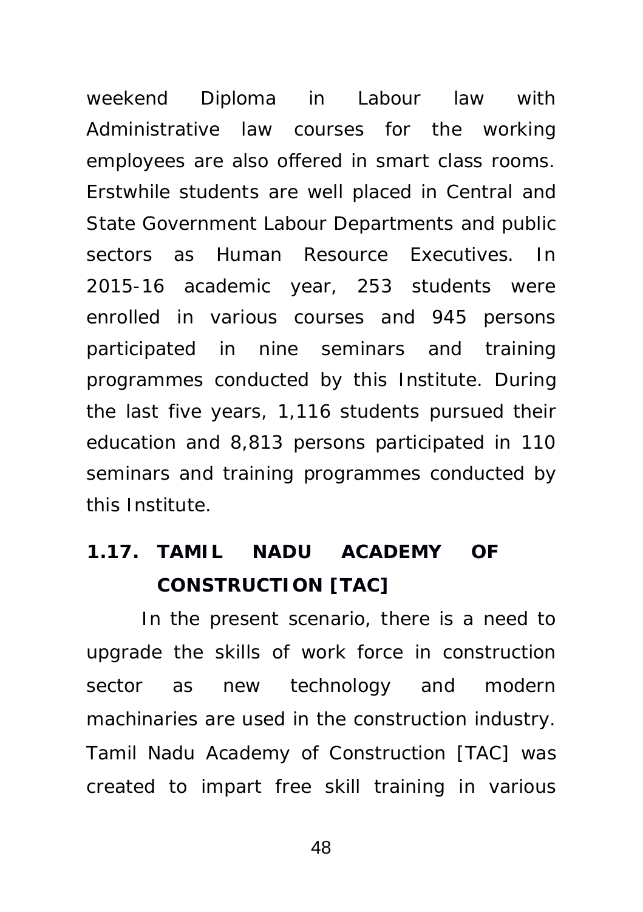weekend Diploma in Labour law with Administrative law courses for the working employees are also offered in smart class rooms. Erstwhile students are well placed in Central and State Government Labour Departments and public sectors as Human Resource Executives. In 2015-16 academic year, 253 students were enrolled in various courses and 945 persons participated in nine seminars and training programmes conducted by this Institute. During the last five years, 1,116 students pursued their education and 8,813 persons participated in 110 seminars and training programmes conducted by this Institute.

### 1.17. TAMIL NADU ACADEMY OF CONSTRUCTION [TAC]

In the present scenario, there is a need to upgrade the skills of work force in construction sector as new technology and modern machinaries are used in the construction industry. Tamil Nadu Academy of Construction [TAC] was created to impart free skill training in various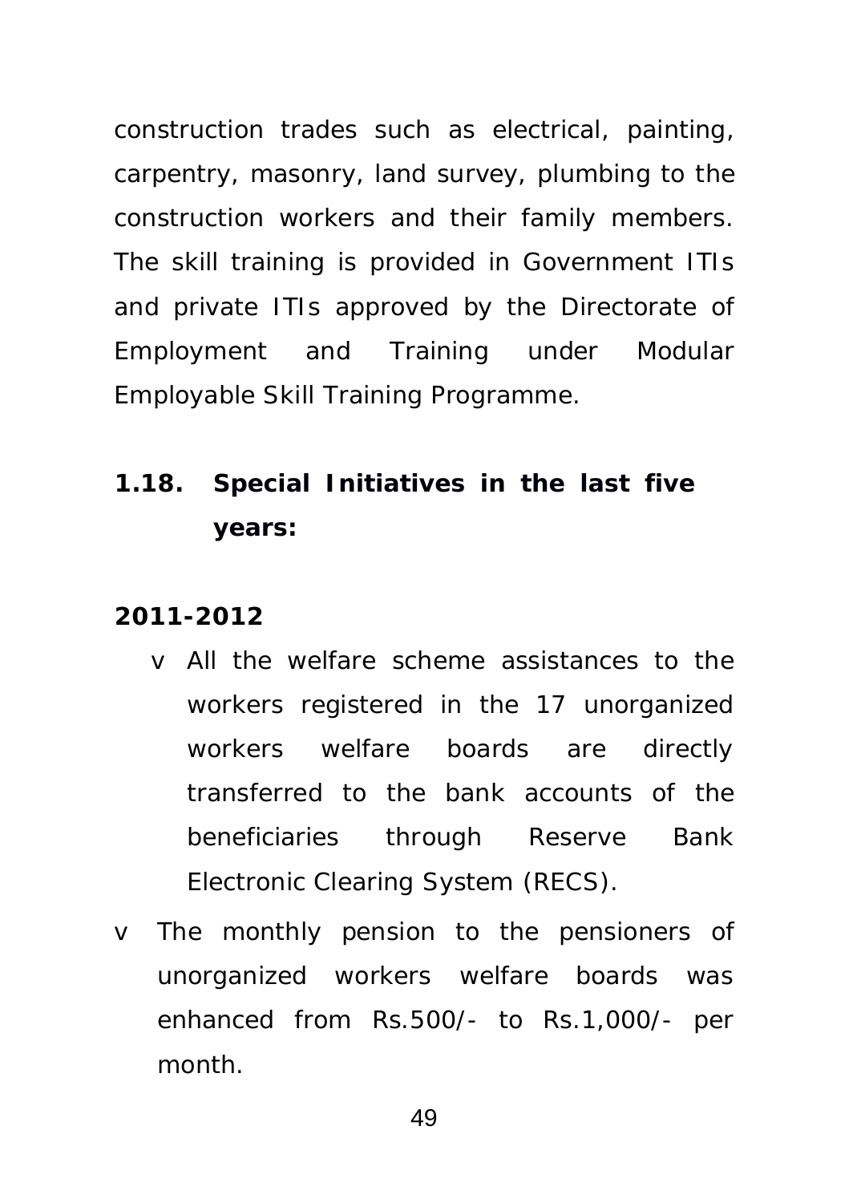construction trades such as electrical, painting, carpentry, masonry, land survey, plumbing to the construction workers and their family members. The skill training is provided in Government ITIs and private ITIs approved by the Directorate of Employment and Training under Modular Employable Skill Training Programme.

## 1.18. Special Initiatives in the last five years:

**2011-2012**

- All the welfare scheme assistances to the workers registered in the 17 unorganized workers welfare boards are directly transferred to the bank accounts of the beneficiaries through Reserve Bank Electronic Clearing System (RECS).
- The monthly pension to the pensioners of unorganized workers welfare boards was enhanced from Rs.500/- to Rs.1,000/- per month.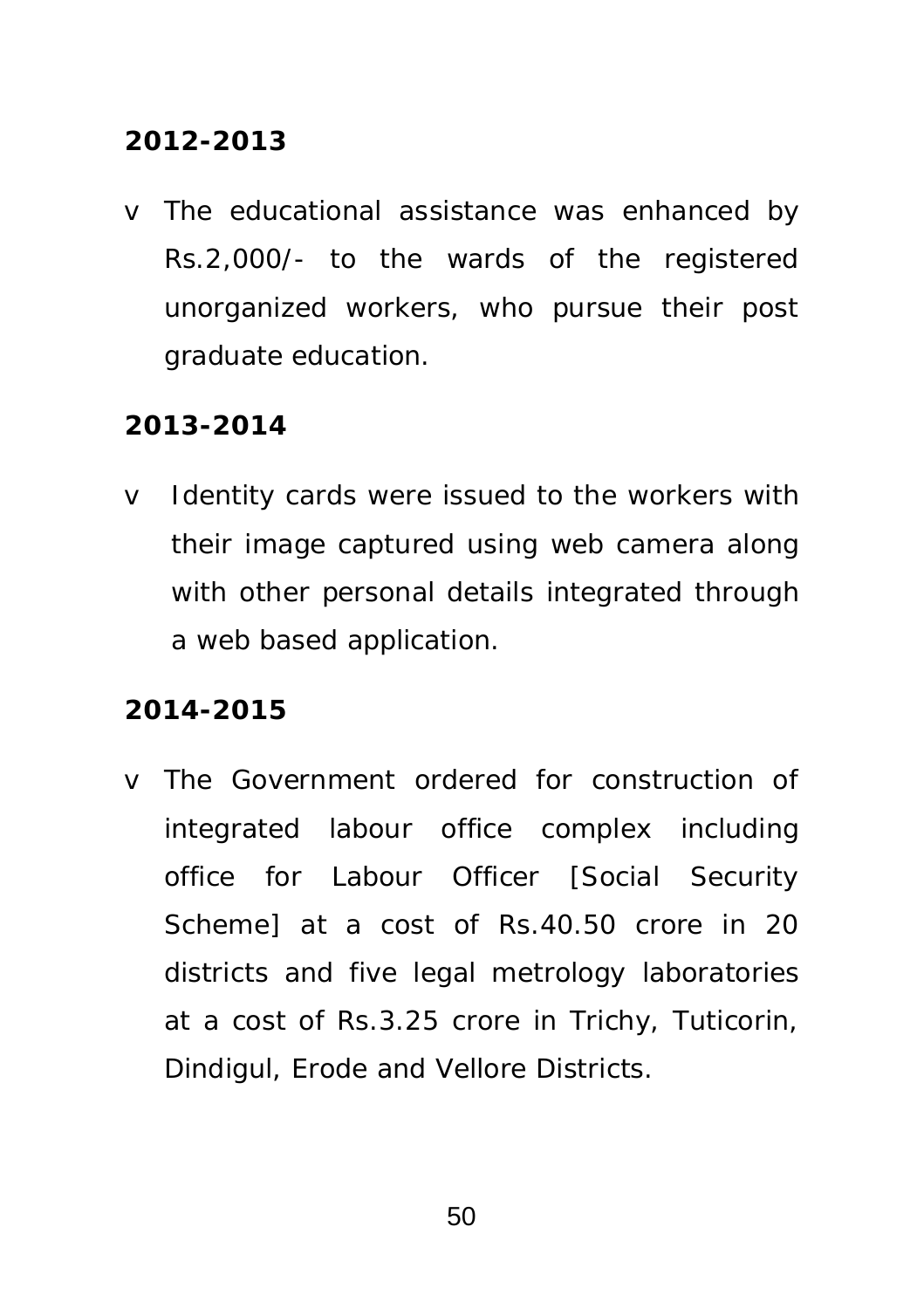**2012-2013**

- The educational assistance was enhanced by Rs.2,000/- to the wards of the registered unorganized workers, who pursue their post graduate education.

**2013-2014**

- Identity cards were issued to the workers with their image captured using web camera along with other personal details integrated through a web based application.

**2014-2015**

- The Government ordered for construction of integrated labour office complex including office for Labour Officer [Social Security Scheme] at a cost of Rs.40.50 crore in 20 districts and five legal metrology laboratories at a cost of Rs.3.25 crore in Trichy, Tuticorin, Dindigul, Erode and Vellore Districts.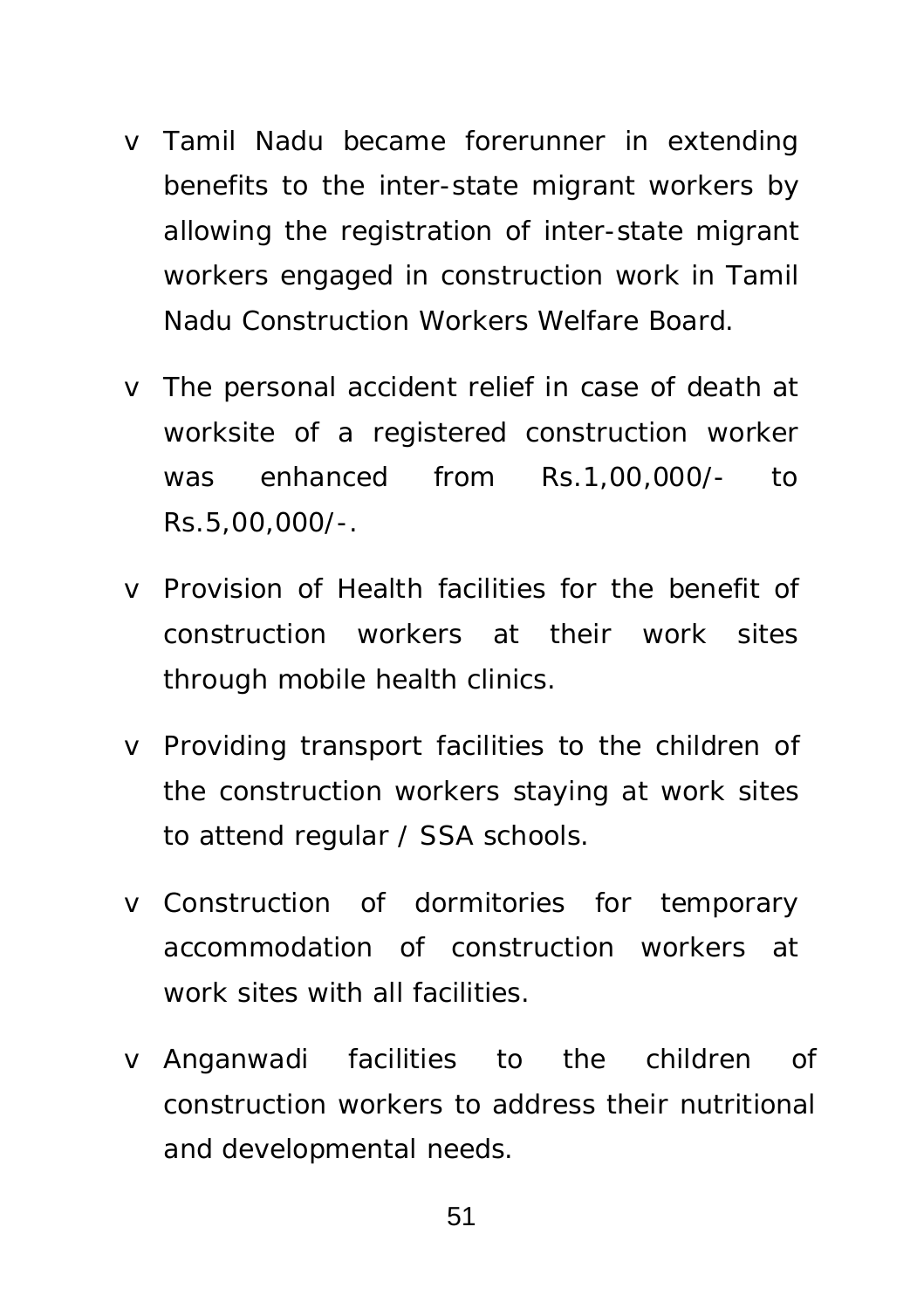- Tamil Nadu became forerunner in extending benefits to the inter-state migrant workers by allowing the registration of inter-state migrant workers engaged in construction work in Tamil Nadu Construction Workers Welfare Board.
- The personal accident relief in case of death at worksite of a registered construction worker was enhanced from Rs.1,00,000/- to Rs.5,00,000/-.
- Provision of Health facilities for the benefit of construction workers at their work sites through mobile health clinics.
- Providing transport facilities to the children of the construction workers staying at work sites to attend regular / SSA schools.
- Construction of dormitories for temporary accommodation of construction workers at work sites with all facilities.
- Anganwadi facilities to the children of construction workers to address their nutritional and developmental needs.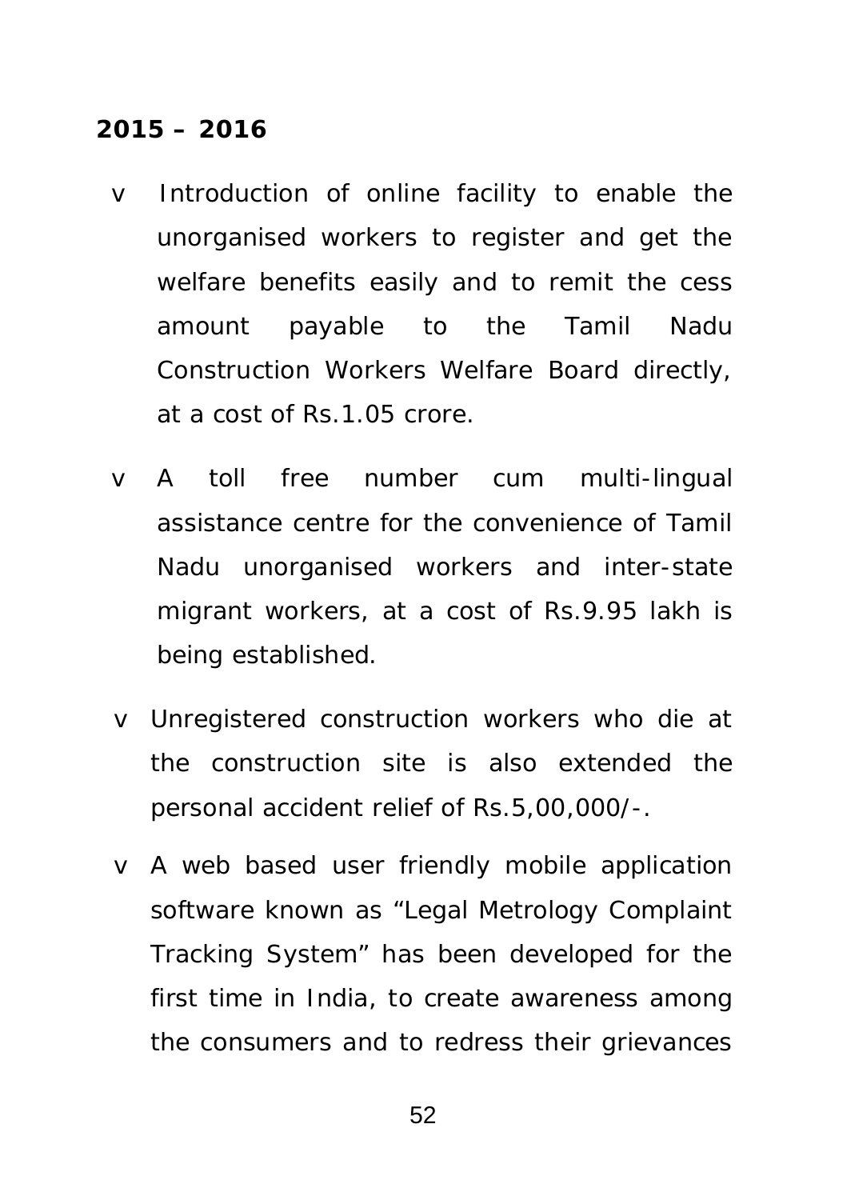**2015 – 2016**

- Introduction of online facility to enable the unorganised workers to register and get the welfare benefits easily and to remit the cess amount payable to the Tamil Nadu Construction Workers Welfare Board directly, at a cost of Rs.1.05 crore.

- A toll free number cum multi-lingual assistance centre for the convenience of Tamil Nadu unorganised workers and inter-state migrant workers, at a cost of Rs.9.95 lakh is being established.

- Unregistered construction workers who die at the construction site is also extended the personal accident relief of Rs.5,00,000/-.

- A web based user friendly mobile application software known as "Legal Metrology Complaint Tracking System" has been developed for the first time in India, to create awareness among the consumers and to redress their grievances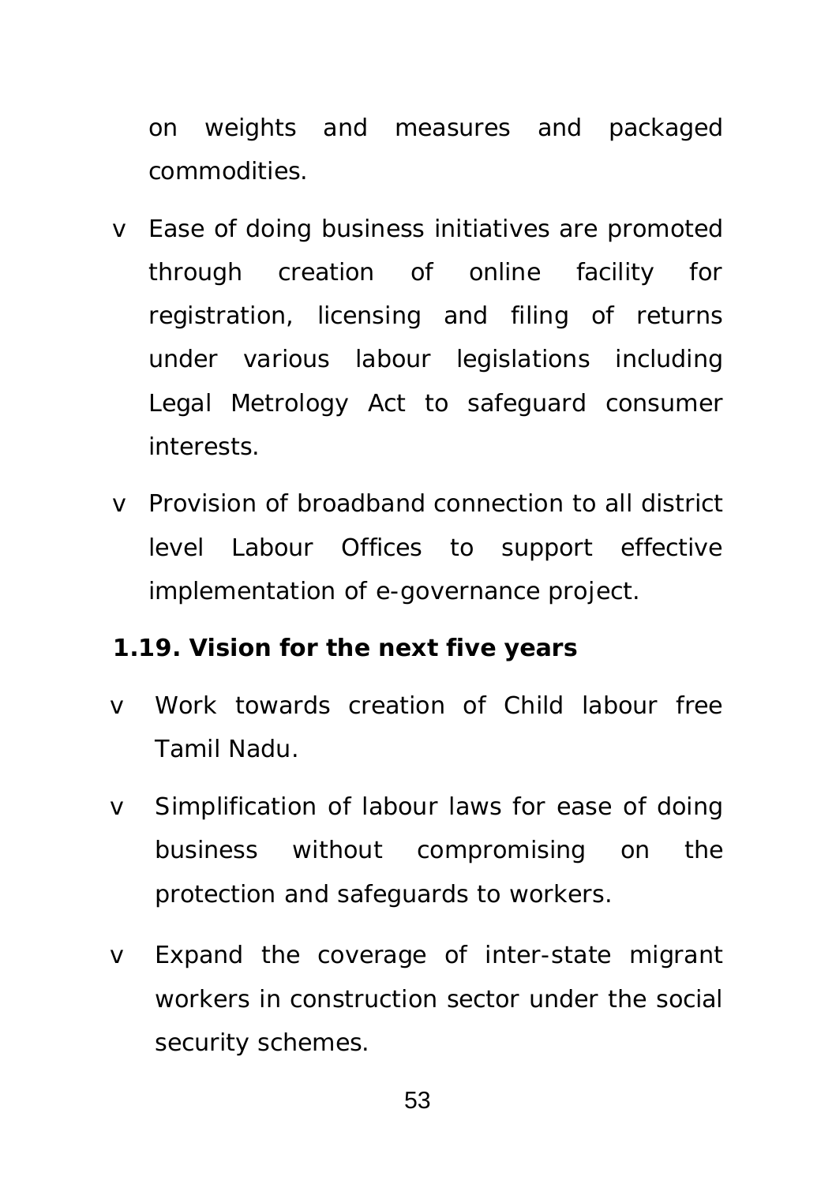on weights and measures and packaged commodities.

- Ease of doing business initiatives are promoted through creation of online facility for registration, licensing and filing of returns under various labour legislations including Legal Metrology Act to safeguard consumer interests.
- Provision of broadband connection to all district level Labour Offices to support effective implementation of e-governance project.

**1.19. Vision for the next five years**

- Work towards creation of Child labour free Tamil Nadu.
- Simplification of labour laws for ease of doing business without compromising on the protection and safeguards to workers.
- Expand the coverage of inter-state migrant workers in construction sector under the social security schemes.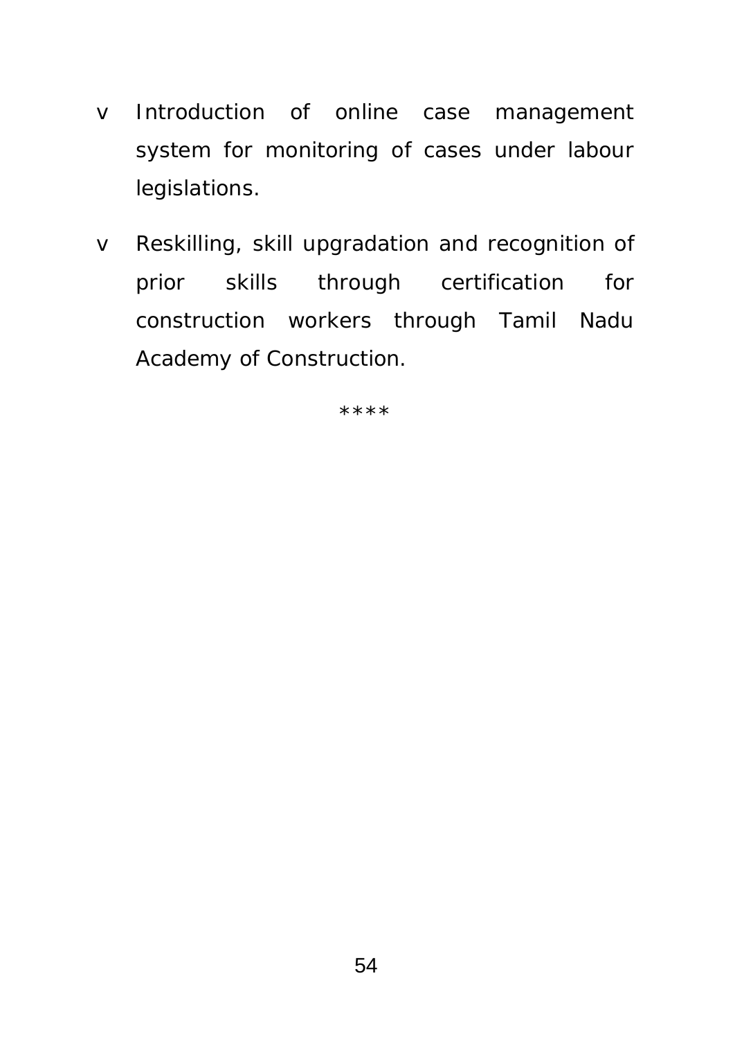- Introduction of online case management system for monitoring of cases under labour legislations.

- Reskilling, skill upgradation and recognition of prior skills through certification for construction workers through Tamil Nadu Academy of Construction.

****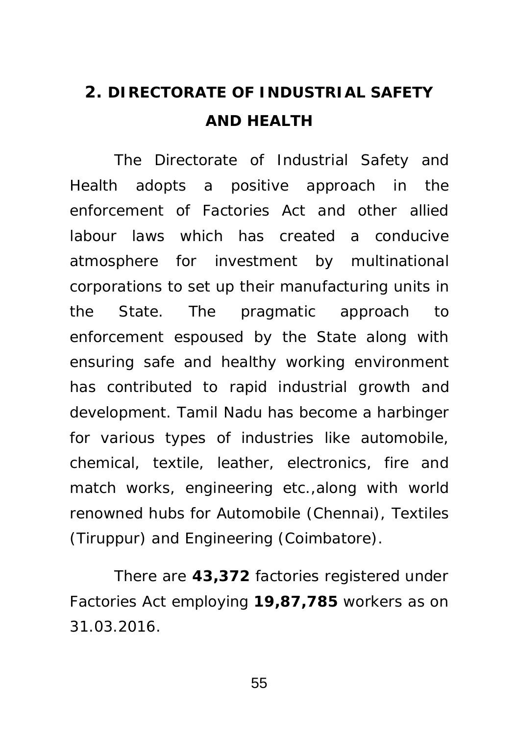## 2. DIRECTORATE OF INDUSTRIAL SAFETY AND HEALTH

The Directorate of Industrial Safety and Health adopts a positive approach in the enforcement of Factories Act and other allied labour laws which has created a conducive atmosphere for investment by multinational corporations to set up their manufacturing units in the State. The pragmatic approach to enforcement espoused by the State along with ensuring safe and healthy working environment has contributed to rapid industrial growth and development. Tamil Nadu has become a harbinger for various types of industries like automobile, chemical, textile, leather, electronics, fire and match works, engineering etc.,along with world renowned hubs for Automobile (Chennai), Textiles (Tiruppur) and Engineering (Coimbatore).

There are **43,372** factories registered under Factories Act employing **19,87,785** workers as on 31.03.2016.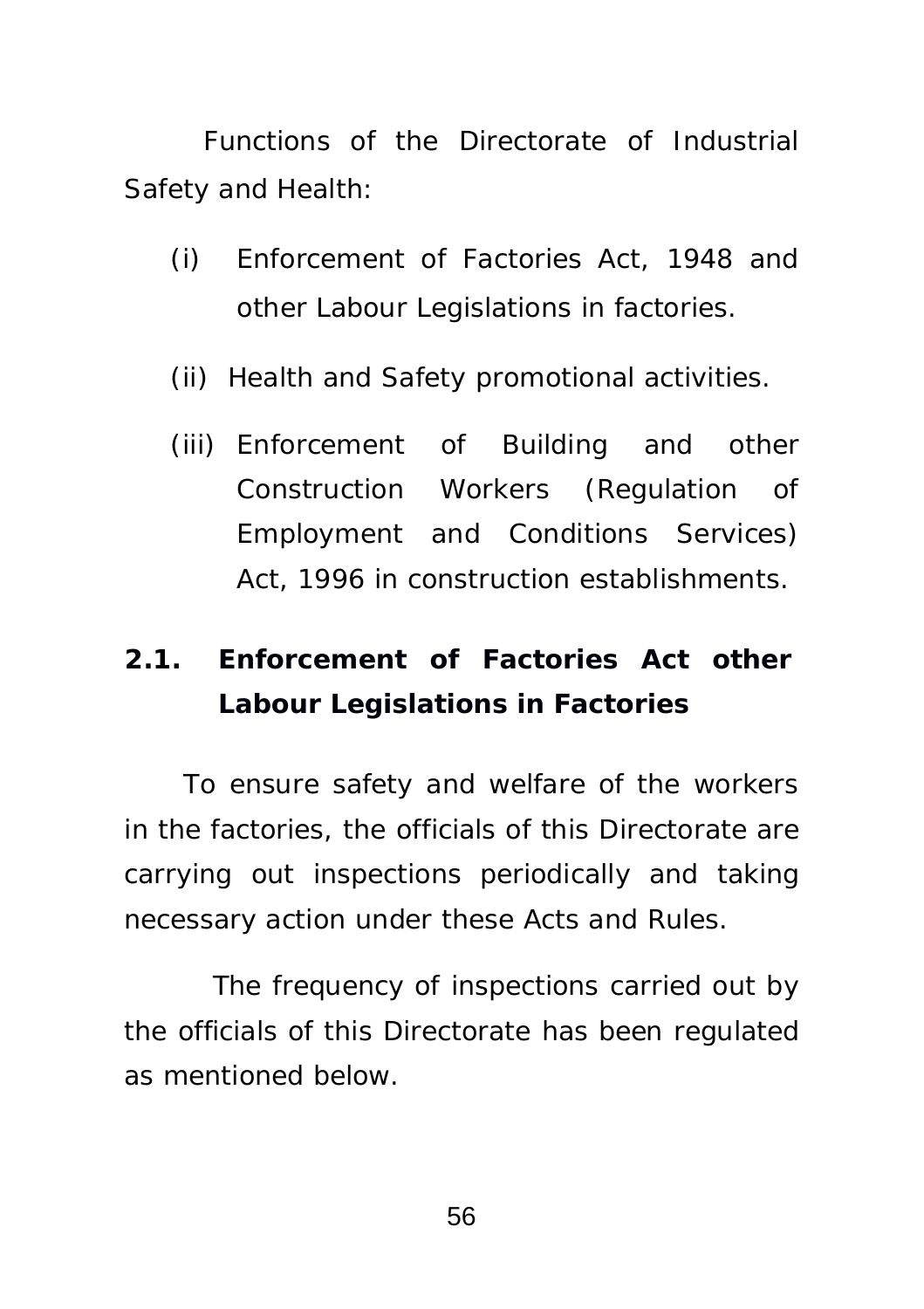Functions of the Directorate of Industrial Safety and Health:

(i) Enforcement of Factories Act, 1948 and other Labour Legislations in factories.

(ii) Health and Safety promotional activities.

(iii) Enforcement of Building and other Construction Workers (Regulation of Employment and Conditions Services) Act, 1996 in construction establishments.

## 2.1. Enforcement of Factories Act other Labour Legislations in Factories

To ensure safety and welfare of the workers in the factories, the officials of this Directorate are carrying out inspections periodically and taking necessary action under these Acts and Rules.

The frequency of inspections carried out by the officials of this Directorate has been regulated as mentioned below.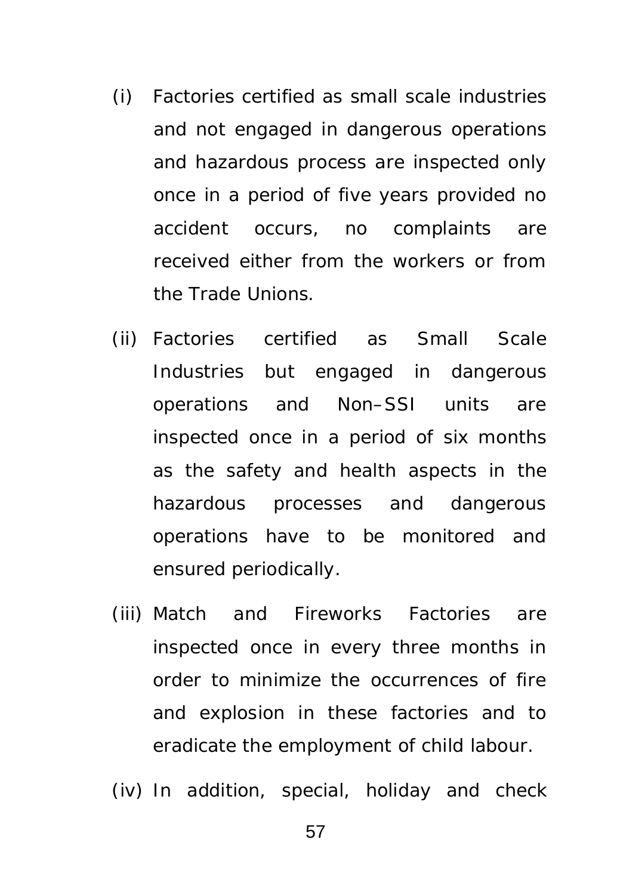(i) Factories certified as small scale industries and not engaged in dangerous operations and hazardous process are inspected only once in a period of five years provided no accident occurs, no complaints are received either from the workers or from the Trade Unions.

(ii) Factories certified as Small Scale Industries but engaged in dangerous operations and Non–SSI units are inspected once in a period of six months as the safety and health aspects in the hazardous processes and dangerous operations have to be monitored and ensured periodically.

(iii) Match and Fireworks Factories are inspected once in every three months in order to minimize the occurrences of fire and explosion in these factories and to eradicate the employment of child labour.

(iv) In addition, special, holiday and check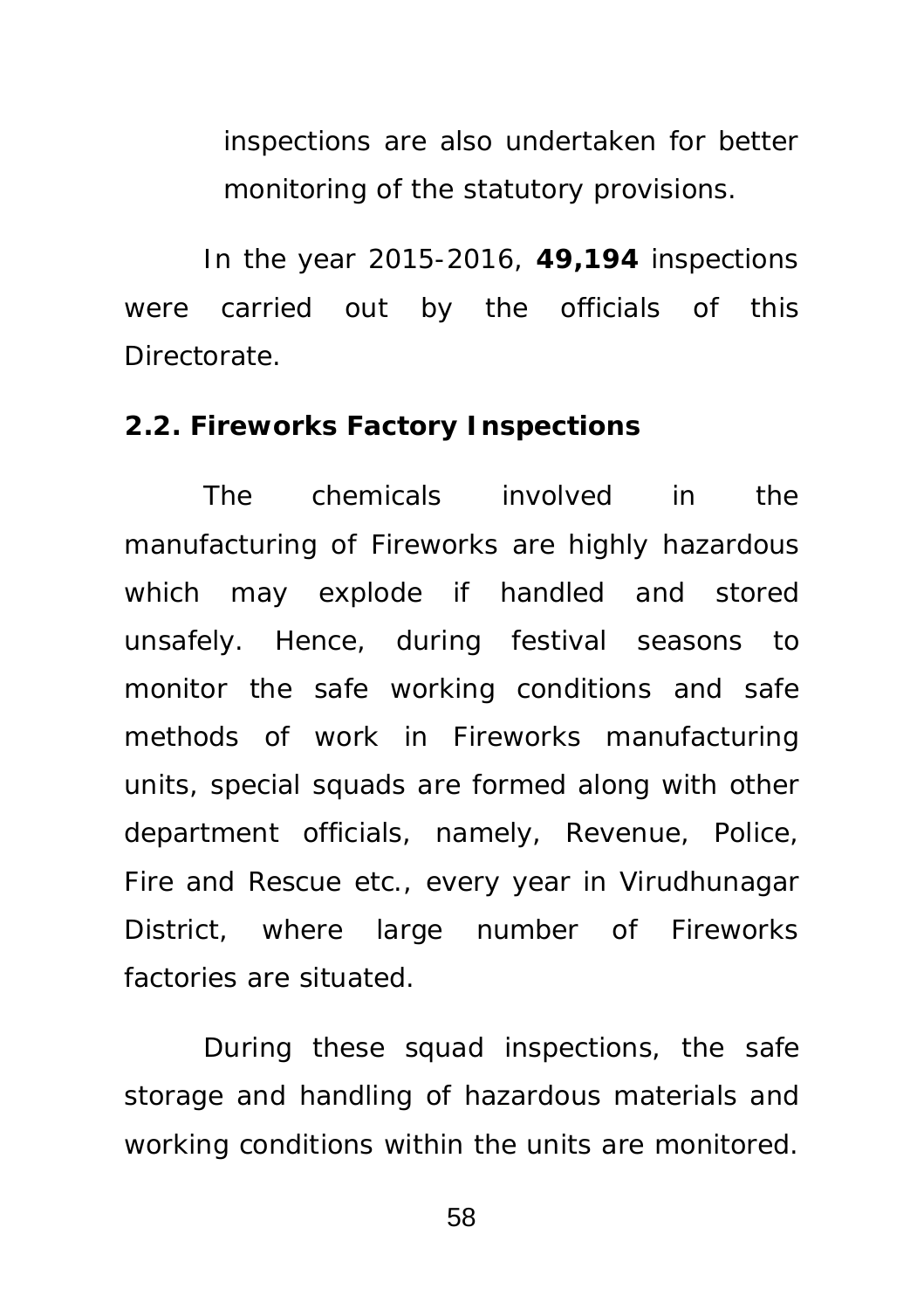inspections are also undertaken for better monitoring of the statutory provisions.

In the year 2015-2016, **49,194** inspections were carried out by the officials of this Directorate.

**2.2. Fireworks Factory Inspections**

The chemicals involved in the manufacturing of Fireworks are highly hazardous which may explode if handled and stored unsafely. Hence, during festival seasons to monitor the safe working conditions and safe methods of work in Fireworks manufacturing units, special squads are formed along with other department officials, namely, Revenue, Police, Fire and Rescue etc., every year in Virudhunagar District, where large number of Fireworks factories are situated.

During these squad inspections, the safe storage and handling of hazardous materials and working conditions within the units are monitored.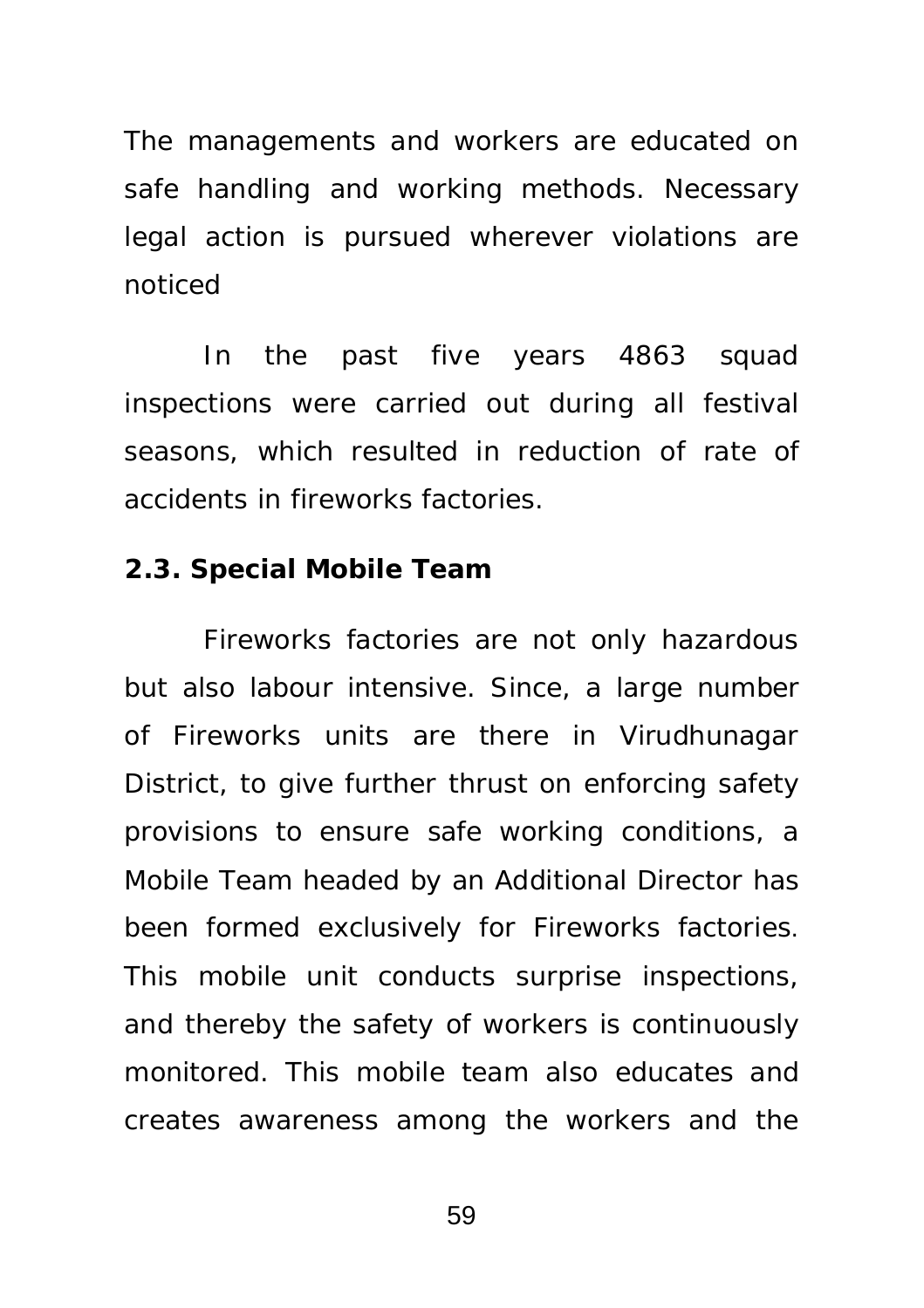The managements and workers are educated on safe handling and working methods. Necessary legal action is pursued wherever violations are noticed

In the past five years 4863 squad inspections were carried out during all festival seasons, which resulted in reduction of rate of accidents in fireworks factories.

**2.3. Special Mobile Team**

Fireworks factories are not only hazardous but also labour intensive. Since, a large number of Fireworks units are there in Virudhunagar District, to give further thrust on enforcing safety provisions to ensure safe working conditions, a Mobile Team headed by an Additional Director has been formed exclusively for Fireworks factories. This mobile unit conducts surprise inspections, and thereby the safety of workers is continuously monitored. This mobile team also educates and creates awareness among the workers and the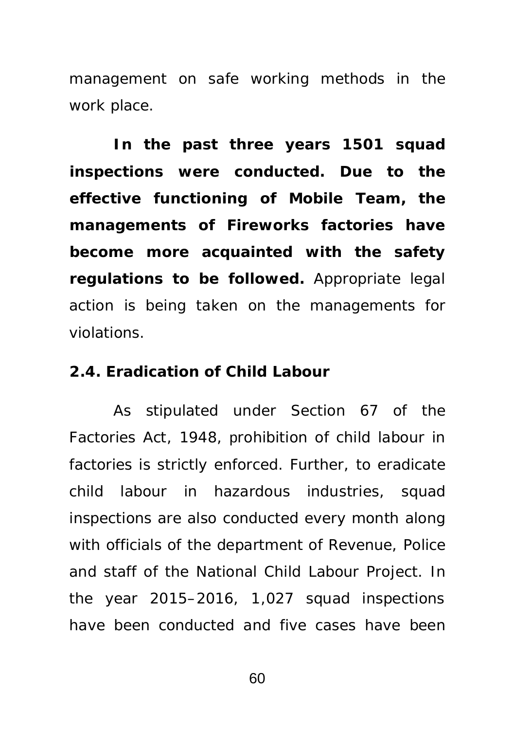management on safe working methods in the work place.

**In the past three years 1501 squad inspections were conducted. Due to the effective functioning of Mobile Team, the managements of Fireworks factories have become more acquainted with the safety regulations to be followed.** Appropriate legal action is being taken on the managements for violations.

**2.4. Eradication of Child Labour**

As stipulated under Section 67 of the Factories Act, 1948, prohibition of child labour in factories is strictly enforced. Further, to eradicate child labour in hazardous industries, squad inspections are also conducted every month along with officials of the department of Revenue, Police and staff of the National Child Labour Project. In the year 2015–2016, 1,027 squad inspections have been conducted and five cases have been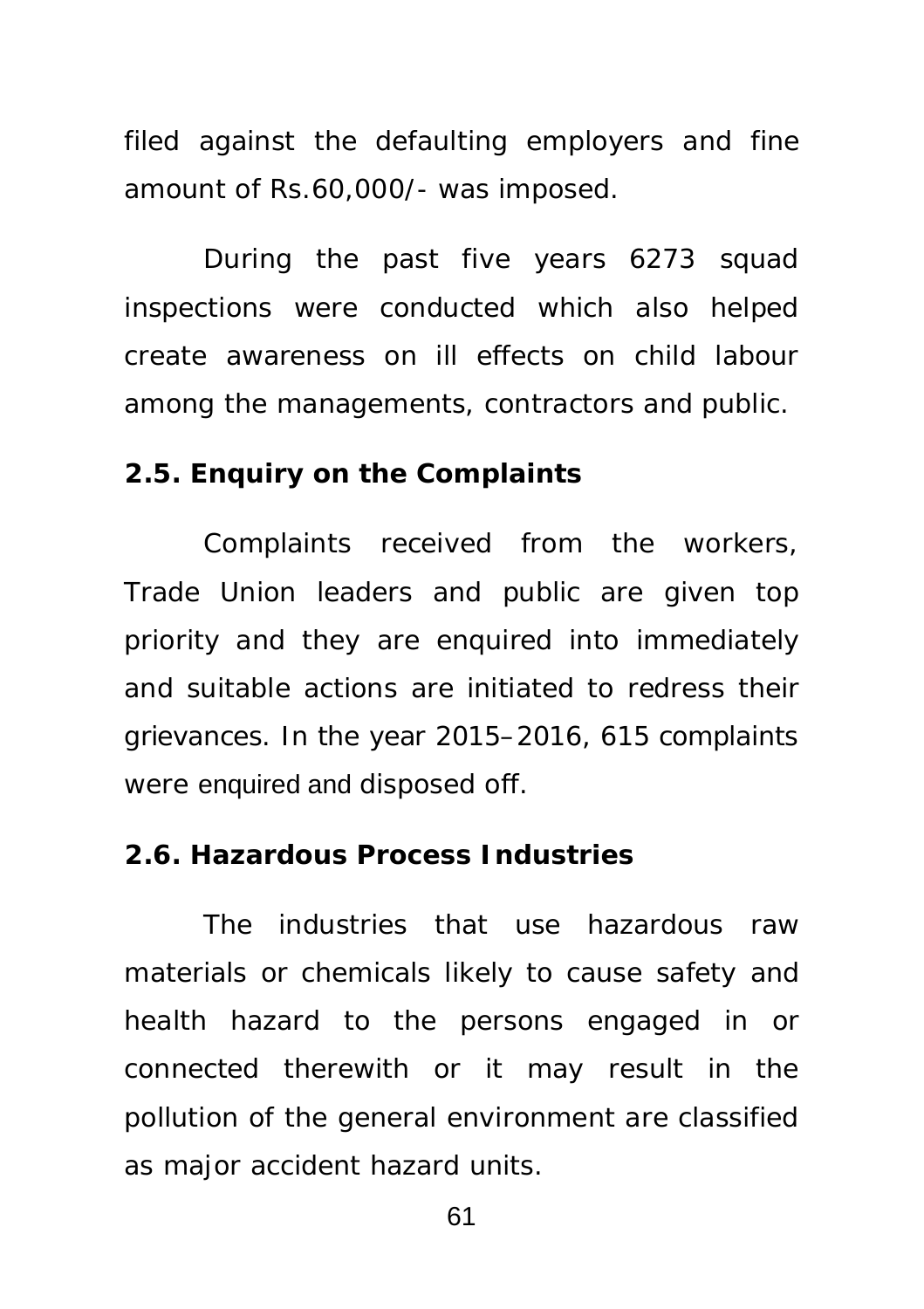filed against the defaulting employers and fine amount of Rs.60,000/- was imposed.

During the past five years 6273 squad inspections were conducted which also helped create awareness on ill effects on child labour among the managements, contractors and public.

### 2.5. Enquiry on the Complaints

Complaints received from the workers, Trade Union leaders and public are given top priority and they are enquired into immediately and suitable actions are initiated to redress their grievances. In the year 2015–2016, 615 complaints were enquired and disposed off.

### 2.6. Hazardous Process Industries

The industries that use hazardous raw materials or chemicals likely to cause safety and health hazard to the persons engaged in or connected therewith or it may result in the pollution of the general environment are classified as major accident hazard units.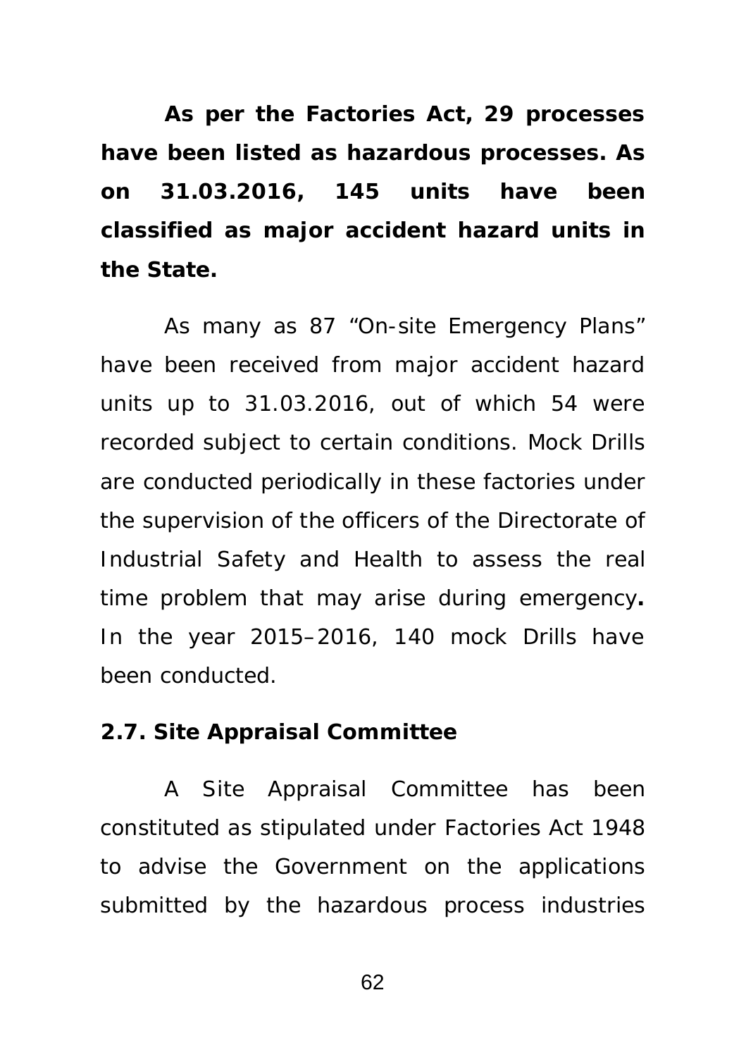**As per the Factories Act, 29 processes have been listed as hazardous processes. As on 31.03.2016, 145 units have been classified as major accident hazard units in the State.**

As many as 87 "On-site Emergency Plans" have been received from major accident hazard units up to 31.03.2016, out of which 54 were recorded subject to certain conditions. Mock Drills are conducted periodically in these factories under the supervision of the officers of the Directorate of Industrial Safety and Health to assess the real time problem that may arise during emergency**.** In the year 2015–2016, 140 mock Drills have been conducted.

**2.7. Site Appraisal Committee**

A Site Appraisal Committee has been constituted as stipulated under Factories Act 1948 to advise the Government on the applications submitted by the hazardous process industries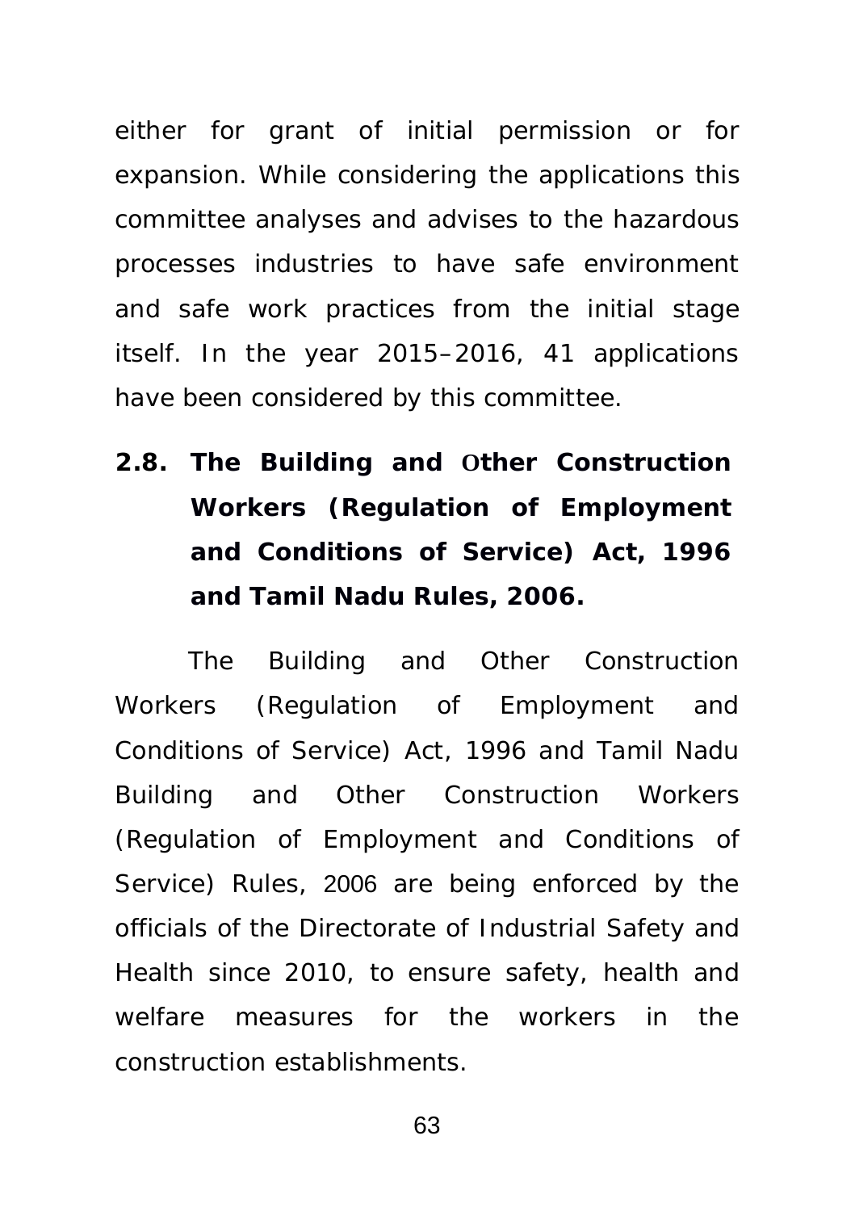either for grant of initial permission or for expansion. While considering the applications this committee analyses and advises to the hazardous processes industries to have safe environment and safe work practices from the initial stage itself. In the year 2015–2016, 41 applications have been considered by this committee.

## 2.8. The Building and Other Construction Workers (Regulation of Employment and Conditions of Service) Act, 1996 and Tamil Nadu Rules, 2006.

The Building and Other Construction Workers (Regulation of Employment and Conditions of Service) Act, 1996 and Tamil Nadu Building and Other Construction Workers (Regulation of Employment and Conditions of Service) Rules, 2006 are being enforced by the officials of the Directorate of Industrial Safety and Health since 2010, to ensure safety, health and welfare measures for the workers in the construction establishments.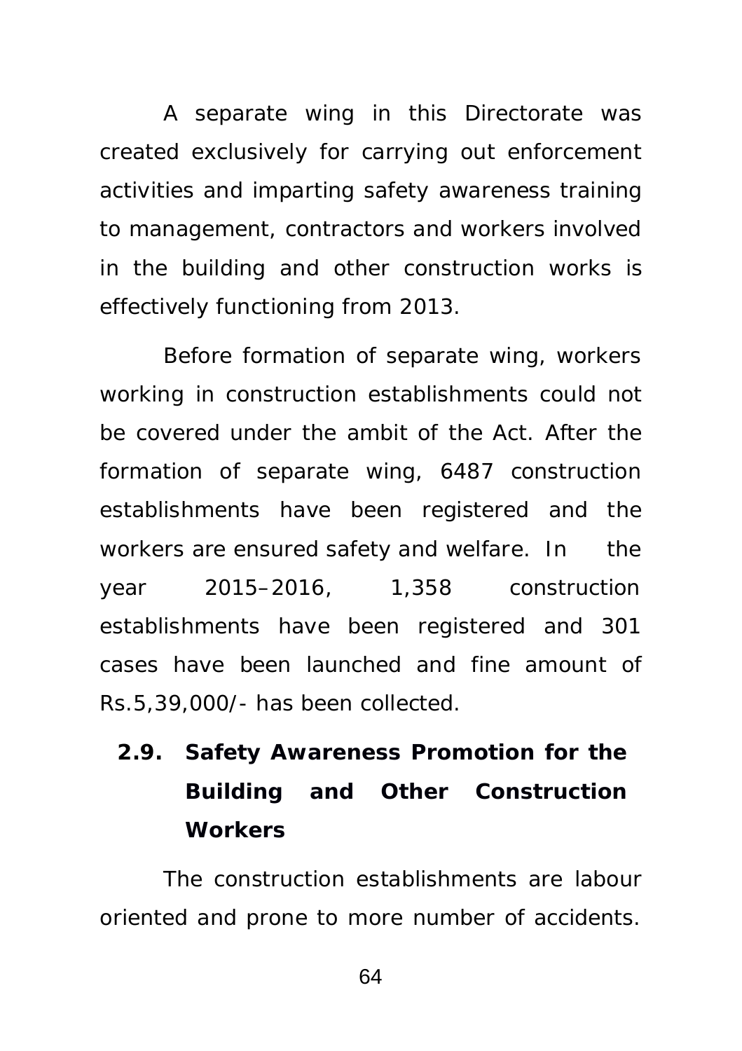A separate wing in this Directorate was created exclusively for carrying out enforcement activities and imparting safety awareness training to management, contractors and workers involved in the building and other construction works is effectively functioning from 2013.

Before formation of separate wing, workers working in construction establishments could not be covered under the ambit of the Act. After the formation of separate wing, 6487 construction establishments have been registered and the workers are ensured safety and welfare. In the year 2015–2016, 1,358 construction establishments have been registered and 301 cases have been launched and fine amount of Rs.5,39,000/- has been collected.

## 2.9. Safety Awareness Promotion for the Building and Other Construction Workers

The construction establishments are labour oriented and prone to more number of accidents.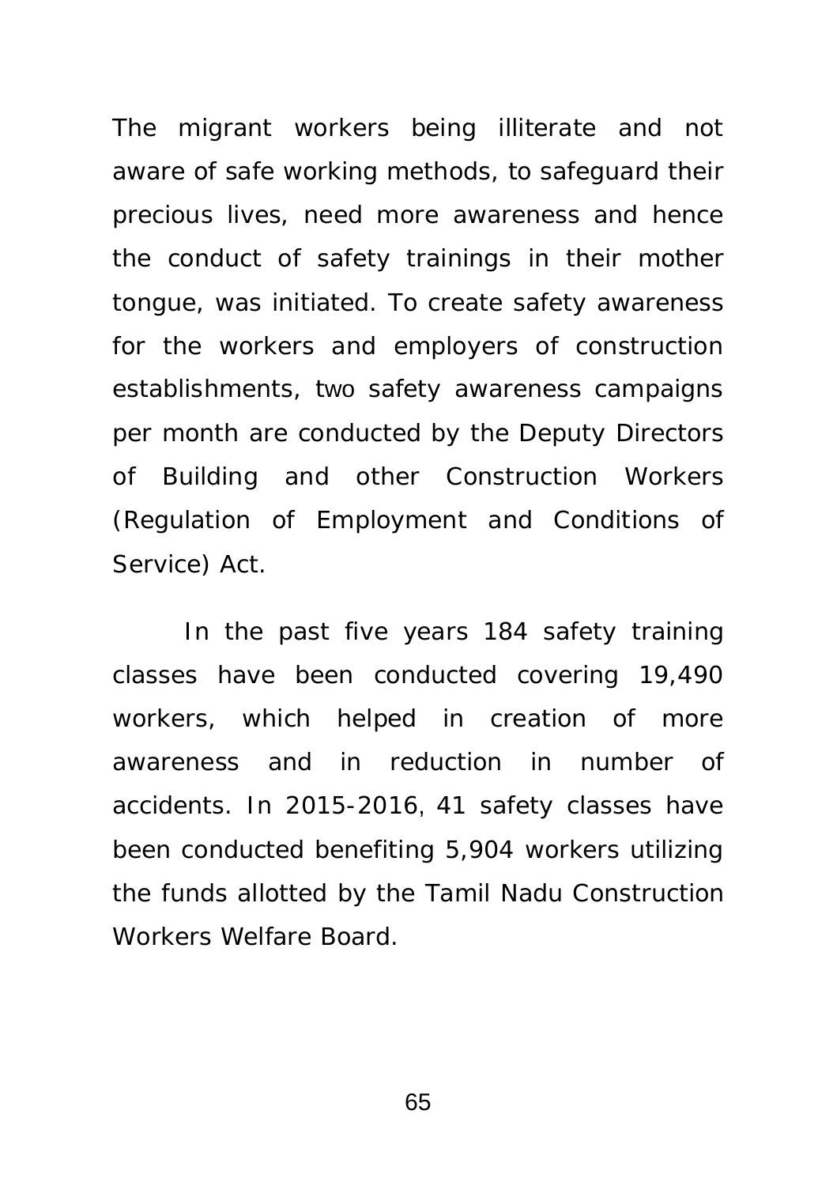The migrant workers being illiterate and not aware of safe working methods, to safeguard their precious lives, need more awareness and hence the conduct of safety trainings in their mother tongue, was initiated. To create safety awareness for the workers and employers of construction establishments, two safety awareness campaigns per month are conducted by the Deputy Directors of Building and other Construction Workers (Regulation of Employment and Conditions of Service) Act.

In the past five years 184 safety training classes have been conducted covering 19,490 workers, which helped in creation of more awareness and in reduction in number of accidents. In 2015-2016, 41 safety classes have been conducted benefiting 5,904 workers utilizing the funds allotted by the Tamil Nadu Construction Workers Welfare Board.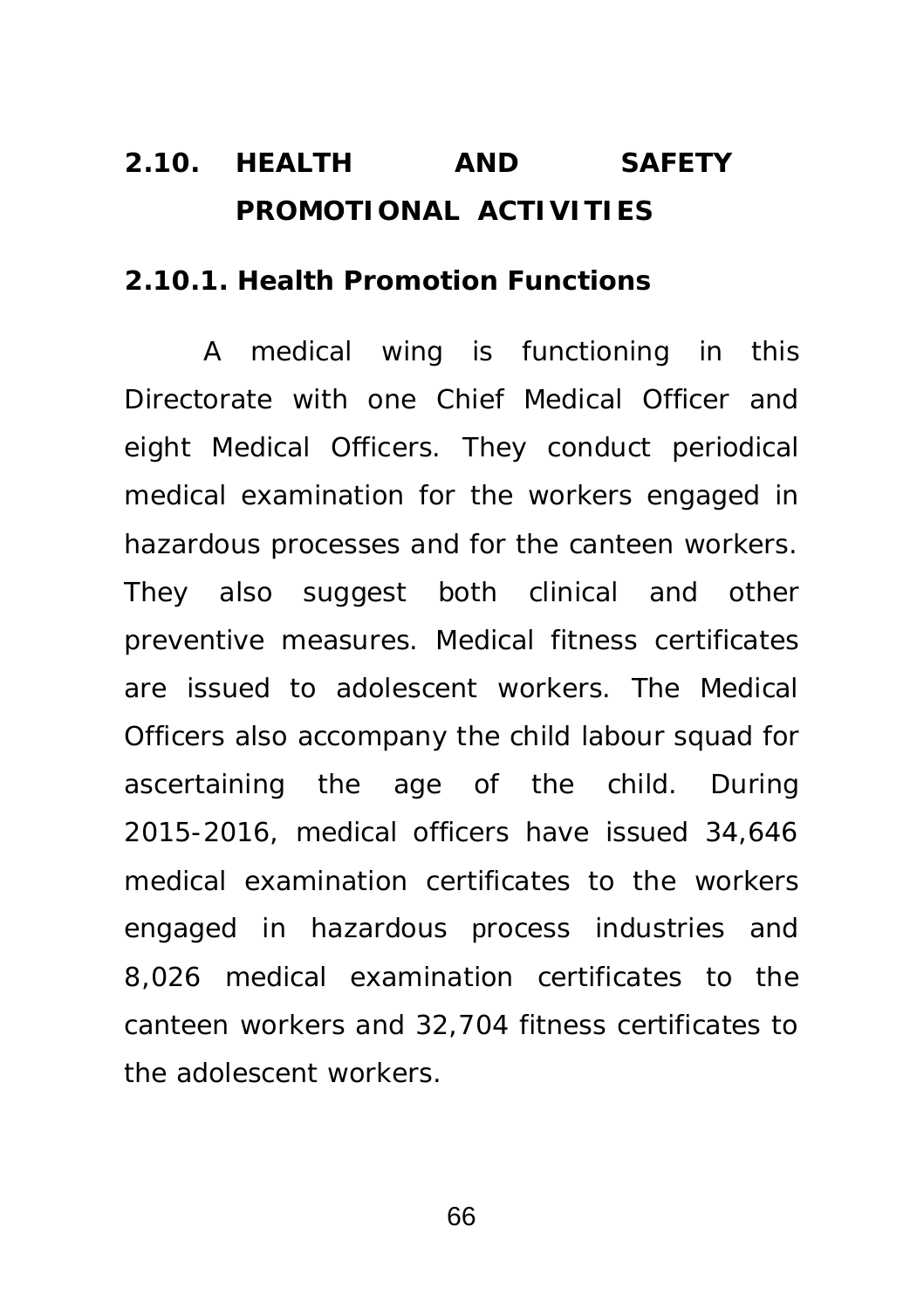## 2.10. HEALTH AND SAFETY PROMOTIONAL ACTIVITIES

### 2.10.1. Health Promotion Functions

A medical wing is functioning in this Directorate with one Chief Medical Officer and eight Medical Officers. They conduct periodical medical examination for the workers engaged in hazardous processes and for the canteen workers. They also suggest both clinical and other preventive measures. Medical fitness certificates are issued to adolescent workers. The Medical Officers also accompany the child labour squad for ascertaining the age of the child. During 2015-2016, medical officers have issued 34,646 medical examination certificates to the workers engaged in hazardous process industries and 8,026 medical examination certificates to the canteen workers and 32,704 fitness certificates to the adolescent workers.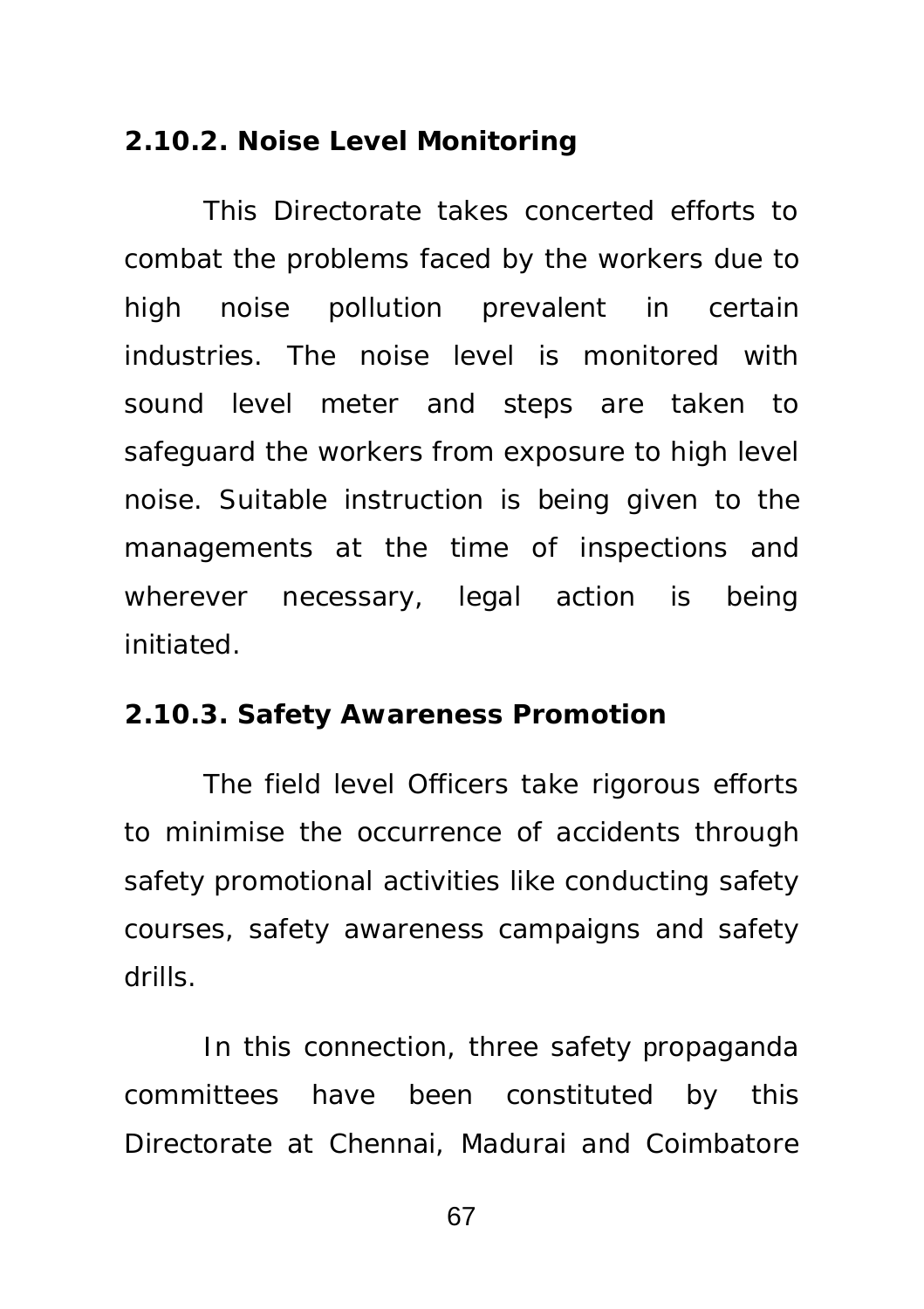### 2.10.2. Noise Level Monitoring

This Directorate takes concerted efforts to combat the problems faced by the workers due to high noise pollution prevalent in certain industries. The noise level is monitored with sound level meter and steps are taken to safeguard the workers from exposure to high level noise. Suitable instruction is being given to the managements at the time of inspections and wherever necessary, legal action is being initiated.

### 2.10.3. Safety Awareness Promotion

The field level Officers take rigorous efforts to minimise the occurrence of accidents through safety promotional activities like conducting safety courses, safety awareness campaigns and safety drills.

In this connection, three safety propaganda committees have been constituted by this Directorate at Chennai, Madurai and Coimbatore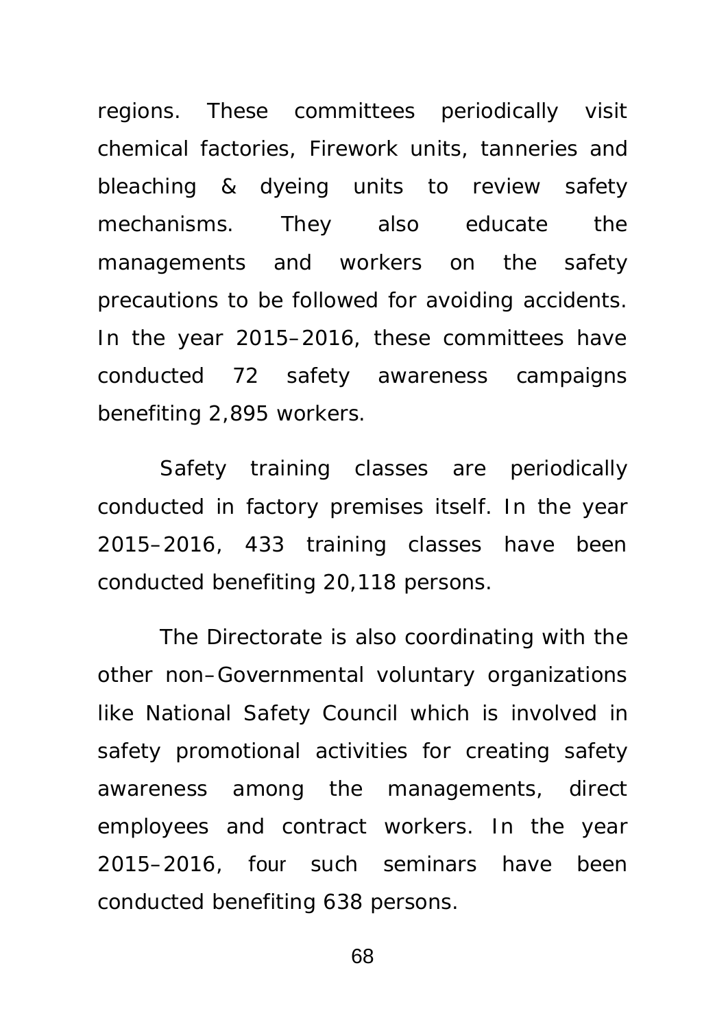regions. These committees periodically visit chemical factories, Firework units, tanneries and bleaching & dyeing units to review safety mechanisms. They also educate the managements and workers on the safety precautions to be followed for avoiding accidents. In the year 2015–2016, these committees have conducted 72 safety awareness campaigns benefiting 2,895 workers.

Safety training classes are periodically conducted in factory premises itself. In the year 2015–2016, 433 training classes have been conducted benefiting 20,118 persons.

The Directorate is also coordinating with the other non–Governmental voluntary organizations like National Safety Council which is involved in safety promotional activities for creating safety awareness among the managements, direct employees and contract workers. In the year 2015–2016, four such seminars have been conducted benefiting 638 persons.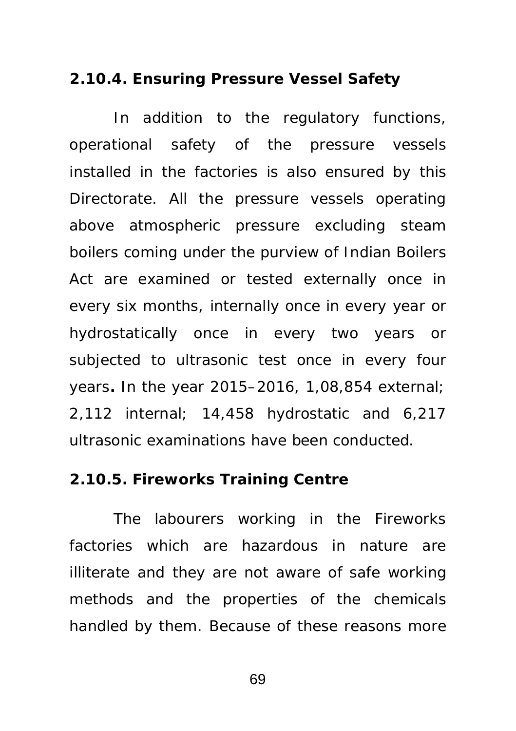### 2.10.4. Ensuring Pressure Vessel Safety

In addition to the regulatory functions, operational safety of the pressure vessels installed in the factories is also ensured by this Directorate. All the pressure vessels operating above atmospheric pressure excluding steam boilers coming under the purview of Indian Boilers Act are examined or tested externally once in every six months, internally once in every year or hydrostatically once in every two years or subjected to ultrasonic test once in every four years**.** In the year 2015–2016, 1,08,854 external; 2,112 internal; 14,458 hydrostatic and 6,217 ultrasonic examinations have been conducted.

### 2.10.5. Fireworks Training Centre

The labourers working in the Fireworks factories which are hazardous in nature are illiterate and they are not aware of safe working methods and the properties of the chemicals handled by them. Because of these reasons more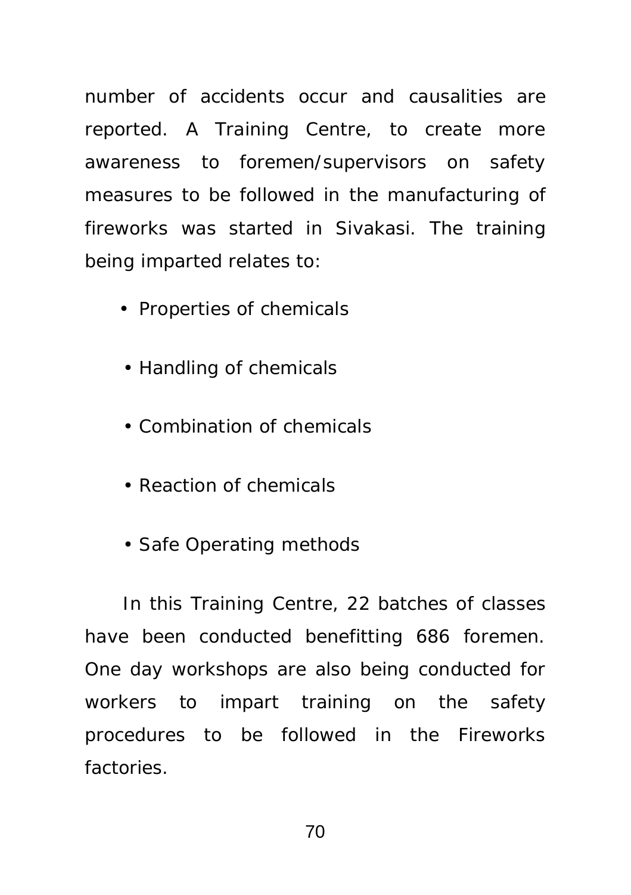number of accidents occur and causalities are reported. A Training Centre, to create more awareness to foremen/supervisors on safety measures to be followed in the manufacturing of fireworks was started in Sivakasi. The training being imparted relates to:

- Properties of chemicals
- Handling of chemicals
- Combination of chemicals
- Reaction of chemicals
- Safe Operating methods

In this Training Centre, 22 batches of classes have been conducted benefitting 686 foremen. One day workshops are also being conducted for workers to impart training on the safety procedures to be followed in the Fireworks factories.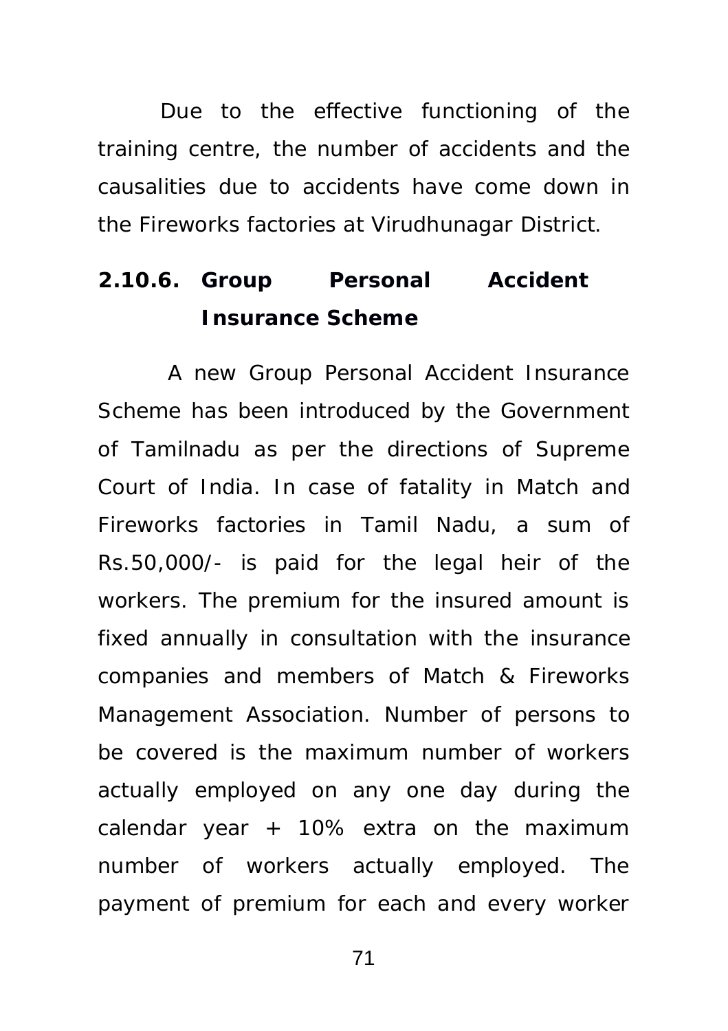Due to the effective functioning of the training centre, the number of accidents and the causalities due to accidents have come down in the Fireworks factories at Virudhunagar District.

### 2.10.6. Group Personal Accident Insurance Scheme

A new Group Personal Accident Insurance Scheme has been introduced by the Government of Tamilnadu as per the directions of Supreme Court of India. In case of fatality in Match and Fireworks factories in Tamil Nadu, a sum of Rs.50,000/- is paid for the legal heir of the workers. The premium for the insured amount is fixed annually in consultation with the insurance companies and members of Match & Fireworks Management Association. Number of persons to be covered is the maximum number of workers actually employed on any one day during the calendar year + 10% extra on the maximum number of workers actually employed. The payment of premium for each and every worker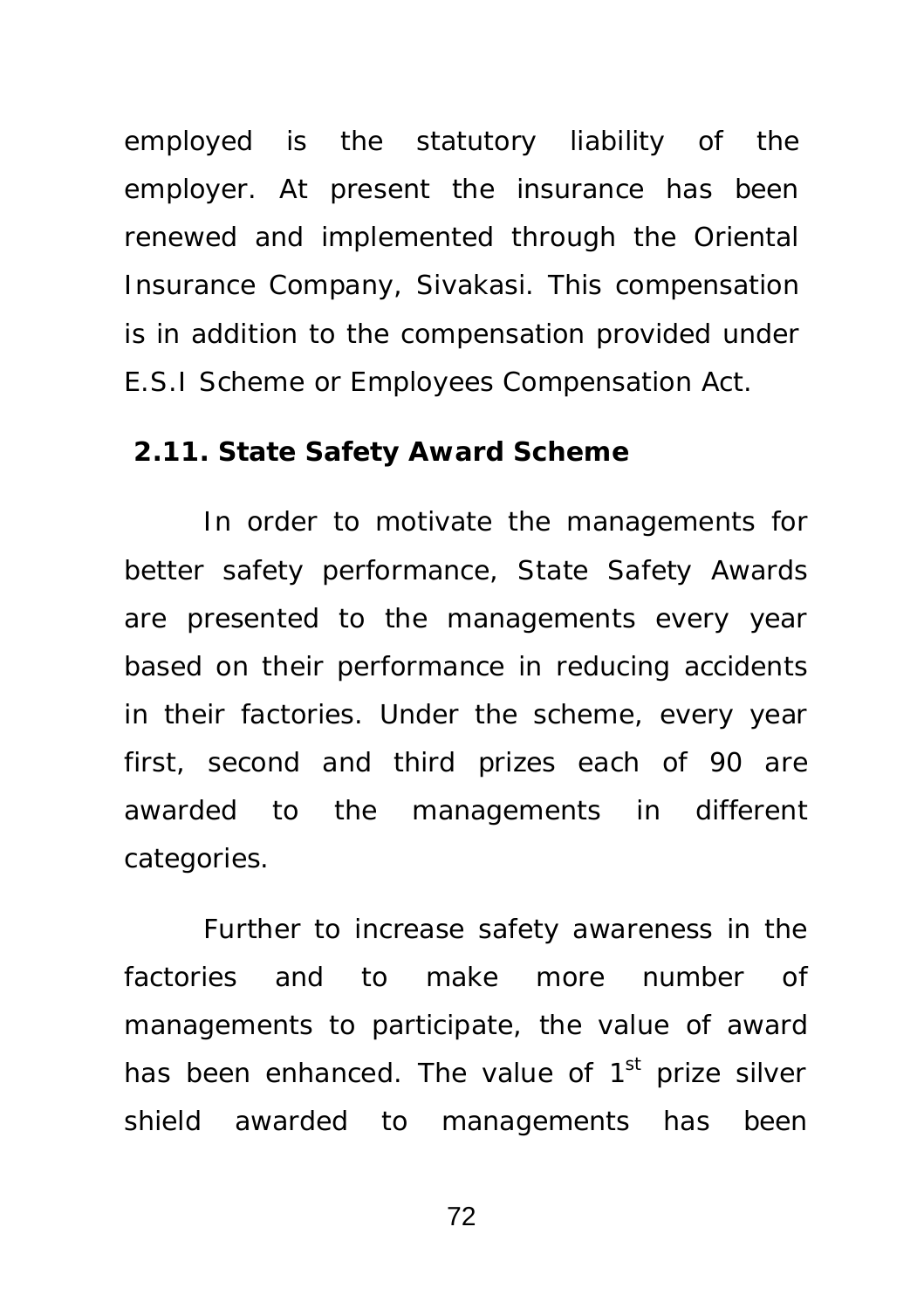employed is the statutory liability of the employer. At present the insurance has been renewed and implemented through the Oriental Insurance Company, Sivakasi. This compensation is in addition to the compensation provided under E.S.I Scheme or Employees Compensation Act.

### 2.11. State Safety Award Scheme

In order to motivate the managements for better safety performance, State Safety Awards are presented to the managements every year based on their performance in reducing accidents in their factories. Under the scheme, every year first, second and third prizes each of 90 are awarded to the managements in different categories.

Further to increase safety awareness in the factories and to make more number of managements to participate, the value of award has been enhanced. The value of 1st prize silver shield awarded to managements has been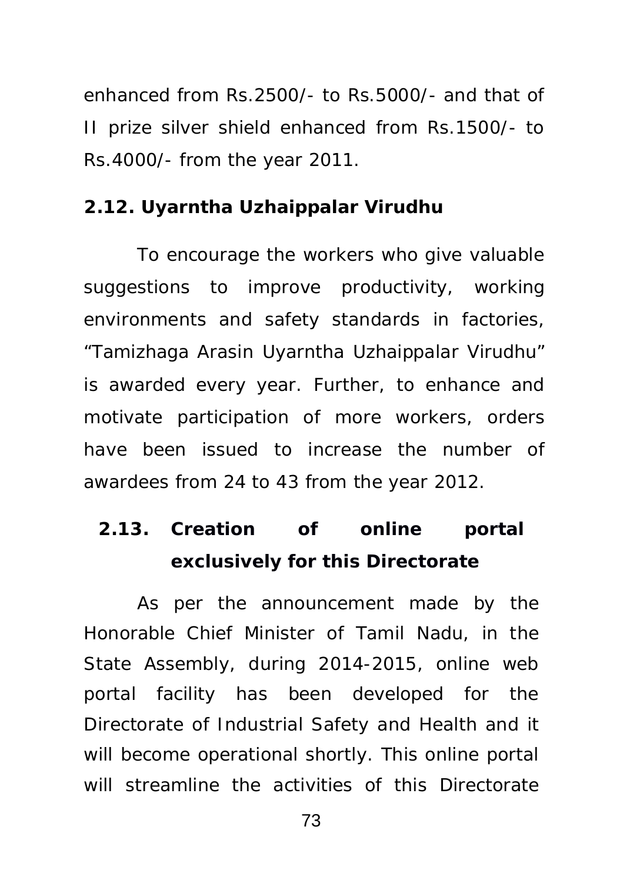enhanced from Rs.2500/- to Rs.5000/- and that of II prize silver shield enhanced from Rs.1500/- to Rs.4000/- from the year 2011.

**2.12. Uyarntha Uzhaippalar Virudhu**

To encourage the workers who give valuable suggestions to improve productivity, working environments and safety standards in factories, "Tamizhaga Arasin Uyarntha Uzhaippalar Virudhu" is awarded every year. Further, to enhance and motivate participation of more workers, orders have been issued to increase the number of awardees from 24 to 43 from the year 2012.

**2.13. Creation of online portal exclusively for this Directorate**

As per the announcement made by the Honorable Chief Minister of Tamil Nadu, in the State Assembly, during 2014-2015, online web portal facility has been developed for the Directorate of Industrial Safety and Health and it will become operational shortly. This online portal will streamline the activities of this Directorate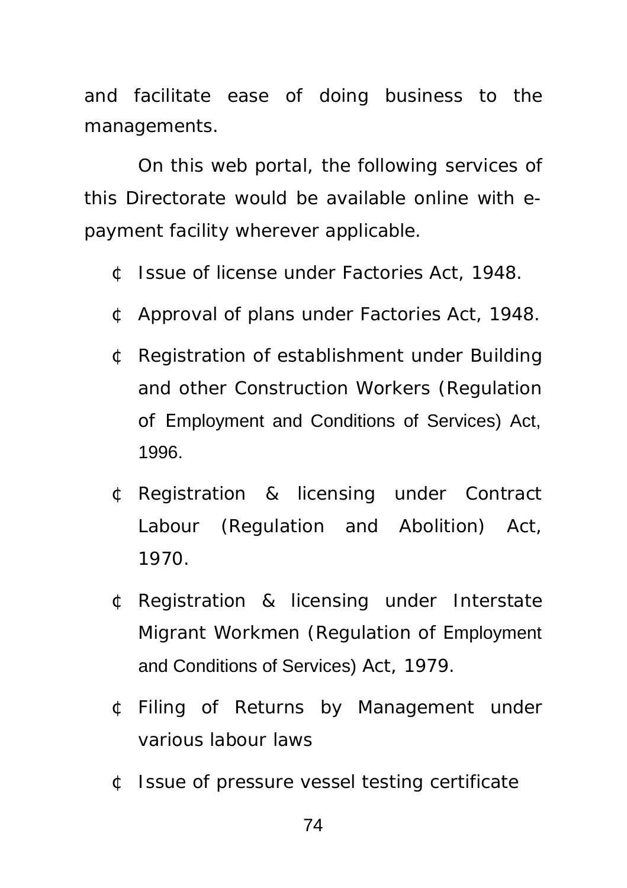and facilitate ease of doing business to the managements.

On this web portal, the following services of this Directorate would be available online with e-payment facility wherever applicable.

- Issue of license under Factories Act, 1948.
- Approval of plans under Factories Act, 1948.
- Registration of establishment under Building and other Construction Workers (Regulation of Employment and Conditions of Services) Act, 1996.
- Registration & licensing under Contract Labour (Regulation and Abolition) Act, 1970.
- Registration & licensing under Interstate Migrant Workmen (Regulation of Employment and Conditions of Services) Act, 1979.
- Filing of Returns by Management under various labour laws
- Issue of pressure vessel testing certificate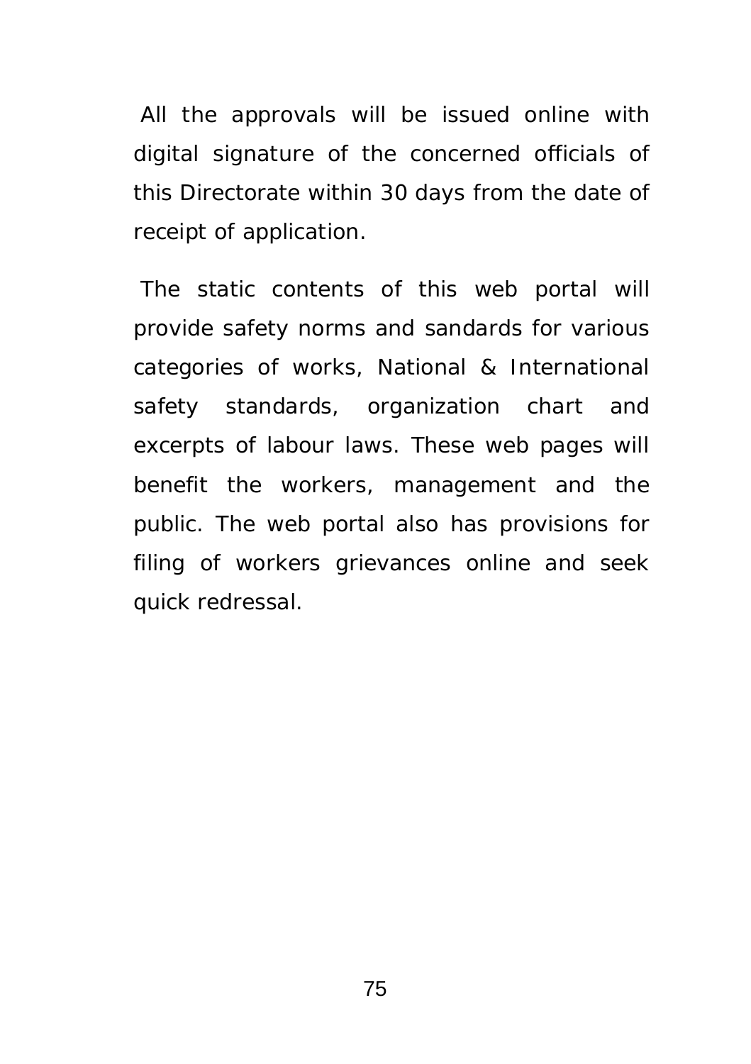All the approvals will be issued online with digital signature of the concerned officials of this Directorate within 30 days from the date of receipt of application.

The static contents of this web portal will provide safety norms and sandards for various categories of works, National & International safety standards, organization chart and excerpts of labour laws. These web pages will benefit the workers, management and the public. The web portal also has provisions for filing of workers grievances online and seek quick redressal.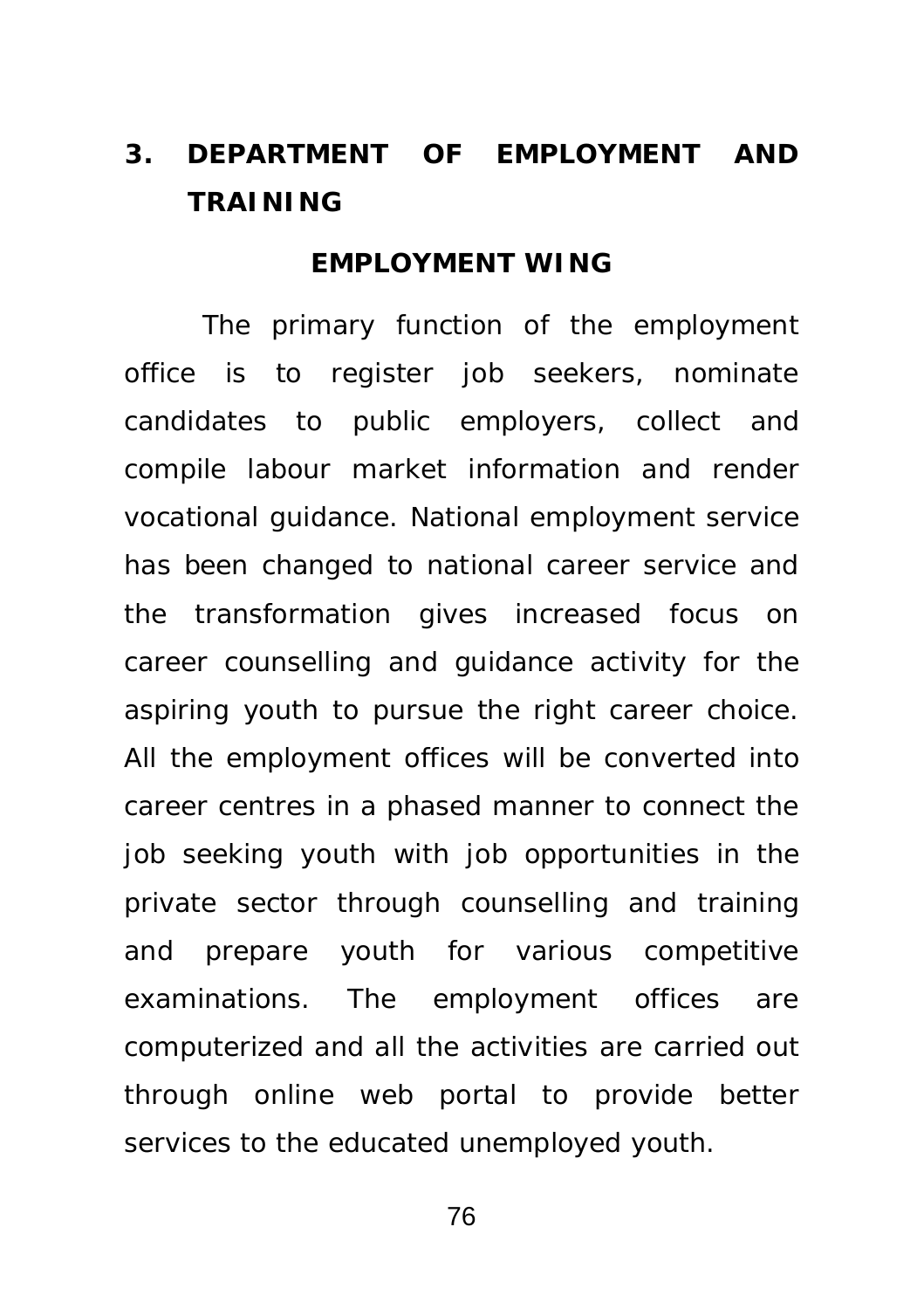## 3. DEPARTMENT OF EMPLOYMENT AND TRAINING

### EMPLOYMENT WING

The primary function of the employment office is to register job seekers, nominate candidates to public employers, collect and compile labour market information and render vocational guidance. National employment service has been changed to national career service and the transformation gives increased focus on career counselling and guidance activity for the aspiring youth to pursue the right career choice. All the employment offices will be converted into career centres in a phased manner to connect the job seeking youth with job opportunities in the private sector through counselling and training and prepare youth for various competitive examinations. The employment offices are computerized and all the activities are carried out through online web portal to provide better services to the educated unemployed youth.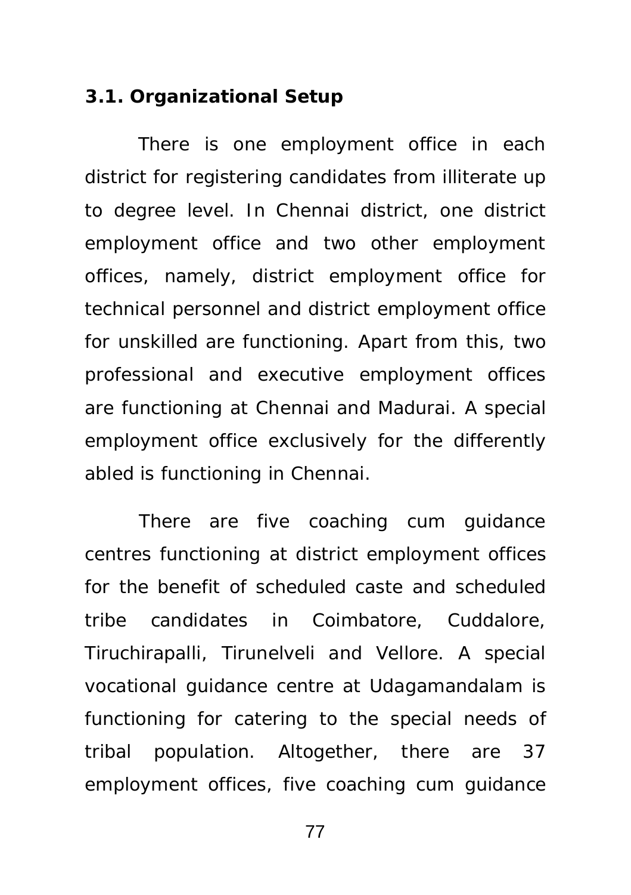### 3.1. Organizational Setup

There is one employment office in each district for registering candidates from illiterate up to degree level. In Chennai district, one district employment office and two other employment offices, namely, district employment office for technical personnel and district employment office for unskilled are functioning. Apart from this, two professional and executive employment offices are functioning at Chennai and Madurai. A special employment office exclusively for the differently abled is functioning in Chennai.

There are five coaching cum guidance centres functioning at district employment offices for the benefit of scheduled caste and scheduled tribe candidates in Coimbatore, Cuddalore, Tiruchirapalli, Tirunelveli and Vellore. A special vocational guidance centre at Udagamandalam is functioning for catering to the special needs of tribal population. Altogether, there are 37 employment offices, five coaching cum guidance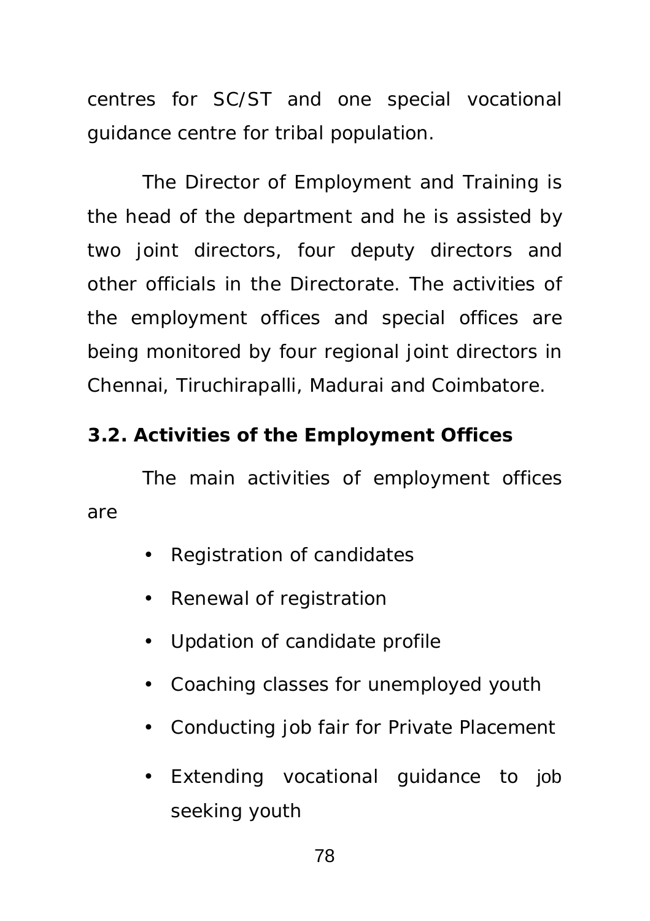centres for SC/ST and one special vocational guidance centre for tribal population.

The Director of Employment and Training is the head of the department and he is assisted by two joint directors, four deputy directors and other officials in the Directorate. The activities of the employment offices and special offices are being monitored by four regional joint directors in Chennai, Tiruchirapalli, Madurai and Coimbatore.

### 3.2. Activities of the Employment Offices

The main activities of employment offices are

- Registration of candidates
- Renewal of registration
- Updation of candidate profile
- Coaching classes for unemployed youth
- Conducting job fair for Private Placement
- Extending vocational guidance to job seeking youth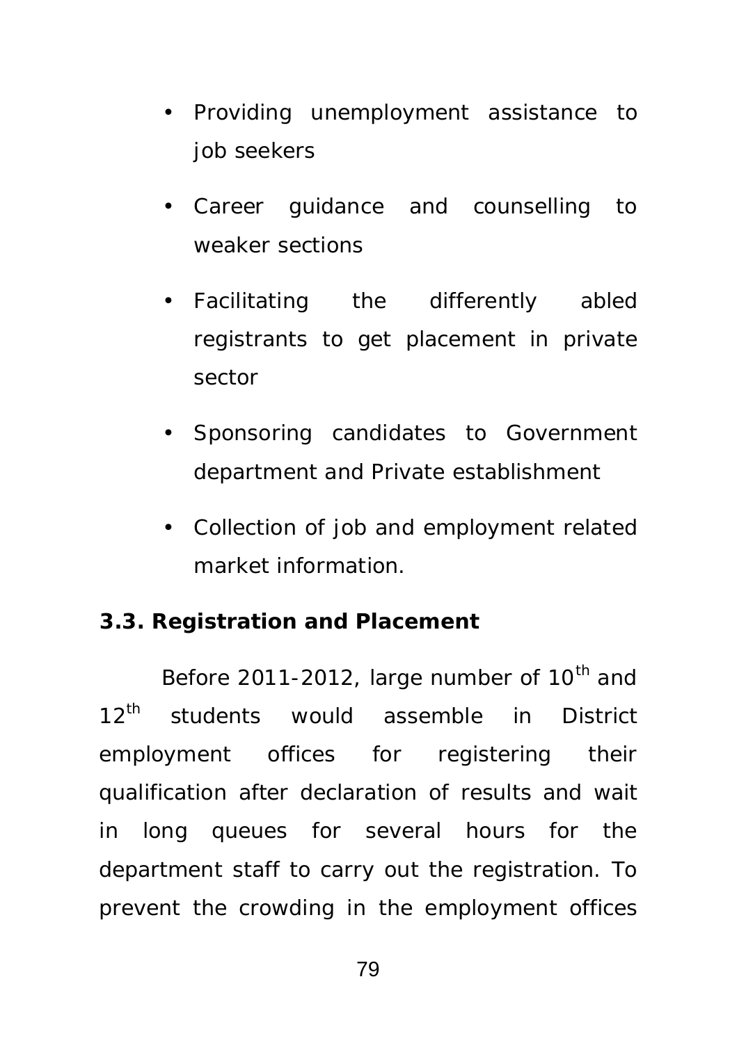- Providing unemployment assistance to job seekers
- Career guidance and counselling to weaker sections
- Facilitating the differently abled registrants to get placement in private sector
- Sponsoring candidates to Government department and Private establishment
- Collection of job and employment related market information.

**3.3. Registration and Placement**

Before 2011-2012, large number of 10$^{th}$ and 12$^{th}$ students would assemble in District employment offices for registering their qualification after declaration of results and wait in long queues for several hours for the department staff to carry out the registration. To prevent the crowding in the employment offices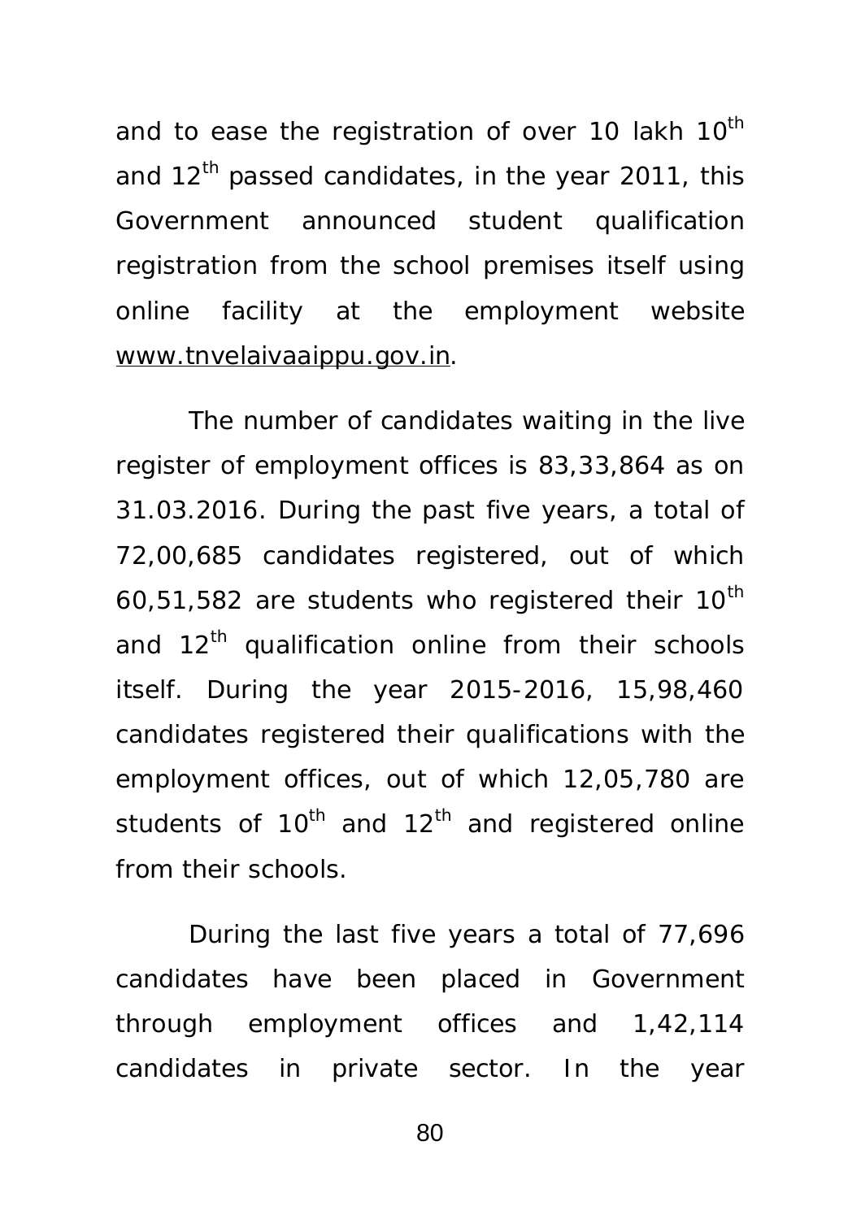and to ease the registration of over 10 lakh $10^{th}$ and $12^{th}$ passed candidates, in the year 2011, this Government announced student qualification registration from the school premises itself using online facility at the employment website www.tnvelaivaaippu.gov.in.

The number of candidates waiting in the live register of employment offices is 83,33,864 as on 31.03.2016. During the past five years, a total of 72,00,685 candidates registered, out of which 60,51,582 are students who registered their $10^{th}$ and $12^{th}$ qualification online from their schools itself. During the year 2015-2016, 15,98,460 candidates registered their qualifications with the employment offices, out of which 12,05,780 are students of $10^{th}$ and $12^{th}$ and registered online from their schools.

During the last five years a total of 77,696 candidates have been placed in Government through employment offices and 1,42,114 candidates in private sector. In the year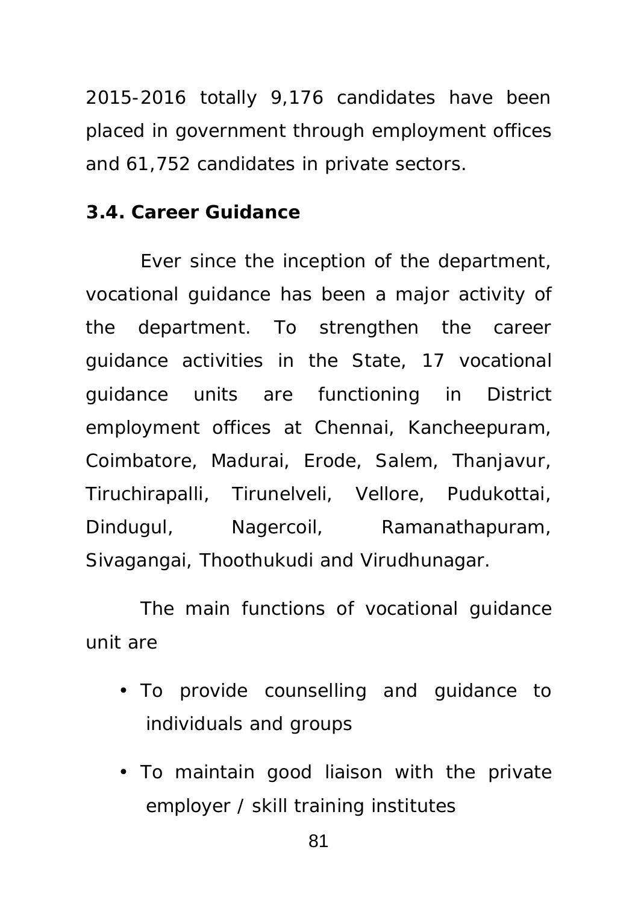2015-2016 totally 9,176 candidates have been placed in government through employment offices and 61,752 candidates in private sectors.

**3.4. Career Guidance**

Ever since the inception of the department, vocational guidance has been a major activity of the department. To strengthen the career guidance activities in the State, 17 vocational guidance units are functioning in District employment offices at Chennai, Kancheepuram, Coimbatore, Madurai, Erode, Salem, Thanjavur, Tiruchirapalli, Tirunelveli, Vellore, Pudukottai, Dindugul, Nagercoil, Ramanathapuram, Sivagangai, Thoothukudi and Virudhunagar.

The main functions of vocational guidance unit are

- To provide counselling and guidance to individuals and groups
- To maintain good liaison with the private employer / skill training institutes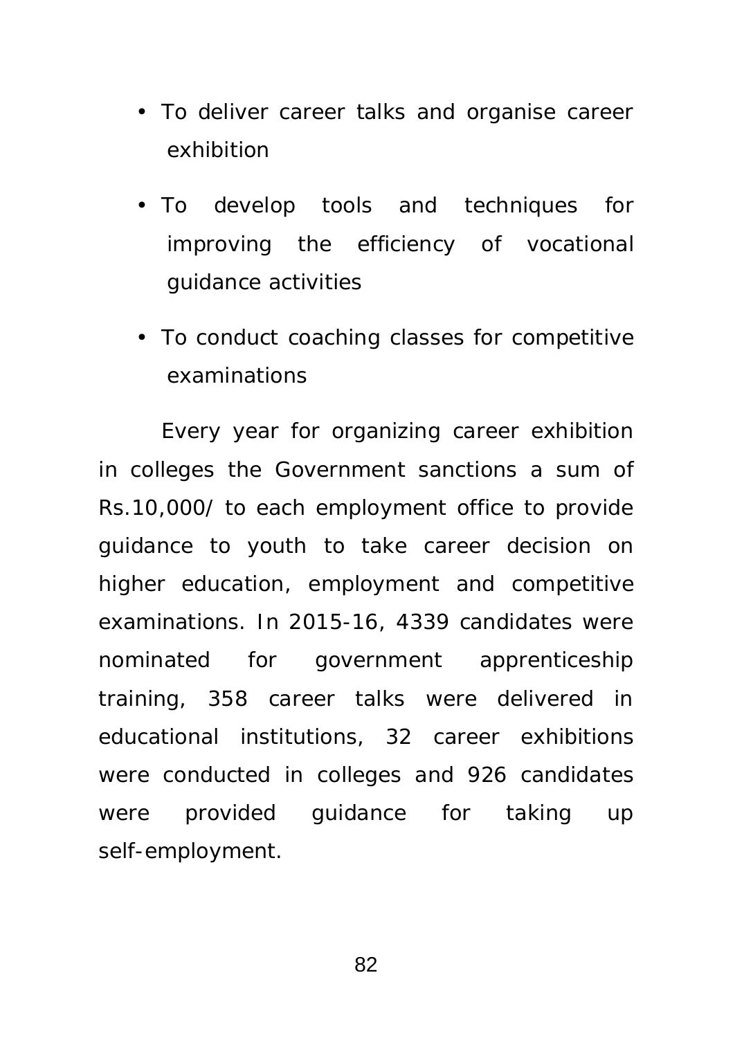- To deliver career talks and organise career exhibition
- To develop tools and techniques for improving the efficiency of vocational guidance activities
- To conduct coaching classes for competitive examinations

Every year for organizing career exhibition in colleges the Government sanctions a sum of Rs.10,000/ to each employment office to provide guidance to youth to take career decision on higher education, employment and competitive examinations. In 2015-16, 4339 candidates were nominated for government apprenticeship training, 358 career talks were delivered in educational institutions, 32 career exhibitions were conducted in colleges and 926 candidates were provided guidance for taking up self-employment.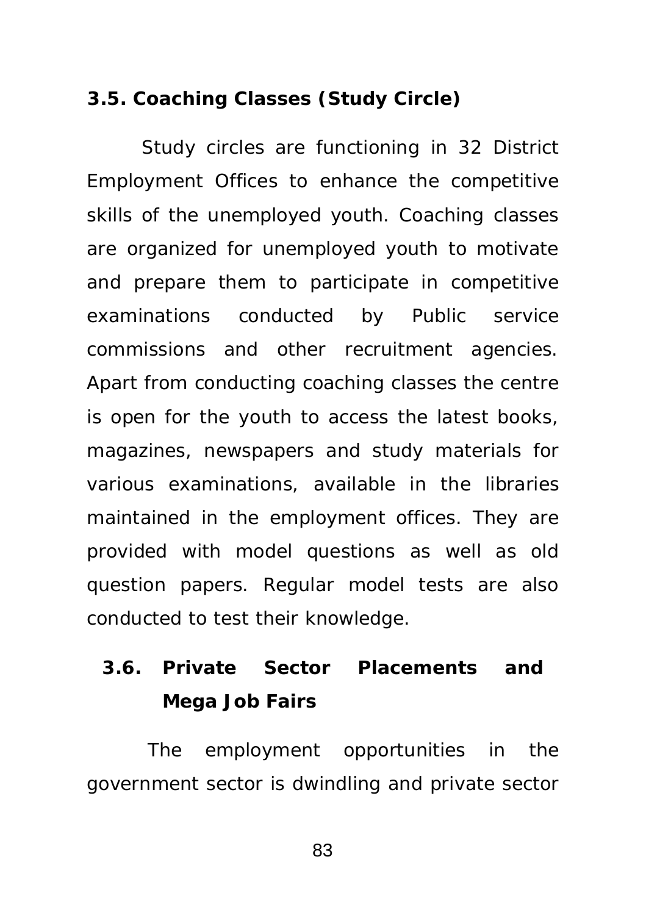### 3.5. Coaching Classes (Study Circle)

Study circles are functioning in 32 District Employment Offices to enhance the competitive skills of the unemployed youth. Coaching classes are organized for unemployed youth to motivate and prepare them to participate in competitive examinations conducted by Public service commissions and other recruitment agencies. Apart from conducting coaching classes the centre is open for the youth to access the latest books, magazines, newspapers and study materials for various examinations, available in the libraries maintained in the employment offices. They are provided with model questions as well as old question papers. Regular model tests are also conducted to test their knowledge.

### 3.6. Private Sector Placements and Mega Job Fairs

The employment opportunities in the government sector is dwindling and private sector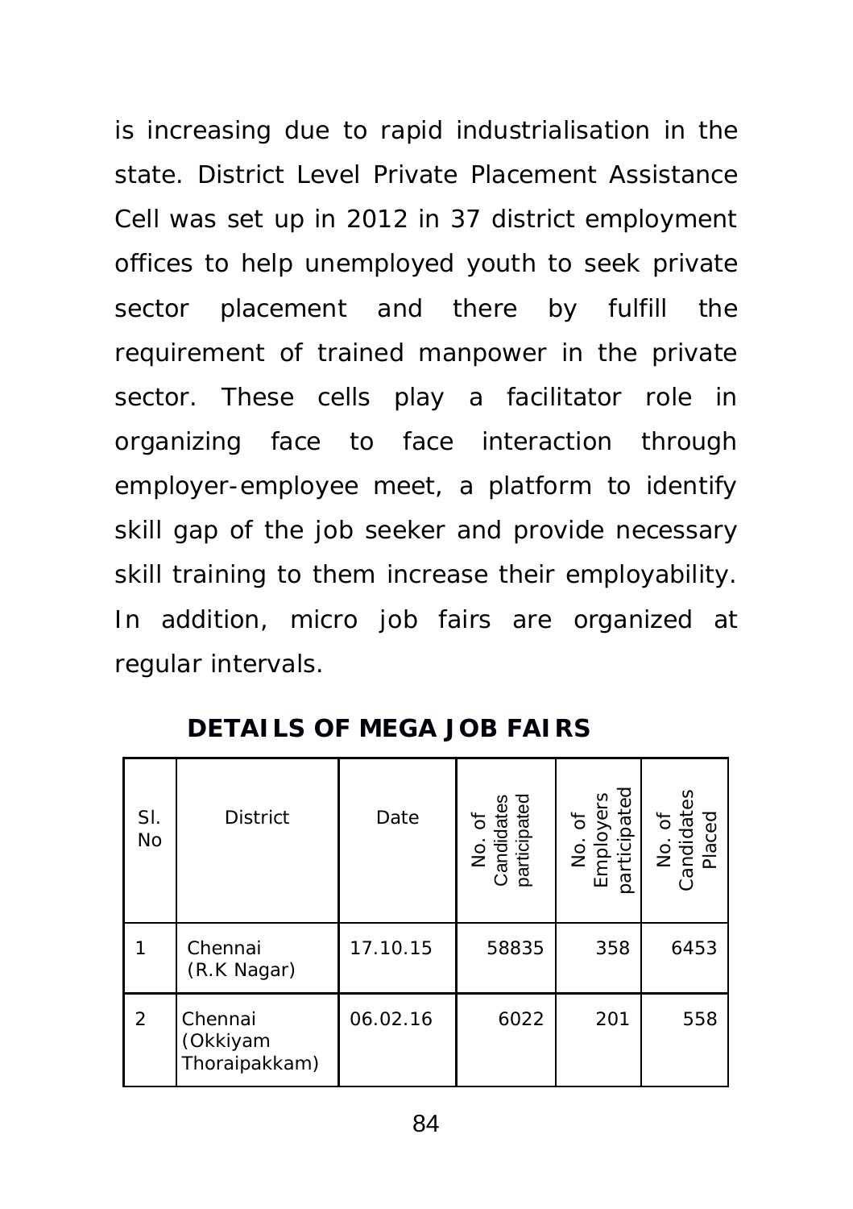is increasing due to rapid industrialisation in the state. District Level Private Placement Assistance Cell was set up in 2012 in 37 district employment offices to help unemployed youth to seek private sector placement and there by fulfill the requirement of trained manpower in the private sector. These cells play a facilitator role in organizing face to face interaction through employer-employee meet, a platform to identify skill gap of the job seeker and provide necessary skill training to them increase their employability. In addition, micro job fairs are organized at regular intervals.

**DETAILS OF MEGA JOB FAIRS**

| Sl. No | District | Date | No. of Candidates participated | No. of Employers participated | No. of Candidates Placed |
|---|---|---|---|---|---|
| 1 | Chennai (R.K Nagar) | 17.10.15 | 58835 | 358 | 6453 |
| 2 | Chennai (Okkiyam Thoraipakkam) | 06.02.16 | 6022 | 201 | 558 |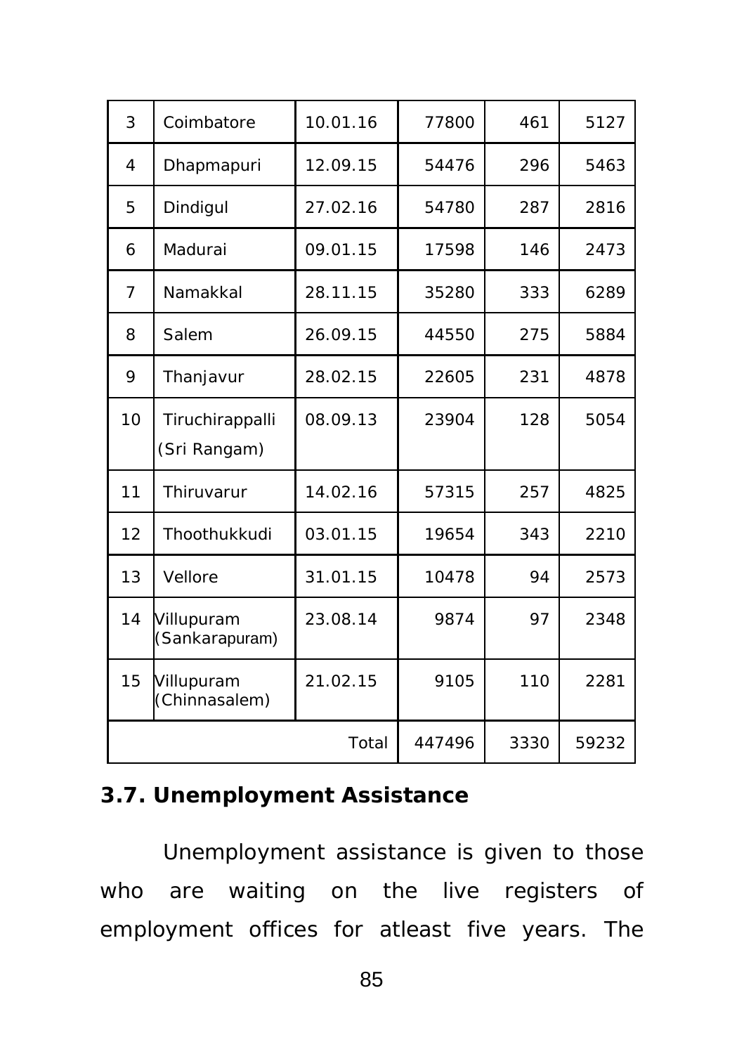| 3 | Coimbatore | 10.01.16 | 77800 | 461 | 5127 |
|---|---|---|---|---|---|
| 4 | Dhapmapuri | 12.09.15 | 54476 | 296 | 5463 |
| 5 | Dindigul | 27.02.16 | 54780 | 287 | 2816 |
| 6 | Madurai | 09.01.15 | 17598 | 146 | 2473 |
| 7 | Namakkal | 28.11.15 | 35280 | 333 | 6289 |
| 8 | Salem | 26.09.15 | 44550 | 275 | 5884 |
| 9 | Thanjavur | 28.02.15 | 22605 | 231 | 4878 |
| 10 | Tiruchirappalli (Sri Rangam) | 08.09.13 | 23904 | 128 | 5054 |
| 11 | Thiruvarur | 14.02.16 | 57315 | 257 | 4825 |
| 12 | Thoothukkudi | 03.01.15 | 19654 | 343 | 2210 |
| 13 | Vellore | 31.01.15 | 10478 | 94 | 2573 |
| 14 | Villupuram (Sankarapuram) | 23.08.14 | 9874 | 97 | 2348 |
| 15 | Villupuram (Chinnasalem) | 21.02.15 | 9105 | 110 | 2281 |
| | | Total | 447496 | 3330 | 59232 |

### 3.7. Unemployment Assistance

Unemployment assistance is given to those who are waiting on the live registers of employment offices for atleast five years. The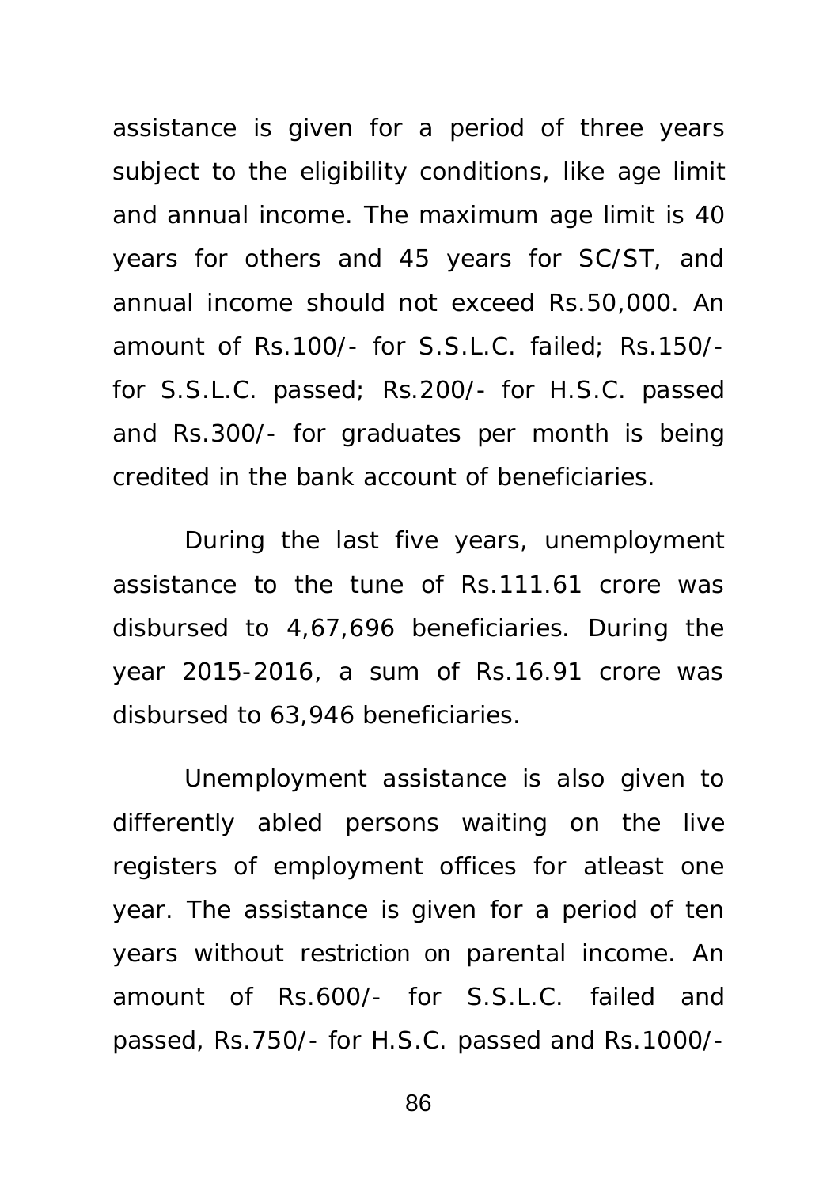assistance is given for a period of three years subject to the eligibility conditions, like age limit and annual income. The maximum age limit is 40 years for others and 45 years for SC/ST, and annual income should not exceed Rs.50,000. An amount of Rs.100/- for S.S.L.C. failed; Rs.150/- for S.S.L.C. passed; Rs.200/- for H.S.C. passed and Rs.300/- for graduates per month is being credited in the bank account of beneficiaries.

During the last five years, unemployment assistance to the tune of Rs.111.61 crore was disbursed to 4,67,696 beneficiaries. During the year 2015-2016, a sum of Rs.16.91 crore was disbursed to 63,946 beneficiaries.

Unemployment assistance is also given to differently abled persons waiting on the live registers of employment offices for atleast one year. The assistance is given for a period of ten years without restriction on parental income. An amount of Rs.600/- for S.S.L.C. failed and passed, Rs.750/- for H.S.C. passed and Rs.1000/-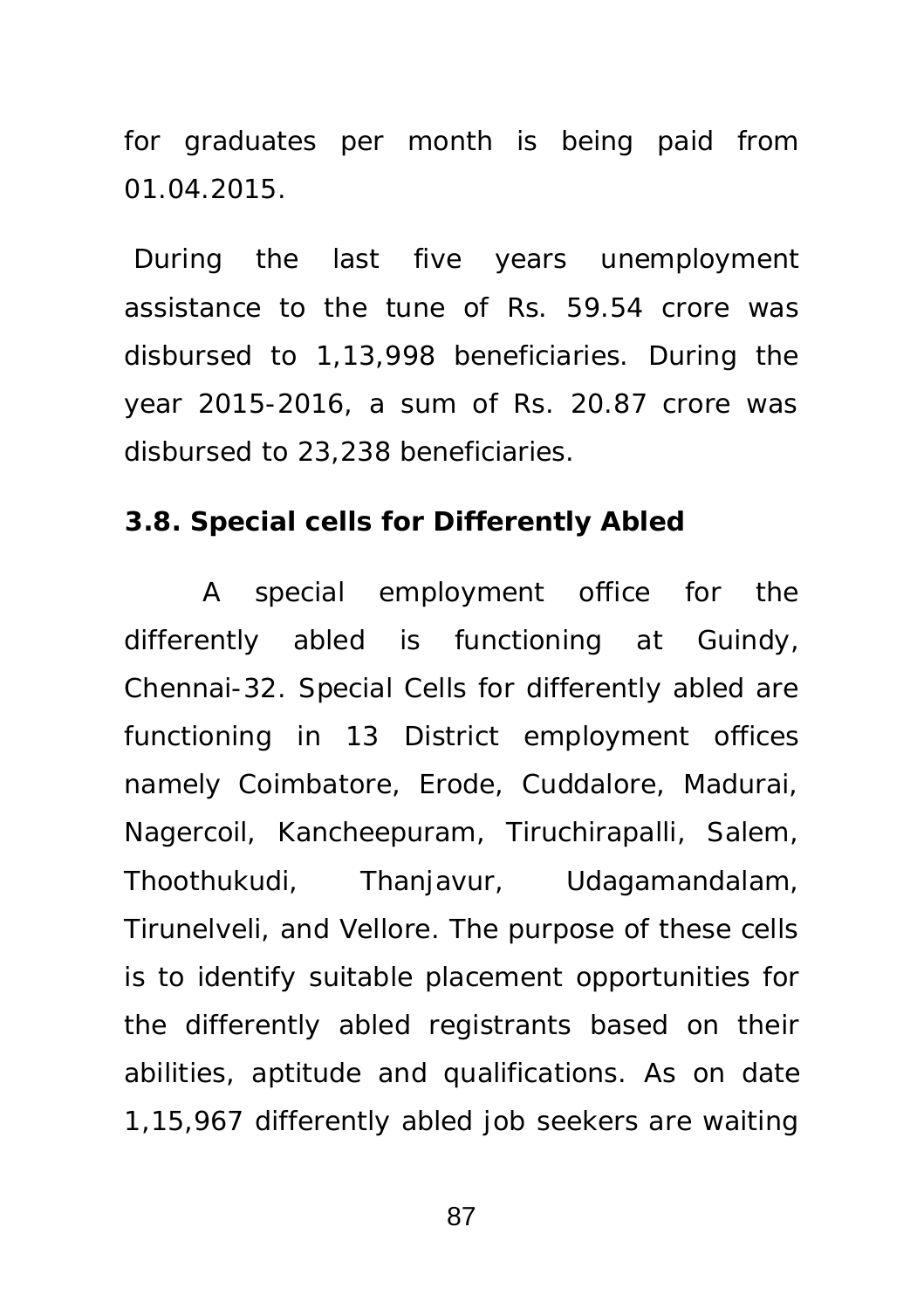for graduates per month is being paid from 01.04.2015.

During the last five years unemployment assistance to the tune of Rs. 59.54 crore was disbursed to 1,13,998 beneficiaries. During the year 2015-2016, a sum of Rs. 20.87 crore was disbursed to 23,238 beneficiaries.

### 3.8. Special cells for Differently Abled

A special employment office for the differently abled is functioning at Guindy, Chennai-32. Special Cells for differently abled are functioning in 13 District employment offices namely Coimbatore, Erode, Cuddalore, Madurai, Nagercoil, Kancheepuram, Tiruchirapalli, Salem, Thoothukudi, Thanjavur, Udagamandalam, Tirunelveli, and Vellore. The purpose of these cells is to identify suitable placement opportunities for the differently abled registrants based on their abilities, aptitude and qualifications. As on date 1,15,967 differently abled job seekers are waiting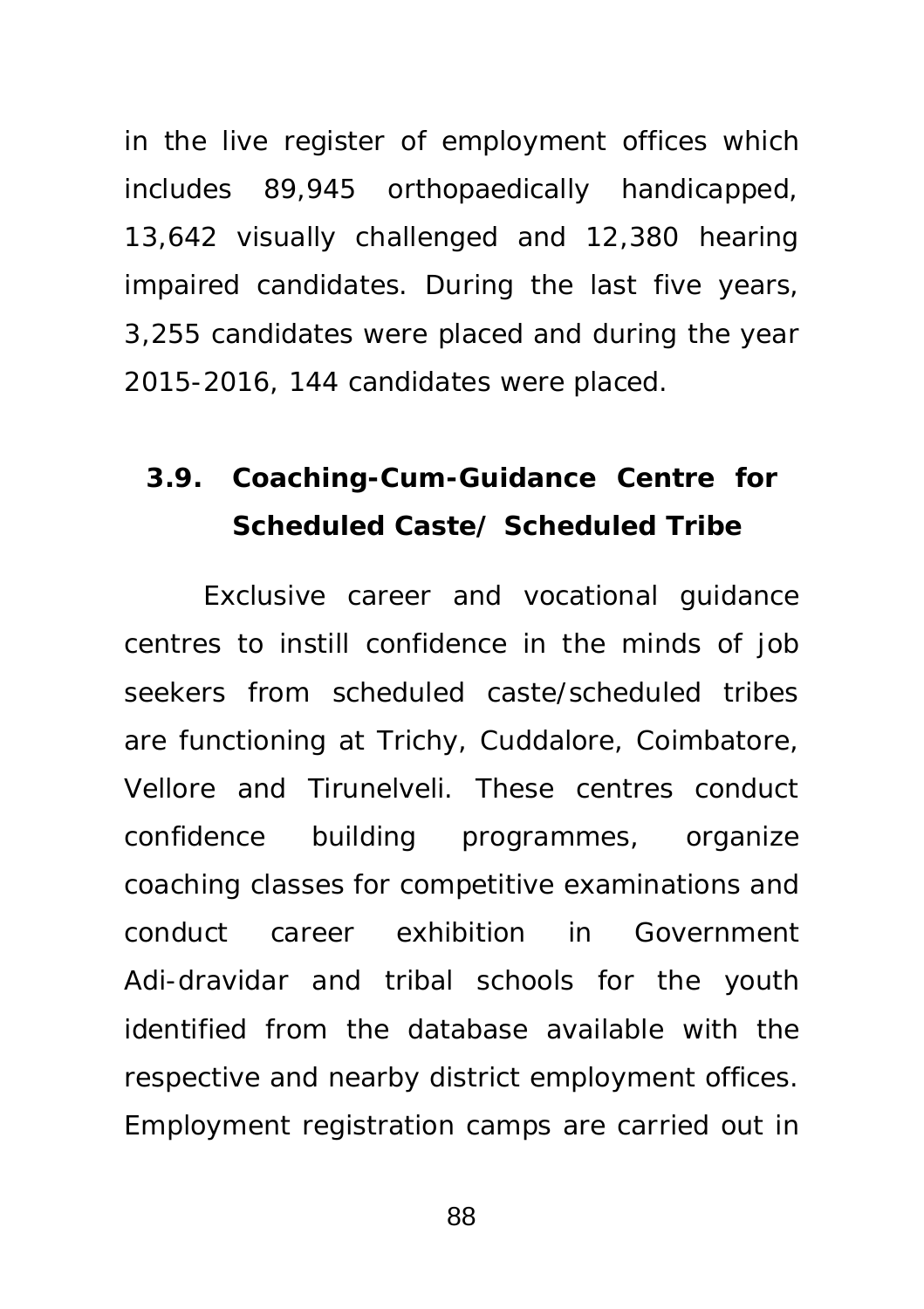in the live register of employment offices which includes 89,945 orthopaedically handicapped, 13,642 visually challenged and 12,380 hearing impaired candidates. During the last five years, 3,255 candidates were placed and during the year 2015-2016, 144 candidates were placed.

### 3.9. Coaching-Cum-Guidance Centre for Scheduled Caste/ Scheduled Tribe

Exclusive career and vocational guidance centres to instill confidence in the minds of job seekers from scheduled caste/scheduled tribes are functioning at Trichy, Cuddalore, Coimbatore, Vellore and Tirunelveli. These centres conduct confidence building programmes, organize coaching classes for competitive examinations and conduct career exhibition in Government Adi-dravidar and tribal schools for the youth identified from the database available with the respective and nearby district employment offices. Employment registration camps are carried out in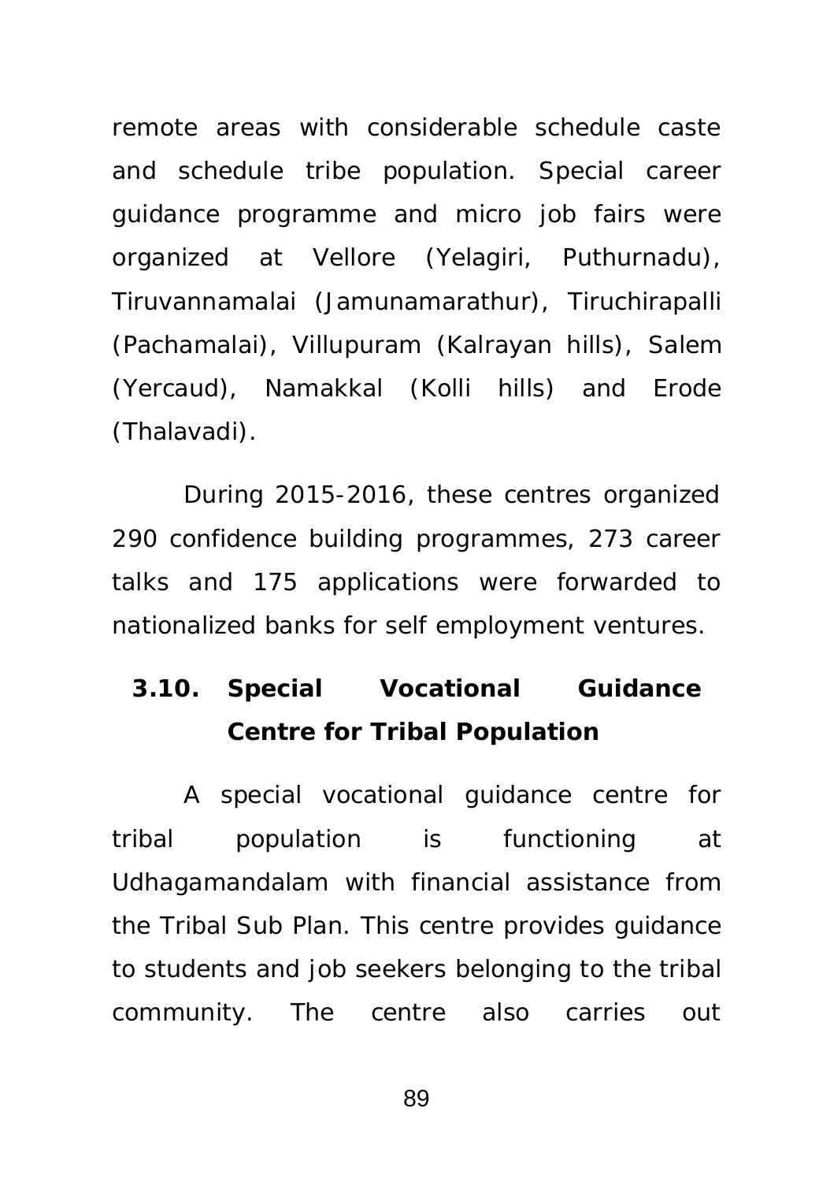remote areas with considerable schedule caste and schedule tribe population. Special career guidance programme and micro job fairs were organized at Vellore (Yelagiri, Puthurnadu), Tiruvannamalai (Jamunamarathur), Tiruchirapalli (Pachamalai), Villupuram (Kalrayan hills), Salem (Yercaud), Namakkal (Kolli hills) and Erode (Thalavadi).

During 2015-2016, these centres organized 290 confidence building programmes, 273 career talks and 175 applications were forwarded to nationalized banks for self employment ventures.

### 3.10. Special Vocational Guidance Centre for Tribal Population

A special vocational guidance centre for tribal population is functioning at Udhagamandalam with financial assistance from the Tribal Sub Plan. This centre provides guidance to students and job seekers belonging to the tribal community. The centre also carries out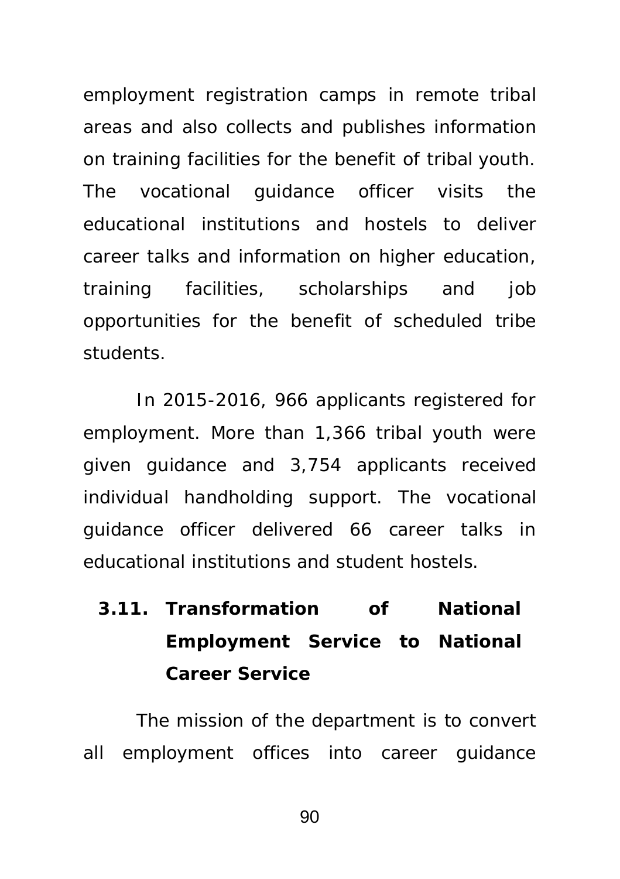employment registration camps in remote tribal areas and also collects and publishes information on training facilities for the benefit of tribal youth. The vocational guidance officer visits the educational institutions and hostels to deliver career talks and information on higher education, training facilities, scholarships and job opportunities for the benefit of scheduled tribe students.

In 2015-2016, 966 applicants registered for employment. More than 1,366 tribal youth were given guidance and 3,754 applicants received individual handholding support. The vocational guidance officer delivered 66 career talks in educational institutions and student hostels.

### 3.11. Transformation of National Employment Service to National Career Service

The mission of the department is to convert all employment offices into career guidance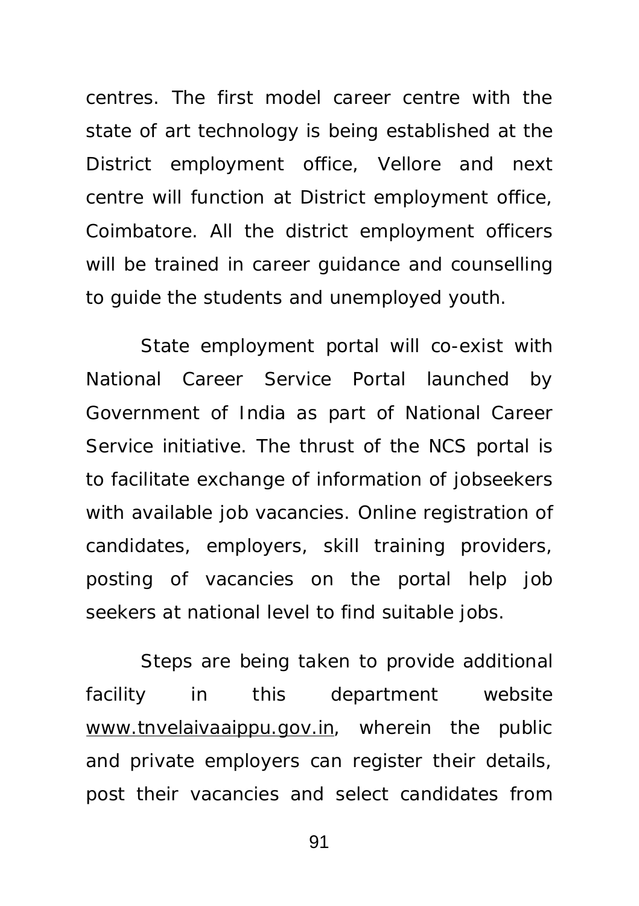centres. The first model career centre with the state of art technology is being established at the District employment office, Vellore and next centre will function at District employment office, Coimbatore. All the district employment officers will be trained in career guidance and counselling to guide the students and unemployed youth.

State employment portal will co-exist with National Career Service Portal launched by Government of India as part of National Career Service initiative. The thrust of the NCS portal is to facilitate exchange of information of jobseekers with available job vacancies. Online registration of candidates, employers, skill training providers, posting of vacancies on the portal help job seekers at national level to find suitable jobs.

Steps are being taken to provide additional facility in this department website www.tnvelaivaaippu.gov.in, wherein the public and private employers can register their details, post their vacancies and select candidates from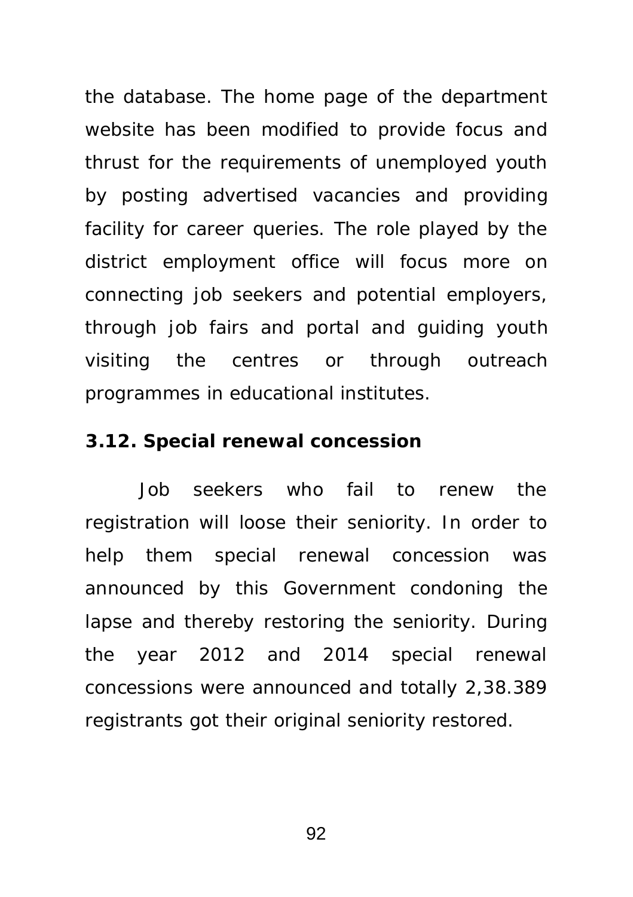the database. The home page of the department website has been modified to provide focus and thrust for the requirements of unemployed youth by posting advertised vacancies and providing facility for career queries. The role played by the district employment office will focus more on connecting job seekers and potential employers, through job fairs and portal and guiding youth visiting the centres or through outreach programmes in educational institutes.

**3.12. Special renewal concession**

Job seekers who fail to renew the registration will loose their seniority. In order to help them special renewal concession was announced by this Government condoning the lapse and thereby restoring the seniority. During the year 2012 and 2014 special renewal concessions were announced and totally 2,38.389 registrants got their original seniority restored.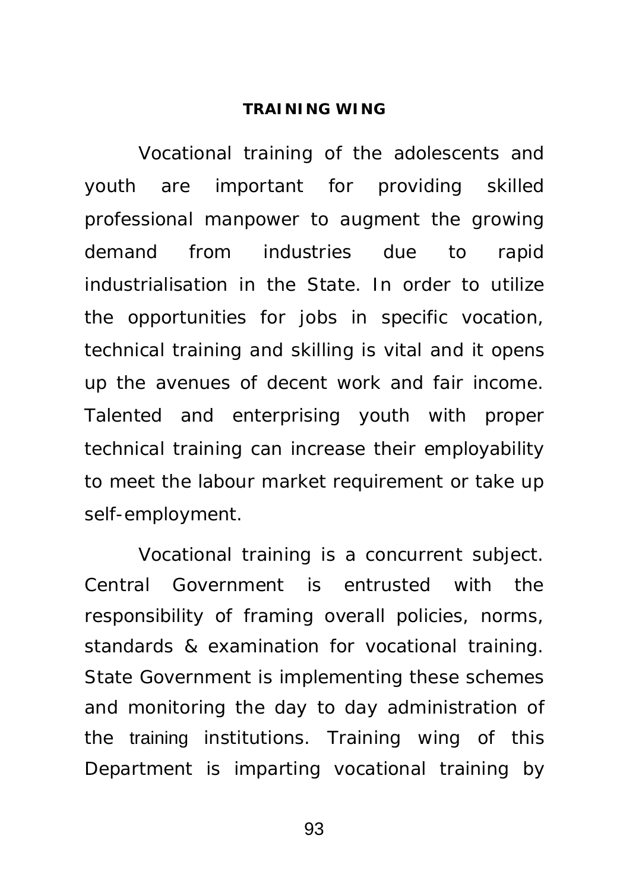## TRAINING WING

Vocational training of the adolescents and youth are important for providing skilled professional manpower to augment the growing demand from industries due to rapid industrialisation in the State. In order to utilize the opportunities for jobs in specific vocation, technical training and skilling is vital and it opens up the avenues of decent work and fair income. Talented and enterprising youth with proper technical training can increase their employability to meet the labour market requirement or take up self-employment.

Vocational training is a concurrent subject. Central Government is entrusted with the responsibility of framing overall policies, norms, standards & examination for vocational training. State Government is implementing these schemes and monitoring the day to day administration of the training institutions. Training wing of this Department is imparting vocational training by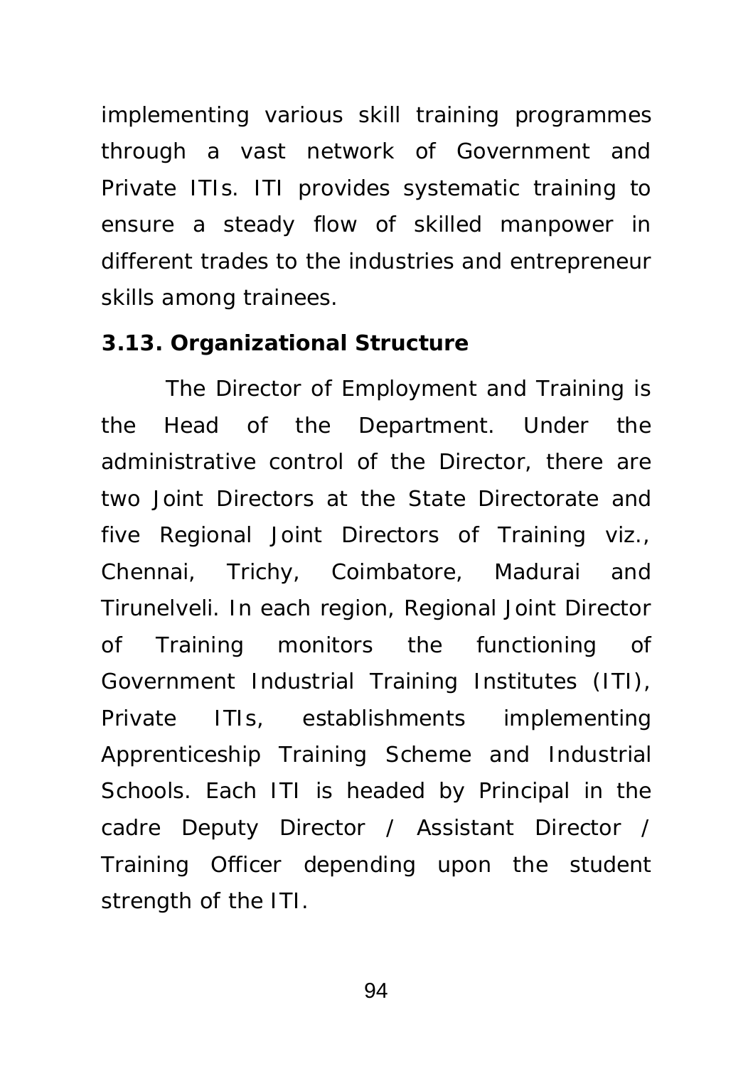implementing various skill training programmes through a vast network of Government and Private ITIs. ITI provides systematic training to ensure a steady flow of skilled manpower in different trades to the industries and entrepreneur skills among trainees.

### 3.13. Organizational Structure

The Director of Employment and Training is the Head of the Department. Under the administrative control of the Director, there are two Joint Directors at the State Directorate and five Regional Joint Directors of Training viz., Chennai, Trichy, Coimbatore, Madurai and Tirunelveli. In each region, Regional Joint Director of Training monitors the functioning of Government Industrial Training Institutes (ITI), Private ITIs, establishments implementing Apprenticeship Training Scheme and Industrial Schools. Each ITI is headed by Principal in the cadre Deputy Director / Assistant Director / Training Officer depending upon the student strength of the ITI.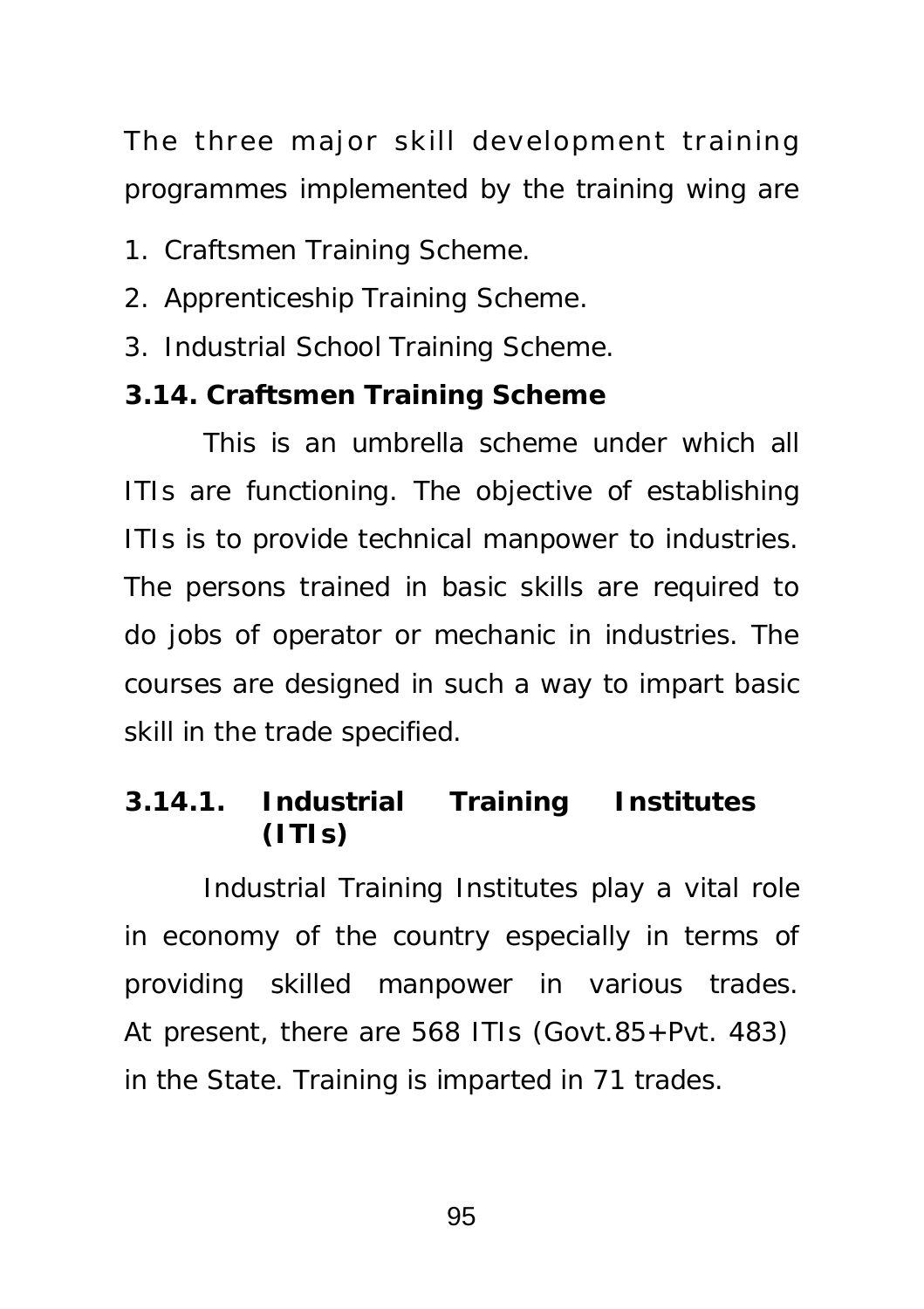The three major skill development training programmes implemented by the training wing are

1. Craftsmen Training Scheme.
2. Apprenticeship Training Scheme.
3. Industrial School Training Scheme.

### 3.14. Craftsmen Training Scheme

This is an umbrella scheme under which all ITIs are functioning. The objective of establishing ITIs is to provide technical manpower to industries. The persons trained in basic skills are required to do jobs of operator or mechanic in industries. The courses are designed in such a way to impart basic skill in the trade specified.

#### 3.14.1. Industrial Training Institutes (ITIs)

Industrial Training Institutes play a vital role in economy of the country especially in terms of providing skilled manpower in various trades. At present, there are 568 ITIs (Govt.85+Pvt. 483) in the State. Training is imparted in 71 trades.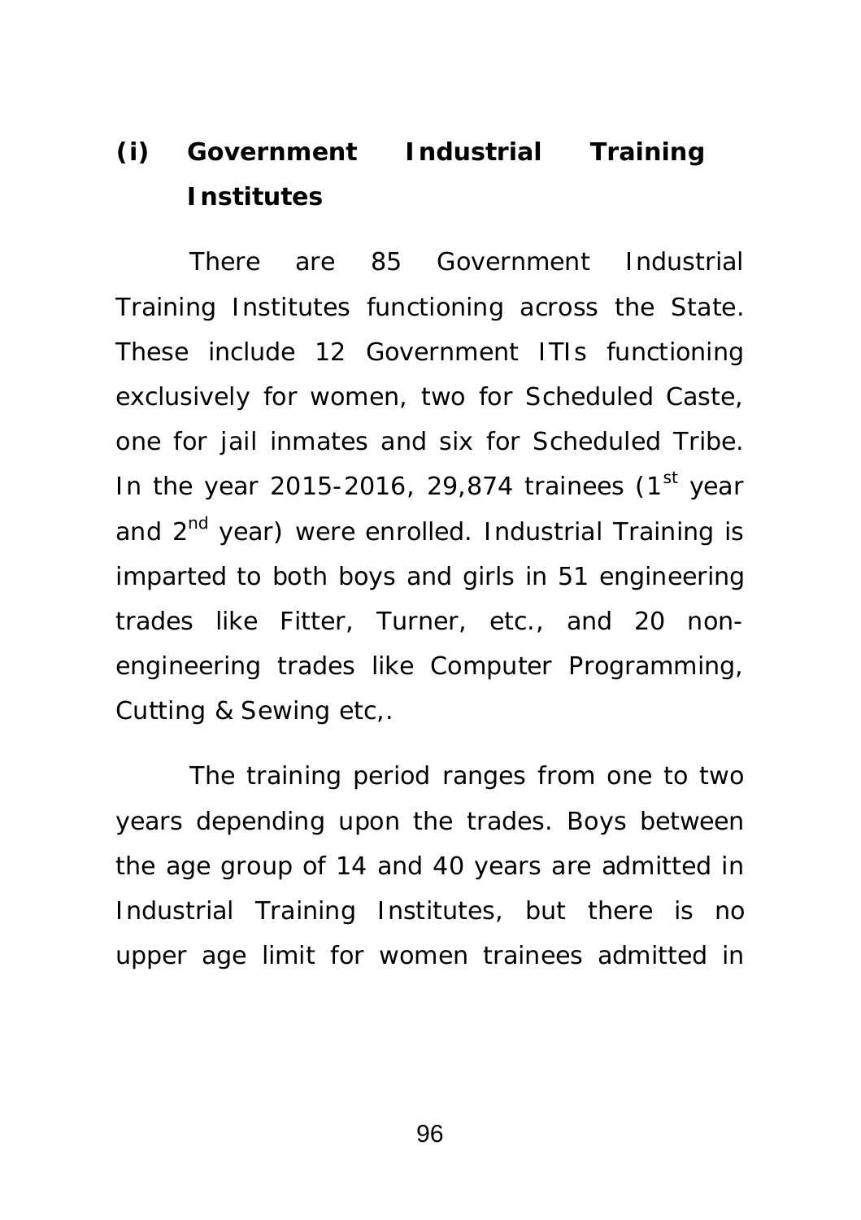### (i) Government Industrial Training Institutes

There are 85 Government Industrial Training Institutes functioning across the State. These include 12 Government ITIs functioning exclusively for women, two for Scheduled Caste, one for jail inmates and six for Scheduled Tribe. In the year 2015-2016, 29,874 trainees (1st year and 2nd year) were enrolled. Industrial Training is imparted to both boys and girls in 51 engineering trades like Fitter, Turner, etc., and 20 non-engineering trades like Computer Programming, Cutting & Sewing etc,.

The training period ranges from one to two years depending upon the trades. Boys between the age group of 14 and 40 years are admitted in Industrial Training Institutes, but there is no upper age limit for women trainees admitted in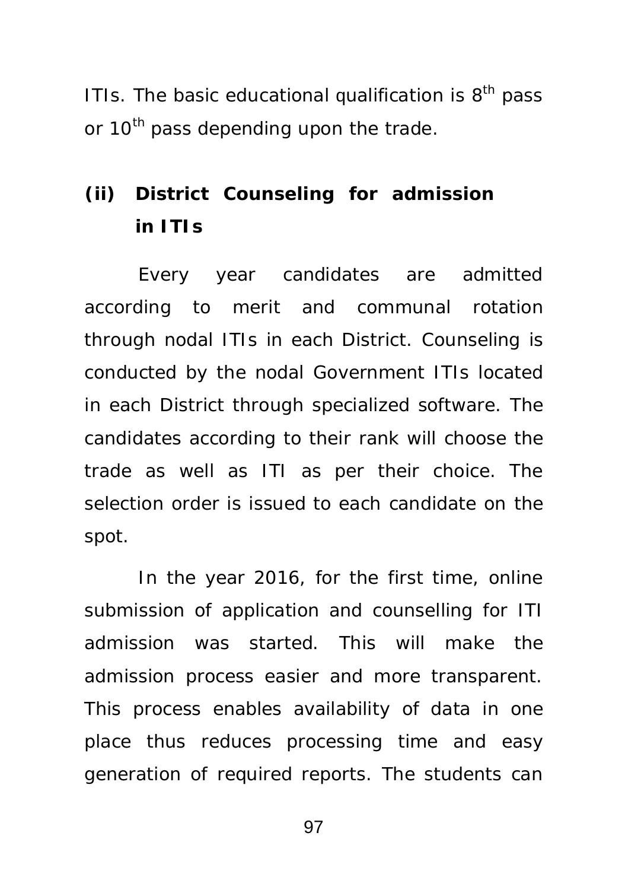ITIs. The basic educational qualification is 8th pass or 10th pass depending upon the trade.

### (ii) District Counseling for admission in ITIs

Every year candidates are admitted according to merit and communal rotation through nodal ITIs in each District. Counseling is conducted by the nodal Government ITIs located in each District through specialized software. The candidates according to their rank will choose the trade as well as ITI as per their choice. The selection order is issued to each candidate on the spot.

In the year 2016, for the first time, online submission of application and counselling for ITI admission was started. This will make the admission process easier and more transparent. This process enables availability of data in one place thus reduces processing time and easy generation of required reports. The students can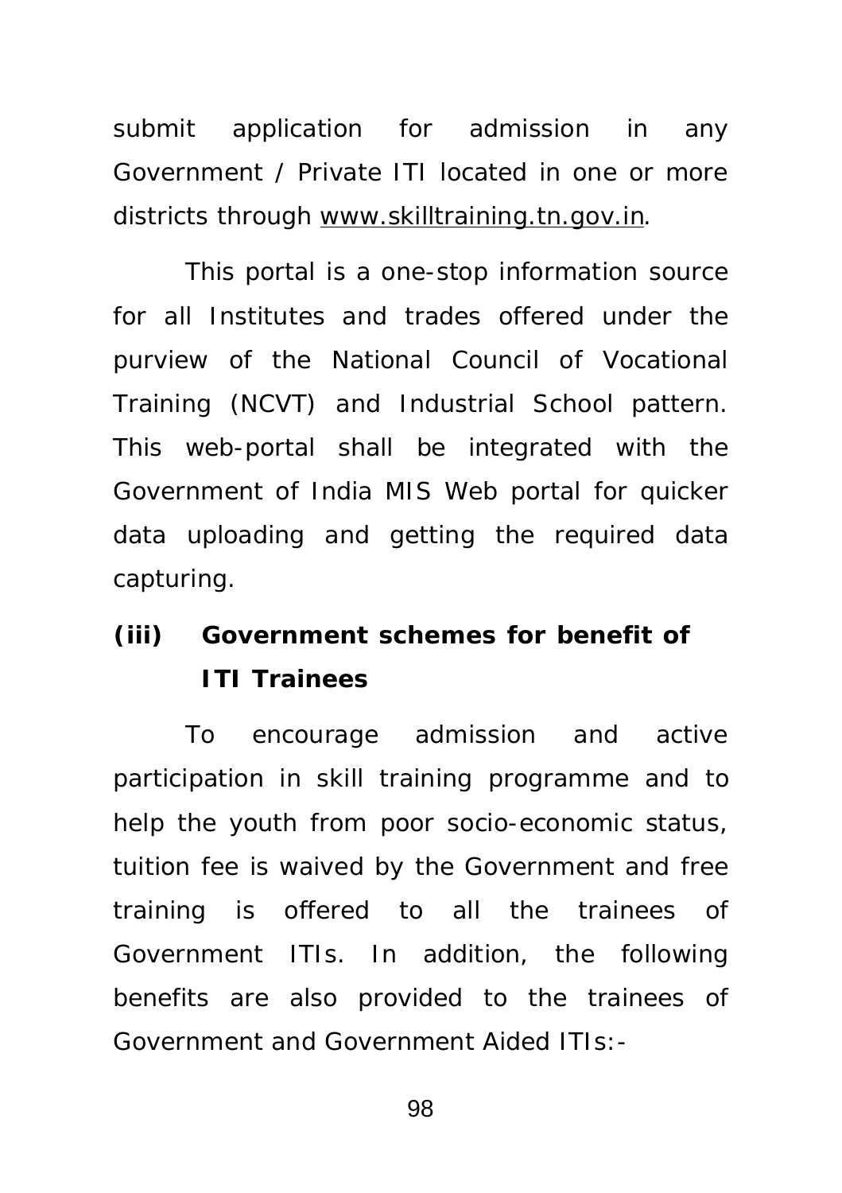submit application for admission in any Government / Private ITI located in one or more districts through www.skilltraining.tn.gov.in.

This portal is a one-stop information source for all Institutes and trades offered under the purview of the National Council of Vocational Training (NCVT) and Industrial School pattern. This web-portal shall be integrated with the Government of India MIS Web portal for quicker data uploading and getting the required data capturing.

### (iii) Government schemes for benefit of ITI Trainees

To encourage admission and active participation in skill training programme and to help the youth from poor socio-economic status, tuition fee is waived by the Government and free training is offered to all the trainees of Government ITIs. In addition, the following benefits are also provided to the trainees of Government and Government Aided ITIs:-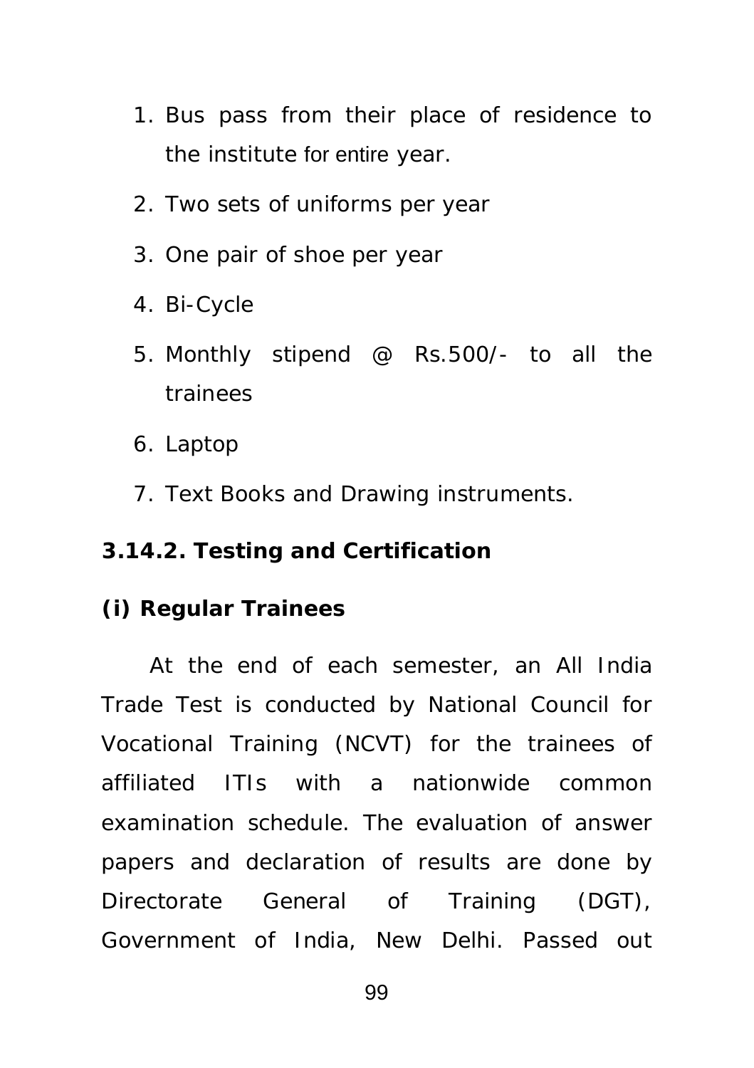1. Bus pass from their place of residence to the institute for entire year.
2. Two sets of uniforms per year
3. One pair of shoe per year
4. Bi-Cycle
5. Monthly stipend @ Rs.500/- to all the trainees
6. Laptop
7. Text Books and Drawing instruments.

### 3.14.2. Testing and Certification

**(i) Regular Trainees**

At the end of each semester, an All India Trade Test is conducted by National Council for Vocational Training (NCVT) for the trainees of affiliated ITIs with a nationwide common examination schedule. The evaluation of answer papers and declaration of results are done by Directorate General of Training (DGT), Government of India, New Delhi. Passed out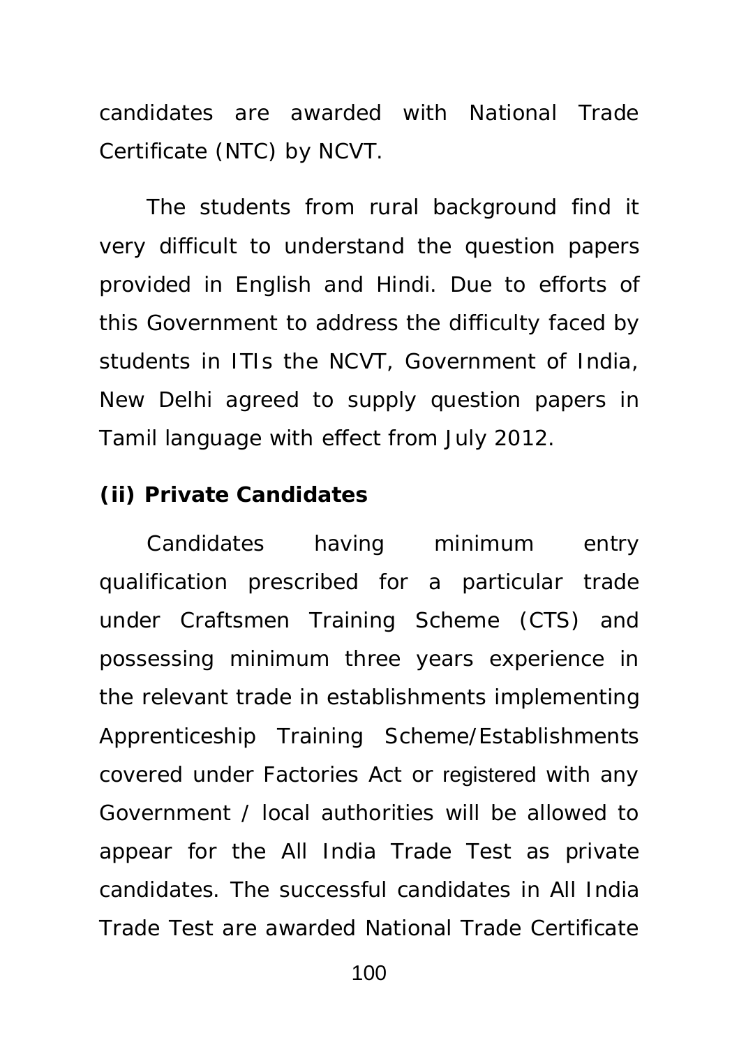candidates are awarded with National Trade Certificate (NTC) by NCVT.

The students from rural background find it very difficult to understand the question papers provided in English and Hindi. Due to efforts of this Government to address the difficulty faced by students in ITIs the NCVT, Government of India, New Delhi agreed to supply question papers in Tamil language with effect from July 2012.

**(ii) Private Candidates**

Candidates having minimum entry qualification prescribed for a particular trade under Craftsmen Training Scheme (CTS) and possessing minimum three years experience in the relevant trade in establishments implementing Apprenticeship Training Scheme/Establishments covered under Factories Act or registered with any Government / local authorities will be allowed to appear for the All India Trade Test as private candidates. The successful candidates in All India Trade Test are awarded National Trade Certificate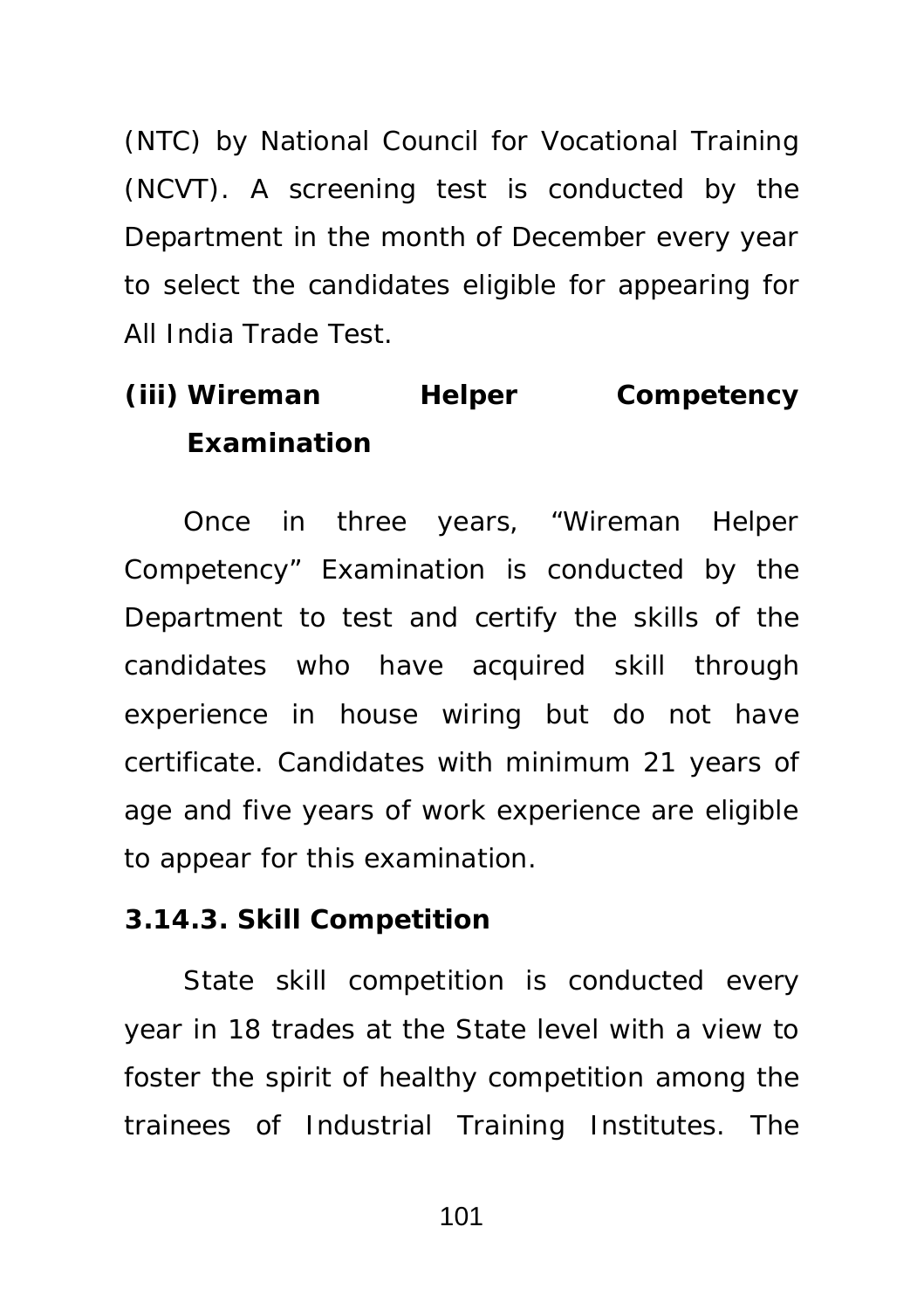(NTC) by National Council for Vocational Training (NCVT). A screening test is conducted by the Department in the month of December every year to select the candidates eligible for appearing for All India Trade Test.

**(iii) Wireman Helper Competency Examination**

Once in three years, "Wireman Helper Competency" Examination is conducted by the Department to test and certify the skills of the candidates who have acquired skill through experience in house wiring but do not have certificate. Candidates with minimum 21 years of age and five years of work experience are eligible to appear for this examination.

**3.14.3. Skill Competition**

State skill competition is conducted every year in 18 trades at the State level with a view to foster the spirit of healthy competition among the trainees of Industrial Training Institutes. The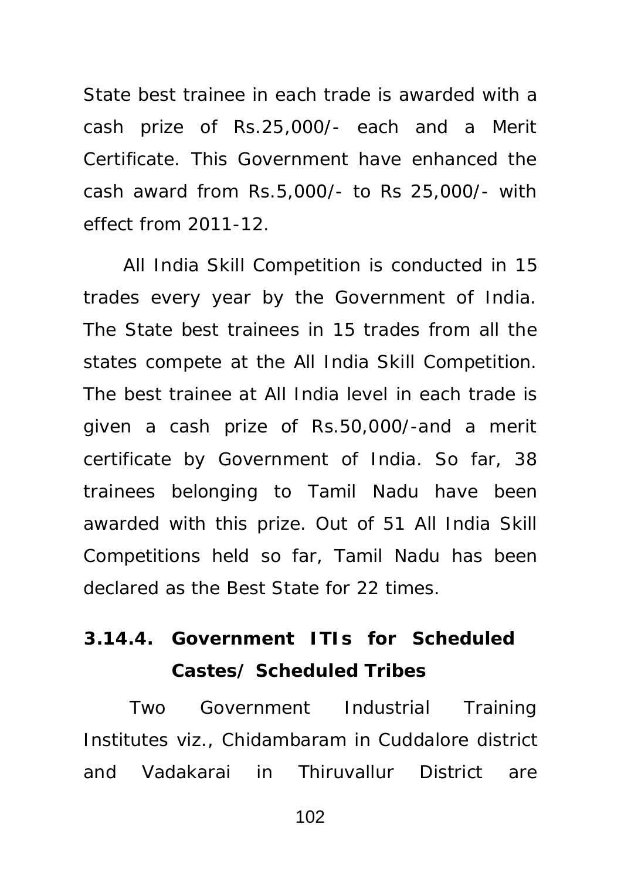State best trainee in each trade is awarded with a cash prize of Rs.25,000/- each and a Merit Certificate. This Government have enhanced the cash award from Rs.5,000/- to Rs 25,000/- with effect from 2011-12.

All India Skill Competition is conducted in 15 trades every year by the Government of India. The State best trainees in 15 trades from all the states compete at the All India Skill Competition. The best trainee at All India level in each trade is given a cash prize of Rs.50,000/-and a merit certificate by Government of India. So far, 38 trainees belonging to Tamil Nadu have been awarded with this prize. Out of 51 All India Skill Competitions held so far, Tamil Nadu has been declared as the Best State for 22 times.

### 3.14.4. Government ITIs for Scheduled Castes/ Scheduled Tribes

Two Government Industrial Training Institutes viz., Chidambaram in Cuddalore district and Vadakarai in Thiruvallur District are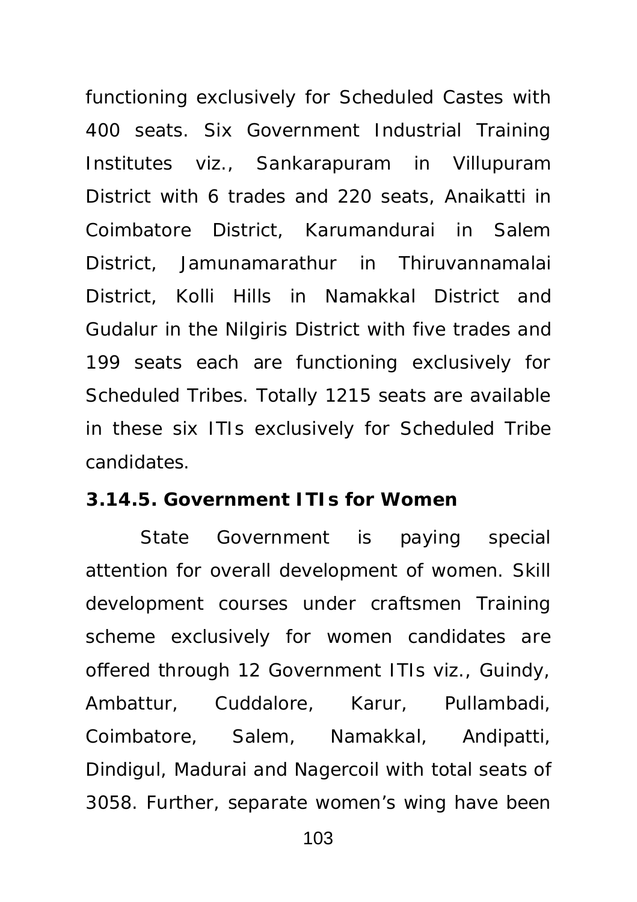functioning exclusively for Scheduled Castes with 400 seats. Six Government Industrial Training Institutes viz., Sankarapuram in Villupuram District with 6 trades and 220 seats, Anaikatti in Coimbatore District, Karumandurai in Salem District, Jamunamarathur in Thiruvannamalai District, Kolli Hills in Namakkal District and Gudalur in the Nilgiris District with five trades and 199 seats each are functioning exclusively for Scheduled Tribes. Totally 1215 seats are available in these six ITIs exclusively for Scheduled Tribe candidates.

**3.14.5. Government ITIs for Women**

State Government is paying special attention for overall development of women. Skill development courses under craftsmen Training scheme exclusively for women candidates are offered through 12 Government ITIs viz., Guindy, Ambattur, Cuddalore, Karur, Pullambadi, Coimbatore, Salem, Namakkal, Andipatti, Dindigul, Madurai and Nagercoil with total seats of 3058. Further, separate women's wing have been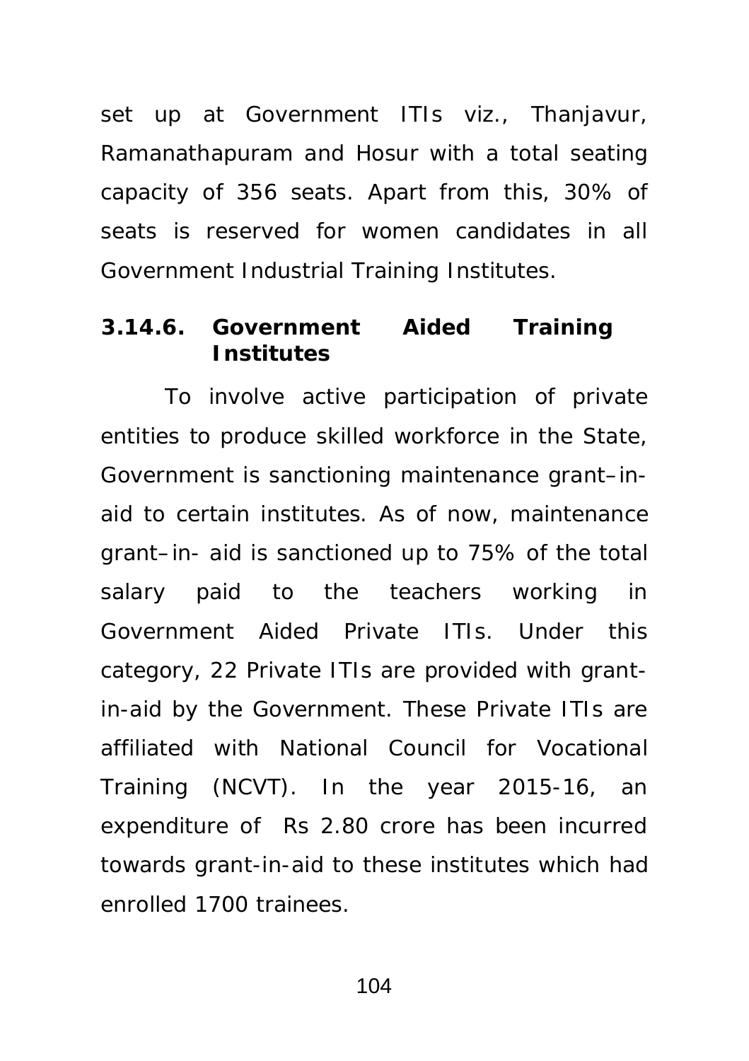set up at Government ITIs viz., Thanjavur, Ramanathapuram and Hosur with a total seating capacity of 356 seats. Apart from this, 30% of seats is reserved for women candidates in all Government Industrial Training Institutes.

### 3.14.6. Government Aided Training Institutes

To involve active participation of private entities to produce skilled workforce in the State, Government is sanctioning maintenance grant–in-aid to certain institutes. As of now, maintenance grant–in- aid is sanctioned up to 75% of the total salary paid to the teachers working in Government Aided Private ITIs. Under this category, 22 Private ITIs are provided with grant-in-aid by the Government. These Private ITIs are affiliated with National Council for Vocational Training (NCVT). In the year 2015-16, an expenditure of Rs 2.80 crore has been incurred towards grant-in-aid to these institutes which had enrolled 1700 trainees.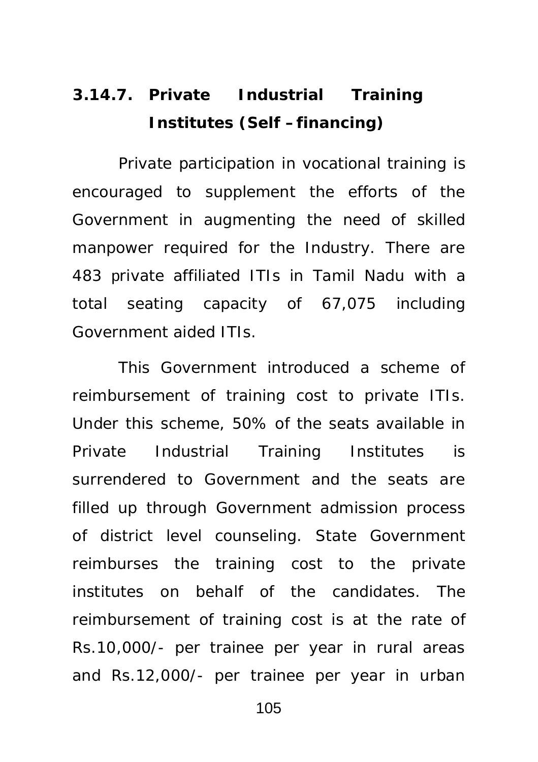### 3.14.7. Private Industrial Training Institutes (Self – financing)

Private participation in vocational training is encouraged to supplement the efforts of the Government in augmenting the need of skilled manpower required for the Industry. There are 483 private affiliated ITIs in Tamil Nadu with a total seating capacity of 67,075 including Government aided ITIs.

This Government introduced a scheme of reimbursement of training cost to private ITIs. Under this scheme, 50% of the seats available in Private Industrial Training Institutes is surrendered to Government and the seats are filled up through Government admission process of district level counseling. State Government reimburses the training cost to the private institutes on behalf of the candidates. The reimbursement of training cost is at the rate of Rs.10,000/- per trainee per year in rural areas and Rs.12,000/- per trainee per year in urban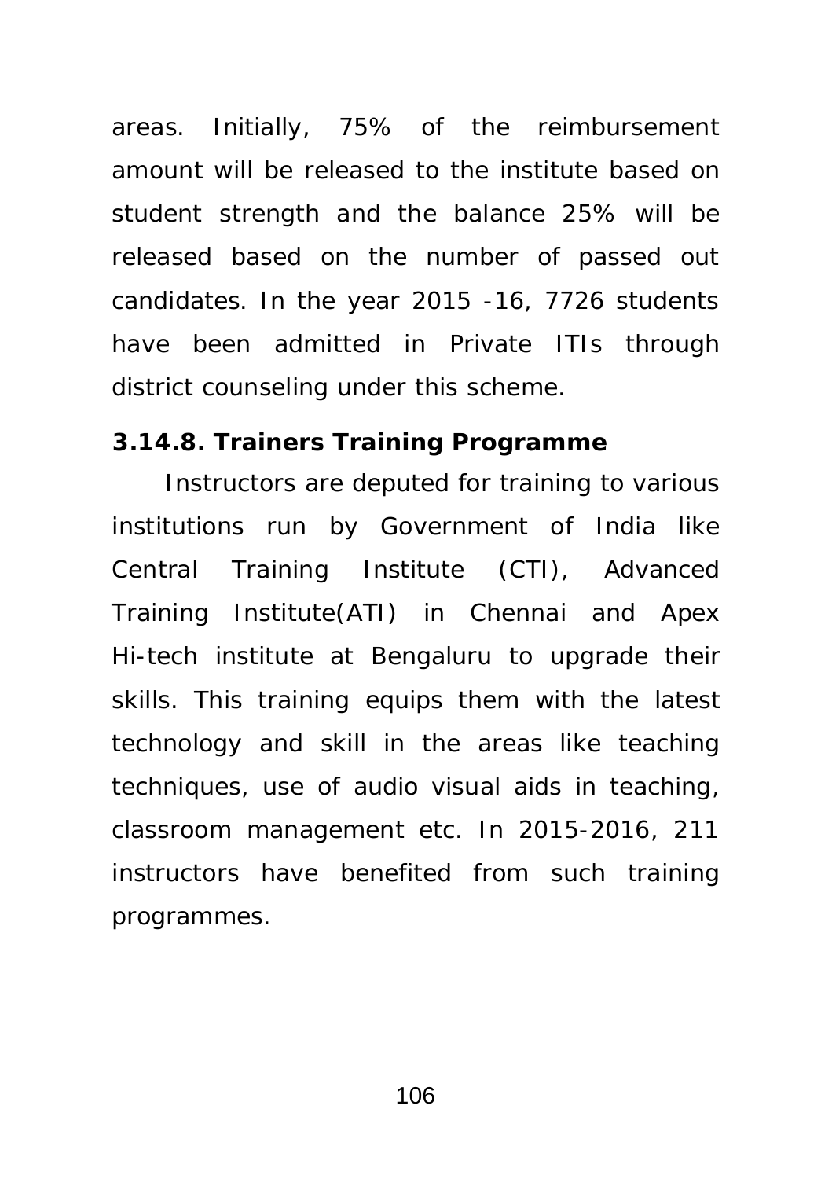areas. Initially, 75% of the reimbursement amount will be released to the institute based on student strength and the balance 25% will be released based on the number of passed out candidates. In the year 2015 -16, 7726 students have been admitted in Private ITIs through district counseling under this scheme.

### 3.14.8. Trainers Training Programme

Instructors are deputed for training to various institutions run by Government of India like Central Training Institute (CTI), Advanced Training Institute(ATI) in Chennai and Apex Hi-tech institute at Bengaluru to upgrade their skills. This training equips them with the latest technology and skill in the areas like teaching techniques, use of audio visual aids in teaching, classroom management etc. In 2015-2016, 211 instructors have benefited from such training programmes.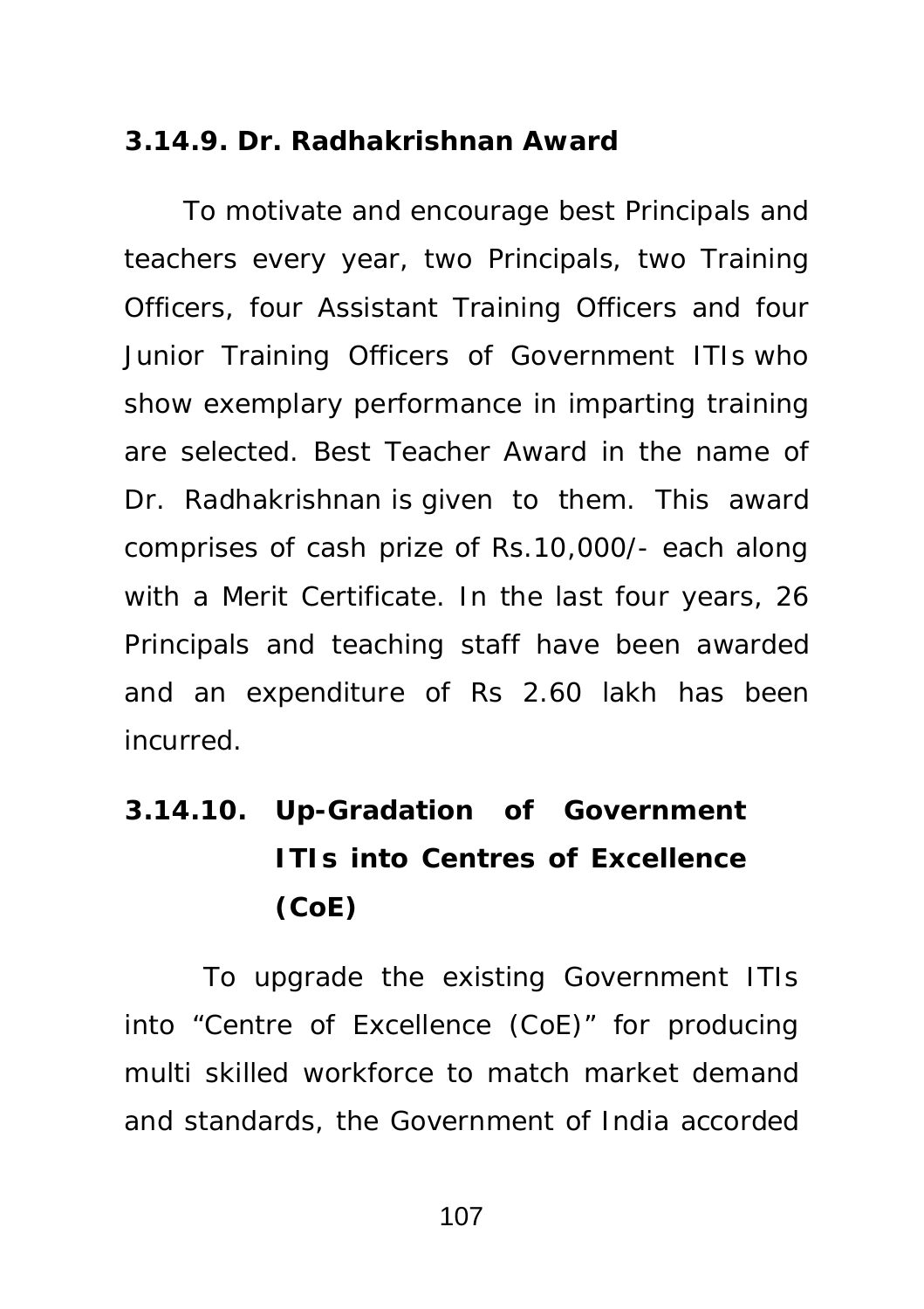### 3.14.9. Dr. Radhakrishnan Award

To motivate and encourage best Principals and teachers every year, two Principals, two Training Officers, four Assistant Training Officers and four Junior Training Officers of Government ITIs who show exemplary performance in imparting training are selected. Best Teacher Award in the name of Dr. Radhakrishnan is given to them. This award comprises of cash prize of Rs.10,000/- each along with a Merit Certificate. In the last four years, 26 Principals and teaching staff have been awarded and an expenditure of Rs 2.60 lakh has been incurred.

### 3.14.10. Up-Gradation of Government ITIs into Centres of Excellence (CoE)

To upgrade the existing Government ITIs into "Centre of Excellence (CoE)" for producing multi skilled workforce to match market demand and standards, the Government of India accorded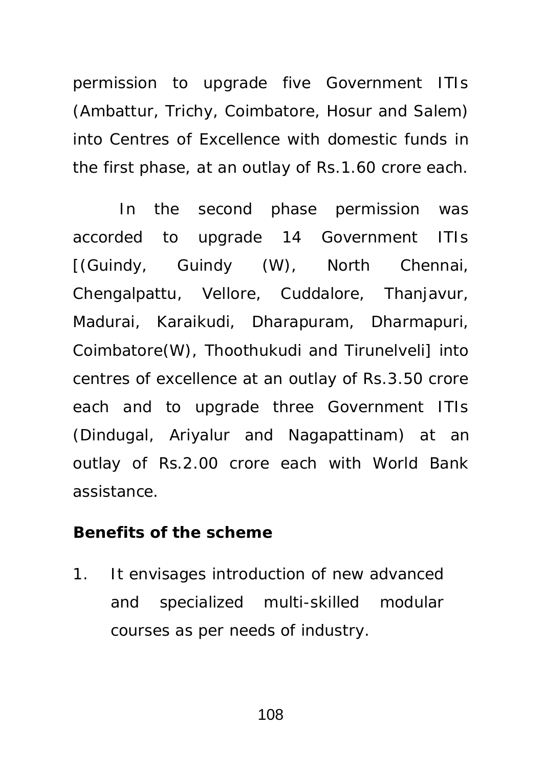permission to upgrade five Government ITIs (Ambattur, Trichy, Coimbatore, Hosur and Salem) into Centres of Excellence with domestic funds in the first phase, at an outlay of Rs.1.60 crore each.

In the second phase permission was accorded to upgrade 14 Government ITIs [(Guindy, Guindy (W), North Chennai, Chengalpattu, Vellore, Cuddalore, Thanjavur, Madurai, Karaikudi, Dharapuram, Dharmapuri, Coimbatore(W), Thoothukudi and Tirunelveli] into centres of excellence at an outlay of Rs.3.50 crore each and to upgrade three Government ITIs (Dindugal, Ariyalur and Nagapattinam) at an outlay of Rs.2.00 crore each with World Bank assistance.

**Benefits of the scheme**

1. It envisages introduction of new advanced and specialized multi-skilled modular courses as per needs of industry.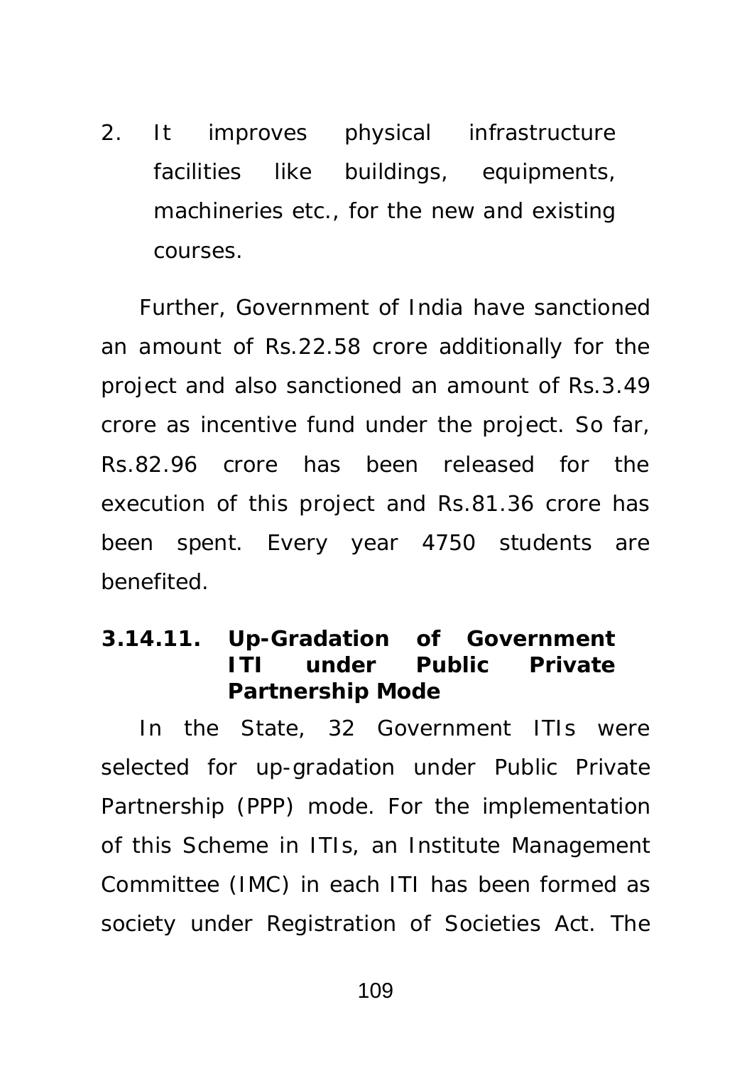2. It improves physical infrastructure facilities like buildings, equipments, machineries etc., for the new and existing courses.

Further, Government of India have sanctioned an amount of Rs.22.58 crore additionally for the project and also sanctioned an amount of Rs.3.49 crore as incentive fund under the project. So far, Rs.82.96 crore has been released for the execution of this project and Rs.81.36 crore has been spent. Every year 4750 students are benefited.

### 3.14.11. Up-Gradation of Government ITI under Public Private Partnership Mode

In the State, 32 Government ITIs were selected for up-gradation under Public Private Partnership (PPP) mode. For the implementation of this Scheme in ITIs, an Institute Management Committee (IMC) in each ITI has been formed as society under Registration of Societies Act. The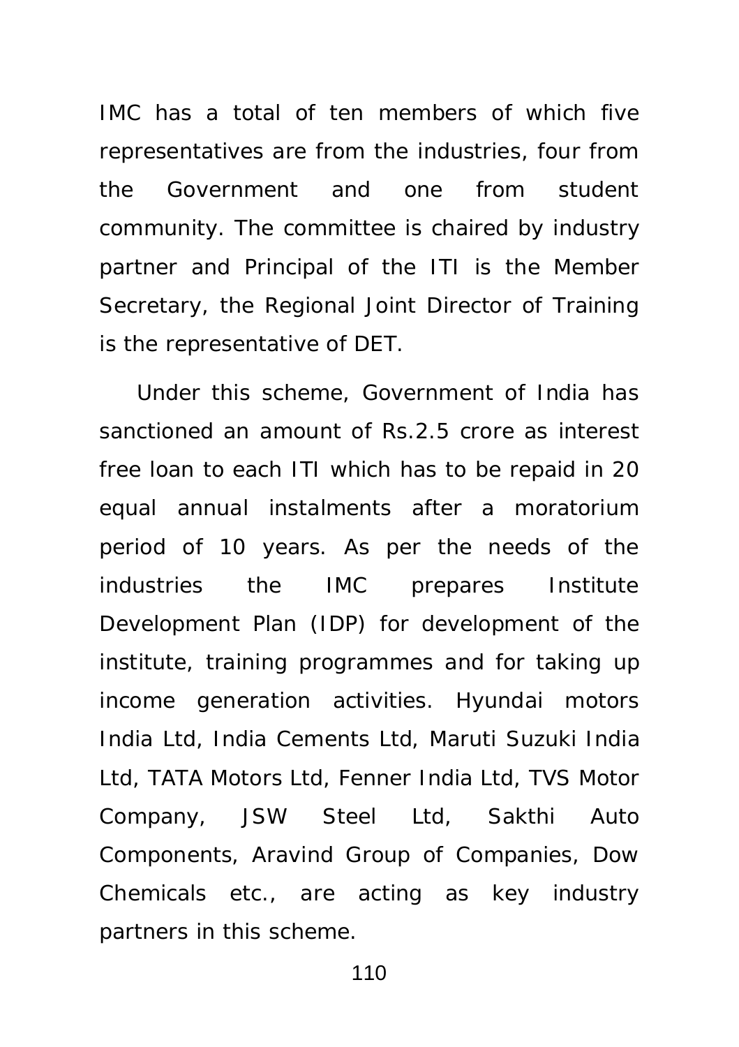IMC has a total of ten members of which five representatives are from the industries, four from the Government and one from student community. The committee is chaired by industry partner and Principal of the ITI is the Member Secretary, the Regional Joint Director of Training is the representative of DET.

Under this scheme, Government of India has sanctioned an amount of Rs.2.5 crore as interest free loan to each ITI which has to be repaid in 20 equal annual instalments after a moratorium period of 10 years. As per the needs of the industries the IMC prepares Institute Development Plan (IDP) for development of the institute, training programmes and for taking up income generation activities. Hyundai motors India Ltd, India Cements Ltd, Maruti Suzuki India Ltd, TATA Motors Ltd, Fenner India Ltd, TVS Motor Company, JSW Steel Ltd, Sakthi Auto Components, Aravind Group of Companies, Dow Chemicals etc., are acting as key industry partners in this scheme.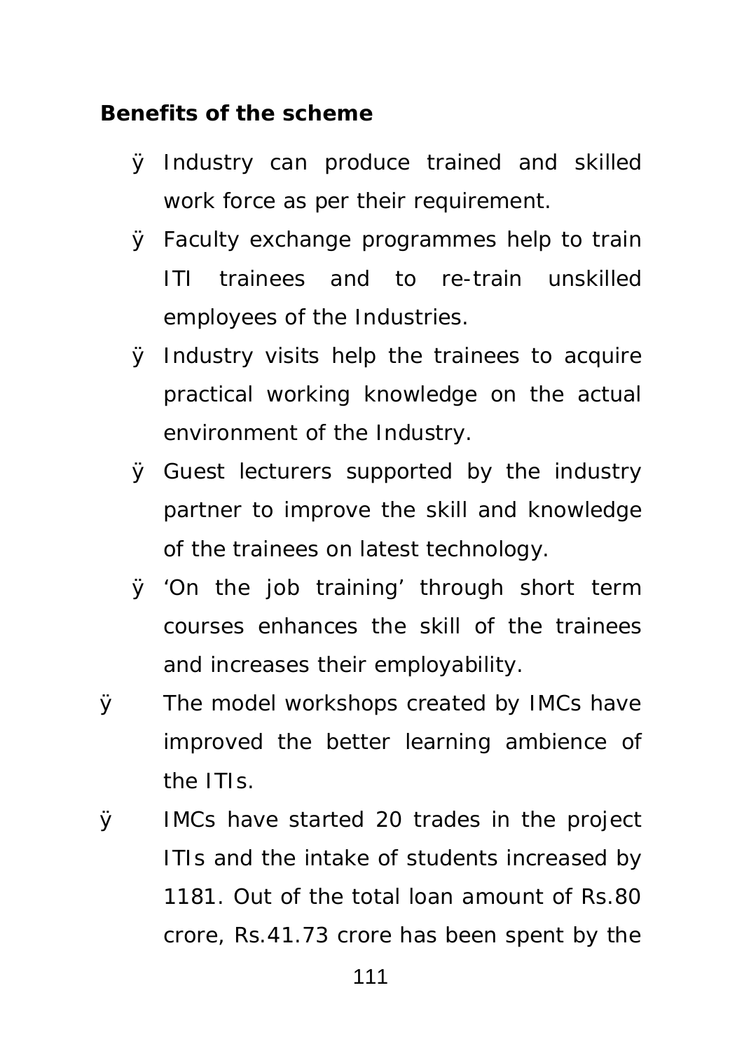**Benefits of the scheme**

- Industry can produce trained and skilled work force as per their requirement.
- Faculty exchange programmes help to train ITI trainees and to re-train unskilled employees of the Industries.
- Industry visits help the trainees to acquire practical working knowledge on the actual environment of the Industry.
- Guest lecturers supported by the industry partner to improve the skill and knowledge of the trainees on latest technology.
- 'On the job training' through short term courses enhances the skill of the trainees and increases their employability.
- The model workshops created by IMCs have improved the better learning ambience of the ITIs.
- IMCs have started 20 trades in the project ITIs and the intake of students increased by 1181. Out of the total loan amount of Rs.80 crore, Rs.41.73 crore has been spent by the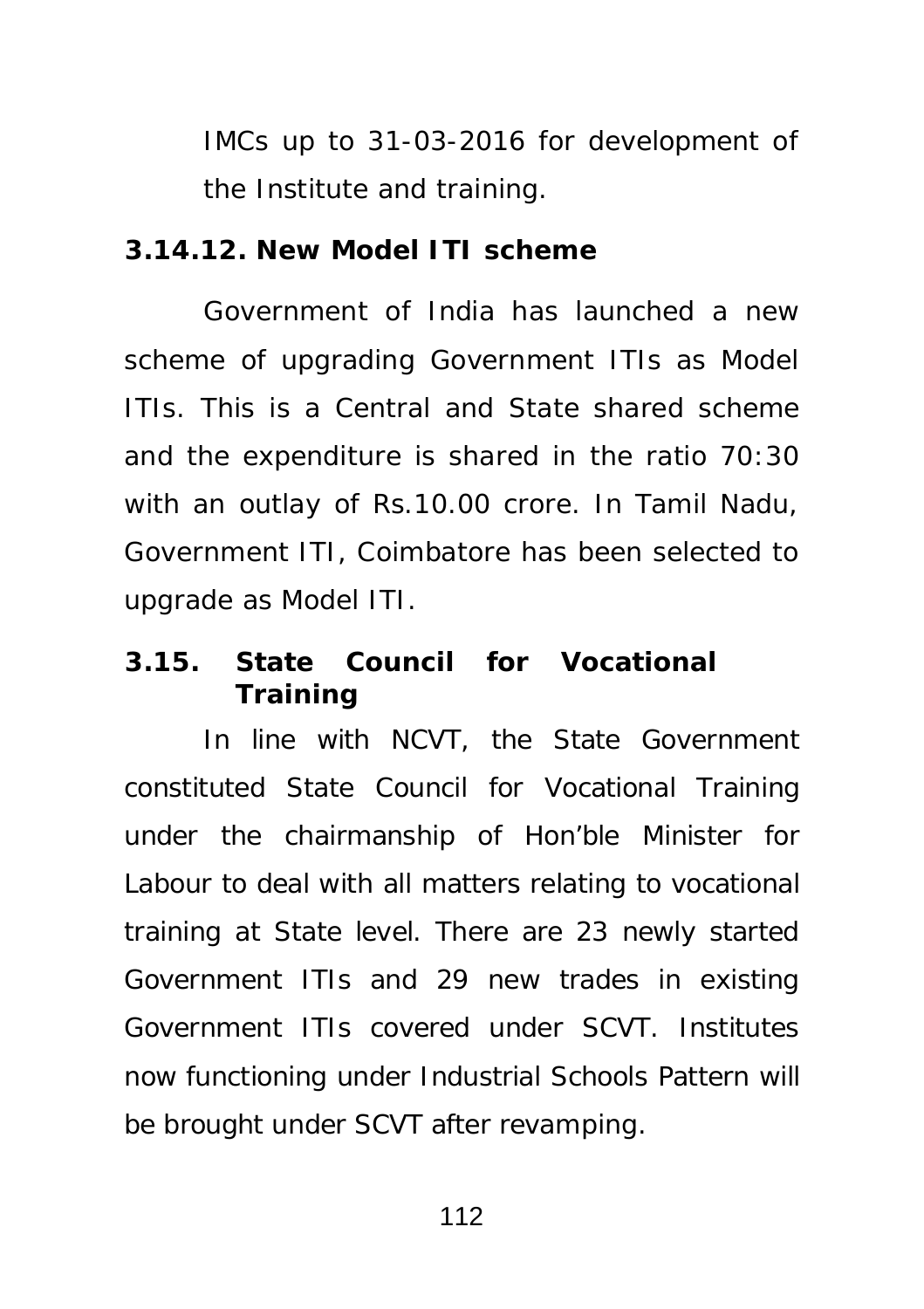IMCs up to 31-03-2016 for development of the Institute and training.

### 3.14.12. New Model ITI scheme

Government of India has launched a new scheme of upgrading Government ITIs as Model ITIs. This is a Central and State shared scheme and the expenditure is shared in the ratio 70:30 with an outlay of Rs.10.00 crore. In Tamil Nadu, Government ITI, Coimbatore has been selected to upgrade as Model ITI.

## 3.15. State Council for Vocational Training

In line with NCVT, the State Government constituted State Council for Vocational Training under the chairmanship of Hon'ble Minister for Labour to deal with all matters relating to vocational training at State level. There are 23 newly started Government ITIs and 29 new trades in existing Government ITIs covered under SCVT. Institutes now functioning under Industrial Schools Pattern will be brought under SCVT after revamping.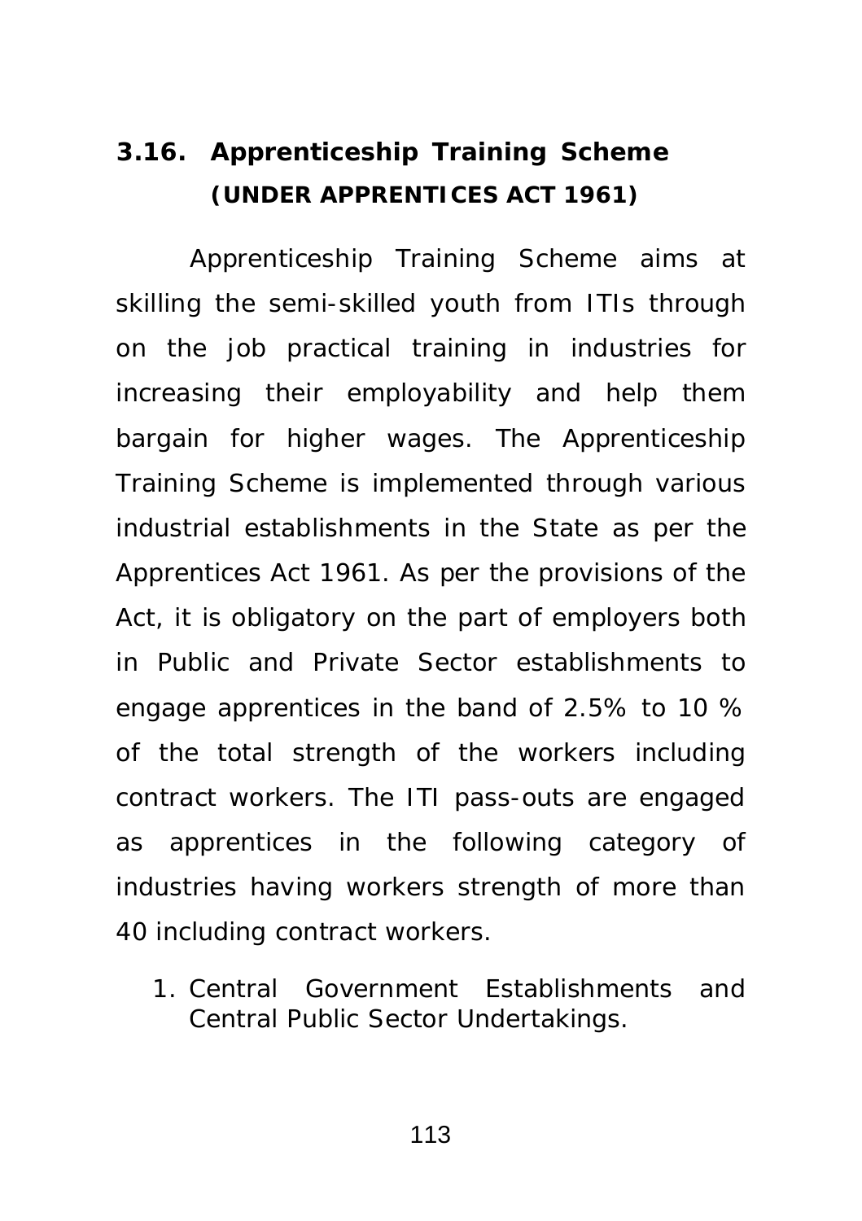## 3.16. Apprenticeship Training Scheme (UNDER APPRENTICES ACT 1961)

Apprenticeship Training Scheme aims at skilling the semi-skilled youth from ITIs through on the job practical training in industries for increasing their employability and help them bargain for higher wages. The Apprenticeship Training Scheme is implemented through various industrial establishments in the State as per the Apprentices Act 1961. As per the provisions of the Act, it is obligatory on the part of employers both in Public and Private Sector establishments to engage apprentices in the band of 2.5% to 10 % of the total strength of the workers including contract workers. The ITI pass-outs are engaged as apprentices in the following category of industries having workers strength of more than 40 including contract workers.

1. Central Government Establishments and Central Public Sector Undertakings.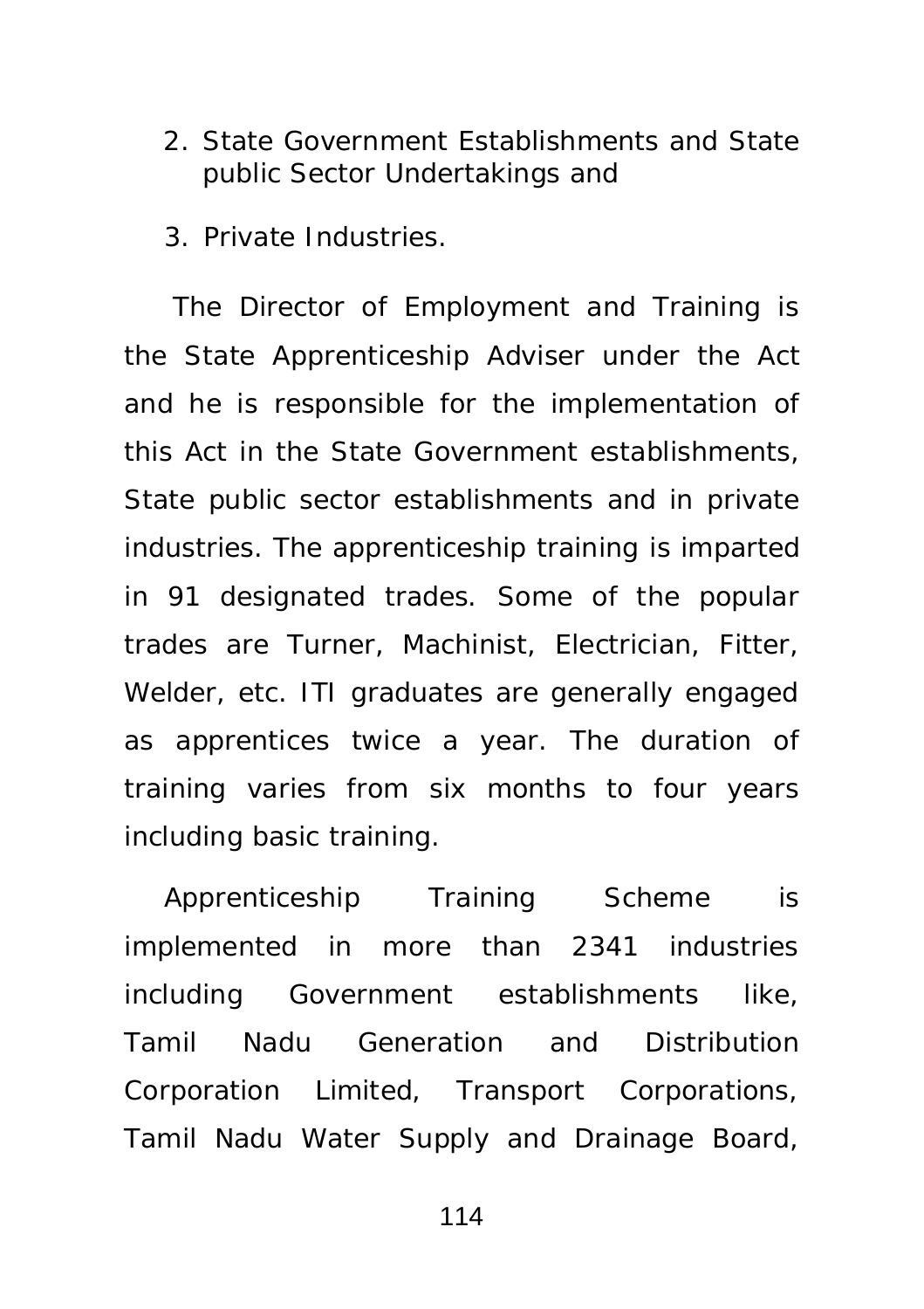2. State Government Establishments and State public Sector Undertakings and
3. Private Industries.

The Director of Employment and Training is the State Apprenticeship Adviser under the Act and he is responsible for the implementation of this Act in the State Government establishments, State public sector establishments and in private industries. The apprenticeship training is imparted in 91 designated trades. Some of the popular trades are Turner, Machinist, Electrician, Fitter, Welder, etc. ITI graduates are generally engaged as apprentices twice a year. The duration of training varies from six months to four years including basic training.

Apprenticeship Training Scheme is implemented in more than 2341 industries including Government establishments like, Tamil Nadu Generation and Distribution Corporation Limited, Transport Corporations, Tamil Nadu Water Supply and Drainage Board,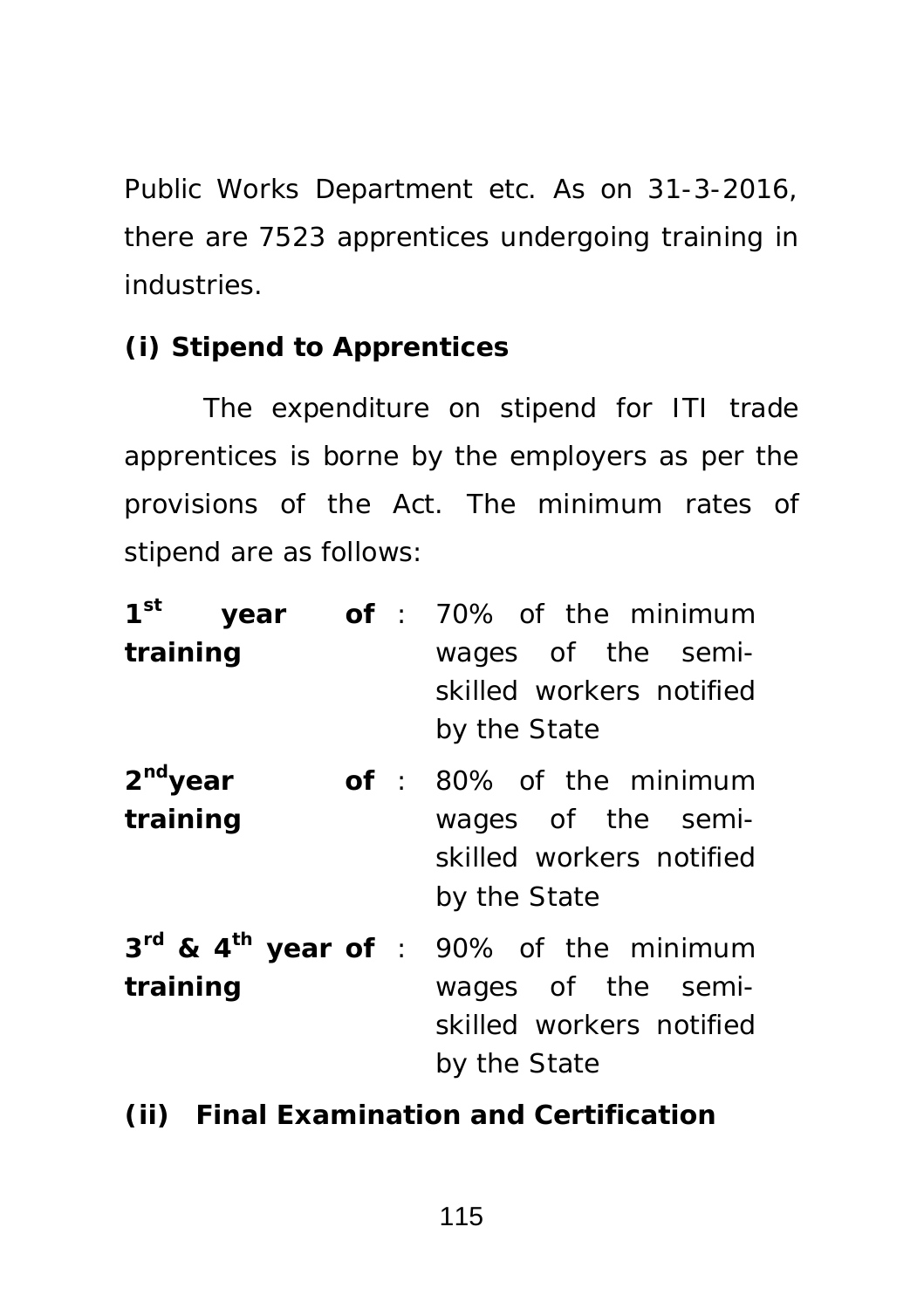Public Works Department etc. As on 31-3-2016, there are 7523 apprentices undergoing training in industries.

**(i) Stipend to Apprentices**

The expenditure on stipend for ITI trade apprentices is borne by the employers as per the provisions of the Act. The minimum rates of stipend are as follows:

| | | |
|---|---|---|
| **1st year of training** | : | 70% of the minimum wages of the semi-skilled workers notified by the State |
| **2nd year of training** | : | 80% of the minimum wages of the semi-skilled workers notified by the State |
| **3rd & 4th year of training** | : | 90% of the minimum wages of the semi-skilled workers notified by the State |

**(ii) Final Examination and Certification**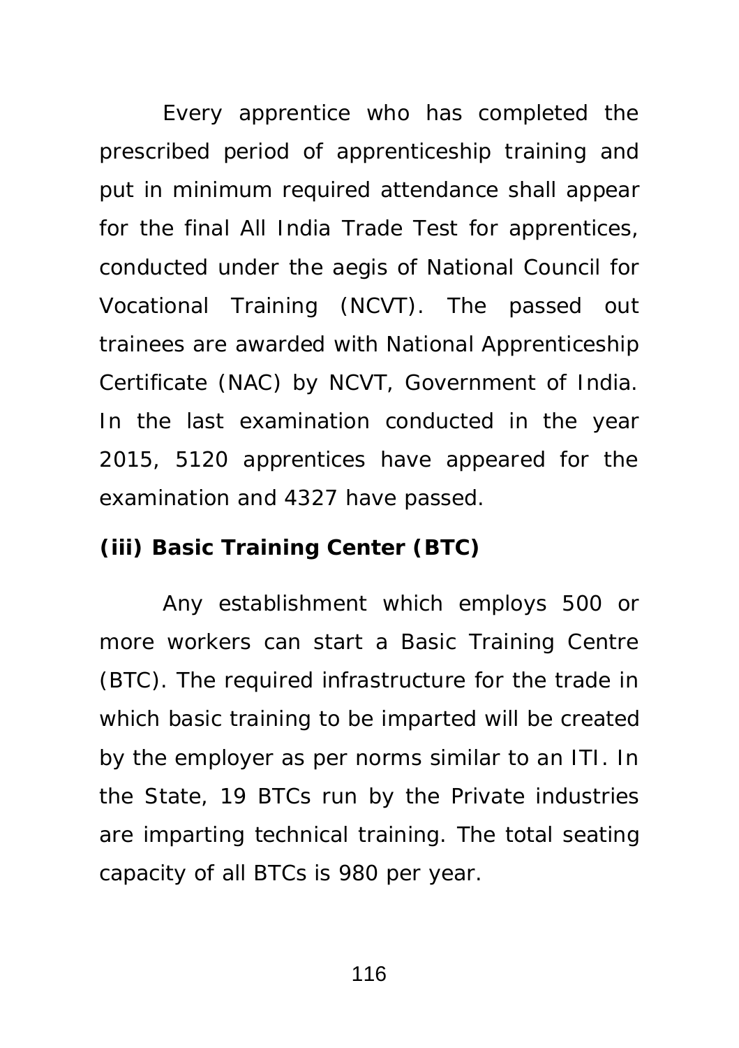Every apprentice who has completed the prescribed period of apprenticeship training and put in minimum required attendance shall appear for the final All India Trade Test for apprentices, conducted under the aegis of National Council for Vocational Training (NCVT). The passed out trainees are awarded with National Apprenticeship Certificate (NAC) by NCVT, Government of India. In the last examination conducted in the year 2015, 5120 apprentices have appeared for the examination and 4327 have passed.

**(iii) Basic Training Center (BTC)**

Any establishment which employs 500 or more workers can start a Basic Training Centre (BTC). The required infrastructure for the trade in which basic training to be imparted will be created by the employer as per norms similar to an ITI. In the State, 19 BTCs run by the Private industries are imparting technical training. The total seating capacity of all BTCs is 980 per year.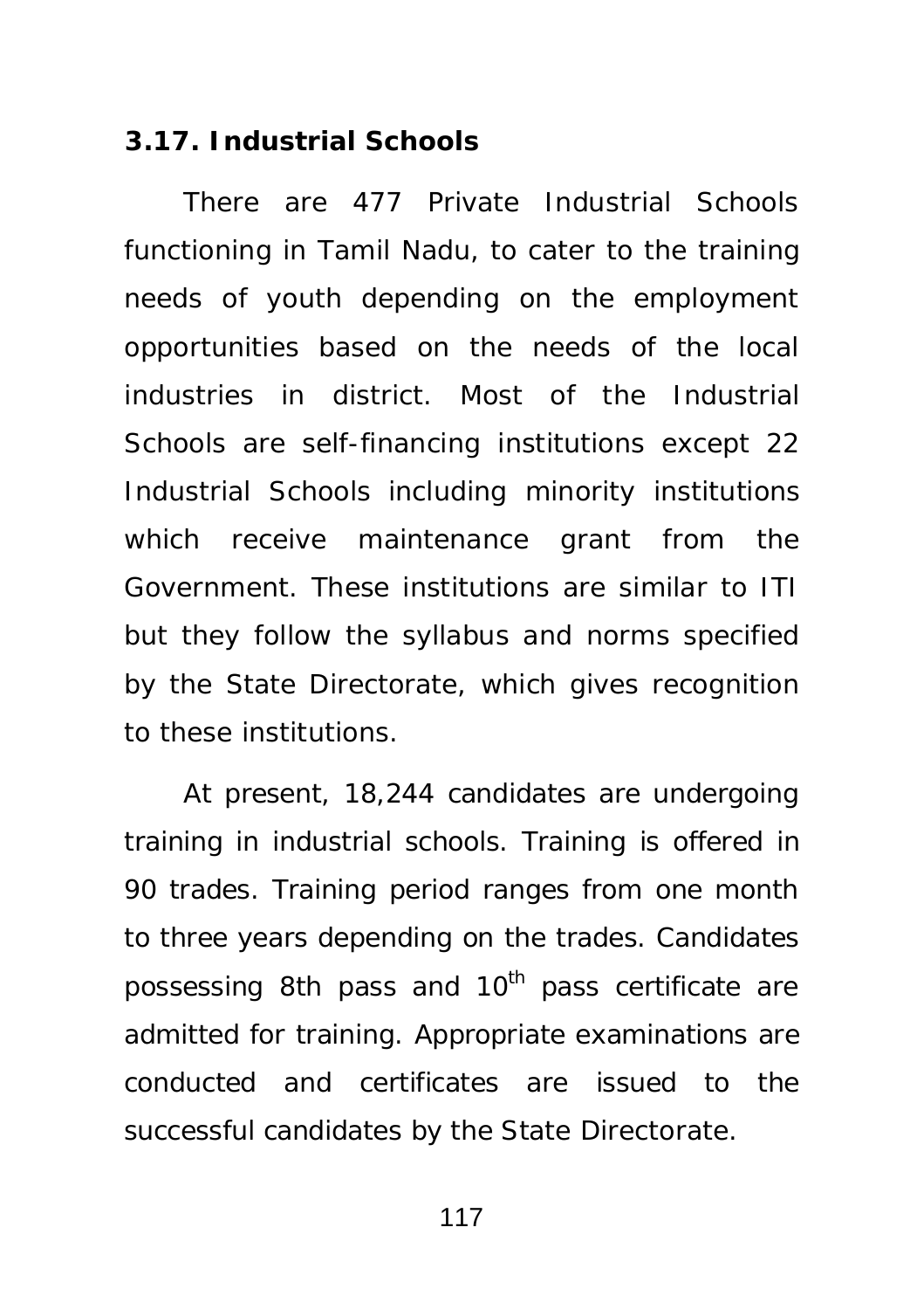### 3.17. Industrial Schools

There are 477 Private Industrial Schools functioning in Tamil Nadu, to cater to the training needs of youth depending on the employment opportunities based on the needs of the local industries in district. Most of the Industrial Schools are self-financing institutions except 22 Industrial Schools including minority institutions which receive maintenance grant from the Government. These institutions are similar to ITI but they follow the syllabus and norms specified by the State Directorate, which gives recognition to these institutions.

At present, 18,244 candidates are undergoing training in industrial schools. Training is offered in 90 trades. Training period ranges from one month to three years depending on the trades. Candidates possessing 8th pass and $10^{th}$ pass certificate are admitted for training. Appropriate examinations are conducted and certificates are issued to the successful candidates by the State Directorate.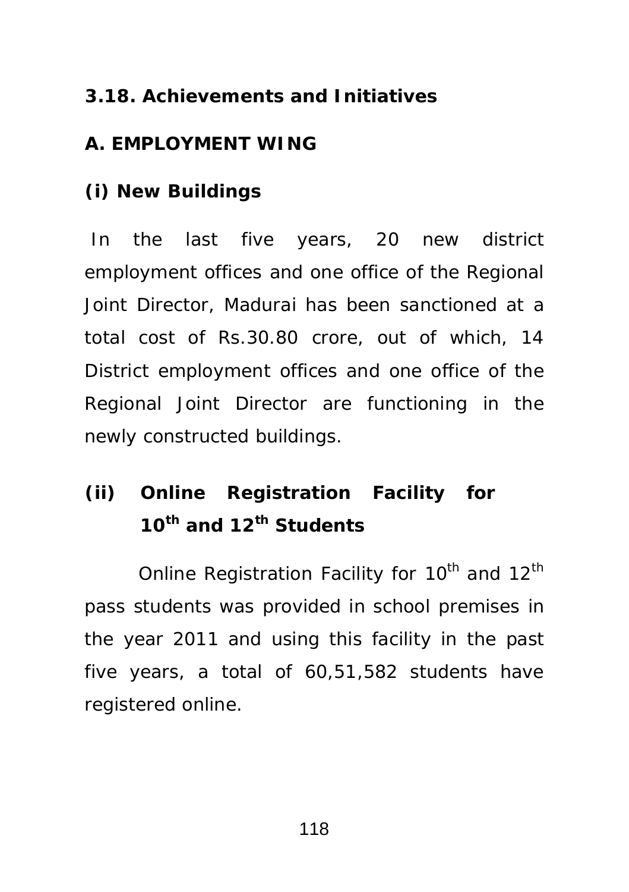### 3.18. Achievements and Initiatives

### A. EMPLOYMENT WING

#### (i) New Buildings

In the last five years, 20 new district employment offices and one office of the Regional Joint Director, Madurai has been sanctioned at a total cost of Rs.30.80 crore, out of which, 14 District employment offices and one office of the Regional Joint Director are functioning in the newly constructed buildings.

#### (ii) Online Registration Facility for 10th and 12th Students

Online Registration Facility for 10th and 12th pass students was provided in school premises in the year 2011 and using this facility in the past five years, a total of 60,51,582 students have registered online.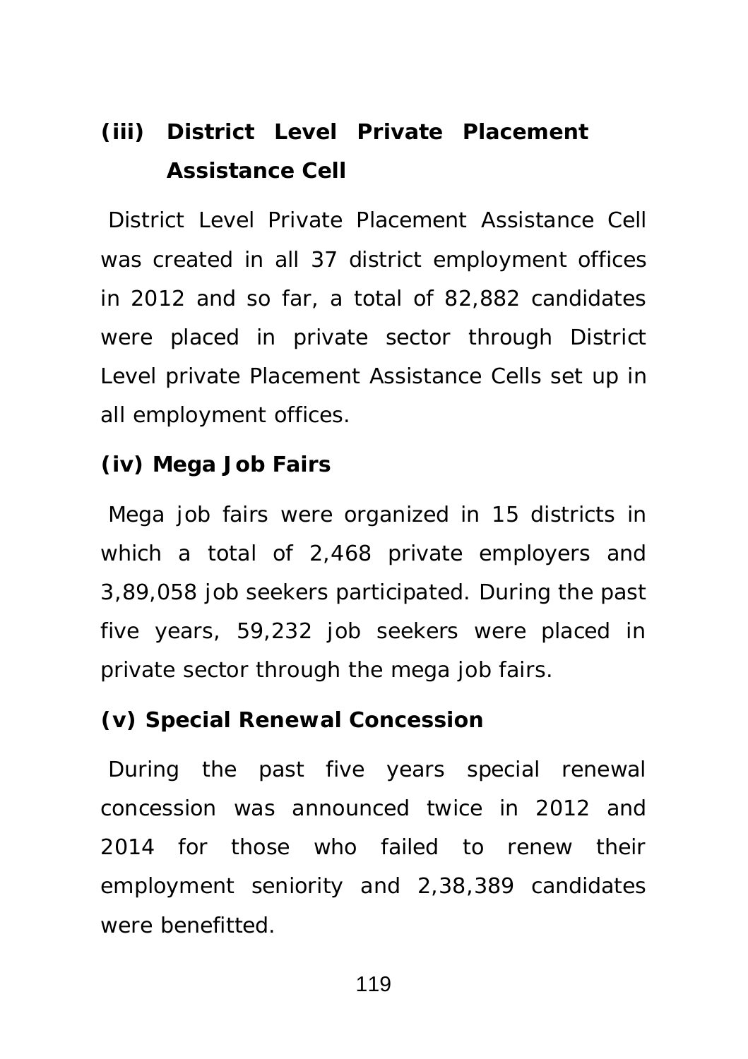**(iii) District Level Private Placement Assistance Cell**

District Level Private Placement Assistance Cell was created in all 37 district employment offices in 2012 and so far, a total of 82,882 candidates were placed in private sector through District Level private Placement Assistance Cells set up in all employment offices.

**(iv) Mega Job Fairs**

Mega job fairs were organized in 15 districts in which a total of 2,468 private employers and 3,89,058 job seekers participated. During the past five years, 59,232 job seekers were placed in private sector through the mega job fairs.

**(v) Special Renewal Concession**

During the past five years special renewal concession was announced twice in 2012 and 2014 for those who failed to renew their employment seniority and 2,38,389 candidates were benefitted.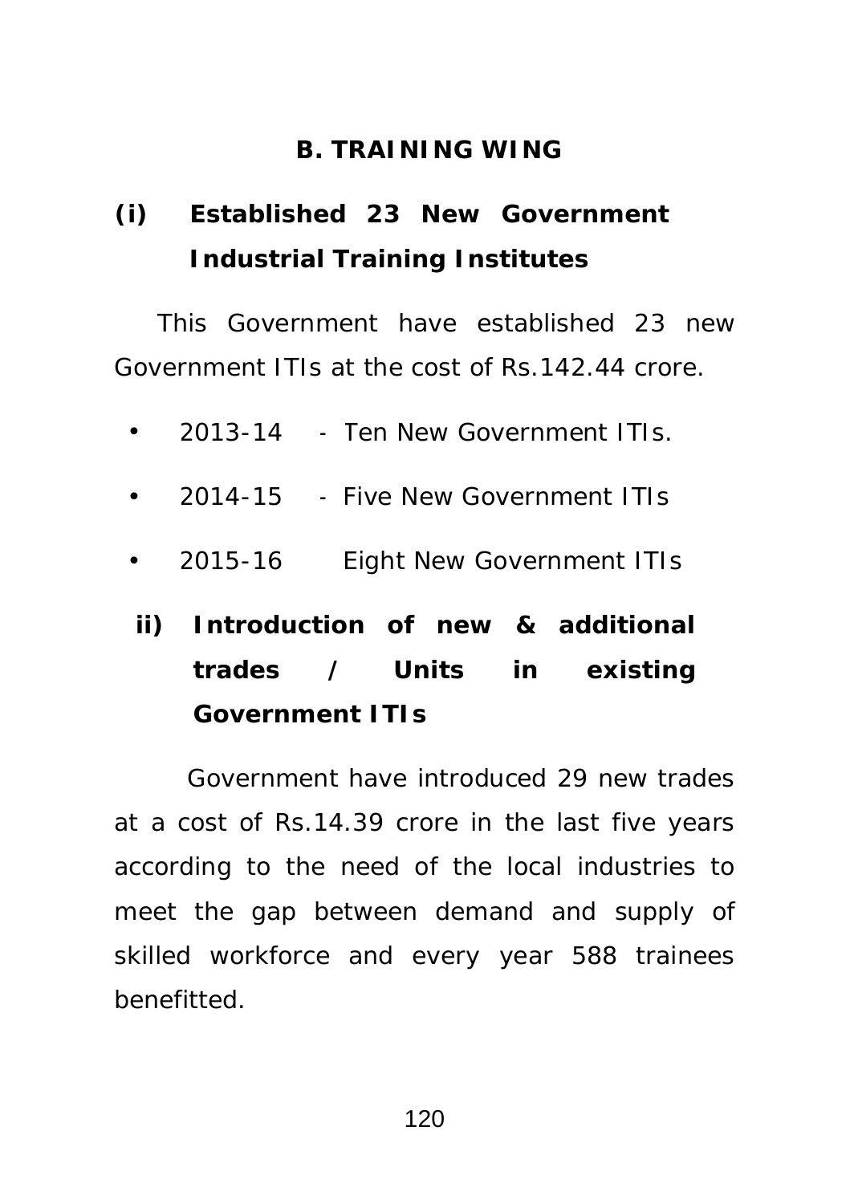## B. TRAINING WING

### (i) Established 23 New Government Industrial Training Institutes

This Government have established 23 new Government ITIs at the cost of Rs.142.44 crore.

- 2013-14 - Ten New Government ITIs.
- 2014-15 - Five New Government ITIs
- 2015-16 Eight New Government ITIs

### ii) Introduction of new & additional trades / Units in existing Government ITIs

Government have introduced 29 new trades at a cost of Rs.14.39 crore in the last five years according to the need of the local industries to meet the gap between demand and supply of skilled workforce and every year 588 trainees benefitted.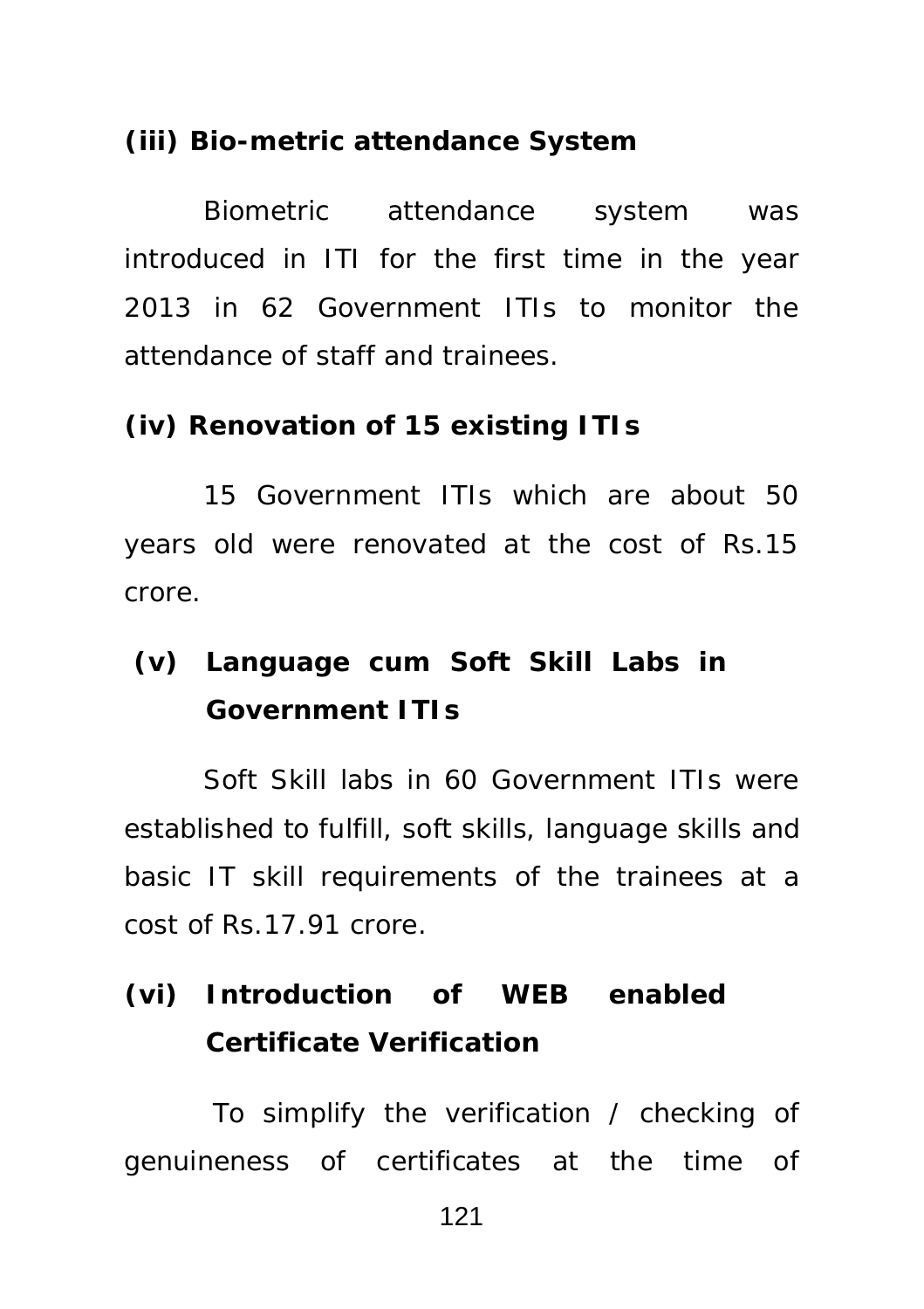**(iii) Bio-metric attendance System**

Biometric attendance system was introduced in ITI for the first time in the year 2013 in 62 Government ITIs to monitor the attendance of staff and trainees.

**(iv) Renovation of 15 existing ITIs**

15 Government ITIs which are about 50 years old were renovated at the cost of Rs.15 crore.

**(v) Language cum Soft Skill Labs in Government ITIs**

Soft Skill labs in 60 Government ITIs were established to fulfill, soft skills, language skills and basic IT skill requirements of the trainees at a cost of Rs.17.91 crore.

**(vi) Introduction of WEB enabled Certificate Verification**

To simplify the verification / checking of genuineness of certificates at the time of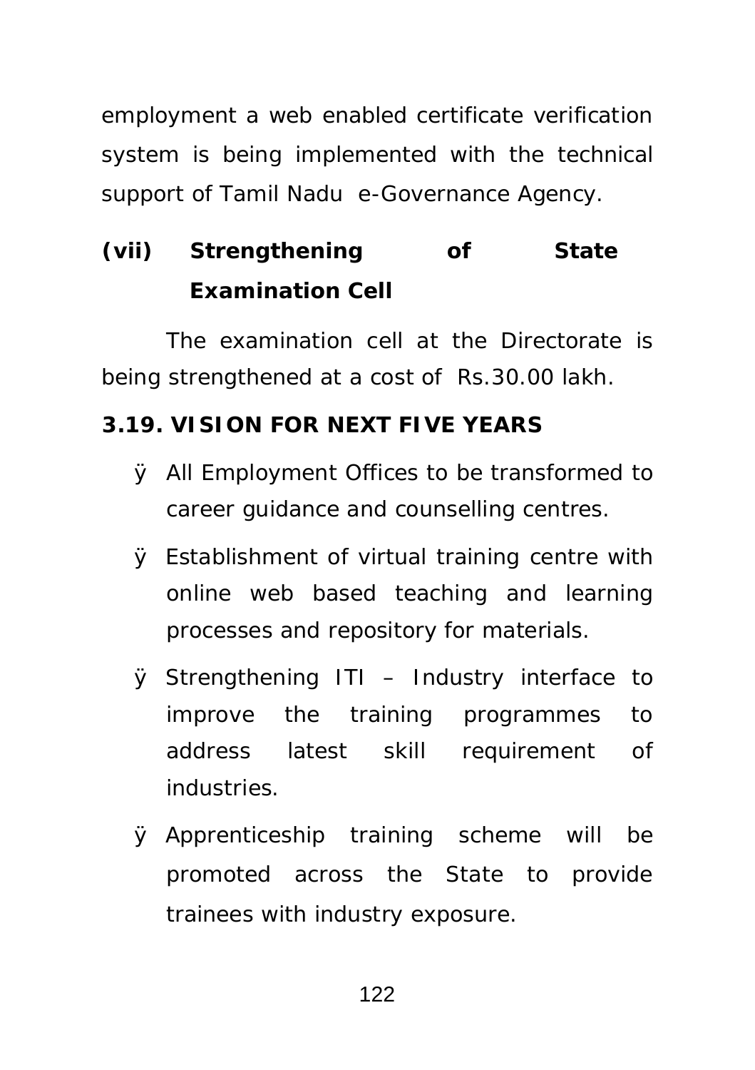employment a web enabled certificate verification system is being implemented with the technical support of Tamil Nadu e-Governance Agency.

### (vii) Strengthening of State Examination Cell

The examination cell at the Directorate is being strengthened at a cost of Rs.30.00 lakh.

## 3.19. VISION FOR NEXT FIVE YEARS

- All Employment Offices to be transformed to career guidance and counselling centres.
- Establishment of virtual training centre with online web based teaching and learning processes and repository for materials.
- Strengthening ITI – Industry interface to improve the training programmes to address latest skill requirement of industries.
- Apprenticeship training scheme will be promoted across the State to provide trainees with industry exposure.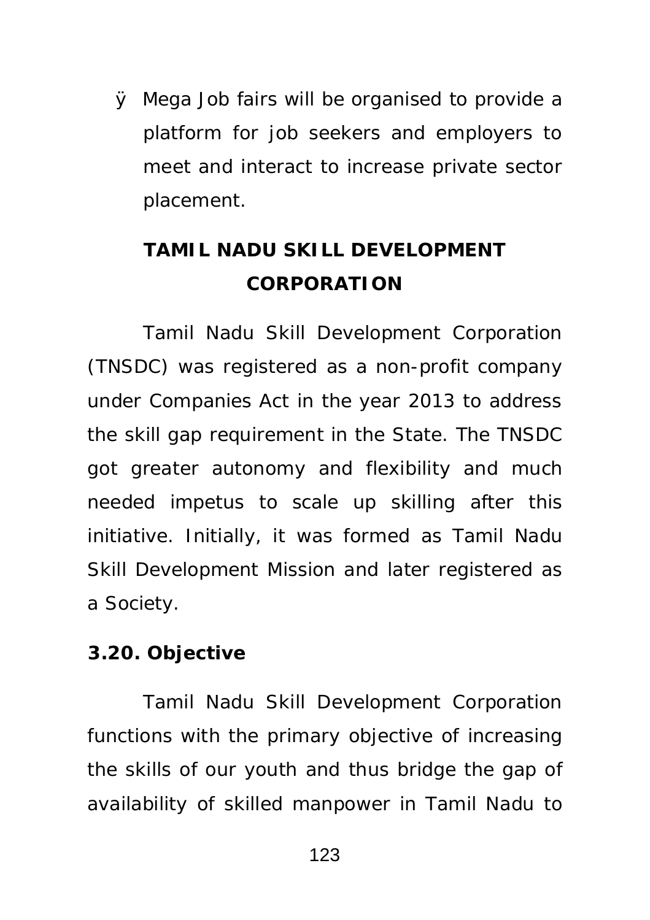- Mega Job fairs will be organised to provide a platform for job seekers and employers to meet and interact to increase private sector placement.

## TAMIL NADU SKILL DEVELOPMENT CORPORATION

Tamil Nadu Skill Development Corporation (TNSDC) was registered as a non-profit company under Companies Act in the year 2013 to address the skill gap requirement in the State. The TNSDC got greater autonomy and flexibility and much needed impetus to scale up skilling after this initiative. Initially, it was formed as Tamil Nadu Skill Development Mission and later registered as a Society.

### 3.20. Objective

Tamil Nadu Skill Development Corporation functions with the primary objective of increasing the skills of our youth and thus bridge the gap of availability of skilled manpower in Tamil Nadu to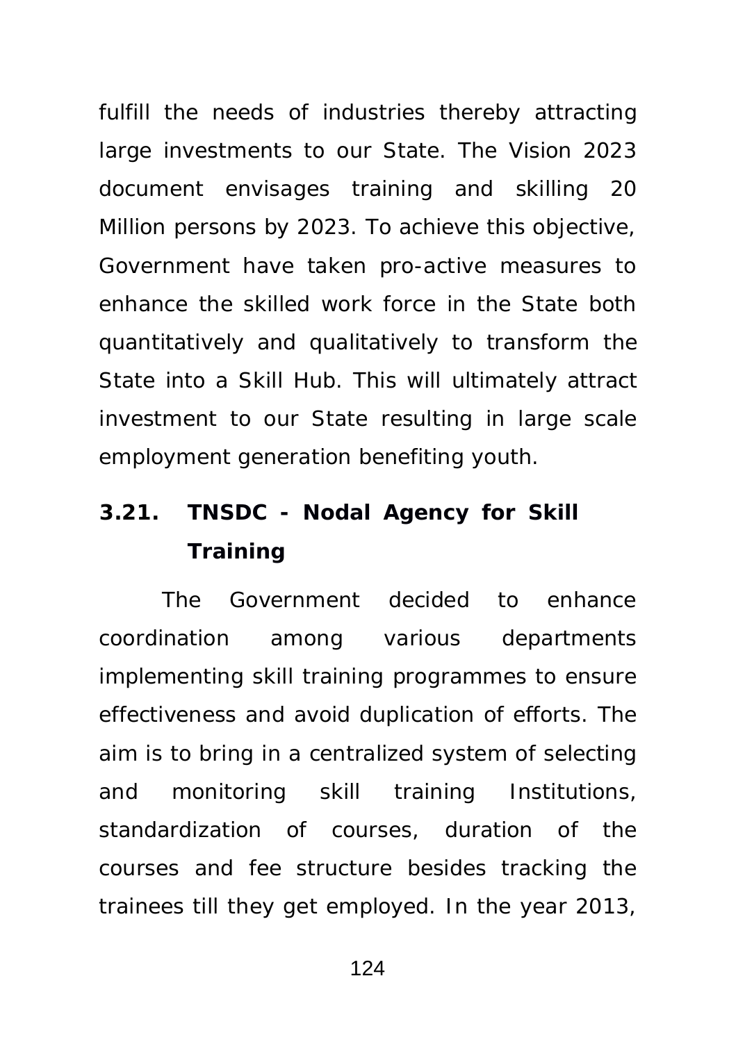fulfill the needs of industries thereby attracting large investments to our State. The Vision 2023 document envisages training and skilling 20 Million persons by 2023. To achieve this objective, Government have taken pro-active measures to enhance the skilled work force in the State both quantitatively and qualitatively to transform the State into a Skill Hub. This will ultimately attract investment to our State resulting in large scale employment generation benefiting youth.

### 3.21. TNSDC - Nodal Agency for Skill Training

The Government decided to enhance coordination among various departments implementing skill training programmes to ensure effectiveness and avoid duplication of efforts. The aim is to bring in a centralized system of selecting and monitoring skill training Institutions, standardization of courses, duration of the courses and fee structure besides tracking the trainees till they get employed. In the year 2013,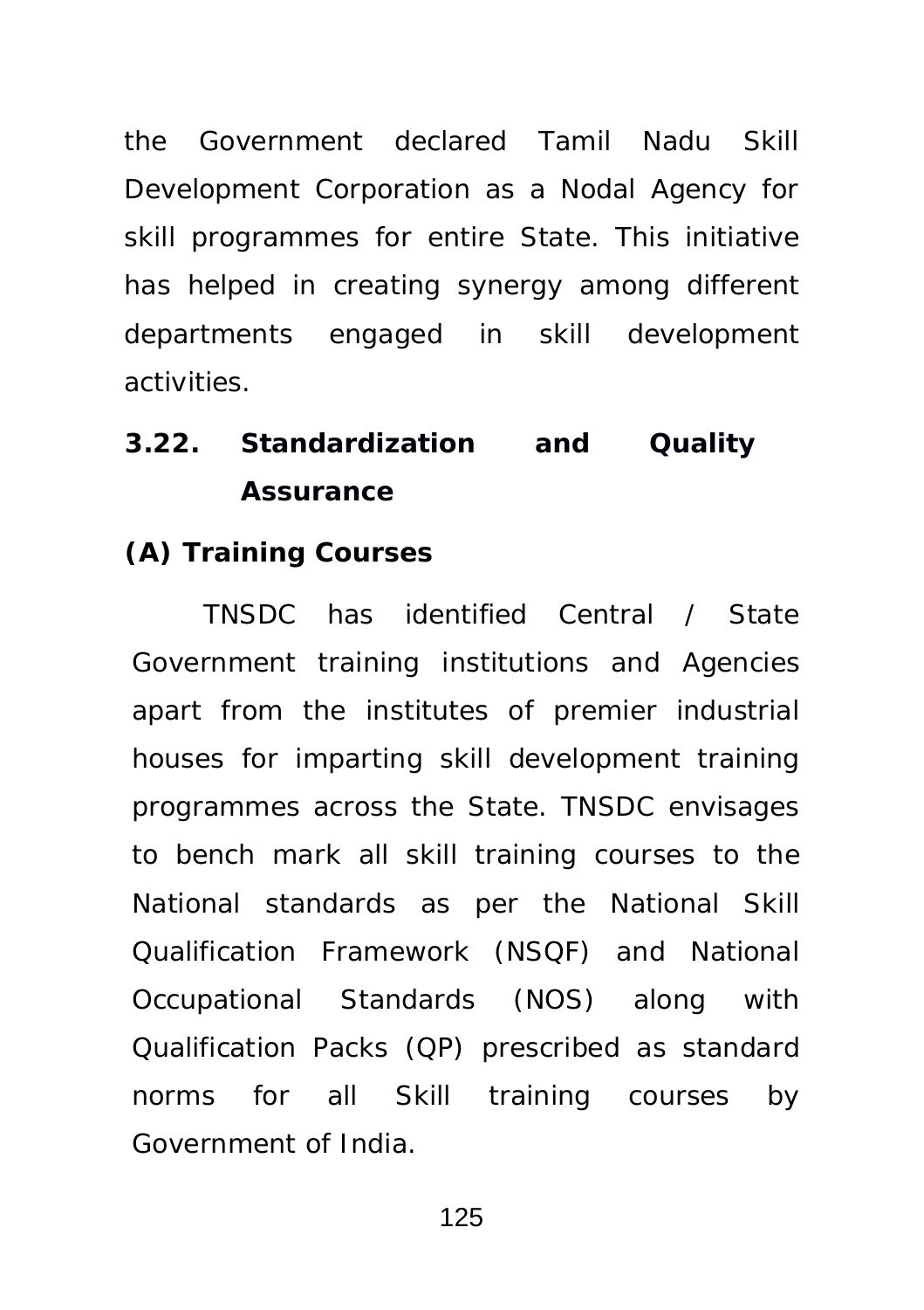the Government declared Tamil Nadu Skill Development Corporation as a Nodal Agency for skill programmes for entire State. This initiative has helped in creating synergy among different departments engaged in skill development activities.

## 3.22. Standardization and Quality Assurance

### (A) Training Courses

TNSDC has identified Central / State Government training institutions and Agencies apart from the institutes of premier industrial houses for imparting skill development training programmes across the State. TNSDC envisages to bench mark all skill training courses to the National standards as per the National Skill Qualification Framework (NSQF) and National Occupational Standards (NOS) along with Qualification Packs (QP) prescribed as standard norms for all Skill training courses by Government of India.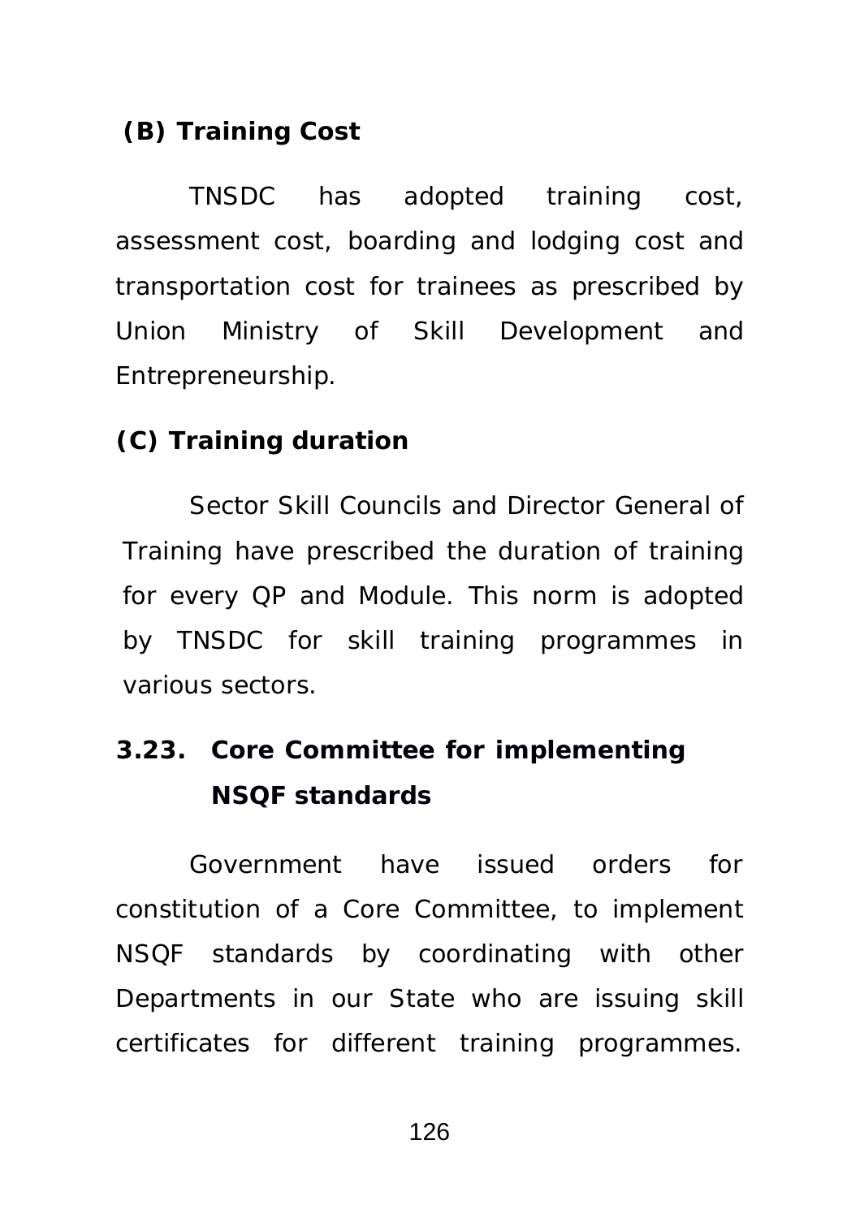**(B) Training Cost**

TNSDC has adopted training cost, assessment cost, boarding and lodging cost and transportation cost for trainees as prescribed by Union Ministry of Skill Development and Entrepreneurship.

**(C) Training duration**

Sector Skill Councils and Director General of Training have prescribed the duration of training for every QP and Module. This norm is adopted by TNSDC for skill training programmes in various sectors.

### 3.23. Core Committee for implementing NSQF standards

Government have issued orders for constitution of a Core Committee, to implement NSQF standards by coordinating with other Departments in our State who are issuing skill certificates for different training programmes.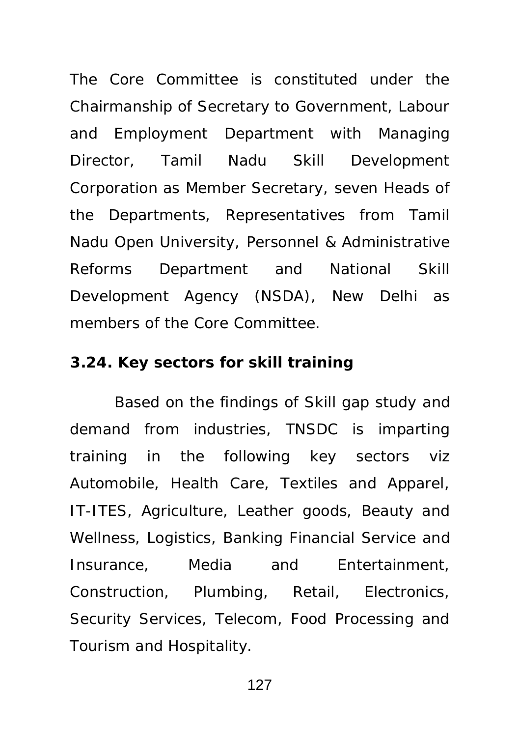The Core Committee is constituted under the Chairmanship of Secretary to Government, Labour and Employment Department with Managing Director, Tamil Nadu Skill Development Corporation as Member Secretary, seven Heads of the Departments, Representatives from Tamil Nadu Open University, Personnel & Administrative Reforms Department and National Skill Development Agency (NSDA), New Delhi as members of the Core Committee.

**3.24. Key sectors for skill training**

Based on the findings of Skill gap study and demand from industries, TNSDC is imparting training in the following key sectors viz Automobile, Health Care, Textiles and Apparel, IT-ITES, Agriculture, Leather goods, Beauty and Wellness, Logistics, Banking Financial Service and Insurance, Media and Entertainment, Construction, Plumbing, Retail, Electronics, Security Services, Telecom, Food Processing and Tourism and Hospitality.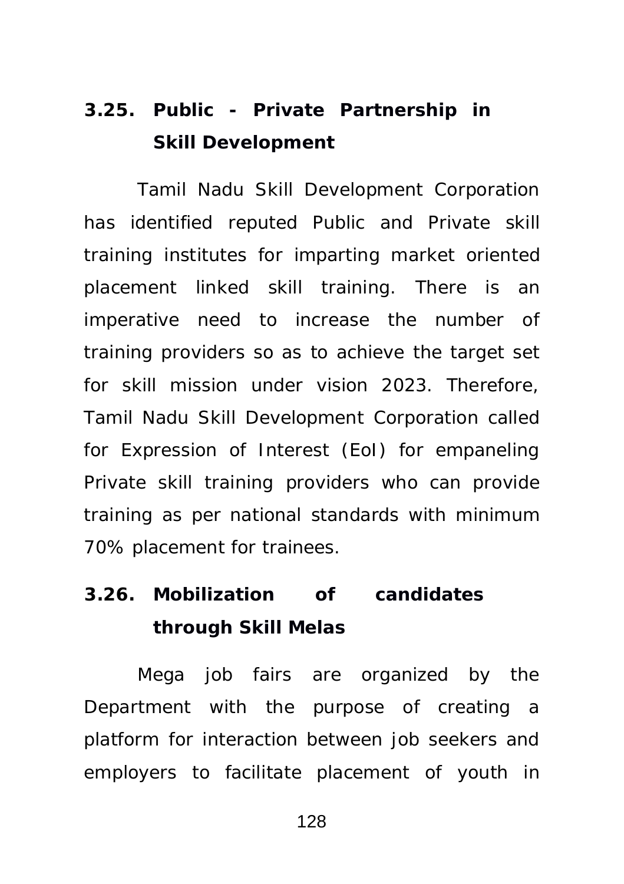### 3.25. Public - Private Partnership in Skill Development

Tamil Nadu Skill Development Corporation has identified reputed Public and Private skill training institutes for imparting market oriented placement linked skill training. There is an imperative need to increase the number of training providers so as to achieve the target set for skill mission under vision 2023. Therefore, Tamil Nadu Skill Development Corporation called for Expression of Interest (EoI) for empaneling Private skill training providers who can provide training as per national standards with minimum 70% placement for trainees.

### 3.26. Mobilization of candidates through Skill Melas

Mega job fairs are organized by the Department with the purpose of creating a platform for interaction between job seekers and employers to facilitate placement of youth in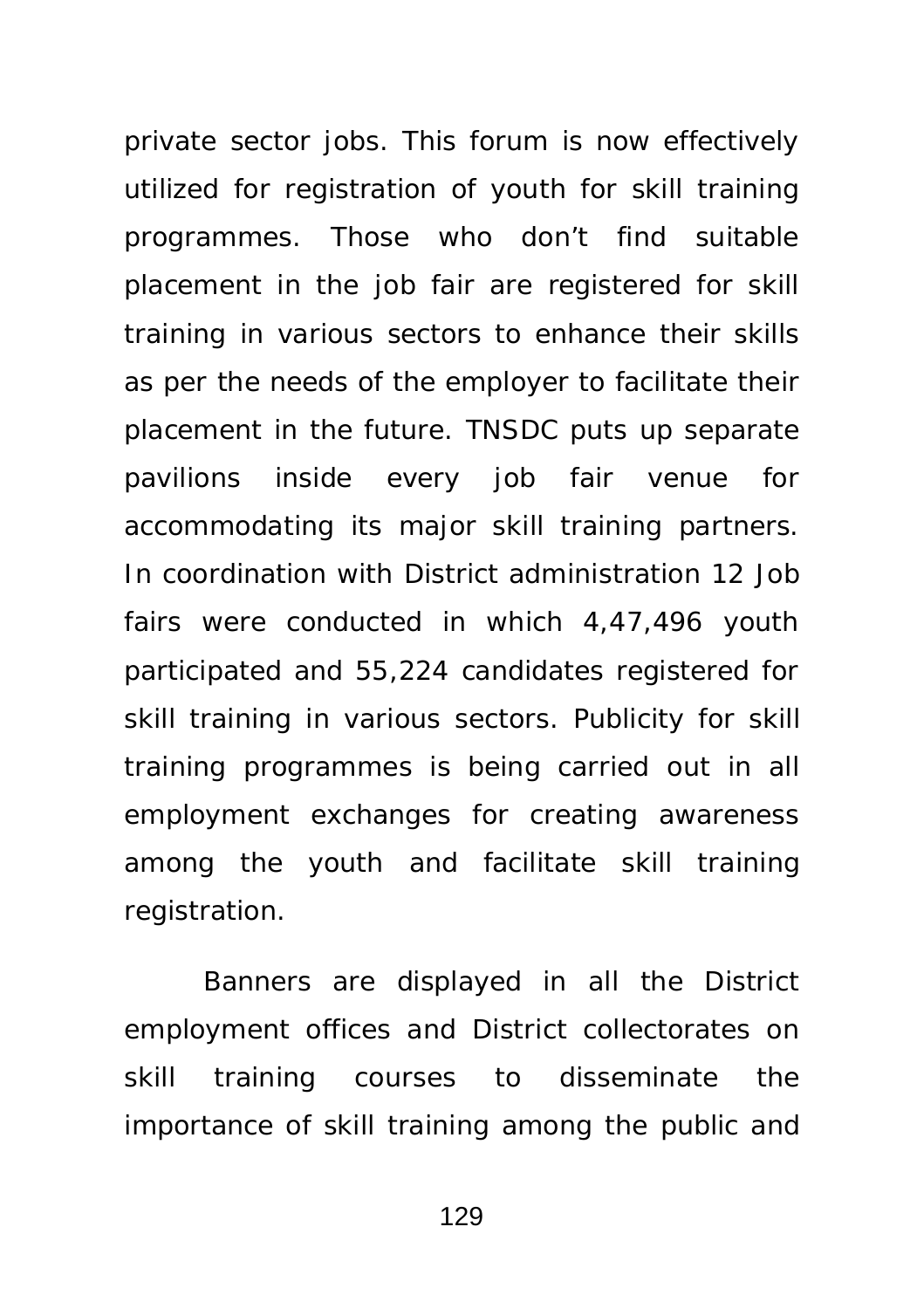private sector jobs. This forum is now effectively utilized for registration of youth for skill training programmes. Those who don't find suitable placement in the job fair are registered for skill training in various sectors to enhance their skills as per the needs of the employer to facilitate their placement in the future. TNSDC puts up separate pavilions inside every job fair venue for accommodating its major skill training partners. In coordination with District administration 12 Job fairs were conducted in which 4,47,496 youth participated and 55,224 candidates registered for skill training in various sectors. Publicity for skill training programmes is being carried out in all employment exchanges for creating awareness among the youth and facilitate skill training registration.

Banners are displayed in all the District employment offices and District collectorates on skill training courses to disseminate the importance of skill training among the public and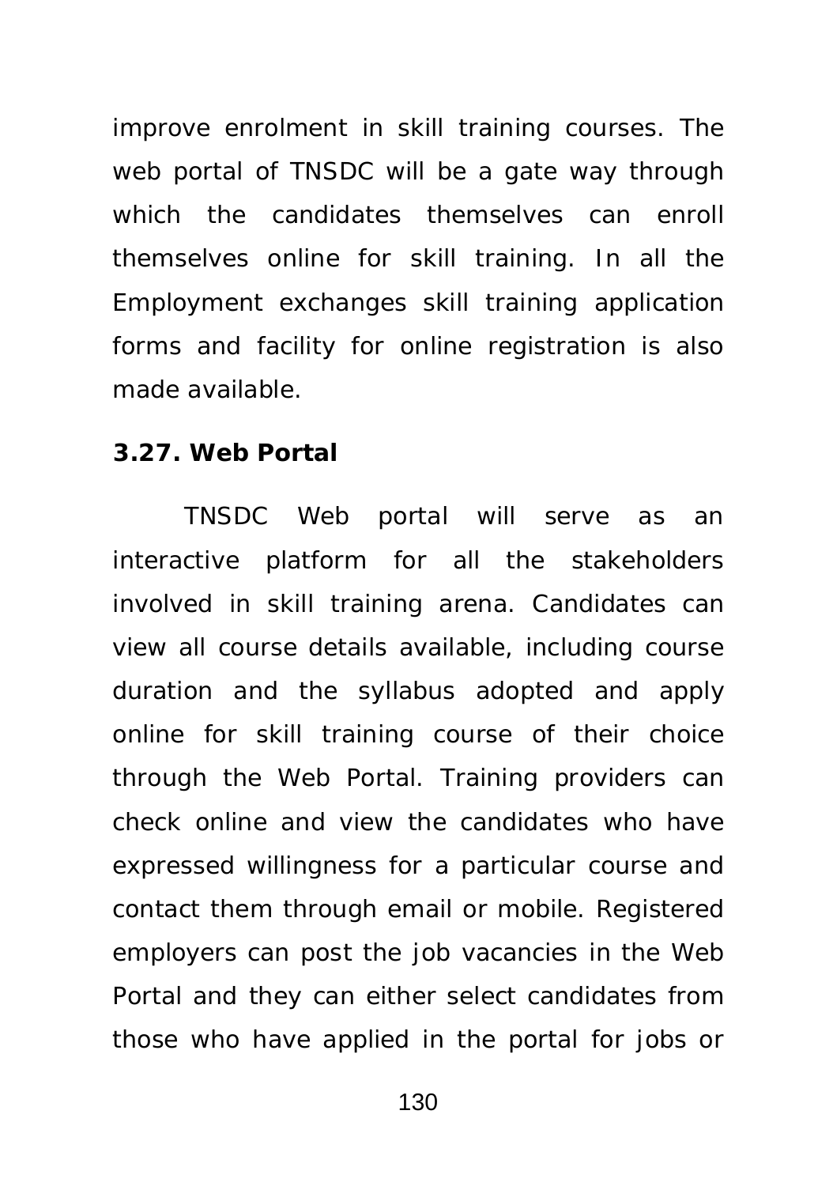improve enrolment in skill training courses. The web portal of TNSDC will be a gate way through which the candidates themselves can enroll themselves online for skill training. In all the Employment exchanges skill training application forms and facility for online registration is also made available.

**3.27. Web Portal**

TNSDC Web portal will serve as an interactive platform for all the stakeholders involved in skill training arena. Candidates can view all course details available, including course duration and the syllabus adopted and apply online for skill training course of their choice through the Web Portal. Training providers can check online and view the candidates who have expressed willingness for a particular course and contact them through email or mobile. Registered employers can post the job vacancies in the Web Portal and they can either select candidates from those who have applied in the portal for jobs or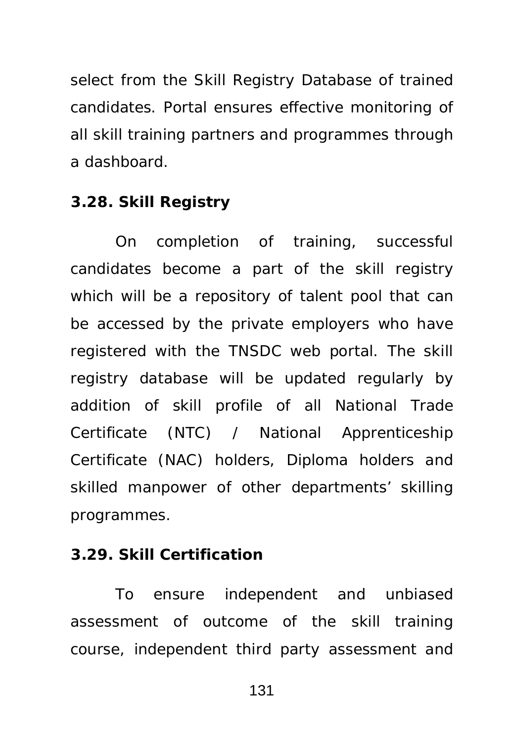select from the Skill Registry Database of trained candidates. Portal ensures effective monitoring of all skill training partners and programmes through a dashboard.

**3.28. Skill Registry**

On completion of training, successful candidates become a part of the skill registry which will be a repository of talent pool that can be accessed by the private employers who have registered with the TNSDC web portal. The skill registry database will be updated regularly by addition of skill profile of all National Trade Certificate (NTC) / National Apprenticeship Certificate (NAC) holders, Diploma holders and skilled manpower of other departments' skilling programmes.

**3.29. Skill Certification**

To ensure independent and unbiased assessment of outcome of the skill training course, independent third party assessment and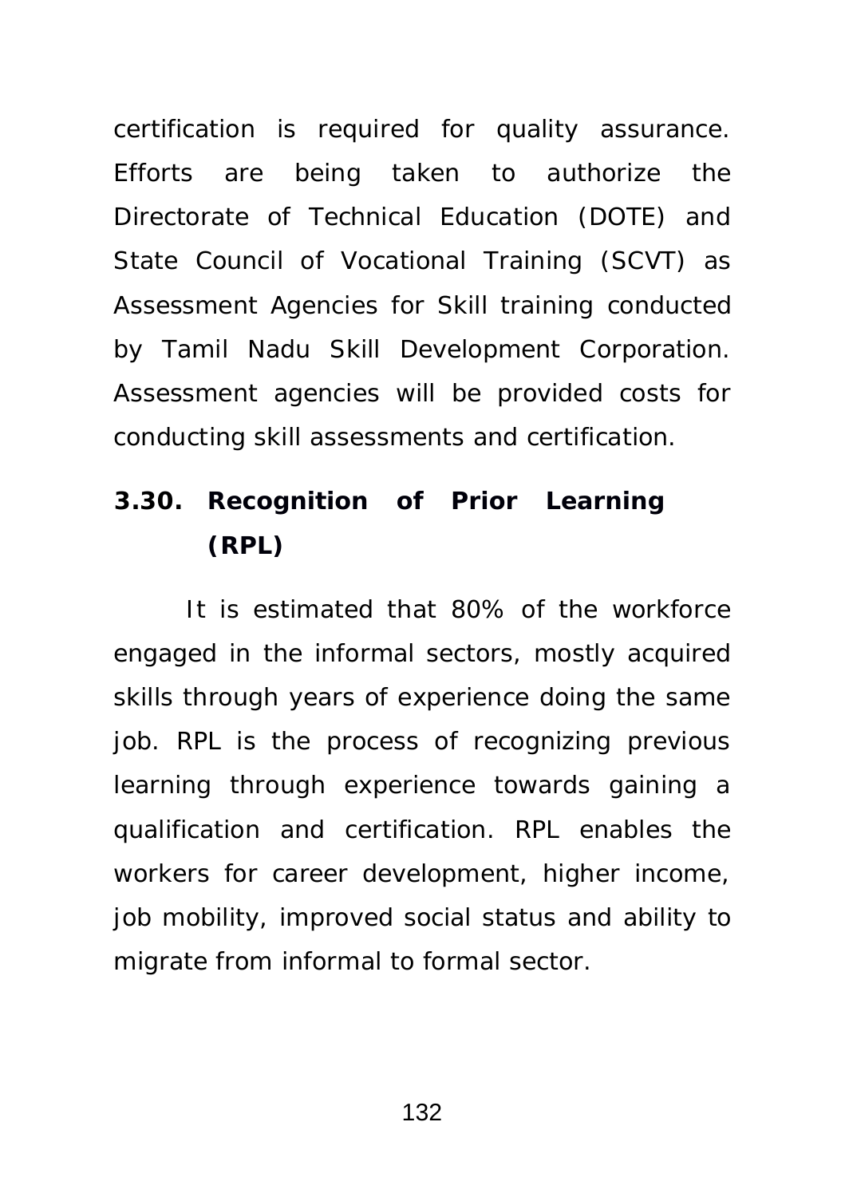certification is required for quality assurance. Efforts are being taken to authorize the Directorate of Technical Education (DOTE) and State Council of Vocational Training (SCVT) as Assessment Agencies for Skill training conducted by Tamil Nadu Skill Development Corporation. Assessment agencies will be provided costs for conducting skill assessments and certification.

### 3.30. Recognition of Prior Learning (RPL)

It is estimated that 80% of the workforce engaged in the informal sectors, mostly acquired skills through years of experience doing the same job. RPL is the process of recognizing previous learning through experience towards gaining a qualification and certification. RPL enables the workers for career development, higher income, job mobility, improved social status and ability to migrate from informal to formal sector.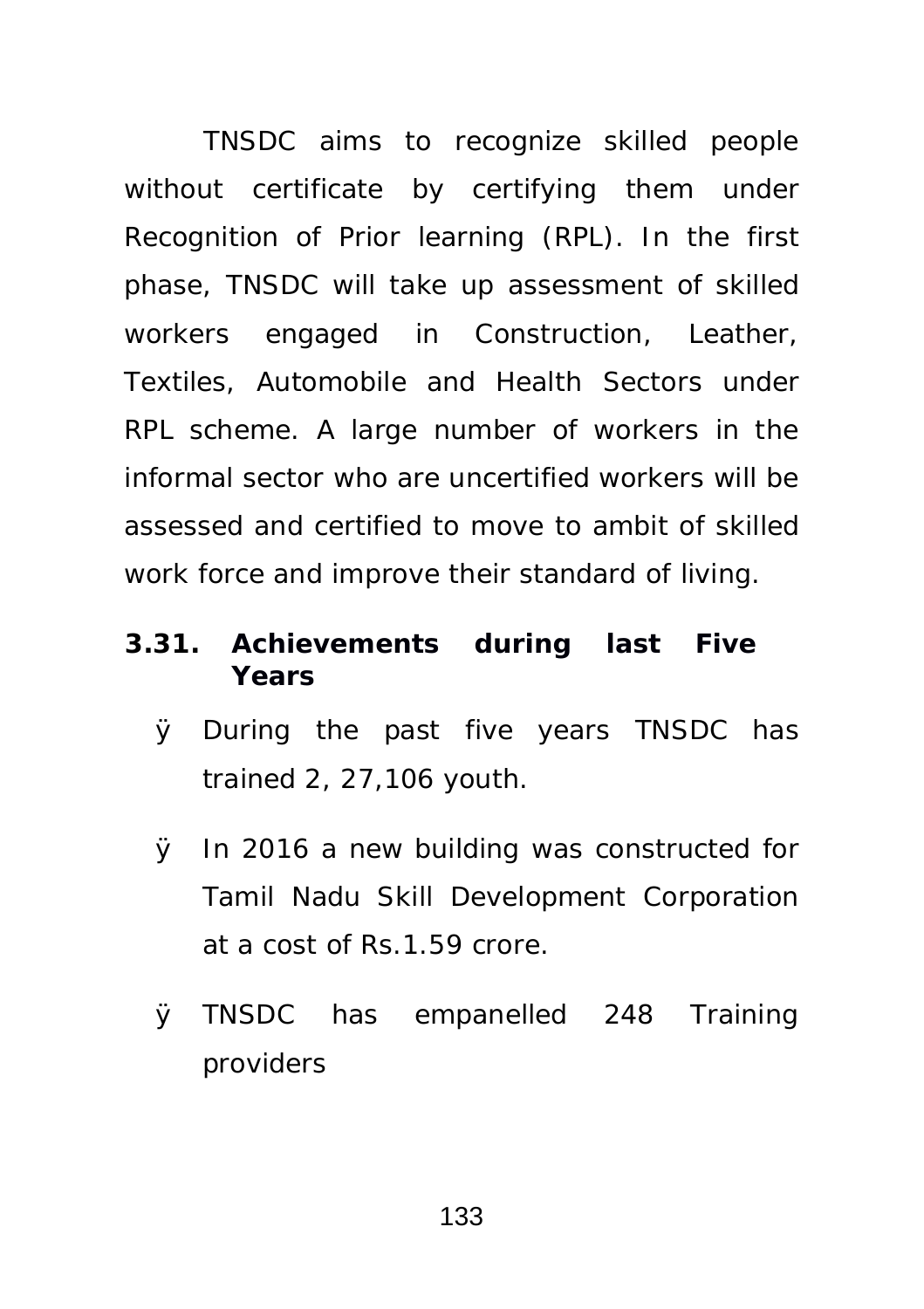TNSDC aims to recognize skilled people without certificate by certifying them under Recognition of Prior learning (RPL). In the first phase, TNSDC will take up assessment of skilled workers engaged in Construction, Leather, Textiles, Automobile and Health Sectors under RPL scheme. A large number of workers in the informal sector who are uncertified workers will be assessed and certified to move to ambit of skilled work force and improve their standard of living.

### 3.31. Achievements during last Five Years

- During the past five years TNSDC has trained 2, 27,106 youth.
- In 2016 a new building was constructed for Tamil Nadu Skill Development Corporation at a cost of Rs.1.59 crore.
- TNSDC has empanelled 248 Training providers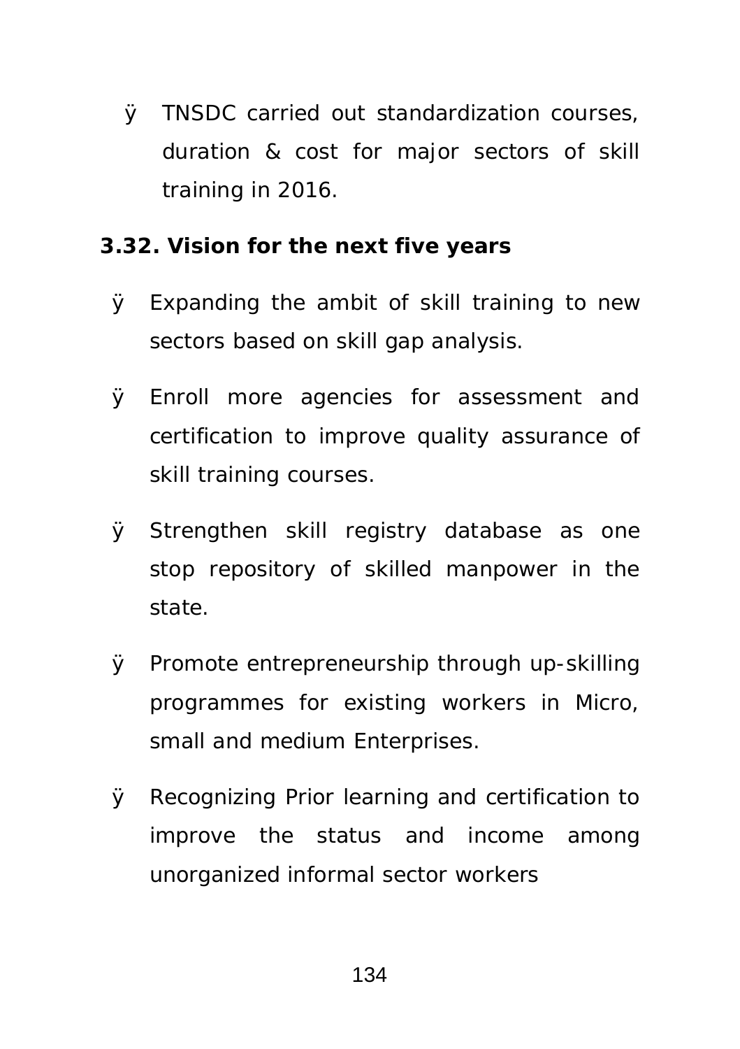- TNSDC carried out standardization courses, duration & cost for major sectors of skill training in 2016.

### 3.32. Vision for the next five years

- Expanding the ambit of skill training to new sectors based on skill gap analysis.
- Enroll more agencies for assessment and certification to improve quality assurance of skill training courses.
- Strengthen skill registry database as one stop repository of skilled manpower in the state.
- Promote entrepreneurship through up-skilling programmes for existing workers in Micro, small and medium Enterprises.
- Recognizing Prior learning and certification to improve the status and income among unorganized informal sector workers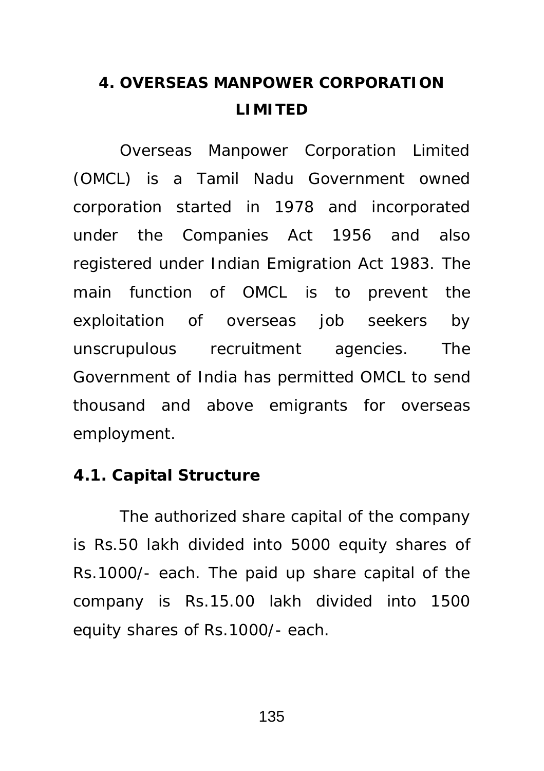# 4. OVERSEAS MANPOWER CORPORATION LIMITED

Overseas Manpower Corporation Limited (OMCL) is a Tamil Nadu Government owned corporation started in 1978 and incorporated under the Companies Act 1956 and also registered under Indian Emigration Act 1983. The main function of OMCL is to prevent the exploitation of overseas job seekers by unscrupulous recruitment agencies. The Government of India has permitted OMCL to send thousand and above emigrants for overseas employment.

## 4.1. Capital Structure

The authorized share capital of the company is Rs.50 lakh divided into 5000 equity shares of Rs.1000/- each. The paid up share capital of the company is Rs.15.00 lakh divided into 1500 equity shares of Rs.1000/- each.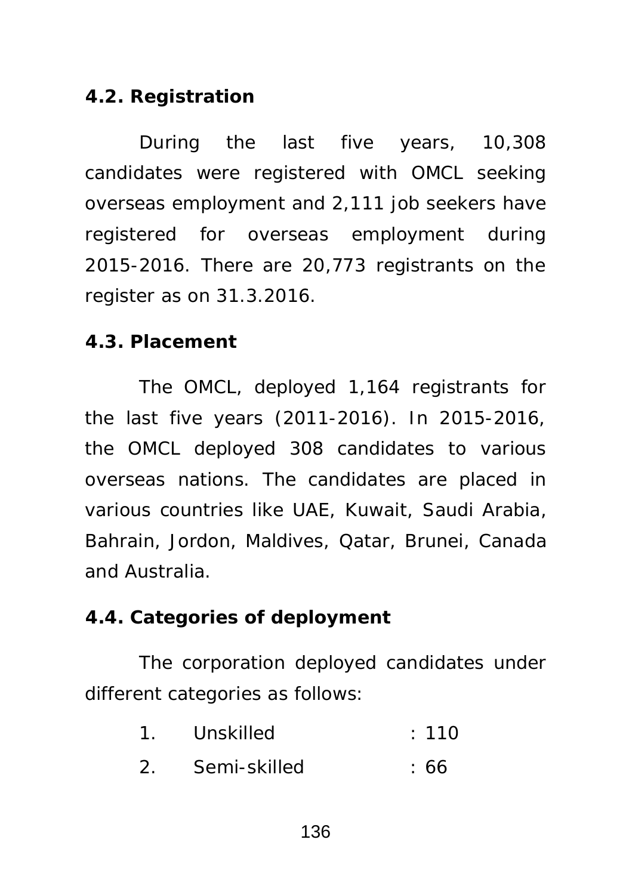**4.2. Registration**

During the last five years, 10,308 candidates were registered with OMCL seeking overseas employment and 2,111 job seekers have registered for overseas employment during 2015-2016. There are 20,773 registrants on the register as on 31.3.2016.

**4.3. Placement**

The OMCL, deployed 1,164 registrants for the last five years (2011-2016). In 2015-2016, the OMCL deployed 308 candidates to various overseas nations. The candidates are placed in various countries like UAE, Kuwait, Saudi Arabia, Bahrain, Jordon, Maldives, Qatar, Brunei, Canada and Australia.

**4.4. Categories of deployment**

The corporation deployed candidates under different categories as follows:

1. Unskilled : 110
2. Semi-skilled : 66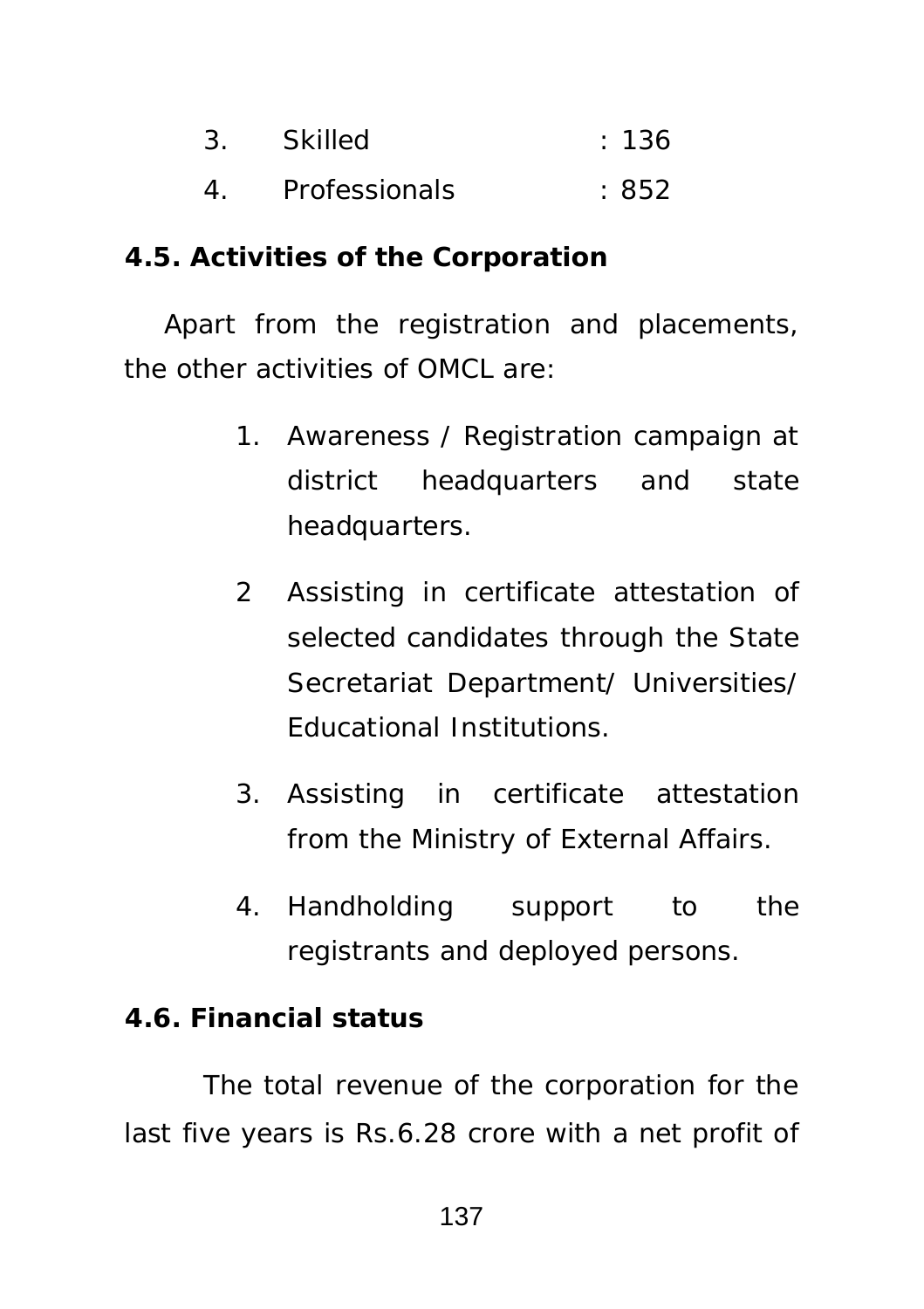3. Skilled : 136
4. Professionals : 852

**4.5. Activities of the Corporation**

Apart from the registration and placements, the other activities of OMCL are:

1. Awareness / Registration campaign at district headquarters and state headquarters.
2. Assisting in certificate attestation of selected candidates through the State Secretariat Department/ Universities/ Educational Institutions.
3. Assisting in certificate attestation from the Ministry of External Affairs.
4. Handholding support to the registrants and deployed persons.

**4.6. Financial status**

The total revenue of the corporation for the last five years is Rs.6.28 crore with a net profit of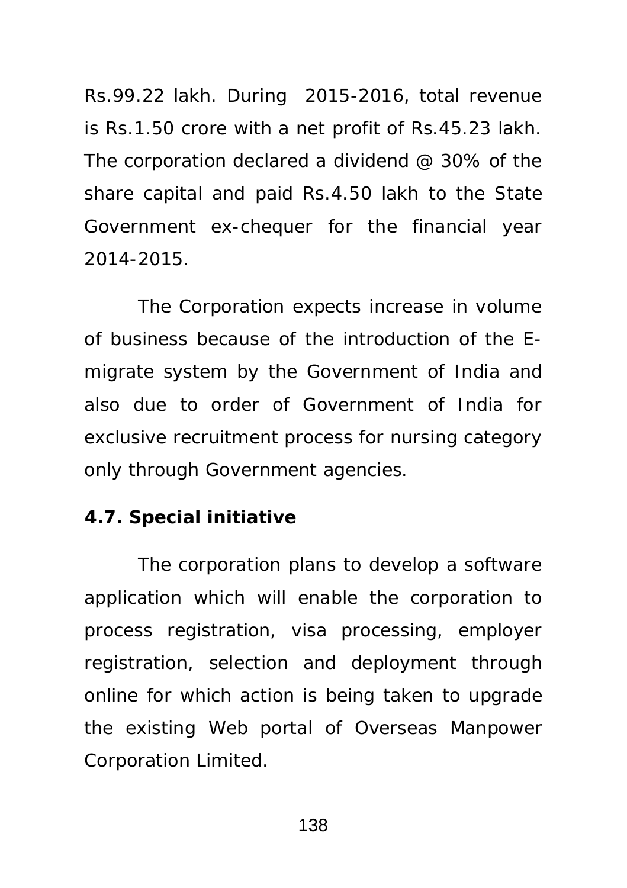Rs.99.22 lakh. During 2015-2016, total revenue is Rs.1.50 crore with a net profit of Rs.45.23 lakh. The corporation declared a dividend @ 30% of the share capital and paid Rs.4.50 lakh to the State Government ex-chequer for the financial year 2014-2015.

The Corporation expects increase in volume of business because of the introduction of the E-migrate system by the Government of India and also due to order of Government of India for exclusive recruitment process for nursing category only through Government agencies.

**4.7. Special initiative**

The corporation plans to develop a software application which will enable the corporation to process registration, visa processing, employer registration, selection and deployment through online for which action is being taken to upgrade the existing Web portal of Overseas Manpower Corporation Limited.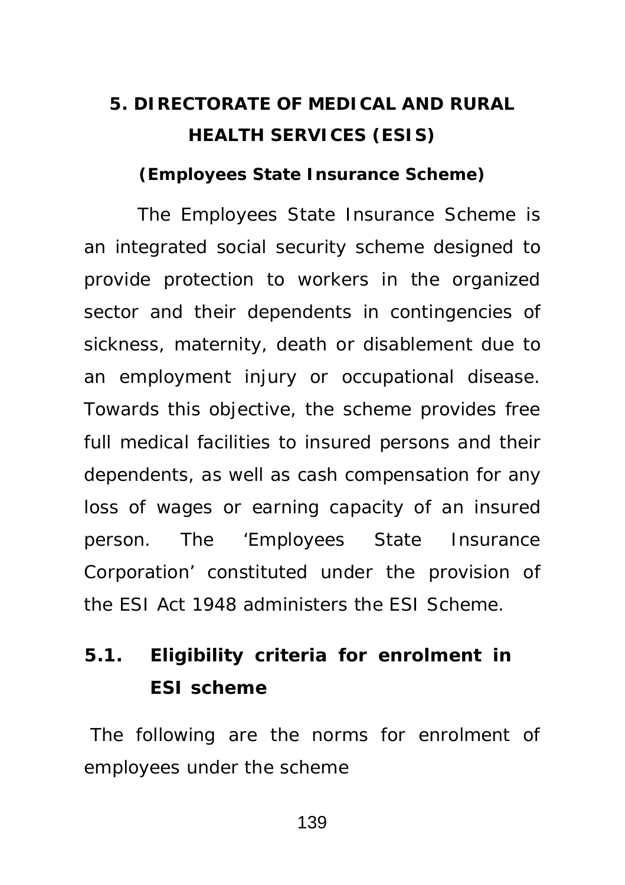## 5. DIRECTORATE OF MEDICAL AND RURAL HEALTH SERVICES (ESIS)

**(Employees State Insurance Scheme)**

The Employees State Insurance Scheme is an integrated social security scheme designed to provide protection to workers in the organized sector and their dependents in contingencies of sickness, maternity, death or disablement due to an employment injury or occupational disease. Towards this objective, the scheme provides free full medical facilities to insured persons and their dependents, as well as cash compensation for any loss of wages or earning capacity of an insured person. The 'Employees State Insurance Corporation' constituted under the provision of the ESI Act 1948 administers the ESI Scheme.

### 5.1. Eligibility criteria for enrolment in ESI scheme

The following are the norms for enrolment of employees under the scheme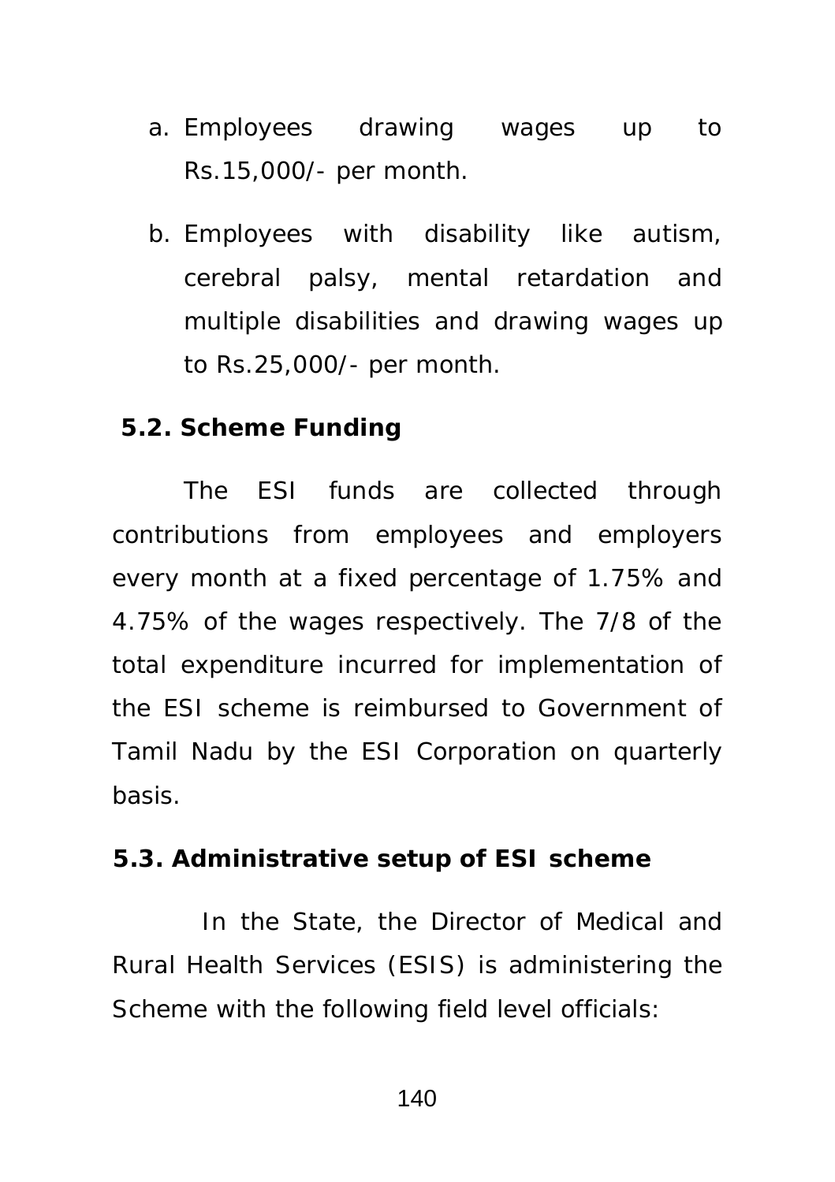a. Employees drawing wages up to Rs.15,000/- per month.

b. Employees with disability like autism, cerebral palsy, mental retardation and multiple disabilities and drawing wages up to Rs.25,000/- per month.

**5.2. Scheme Funding**

The ESI funds are collected through contributions from employees and employers every month at a fixed percentage of 1.75% and 4.75% of the wages respectively. The 7/8 of the total expenditure incurred for implementation of the ESI scheme is reimbursed to Government of Tamil Nadu by the ESI Corporation on quarterly basis.

**5.3. Administrative setup of ESI scheme**

In the State, the Director of Medical and Rural Health Services (ESIS) is administering the Scheme with the following field level officials: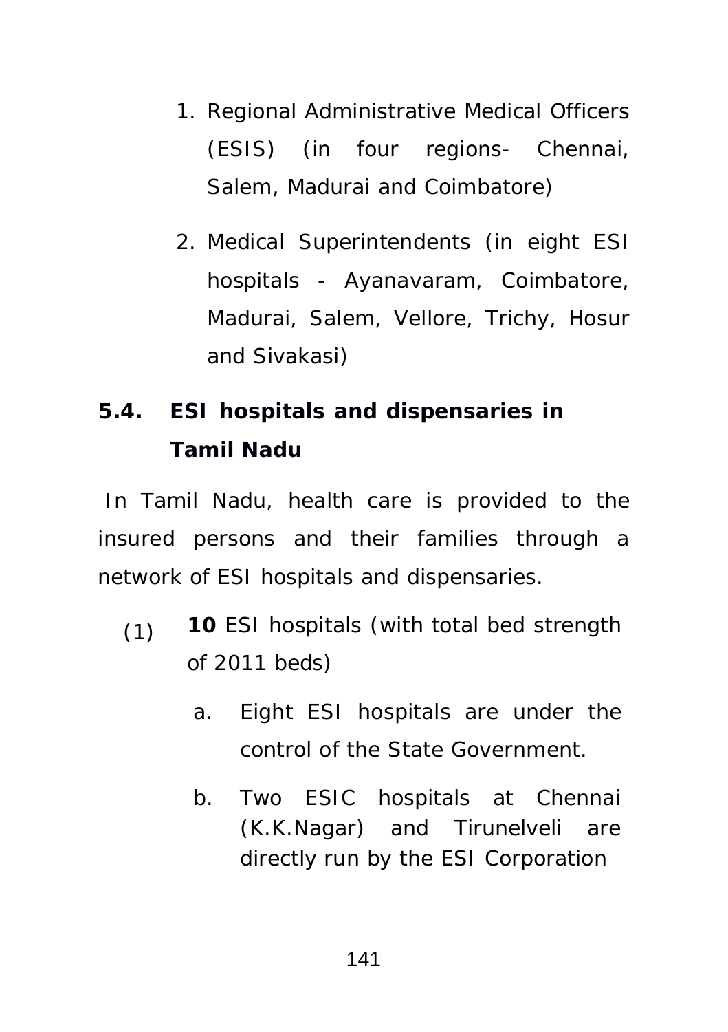1. Regional Administrative Medical Officers (ESIS) (in four regions- Chennai, Salem, Madurai and Coimbatore)

2. Medical Superintendents (in eight ESI hospitals - Ayanavaram, Coimbatore, Madurai, Salem, Vellore, Trichy, Hosur and Sivakasi)

## 5.4. ESI hospitals and dispensaries in Tamil Nadu

In Tamil Nadu, health care is provided to the insured persons and their families through a network of ESI hospitals and dispensaries.

(1) **10** ESI hospitals (with total bed strength of 2011 beds)

   a. Eight ESI hospitals are under the control of the State Government.

   b. Two ESIC hospitals at Chennai (K.K.Nagar) and Tirunelveli are directly run by the ESI Corporation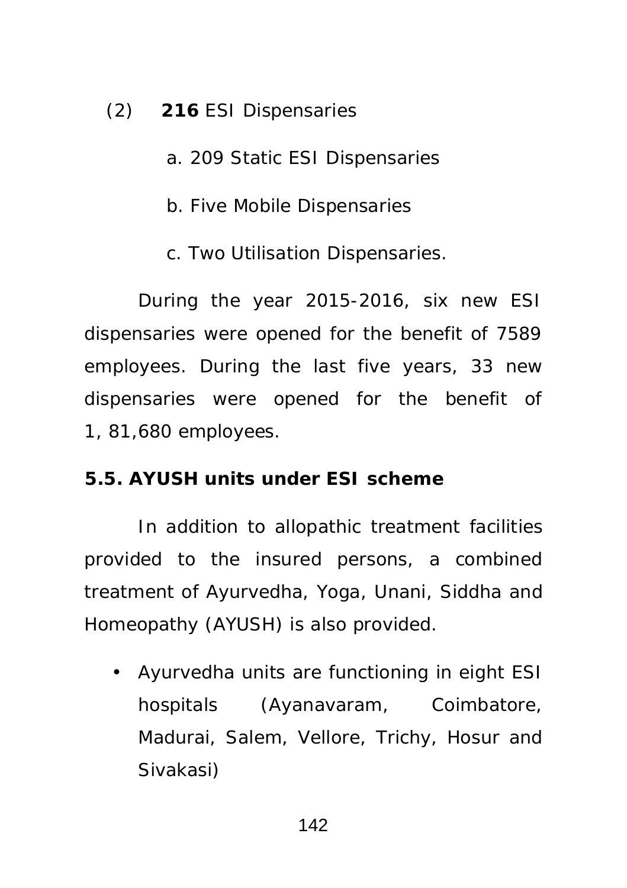(2) **216** ESI Dispensaries

a. 209 Static ESI Dispensaries

b. Five Mobile Dispensaries

c. Two Utilisation Dispensaries.

During the year 2015-2016, six new ESI dispensaries were opened for the benefit of 7589 employees. During the last five years, 33 new dispensaries were opened for the benefit of 1, 81,680 employees.

**5.5. AYUSH units under ESI scheme**

In addition to allopathic treatment facilities provided to the insured persons, a combined treatment of Ayurvedha, Yoga, Unani, Siddha and Homeopathy (AYUSH) is also provided.

- Ayurvedha units are functioning in eight ESI hospitals (Ayanavaram, Coimbatore, Madurai, Salem, Vellore, Trichy, Hosur and Sivakasi)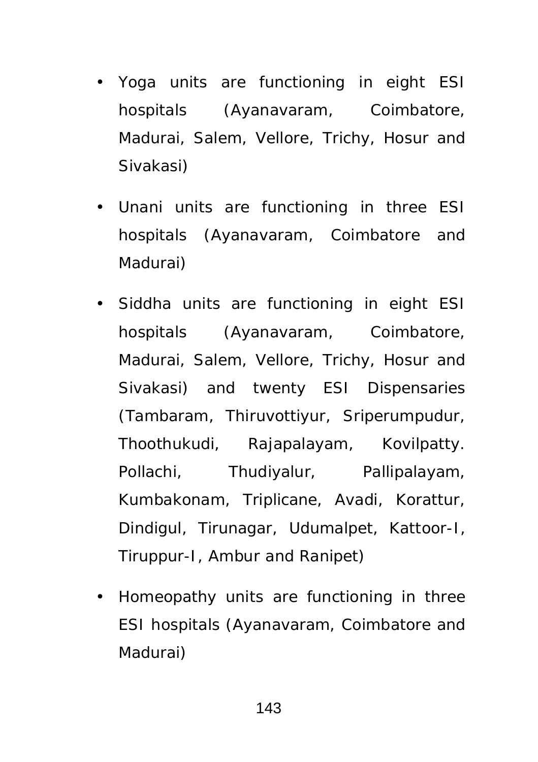- Yoga units are functioning in eight ESI hospitals (Ayanavaram, Coimbatore, Madurai, Salem, Vellore, Trichy, Hosur and Sivakasi)
- Unani units are functioning in three ESI hospitals (Ayanavaram, Coimbatore and Madurai)
- Siddha units are functioning in eight ESI hospitals (Ayanavaram, Coimbatore, Madurai, Salem, Vellore, Trichy, Hosur and Sivakasi) and twenty ESI Dispensaries (Tambaram, Thiruvottiyur, Sriperumpudur, Thoothukudi, Rajapalayam, Kovilpatty. Pollachi, Thudiyalur, Pallipalayam, Kumbakonam, Triplicane, Avadi, Korattur, Dindigul, Tirunagar, Udumalpet, Kattoor-I, Tiruppur-I, Ambur and Ranipet)
- Homeopathy units are functioning in three ESI hospitals (Ayanavaram, Coimbatore and Madurai)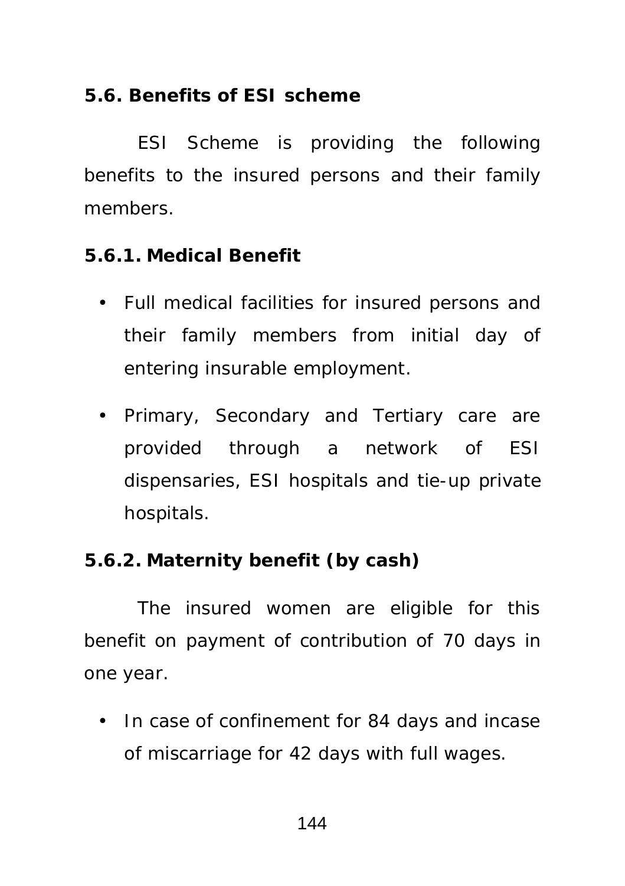### 5.6. Benefits of ESI scheme

ESI Scheme is providing the following benefits to the insured persons and their family members.

#### 5.6.1. Medical Benefit

- Full medical facilities for insured persons and their family members from initial day of entering insurable employment.
- Primary, Secondary and Tertiary care are provided through a network of ESI dispensaries, ESI hospitals and tie-up private hospitals.

#### 5.6.2. Maternity benefit (by cash)

The insured women are eligible for this benefit on payment of contribution of 70 days in one year.

- In case of confinement for 84 days and incase of miscarriage for 42 days with full wages.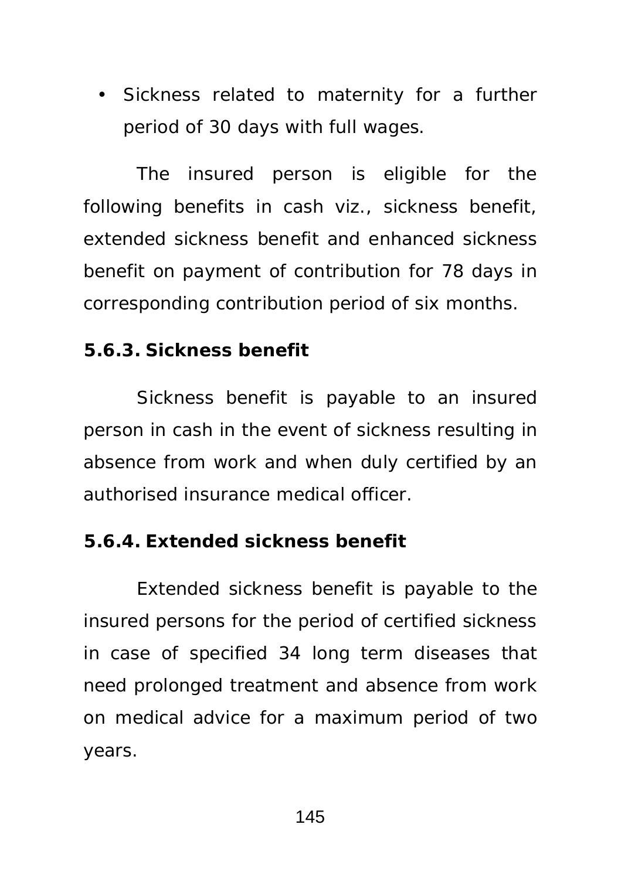- Sickness related to maternity for a further period of 30 days with full wages.

The insured person is eligible for the following benefits in cash viz., sickness benefit, extended sickness benefit and enhanced sickness benefit on payment of contribution for 78 days in corresponding contribution period of six months.

**5.6.3. Sickness benefit**

Sickness benefit is payable to an insured person in cash in the event of sickness resulting in absence from work and when duly certified by an authorised insurance medical officer.

**5.6.4. Extended sickness benefit**

Extended sickness benefit is payable to the insured persons for the period of certified sickness in case of specified 34 long term diseases that need prolonged treatment and absence from work on medical advice for a maximum period of two years.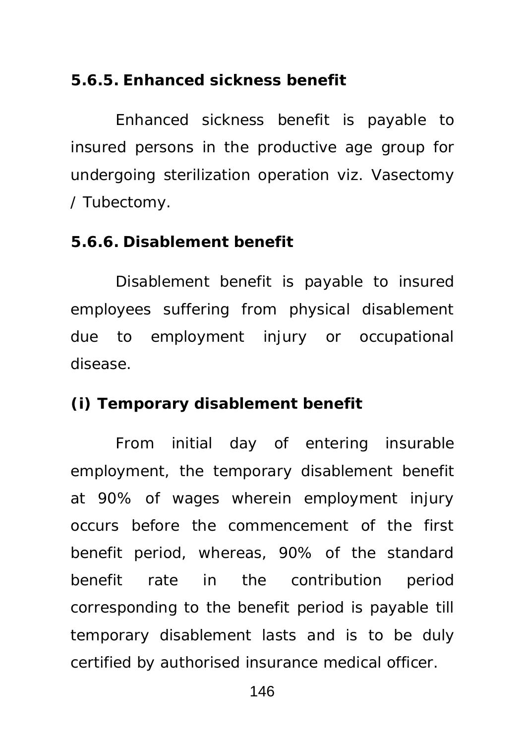### 5.6.5. Enhanced sickness benefit

Enhanced sickness benefit is payable to insured persons in the productive age group for undergoing sterilization operation viz. Vasectomy / Tubectomy.

### 5.6.6. Disablement benefit

Disablement benefit is payable to insured employees suffering from physical disablement due to employment injury or occupational disease.

**(i) Temporary disablement benefit**

From initial day of entering insurable employment, the temporary disablement benefit at 90% of wages wherein employment injury occurs before the commencement of the first benefit period, whereas, 90% of the standard benefit rate in the contribution period corresponding to the benefit period is payable till temporary disablement lasts and is to be duly certified by authorised insurance medical officer.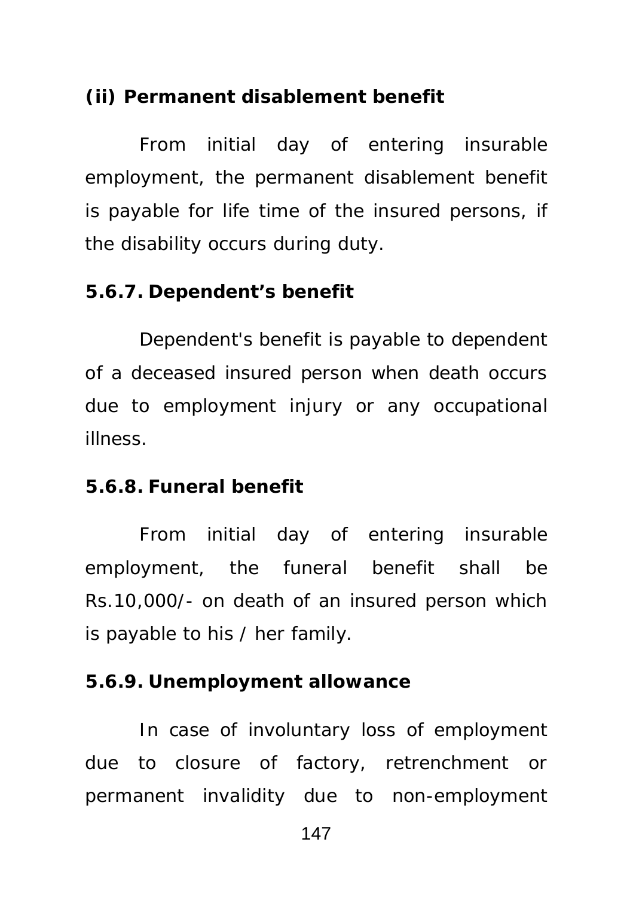**(ii) Permanent disablement benefit**

From initial day of entering insurable employment, the permanent disablement benefit is payable for life time of the insured persons, if the disability occurs during duty.

**5.6.7. Dependent's benefit**

Dependent's benefit is payable to dependent of a deceased insured person when death occurs due to employment injury or any occupational illness.

**5.6.8. Funeral benefit**

From initial day of entering insurable employment, the funeral benefit shall be Rs.10,000/- on death of an insured person which is payable to his / her family.

**5.6.9. Unemployment allowance**

In case of involuntary loss of employment due to closure of factory, retrenchment or permanent invalidity due to non-employment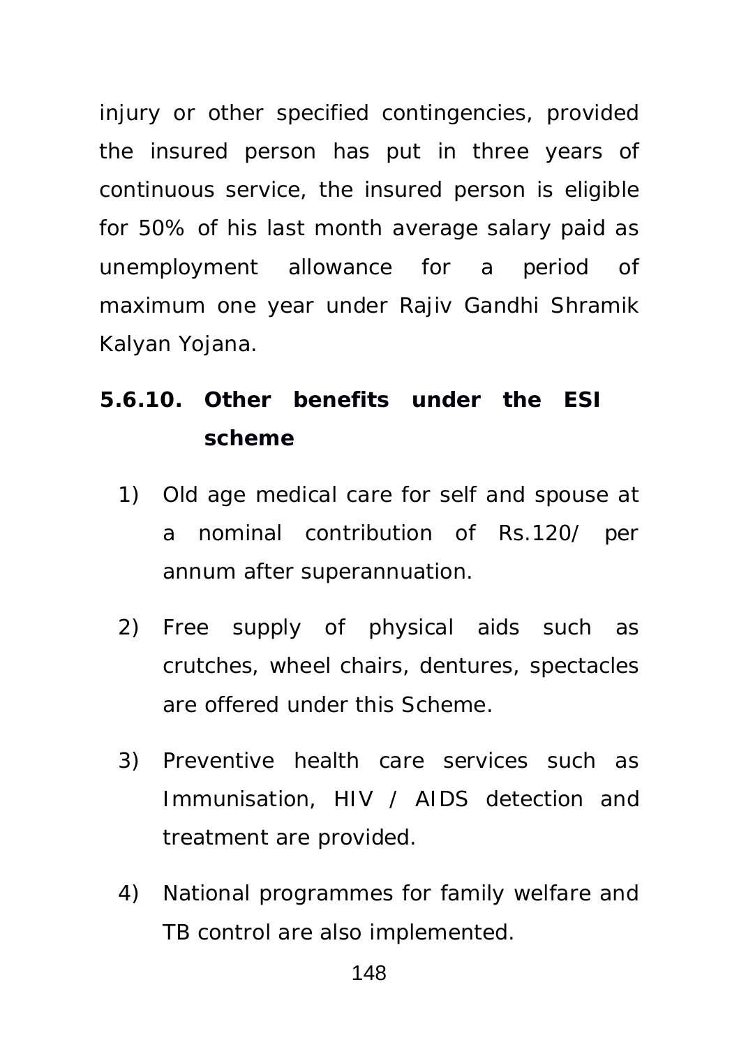injury or other specified contingencies, provided the insured person has put in three years of continuous service, the insured person is eligible for 50% of his last month average salary paid as unemployment allowance for a period of maximum one year under Rajiv Gandhi Shramik Kalyan Yojana.

### 5.6.10. Other benefits under the ESI scheme

1) Old age medical care for self and spouse at a nominal contribution of Rs.120/ per annum after superannuation.

2) Free supply of physical aids such as crutches, wheel chairs, dentures, spectacles are offered under this Scheme.

3) Preventive health care services such as Immunisation, HIV / AIDS detection and treatment are provided.

4) National programmes for family welfare and TB control are also implemented.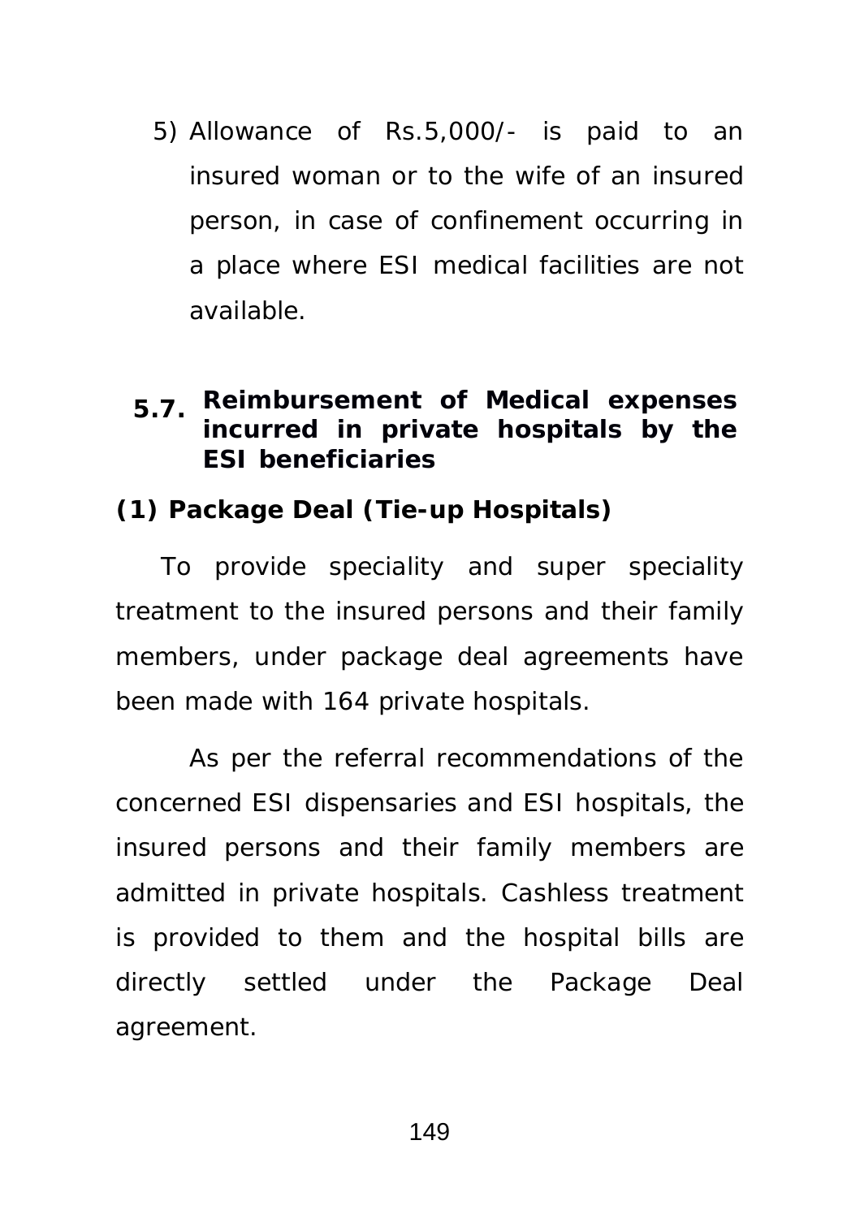5) Allowance of Rs.5,000/- is paid to an insured woman or to the wife of an insured person, in case of confinement occurring in a place where ESI medical facilities are not available.

## 5.7. Reimbursement of Medical expenses incurred in private hospitals by the ESI beneficiaries

### (1) Package Deal (Tie-up Hospitals)

To provide speciality and super speciality treatment to the insured persons and their family members, under package deal agreements have been made with 164 private hospitals.

As per the referral recommendations of the concerned ESI dispensaries and ESI hospitals, the insured persons and their family members are admitted in private hospitals. Cashless treatment is provided to them and the hospital bills are directly settled under the Package Deal agreement.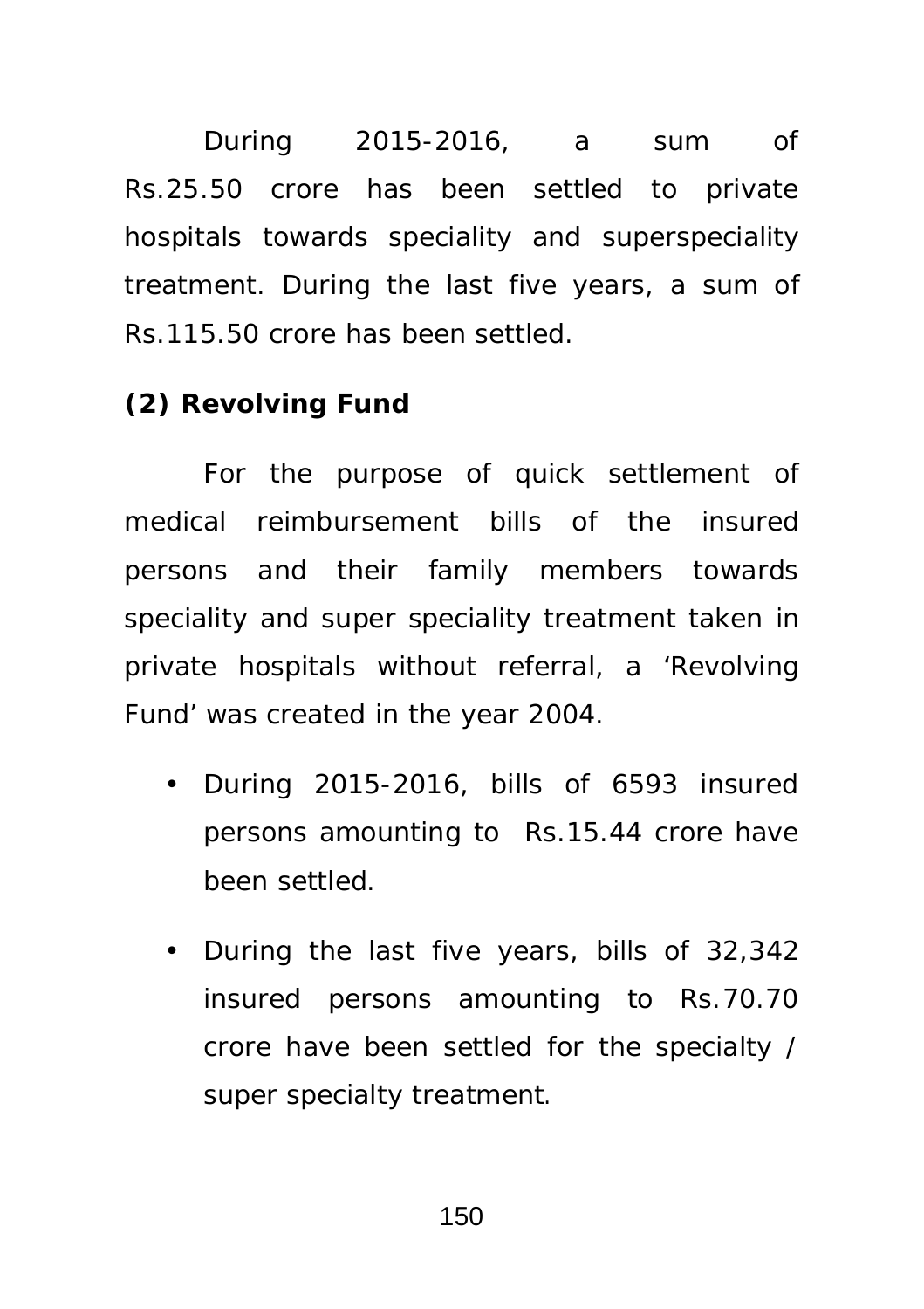During 2015-2016, a sum of Rs.25.50 crore has been settled to private hospitals towards speciality and superspeciality treatment. During the last five years, a sum of Rs.115.50 crore has been settled.

**(2) Revolving Fund**

For the purpose of quick settlement of medical reimbursement bills of the insured persons and their family members towards speciality and super speciality treatment taken in private hospitals without referral, a 'Revolving Fund' was created in the year 2004.

- During 2015-2016, bills of 6593 insured persons amounting to Rs.15.44 crore have been settled.
- During the last five years, bills of 32,342 insured persons amounting to Rs.70.70 crore have been settled for the specialty / super specialty treatment.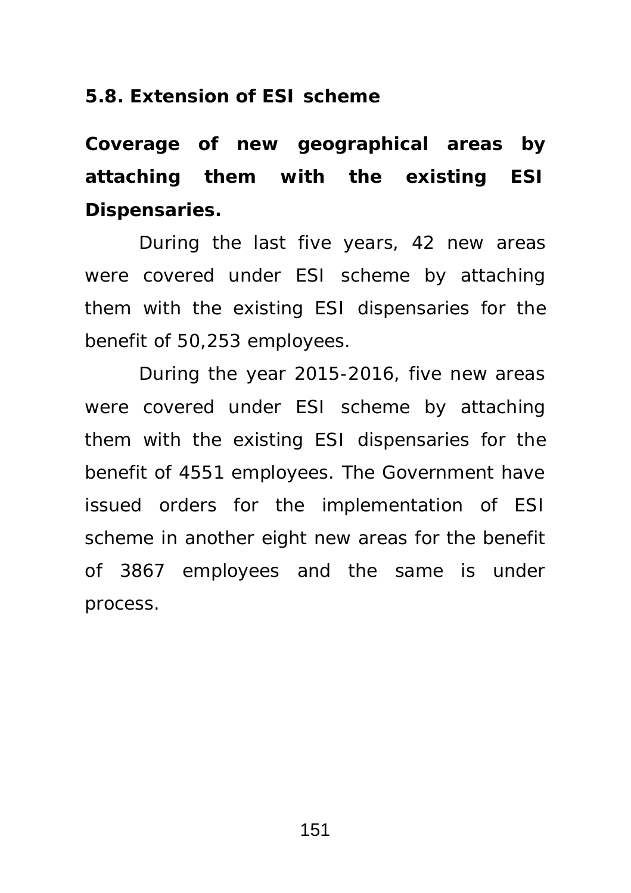## 5.8. Extension of ESI scheme

**Coverage of new geographical areas by attaching them with the existing ESI Dispensaries.**

During the last five years, 42 new areas were covered under ESI scheme by attaching them with the existing ESI dispensaries for the benefit of 50,253 employees.

During the year 2015-2016, five new areas were covered under ESI scheme by attaching them with the existing ESI dispensaries for the benefit of 4551 employees. The Government have issued orders for the implementation of ESI scheme in another eight new areas for the benefit of 3867 employees and the same is under process.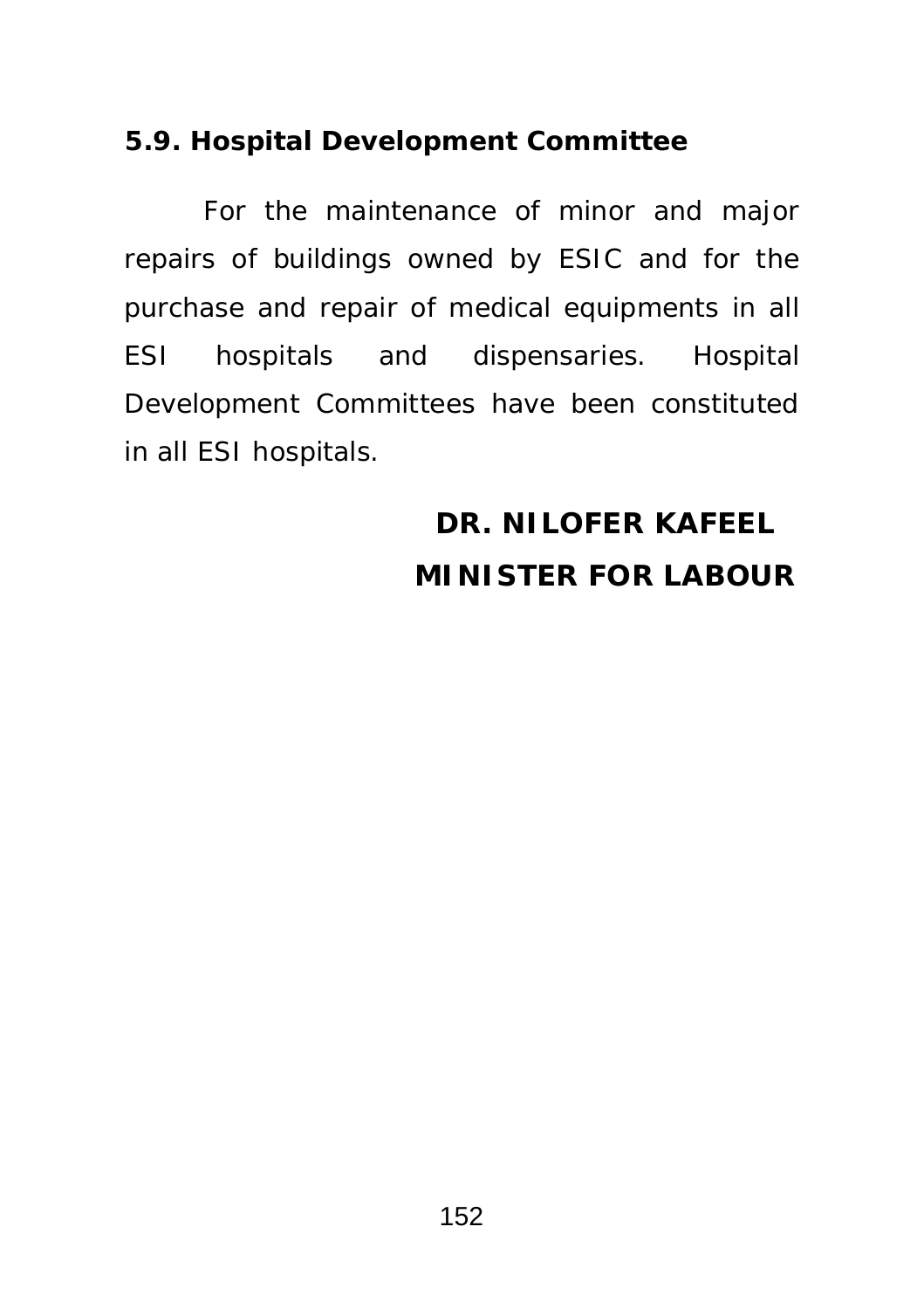### 5.9. Hospital Development Committee

For the maintenance of minor and major repairs of buildings owned by ESIC and for the purchase and repair of medical equipments in all ESI hospitals and dispensaries. Hospital Development Committees have been constituted in all ESI hospitals.

**DR. NILOFER KAFEEL**
**MINISTER FOR LABOUR**